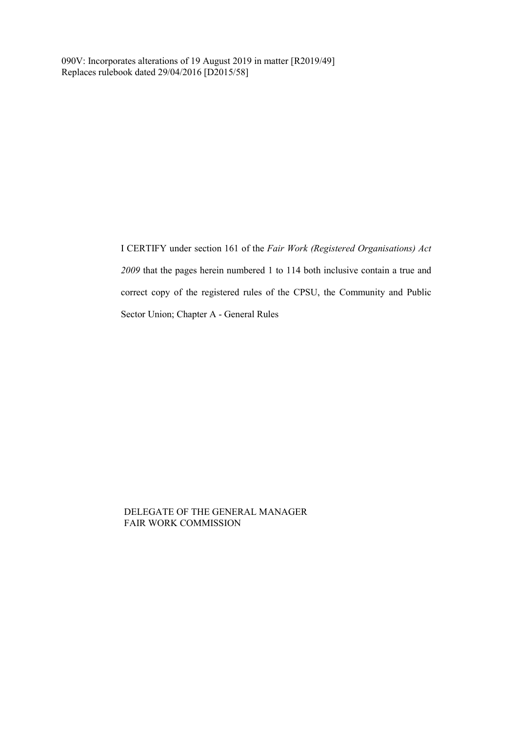090V: Incorporates alterations of 19 August 2019 in matter [R2019/49]
Replaces rulebook dated 29/04/2016 [D2015/58]

I CERTIFY under section 161 of the *Fair Work (Registered Organisations) Act 2009* that the pages herein numbered 1 to 114 both inclusive contain a true and correct copy of the registered rules of the CPSU, the Community and Public Sector Union; Chapter A - General Rules

DELEGATE OF THE GENERAL MANAGER
FAIR WORK COMMISSION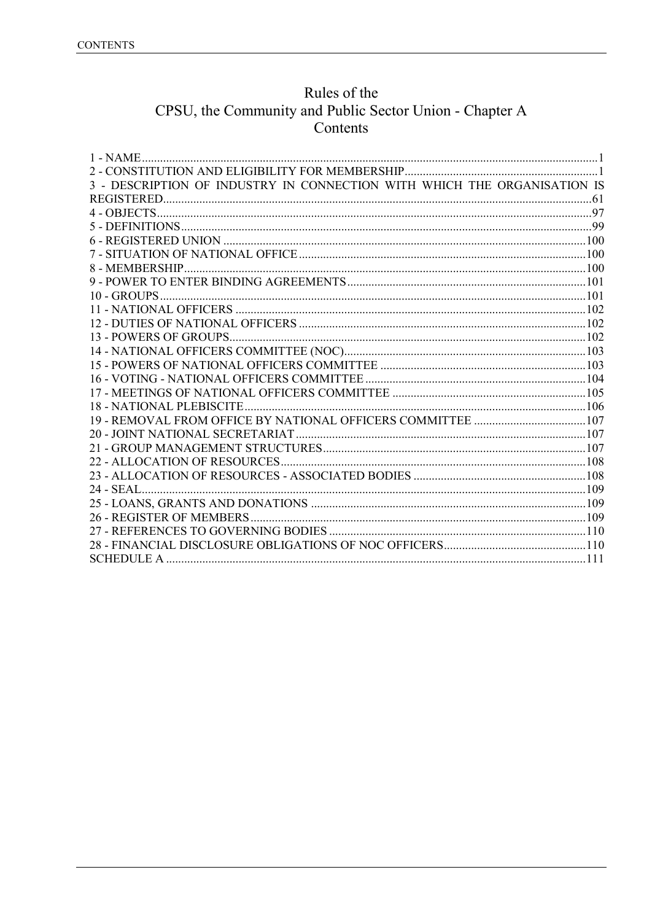# Rules of the CPSU, the Community and Public Sector Union - Chapter A Contents

1 - NAME ..... 1
2 - CONSTITUTION AND ELIGIBILITY FOR MEMBERSHIP ..... 1
3 - DESCRIPTION OF INDUSTRY IN CONNECTION WITH WHICH THE ORGANISATION IS REGISTERED ..... 61
4 - OBJECTS ..... 97
5 - DEFINITIONS ..... 99
6 - REGISTERED UNION ..... 100
7 - SITUATION OF NATIONAL OFFICE ..... 100
8 - MEMBERSHIP ..... 100
9 - POWER TO ENTER BINDING AGREEMENTS ..... 101
10 - GROUPS ..... 101
11 - NATIONAL OFFICERS ..... 102
12 - DUTIES OF NATIONAL OFFICERS ..... 102
13 - POWERS OF GROUPS ..... 102
14 - NATIONAL OFFICERS COMMITTEE (NOC) ..... 103
15 - POWERS OF NATIONAL OFFICERS COMMITTEE ..... 103
16 - VOTING - NATIONAL OFFICERS COMMITTEE ..... 104
17 - MEETINGS OF NATIONAL OFFICERS COMMITTEE ..... 105
18 - NATIONAL PLEBISCITE ..... 106
19 - REMOVAL FROM OFFICE BY NATIONAL OFFICERS COMMITTEE ..... 107
20 - JOINT NATIONAL SECRETARIAT ..... 107
21 - GROUP MANAGEMENT STRUCTURES ..... 107
22 - ALLOCATION OF RESOURCES ..... 108
23 - ALLOCATION OF RESOURCES - ASSOCIATED BODIES ..... 108
24 - SEAL ..... 109
25 - LOANS, GRANTS AND DONATIONS ..... 109
26 - REGISTER OF MEMBERS ..... 109
27 - REFERENCES TO GOVERNING BODIES ..... 110
28 - FINANCIAL DISCLOSURE OBLIGATIONS OF NOC OFFICERS ..... 110
SCHEDULE A ..... 111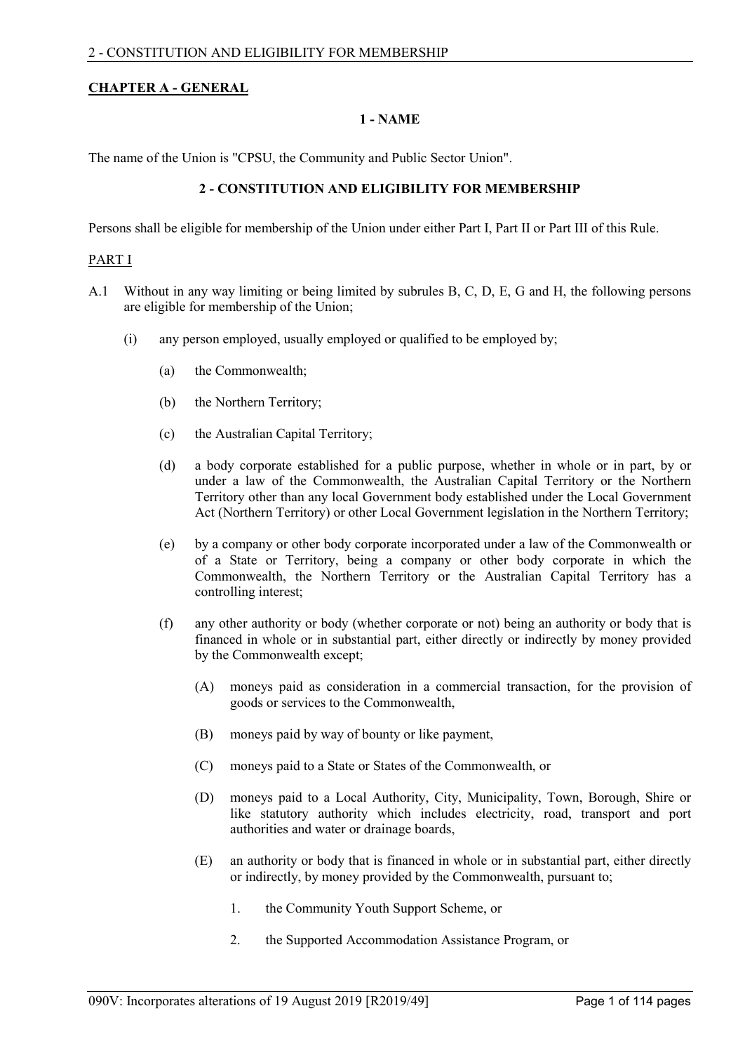## CHAPTER A - GENERAL

### 1 - NAME

The name of the Union is "CPSU, the Community and Public Sector Union".

### 2 - CONSTITUTION AND ELIGIBILITY FOR MEMBERSHIP

Persons shall be eligible for membership of the Union under either Part I, Part II or Part III of this Rule.

PART I

A.1 Without in any way limiting or being limited by subrules B, C, D, E, G and H, the following persons are eligible for membership of the Union;

- (i) any person employed, usually employed or qualified to be employed by;
  - (a) the Commonwealth;
  - (b) the Northern Territory;
  - (c) the Australian Capital Territory;
  - (d) a body corporate established for a public purpose, whether in whole or in part, by or under a law of the Commonwealth, the Australian Capital Territory or the Northern Territory other than any local Government body established under the Local Government Act (Northern Territory) or other Local Government legislation in the Northern Territory;
  - (e) by a company or other body corporate incorporated under a law of the Commonwealth or of a State or Territory, being a company or other body corporate in which the Commonwealth, the Northern Territory or the Australian Capital Territory has a controlling interest;
  - (f) any other authority or body (whether corporate or not) being an authority or body that is financed in whole or in substantial part, either directly or indirectly by money provided by the Commonwealth except;
    - (A) moneys paid as consideration in a commercial transaction, for the provision of goods or services to the Commonwealth,
    - (B) moneys paid by way of bounty or like payment,
    - (C) moneys paid to a State or States of the Commonwealth, or
    - (D) moneys paid to a Local Authority, City, Municipality, Town, Borough, Shire or like statutory authority which includes electricity, road, transport and port authorities and water or drainage boards,
    - (E) an authority or body that is financed in whole or in substantial part, either directly or indirectly, by money provided by the Commonwealth, pursuant to;
      1. the Community Youth Support Scheme, or
      2. the Supported Accommodation Assistance Program, or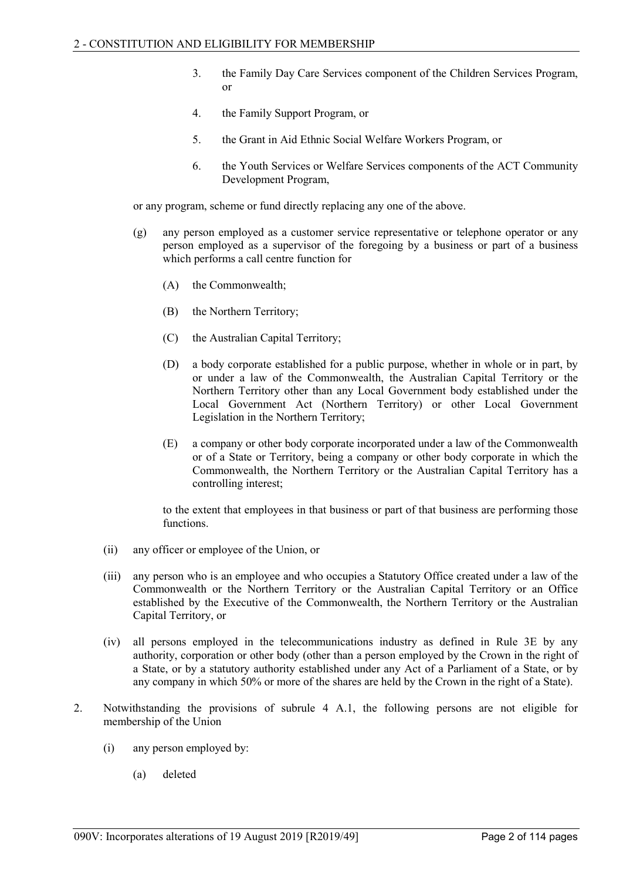3. the Family Day Care Services component of the Children Services Program, or

4. the Family Support Program, or

5. the Grant in Aid Ethnic Social Welfare Workers Program, or

6. the Youth Services or Welfare Services components of the ACT Community Development Program,

or any program, scheme or fund directly replacing any one of the above.

(g) any person employed as a customer service representative or telephone operator or any person employed as a supervisor of the foregoing by a business or part of a business which performs a call centre function for

(A) the Commonwealth;

(B) the Northern Territory;

(C) the Australian Capital Territory;

(D) a body corporate established for a public purpose, whether in whole or in part, by or under a law of the Commonwealth, the Australian Capital Territory or the Northern Territory other than any Local Government body established under the Local Government Act (Northern Territory) or other Local Government Legislation in the Northern Territory;

(E) a company or other body corporate incorporated under a law of the Commonwealth or of a State or Territory, being a company or other body corporate in which the Commonwealth, the Northern Territory or the Australian Capital Territory has a controlling interest;

to the extent that employees in that business or part of that business are performing those functions.

(ii) any officer or employee of the Union, or

(iii) any person who is an employee and who occupies a Statutory Office created under a law of the Commonwealth or the Northern Territory or the Australian Capital Territory or an Office established by the Executive of the Commonwealth, the Northern Territory or the Australian Capital Territory, or

(iv) all persons employed in the telecommunications industry as defined in Rule 3E by any authority, corporation or other body (other than a person employed by the Crown in the right of a State, or by a statutory authority established under any Act of a Parliament of a State, or by any company in which 50% or more of the shares are held by the Crown in the right of a State).

2. Notwithstanding the provisions of subrule 4 A.1, the following persons are not eligible for membership of the Union

(i) any person employed by:

(a) deleted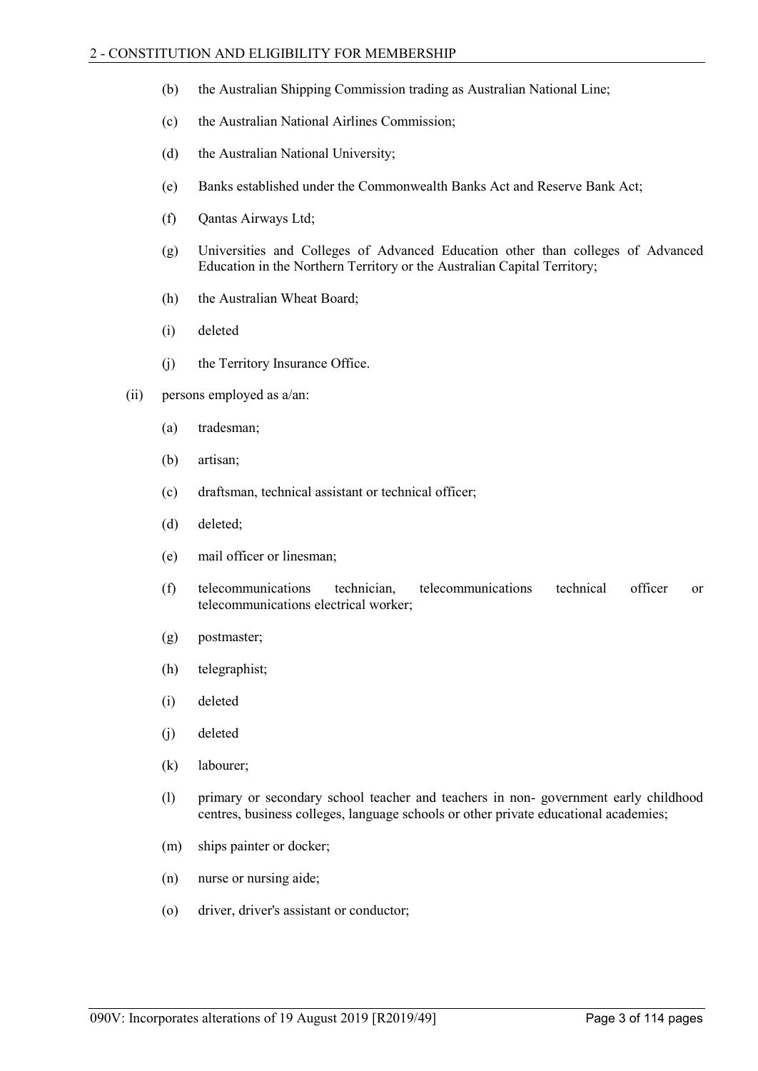(b) the Australian Shipping Commission trading as Australian National Line;

(c) the Australian National Airlines Commission;

(d) the Australian National University;

(e) Banks established under the Commonwealth Banks Act and Reserve Bank Act;

(f) Qantas Airways Ltd;

(g) Universities and Colleges of Advanced Education other than colleges of Advanced Education in the Northern Territory or the Australian Capital Territory;

(h) the Australian Wheat Board;

(i) deleted

(j) the Territory Insurance Office.

(ii) persons employed as a/an:

(a) tradesman;

(b) artisan;

(c) draftsman, technical assistant or technical officer;

(d) deleted;

(e) mail officer or linesman;

(f) telecommunications technician, telecommunications technical officer or telecommunications electrical worker;

(g) postmaster;

(h) telegraphist;

(i) deleted

(j) deleted

(k) labourer;

(l) primary or secondary school teacher and teachers in non- government early childhood centres, business colleges, language schools or other private educational academies;

(m) ships painter or docker;

(n) nurse or nursing aide;

(o) driver, driver's assistant or conductor;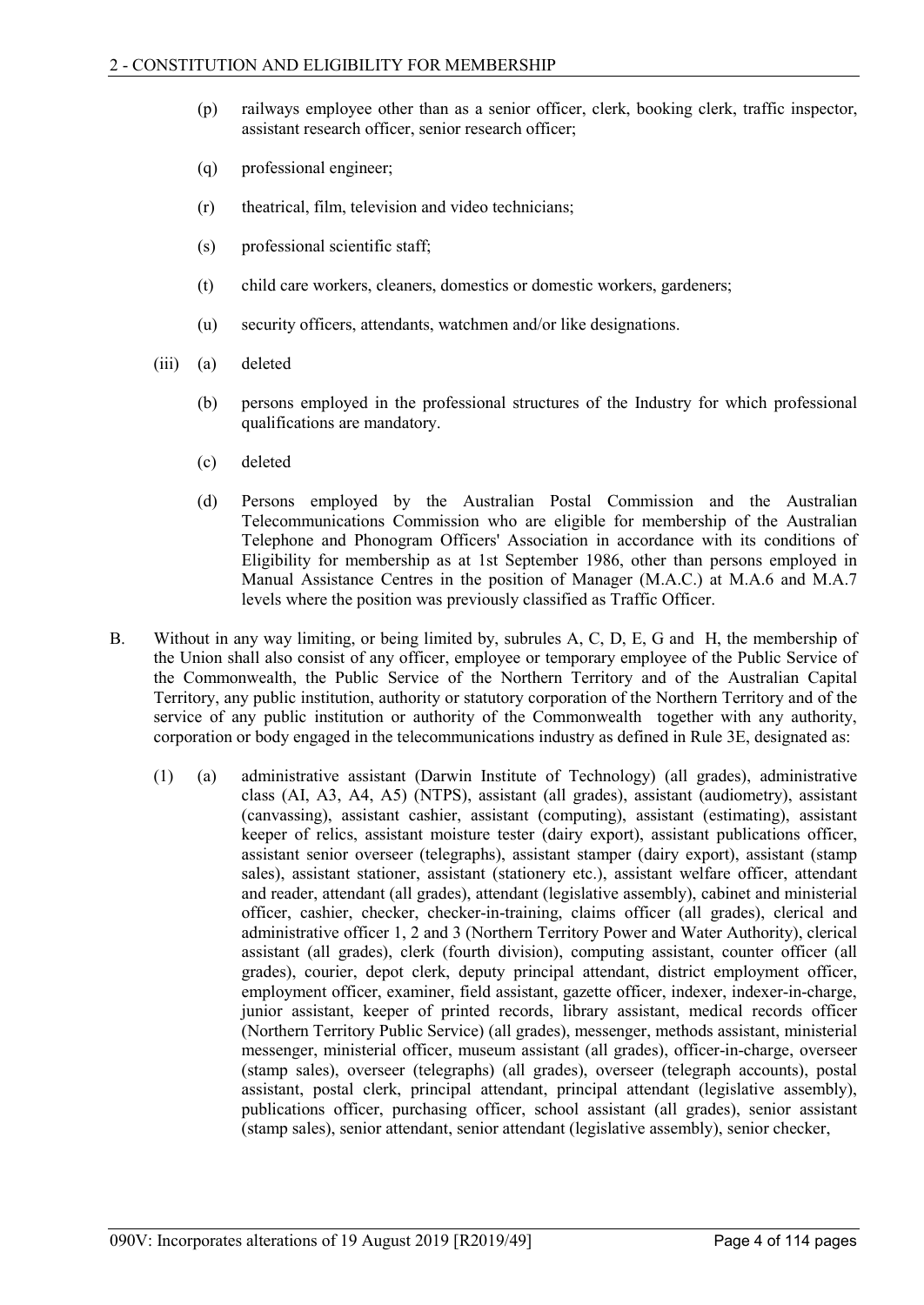(p) railways employee other than as a senior officer, clerk, booking clerk, traffic inspector, assistant research officer, senior research officer;

(q) professional engineer;

(r) theatrical, film, television and video technicians;

(s) professional scientific staff;

(t) child care workers, cleaners, domestics or domestic workers, gardeners;

(u) security officers, attendants, watchmen and/or like designations.

(iii) (a) deleted

(b) persons employed in the professional structures of the Industry for which professional qualifications are mandatory.

(c) deleted

(d) Persons employed by the Australian Postal Commission and the Australian Telecommunications Commission who are eligible for membership of the Australian Telephone and Phonogram Officers' Association in accordance with its conditions of Eligibility for membership as at 1st September 1986, other than persons employed in Manual Assistance Centres in the position of Manager (M.A.C.) at M.A.6 and M.A.7 levels where the position was previously classified as Traffic Officer.

B. Without in any way limiting, or being limited by, subrules A, C, D, E, G and H, the membership of the Union shall also consist of any officer, employee or temporary employee of the Public Service of the Commonwealth, the Public Service of the Northern Territory and of the Australian Capital Territory, any public institution, authority or statutory corporation of the Northern Territory and of the service of any public institution or authority of the Commonwealth together with any authority, corporation or body engaged in the telecommunications industry as defined in Rule 3E, designated as:

(1) (a) administrative assistant (Darwin Institute of Technology) (all grades), administrative class (AI, A3, A4, A5) (NTPS), assistant (all grades), assistant (audiometry), assistant (canvassing), assistant cashier, assistant (computing), assistant (estimating), assistant keeper of relics, assistant moisture tester (dairy export), assistant publications officer, assistant senior overseer (telegraphs), assistant stamper (dairy export), assistant (stamp sales), assistant stationer, assistant (stationery etc.), assistant welfare officer, attendant and reader, attendant (all grades), attendant (legislative assembly), cabinet and ministerial officer, cashier, checker, checker-in-training, claims officer (all grades), clerical and administrative officer 1, 2 and 3 (Northern Territory Power and Water Authority), clerical assistant (all grades), clerk (fourth division), computing assistant, counter officer (all grades), courier, depot clerk, deputy principal attendant, district employment officer, employment officer, examiner, field assistant, gazette officer, indexer, indexer-in-charge, junior assistant, keeper of printed records, library assistant, medical records officer (Northern Territory Public Service) (all grades), messenger, methods assistant, ministerial messenger, ministerial officer, museum assistant (all grades), officer-in-charge, overseer (stamp sales), overseer (telegraphs) (all grades), overseer (telegraph accounts), postal assistant, postal clerk, principal attendant, principal attendant (legislative assembly), publications officer, purchasing officer, school assistant (all grades), senior assistant (stamp sales), senior attendant, senior attendant (legislative assembly), senior checker,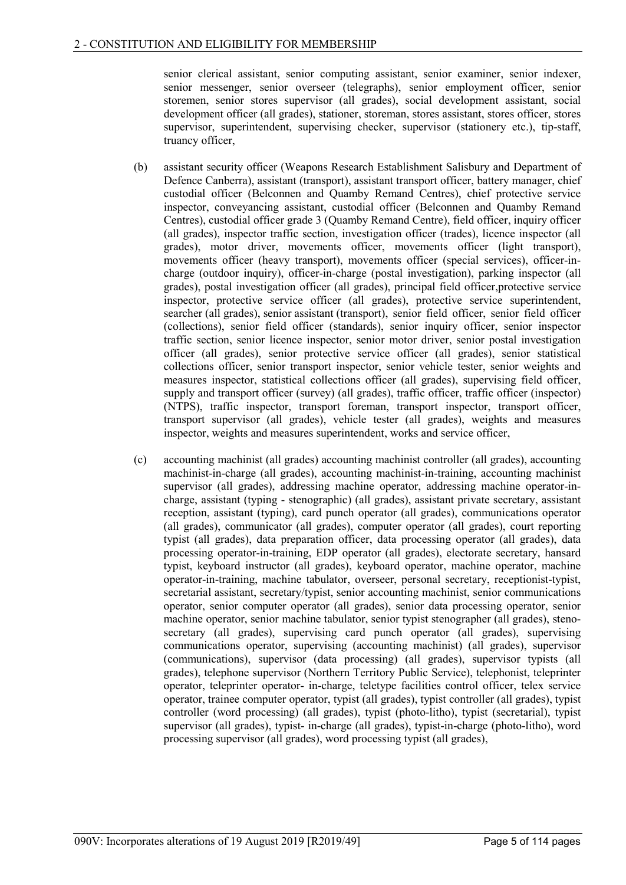senior clerical assistant, senior computing assistant, senior examiner, senior indexer, senior messenger, senior overseer (telegraphs), senior employment officer, senior storemen, senior stores supervisor (all grades), social development assistant, social development officer (all grades), stationer, storeman, stores assistant, stores officer, stores supervisor, superintendent, supervising checker, supervisor (stationery etc.), tip-staff, truancy officer,

(b) assistant security officer (Weapons Research Establishment Salisbury and Department of Defence Canberra), assistant (transport), assistant transport officer, battery manager, chief custodial officer (Belconnen and Quamby Remand Centres), chief protective service inspector, conveyancing assistant, custodial officer (Belconnen and Quamby Remand Centres), custodial officer grade 3 (Quamby Remand Centre), field officer, inquiry officer (all grades), inspector traffic section, investigation officer (trades), licence inspector (all grades), motor driver, movements officer, movements officer (light transport), movements officer (heavy transport), movements officer (special services), officer-in-charge (outdoor inquiry), officer-in-charge (postal investigation), parking inspector (all grades), postal investigation officer (all grades), principal field officer,protective service inspector, protective service officer (all grades), protective service superintendent, searcher (all grades), senior assistant (transport), senior field officer, senior field officer (collections), senior field officer (standards), senior inquiry officer, senior inspector traffic section, senior licence inspector, senior motor driver, senior postal investigation officer (all grades), senior protective service officer (all grades), senior statistical collections officer, senior transport inspector, senior vehicle tester, senior weights and measures inspector, statistical collections officer (all grades), supervising field officer, supply and transport officer (survey) (all grades), traffic officer, traffic officer (inspector) (NTPS), traffic inspector, transport foreman, transport inspector, transport officer, transport supervisor (all grades), vehicle tester (all grades), weights and measures inspector, weights and measures superintendent, works and service officer,

(c) accounting machinist (all grades) accounting machinist controller (all grades), accounting machinist-in-charge (all grades), accounting machinist-in-training, accounting machinist supervisor (all grades), addressing machine operator, addressing machine operator-in-charge, assistant (typing - stenographic) (all grades), assistant private secretary, assistant reception, assistant (typing), card punch operator (all grades), communications operator (all grades), communicator (all grades), computer operator (all grades), court reporting typist (all grades), data preparation officer, data processing operator (all grades), data processing operator-in-training, EDP operator (all grades), electorate secretary, hansard typist, keyboard instructor (all grades), keyboard operator, machine operator, machine operator-in-training, machine tabulator, overseer, personal secretary, receptionist-typist, secretarial assistant, secretary/typist, senior accounting machinist, senior communications operator, senior computer operator (all grades), senior data processing operator, senior machine operator, senior machine tabulator, senior typist stenographer (all grades), steno-secretary (all grades), supervising card punch operator (all grades), supervising communications operator, supervising (accounting machinist) (all grades), supervisor (communications), supervisor (data processing) (all grades), supervisor typists (all grades), telephone supervisor (Northern Territory Public Service), telephonist, teleprinter operator, teleprinter operator- in-charge, teletype facilities control officer, telex service operator, trainee computer operator, typist (all grades), typist controller (all grades), typist controller (word processing) (all grades), typist (photo-litho), typist (secretarial), typist supervisor (all grades), typist- in-charge (all grades), typist-in-charge (photo-litho), word processing supervisor (all grades), word processing typist (all grades),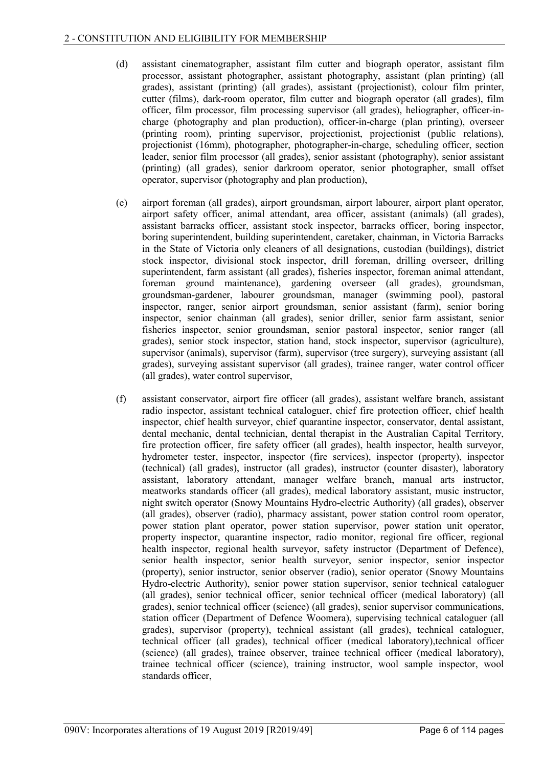(d) assistant cinematographer, assistant film cutter and biograph operator, assistant film processor, assistant photographer, assistant photography, assistant (plan printing) (all grades), assistant (printing) (all grades), assistant (projectionist), colour film printer, cutter (films), dark-room operator, film cutter and biograph operator (all grades), film officer, film processor, film processing supervisor (all grades), heliographer, officer-in-charge (photography and plan production), officer-in-charge (plan printing), overseer (printing room), printing supervisor, projectionist, projectionist (public relations), projectionist (16mm), photographer, photographer-in-charge, scheduling officer, section leader, senior film processor (all grades), senior assistant (photography), senior assistant (printing) (all grades), senior darkroom operator, senior photographer, small offset operator, supervisor (photography and plan production),

(e) airport foreman (all grades), airport groundsman, airport labourer, airport plant operator, airport safety officer, animal attendant, area officer, assistant (animals) (all grades), assistant barracks officer, assistant stock inspector, barracks officer, boring inspector, boring superintendent, building superintendent, caretaker, chainman, in Victoria Barracks in the State of Victoria only cleaners of all designations, custodian (buildings), district stock inspector, divisional stock inspector, drill foreman, drilling overseer, drilling superintendent, farm assistant (all grades), fisheries inspector, foreman animal attendant, foreman ground maintenance), gardening overseer (all grades), groundsman, groundsman-gardener, labourer groundsman, manager (swimming pool), pastoral inspector, ranger, senior airport groundsman, senior assistant (farm), senior boring inspector, senior chainman (all grades), senior driller, senior farm assistant, senior fisheries inspector, senior groundsman, senior pastoral inspector, senior ranger (all grades), senior stock inspector, station hand, stock inspector, supervisor (agriculture), supervisor (animals), supervisor (farm), supervisor (tree surgery), surveying assistant (all grades), surveying assistant supervisor (all grades), trainee ranger, water control officer (all grades), water control supervisor,

(f) assistant conservator, airport fire officer (all grades), assistant welfare branch, assistant radio inspector, assistant technical cataloguer, chief fire protection officer, chief health inspector, chief health surveyor, chief quarantine inspector, conservator, dental assistant, dental mechanic, dental technician, dental therapist in the Australian Capital Territory, fire protection officer, fire safety officer (all grades), health inspector, health surveyor, hydrometer tester, inspector, inspector (fire services), inspector (property), inspector (technical) (all grades), instructor (all grades), instructor (counter disaster), laboratory assistant, laboratory attendant, manager welfare branch, manual arts instructor, meatworks standards officer (all grades), medical laboratory assistant, music instructor, night switch operator (Snowy Mountains Hydro-electric Authority) (all grades), observer (all grades), observer (radio), pharmacy assistant, power station control room operator, power station plant operator, power station supervisor, power station unit operator, property inspector, quarantine inspector, radio monitor, regional fire officer, regional health inspector, regional health surveyor, safety instructor (Department of Defence), senior health inspector, senior health surveyor, senior inspector, senior inspector (property), senior instructor, senior observer (radio), senior operator (Snowy Mountains Hydro-electric Authority), senior power station supervisor, senior technical cataloguer (all grades), senior technical officer, senior technical officer (medical laboratory) (all grades), senior technical officer (science) (all grades), senior supervisor communications, station officer (Department of Defence Woomera), supervising technical cataloguer (all grades), supervisor (property), technical assistant (all grades), technical cataloguer, technical officer (all grades), technical officer (medical laboratory),technical officer (science) (all grades), trainee observer, trainee technical officer (medical laboratory), trainee technical officer (science), training instructor, wool sample inspector, wool standards officer,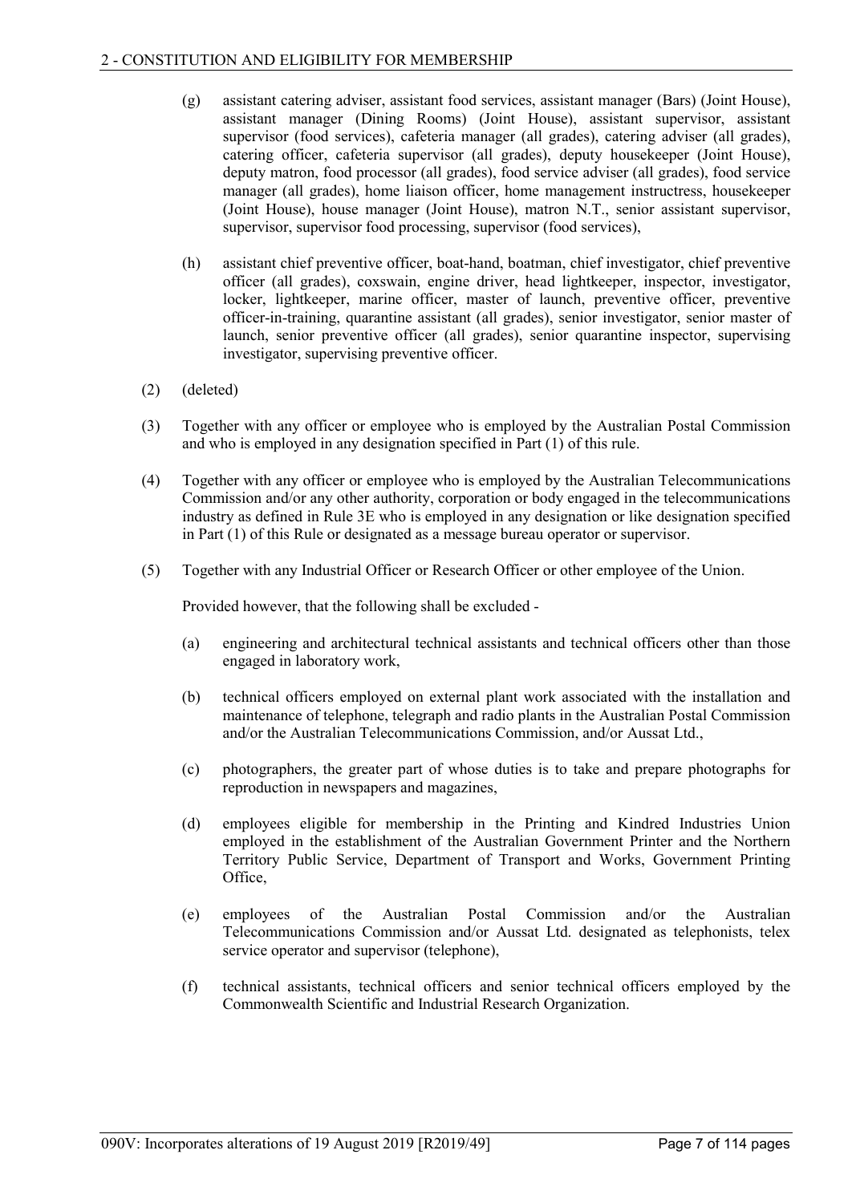(g) assistant catering adviser, assistant food services, assistant manager (Bars) (Joint House), assistant manager (Dining Rooms) (Joint House), assistant supervisor, assistant supervisor (food services), cafeteria manager (all grades), catering adviser (all grades), catering officer, cafeteria supervisor (all grades), deputy housekeeper (Joint House), deputy matron, food processor (all grades), food service adviser (all grades), food service manager (all grades), home liaison officer, home management instructress, housekeeper (Joint House), house manager (Joint House), matron N.T., senior assistant supervisor, supervisor, supervisor food processing, supervisor (food services),

(h) assistant chief preventive officer, boat-hand, boatman, chief investigator, chief preventive officer (all grades), coxswain, engine driver, head lightkeeper, inspector, investigator, locker, lightkeeper, marine officer, master of launch, preventive officer, preventive officer-in-training, quarantine assistant (all grades), senior investigator, senior master of launch, senior preventive officer (all grades), senior quarantine inspector, supervising investigator, supervising preventive officer.

(2) (deleted)

(3) Together with any officer or employee who is employed by the Australian Postal Commission and who is employed in any designation specified in Part (1) of this rule.

(4) Together with any officer or employee who is employed by the Australian Telecommunications Commission and/or any other authority, corporation or body engaged in the telecommunications industry as defined in Rule 3E who is employed in any designation or like designation specified in Part (1) of this Rule or designated as a message bureau operator or supervisor.

(5) Together with any Industrial Officer or Research Officer or other employee of the Union.

Provided however, that the following shall be excluded -

(a) engineering and architectural technical assistants and technical officers other than those engaged in laboratory work,

(b) technical officers employed on external plant work associated with the installation and maintenance of telephone, telegraph and radio plants in the Australian Postal Commission and/or the Australian Telecommunications Commission, and/or Aussat Ltd.,

(c) photographers, the greater part of whose duties is to take and prepare photographs for reproduction in newspapers and magazines,

(d) employees eligible for membership in the Printing and Kindred Industries Union employed in the establishment of the Australian Government Printer and the Northern Territory Public Service, Department of Transport and Works, Government Printing Office,

(e) employees of the Australian Postal Commission and/or the Australian Telecommunications Commission and/or Aussat Ltd. designated as telephonists, telex service operator and supervisor (telephone),

(f) technical assistants, technical officers and senior technical officers employed by the Commonwealth Scientific and Industrial Research Organization.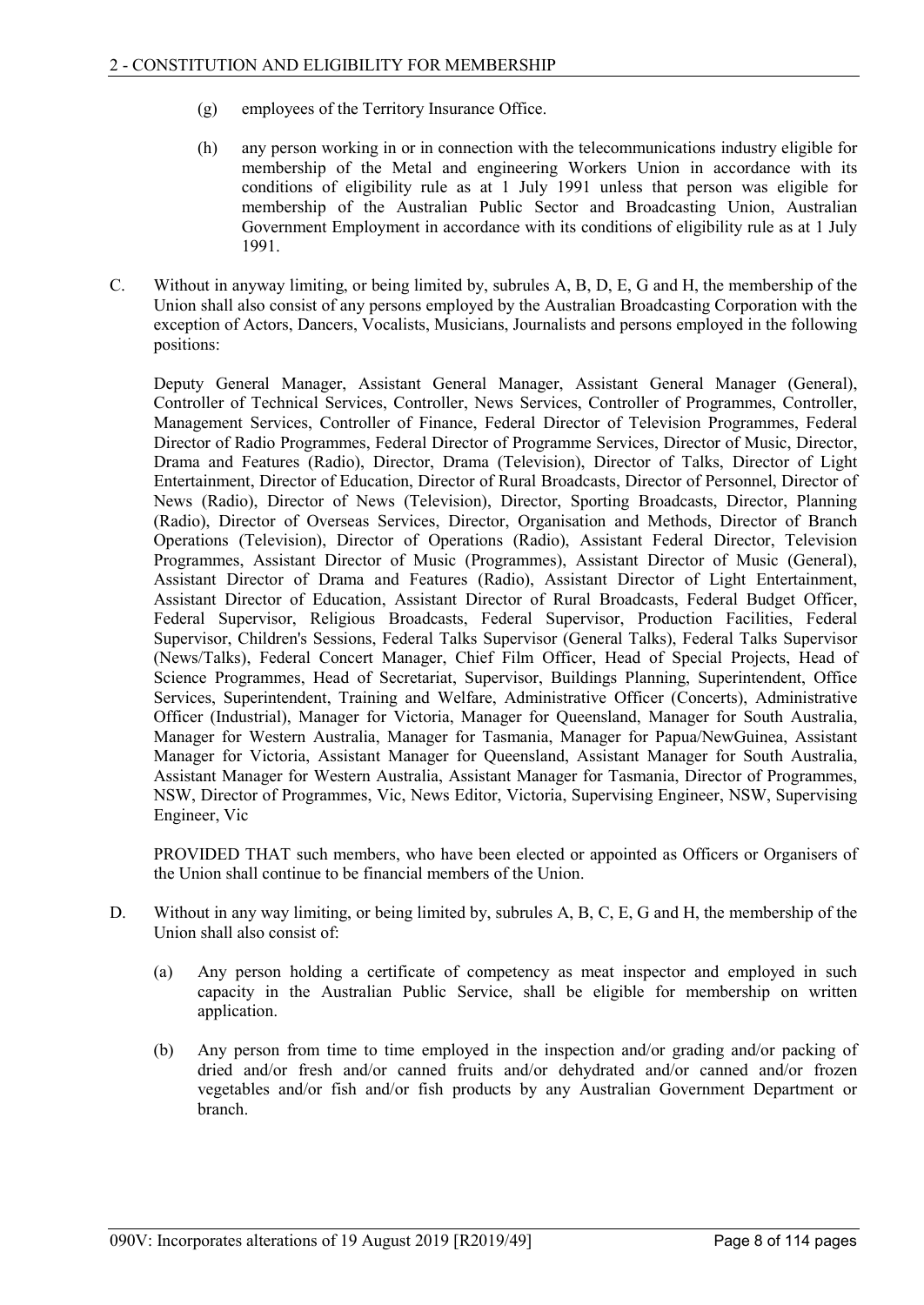(g) employees of the Territory Insurance Office.

(h) any person working in or in connection with the telecommunications industry eligible for membership of the Metal and engineering Workers Union in accordance with its conditions of eligibility rule as at 1 July 1991 unless that person was eligible for membership of the Australian Public Sector and Broadcasting Union, Australian Government Employment in accordance with its conditions of eligibility rule as at 1 July 1991.

C. Without in anyway limiting, or being limited by, subrules A, B, D, E, G and H, the membership of the Union shall also consist of any persons employed by the Australian Broadcasting Corporation with the exception of Actors, Dancers, Vocalists, Musicians, Journalists and persons employed in the following positions:

Deputy General Manager, Assistant General Manager, Assistant General Manager (General), Controller of Technical Services, Controller, News Services, Controller of Programmes, Controller, Management Services, Controller of Finance, Federal Director of Television Programmes, Federal Director of Radio Programmes, Federal Director of Programme Services, Director of Music, Director, Drama and Features (Radio), Director, Drama (Television), Director of Talks, Director of Light Entertainment, Director of Education, Director of Rural Broadcasts, Director of Personnel, Director of News (Radio), Director of News (Television), Director, Sporting Broadcasts, Director, Planning (Radio), Director of Overseas Services, Director, Organisation and Methods, Director of Branch Operations (Television), Director of Operations (Radio), Assistant Federal Director, Television Programmes, Assistant Director of Music (Programmes), Assistant Director of Music (General), Assistant Director of Drama and Features (Radio), Assistant Director of Light Entertainment, Assistant Director of Education, Assistant Director of Rural Broadcasts, Federal Budget Officer, Federal Supervisor, Religious Broadcasts, Federal Supervisor, Production Facilities, Federal Supervisor, Children's Sessions, Federal Talks Supervisor (General Talks), Federal Talks Supervisor (News/Talks), Federal Concert Manager, Chief Film Officer, Head of Special Projects, Head of Science Programmes, Head of Secretariat, Supervisor, Buildings Planning, Superintendent, Office Services, Superintendent, Training and Welfare, Administrative Officer (Concerts), Administrative Officer (Industrial), Manager for Victoria, Manager for Queensland, Manager for South Australia, Manager for Western Australia, Manager for Tasmania, Manager for Papua/NewGuinea, Assistant Manager for Victoria, Assistant Manager for Queensland, Assistant Manager for South Australia, Assistant Manager for Western Australia, Assistant Manager for Tasmania, Director of Programmes, NSW, Director of Programmes, Vic, News Editor, Victoria, Supervising Engineer, NSW, Supervising Engineer, Vic

PROVIDED THAT such members, who have been elected or appointed as Officers or Organisers of the Union shall continue to be financial members of the Union.

D. Without in any way limiting, or being limited by, subrules A, B, C, E, G and H, the membership of the Union shall also consist of:

(a) Any person holding a certificate of competency as meat inspector and employed in such capacity in the Australian Public Service, shall be eligible for membership on written application.

(b) Any person from time to time employed in the inspection and/or grading and/or packing of dried and/or fresh and/or canned fruits and/or dehydrated and/or canned and/or frozen vegetables and/or fish and/or fish products by any Australian Government Department or branch.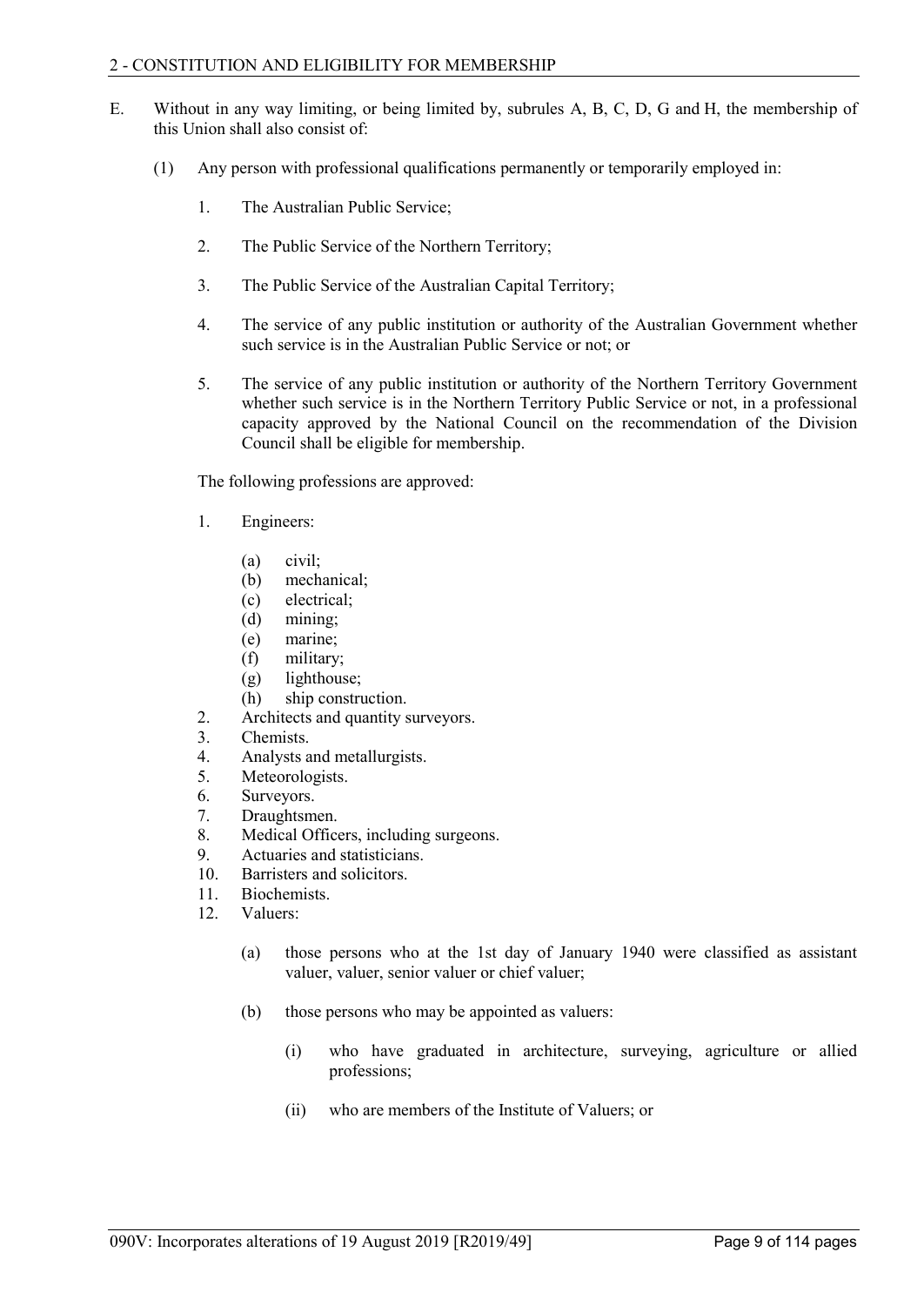E. Without in any way limiting, or being limited by, subrules A, B, C, D, G and H, the membership of this Union shall also consist of:

(1) Any person with professional qualifications permanently or temporarily employed in:

1. The Australian Public Service;

2. The Public Service of the Northern Territory;

3. The Public Service of the Australian Capital Territory;

4. The service of any public institution or authority of the Australian Government whether such service is in the Australian Public Service or not; or

5. The service of any public institution or authority of the Northern Territory Government whether such service is in the Northern Territory Public Service or not, in a professional capacity approved by the National Council on the recommendation of the Division Council shall be eligible for membership.

The following professions are approved:

1. Engineers:
    - (a) civil;
    - (b) mechanical;
    - (c) electrical;
    - (d) mining;
    - (e) marine;
    - (f) military;
    - (g) lighthouse;
    - (h) ship construction.
2. Architects and quantity surveyors.
3. Chemists.
4. Analysts and metallurgists.
5. Meteorologists.
6. Surveyors.
7. Draughtsmen.
8. Medical Officers, including surgeons.
9. Actuaries and statisticians.
10. Barristers and solicitors.
11. Biochemists.
12. Valuers:
    - (a) those persons who at the 1st day of January 1940 were classified as assistant valuer, valuer, senior valuer or chief valuer;
    - (b) those persons who may be appointed as valuers:
        - (i) who have graduated in architecture, surveying, agriculture or allied professions;
        - (ii) who are members of the Institute of Valuers; or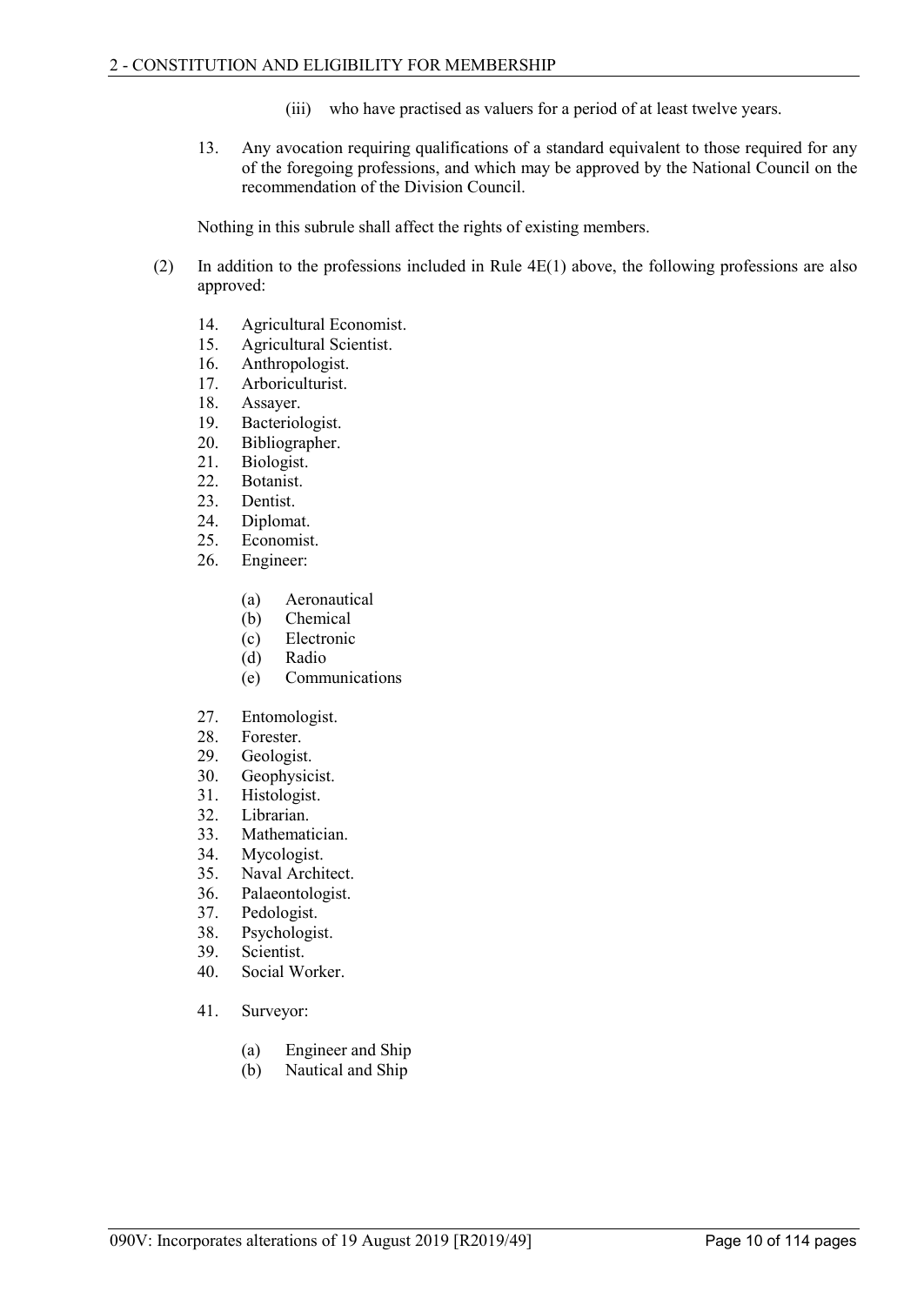(iii) who have practised as valuers for a period of at least twelve years.

13. Any avocation requiring qualifications of a standard equivalent to those required for any of the foregoing professions, and which may be approved by the National Council on the recommendation of the Division Council.

Nothing in this subrule shall affect the rights of existing members.

(2) In addition to the professions included in Rule 4E(1) above, the following professions are also approved:

14. Agricultural Economist.
15. Agricultural Scientist.
16. Anthropologist.
17. Arboriculturist.
18. Assayer.
19. Bacteriologist.
20. Bibliographer.
21. Biologist.
22. Botanist.
23. Dentist.
24. Diplomat.
25. Economist.
26. Engineer:

    (a) Aeronautical
    (b) Chemical
    (c) Electronic
    (d) Radio
    (e) Communications

27. Entomologist.
28. Forester.
29. Geologist.
30. Geophysicist.
31. Histologist.
32. Librarian.
33. Mathematician.
34. Mycologist.
35. Naval Architect.
36. Palaeontologist.
37. Pedologist.
38. Psychologist.
39. Scientist.
40. Social Worker.

41. Surveyor:

    (a) Engineer and Ship
    (b) Nautical and Ship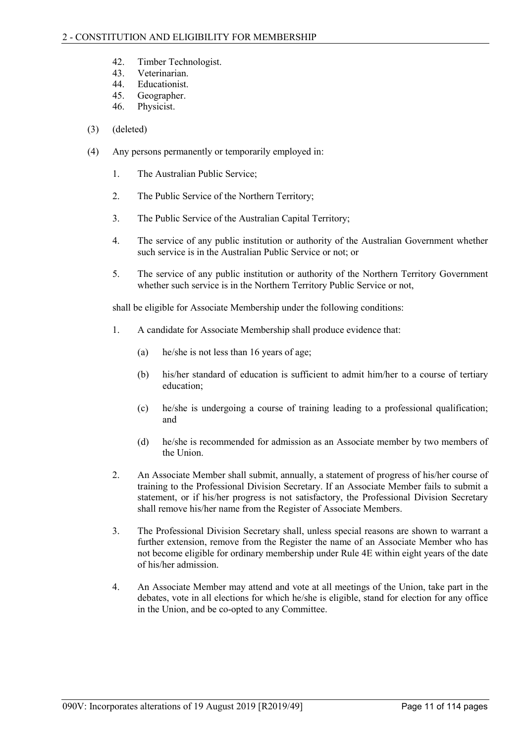42. Timber Technologist.
43. Veterinarian.
44. Educationist.
45. Geographer.
46. Physicist.

(3) (deleted)

(4) Any persons permanently or temporarily employed in:

1. The Australian Public Service;

2. The Public Service of the Northern Territory;

3. The Public Service of the Australian Capital Territory;

4. The service of any public institution or authority of the Australian Government whether such service is in the Australian Public Service or not; or

5. The service of any public institution or authority of the Northern Territory Government whether such service is in the Northern Territory Public Service or not,

shall be eligible for Associate Membership under the following conditions:

1. A candidate for Associate Membership shall produce evidence that:

   (a) he/she is not less than 16 years of age;

   (b) his/her standard of education is sufficient to admit him/her to a course of tertiary education;

   (c) he/she is undergoing a course of training leading to a professional qualification; and

   (d) he/she is recommended for admission as an Associate member by two members of the Union.

2. An Associate Member shall submit, annually, a statement of progress of his/her course of training to the Professional Division Secretary. If an Associate Member fails to submit a statement, or if his/her progress is not satisfactory, the Professional Division Secretary shall remove his/her name from the Register of Associate Members.

3. The Professional Division Secretary shall, unless special reasons are shown to warrant a further extension, remove from the Register the name of an Associate Member who has not become eligible for ordinary membership under Rule 4E within eight years of the date of his/her admission.

4. An Associate Member may attend and vote at all meetings of the Union, take part in the debates, vote in all elections for which he/she is eligible, stand for election for any office in the Union, and be co-opted to any Committee.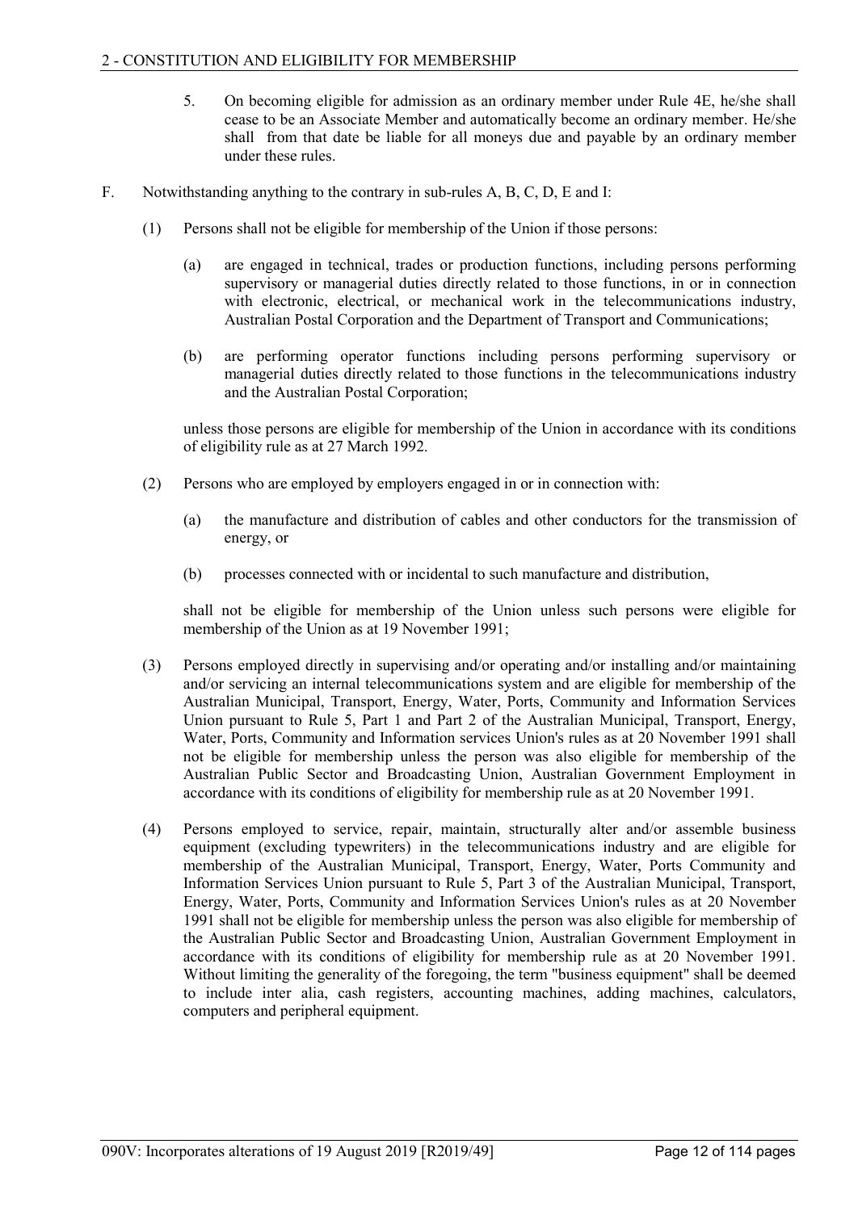5. On becoming eligible for admission as an ordinary member under Rule 4E, he/she shall cease to be an Associate Member and automatically become an ordinary member. He/she shall from that date be liable for all moneys due and payable by an ordinary member under these rules.

F. Notwithstanding anything to the contrary in sub-rules A, B, C, D, E and I:

(1) Persons shall not be eligible for membership of the Union if those persons:

(a) are engaged in technical, trades or production functions, including persons performing supervisory or managerial duties directly related to those functions, in or in connection with electronic, electrical, or mechanical work in the telecommunications industry, Australian Postal Corporation and the Department of Transport and Communications;

(b) are performing operator functions including persons performing supervisory or managerial duties directly related to those functions in the telecommunications industry and the Australian Postal Corporation;

unless those persons are eligible for membership of the Union in accordance with its conditions of eligibility rule as at 27 March 1992.

(2) Persons who are employed by employers engaged in or in connection with:

(a) the manufacture and distribution of cables and other conductors for the transmission of energy, or

(b) processes connected with or incidental to such manufacture and distribution,

shall not be eligible for membership of the Union unless such persons were eligible for membership of the Union as at 19 November 1991;

(3) Persons employed directly in supervising and/or operating and/or installing and/or maintaining and/or servicing an internal telecommunications system and are eligible for membership of the Australian Municipal, Transport, Energy, Water, Ports, Community and Information Services Union pursuant to Rule 5, Part 1 and Part 2 of the Australian Municipal, Transport, Energy, Water, Ports, Community and Information services Union's rules as at 20 November 1991 shall not be eligible for membership unless the person was also eligible for membership of the Australian Public Sector and Broadcasting Union, Australian Government Employment in accordance with its conditions of eligibility for membership rule as at 20 November 1991.

(4) Persons employed to service, repair, maintain, structurally alter and/or assemble business equipment (excluding typewriters) in the telecommunications industry and are eligible for membership of the Australian Municipal, Transport, Energy, Water, Ports Community and Information Services Union pursuant to Rule 5, Part 3 of the Australian Municipal, Transport, Energy, Water, Ports, Community and Information Services Union's rules as at 20 November 1991 shall not be eligible for membership unless the person was also eligible for membership of the Australian Public Sector and Broadcasting Union, Australian Government Employment in accordance with its conditions of eligibility for membership rule as at 20 November 1991. Without limiting the generality of the foregoing, the term "business equipment" shall be deemed to include inter alia, cash registers, accounting machines, adding machines, calculators, computers and peripheral equipment.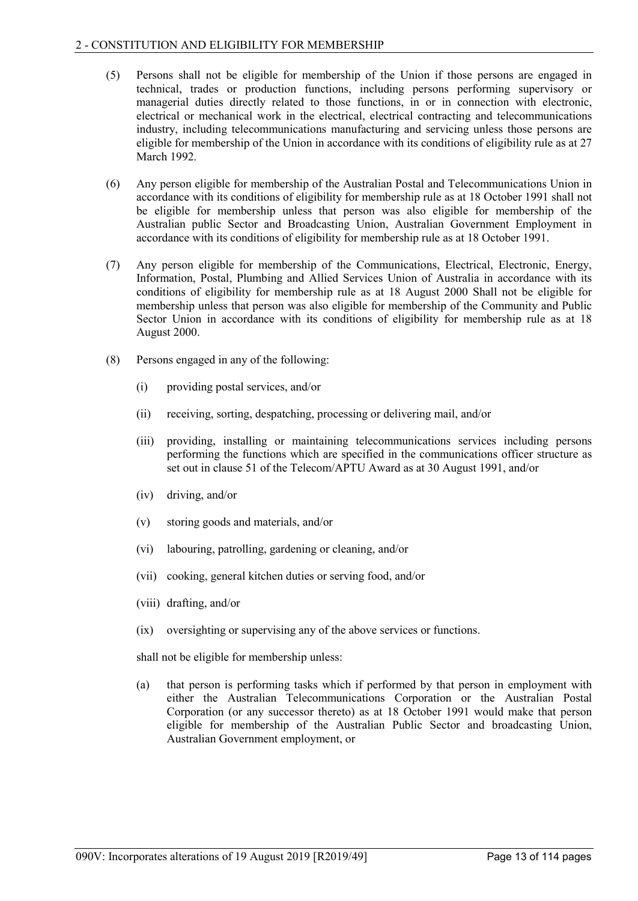(5) Persons shall not be eligible for membership of the Union if those persons are engaged in technical, trades or production functions, including persons performing supervisory or managerial duties directly related to those functions, in or in connection with electronic, electrical or mechanical work in the electrical, electrical contracting and telecommunications industry, including telecommunications manufacturing and servicing unless those persons are eligible for membership of the Union in accordance with its conditions of eligibility rule as at 27 March 1992.

(6) Any person eligible for membership of the Australian Postal and Telecommunications Union in accordance with its conditions of eligibility for membership rule as at 18 October 1991 shall not be eligible for membership unless that person was also eligible for membership of the Australian public Sector and Broadcasting Union, Australian Government Employment in accordance with its conditions of eligibility for membership rule as at 18 October 1991.

(7) Any person eligible for membership of the Communications, Electrical, Electronic, Energy, Information, Postal, Plumbing and Allied Services Union of Australia in accordance with its conditions of eligibility for membership rule as at 18 August 2000 Shall not be eligible for membership unless that person was also eligible for membership of the Community and Public Sector Union in accordance with its conditions of eligibility for membership rule as at 18 August 2000.

(8) Persons engaged in any of the following:

(i) providing postal services, and/or

(ii) receiving, sorting, despatching, processing or delivering mail, and/or

(iii) providing, installing or maintaining telecommunications services including persons performing the functions which are specified in the communications officer structure as set out in clause 51 of the Telecom/APTU Award as at 30 August 1991, and/or

(iv) driving, and/or

(v) storing goods and materials, and/or

(vi) labouring, patrolling, gardening or cleaning, and/or

(vii) cooking, general kitchen duties or serving food, and/or

(viii) drafting, and/or

(ix) oversighting or supervising any of the above services or functions.

shall not be eligible for membership unless:

(a) that person is performing tasks which if performed by that person in employment with either the Australian Telecommunications Corporation or the Australian Postal Corporation (or any successor thereto) as at 18 October 1991 would make that person eligible for membership of the Australian Public Sector and broadcasting Union, Australian Government employment, or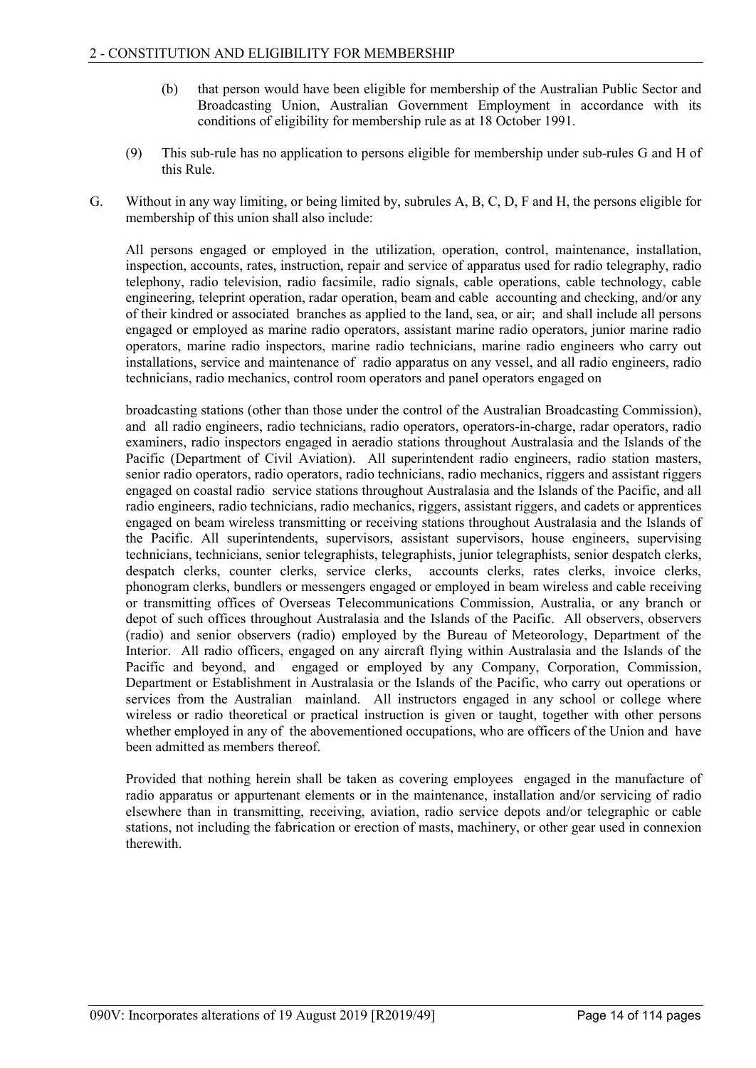(b) that person would have been eligible for membership of the Australian Public Sector and Broadcasting Union, Australian Government Employment in accordance with its conditions of eligibility for membership rule as at 18 October 1991.

(9) This sub-rule has no application to persons eligible for membership under sub-rules G and H of this Rule.

G. Without in any way limiting, or being limited by, subrules A, B, C, D, F and H, the persons eligible for membership of this union shall also include:

All persons engaged or employed in the utilization, operation, control, maintenance, installation, inspection, accounts, rates, instruction, repair and service of apparatus used for radio telegraphy, radio telephony, radio television, radio facsimile, radio signals, cable operations, cable technology, cable engineering, teleprint operation, radar operation, beam and cable accounting and checking, and/or any of their kindred or associated branches as applied to the land, sea, or air; and shall include all persons engaged or employed as marine radio operators, assistant marine radio operators, junior marine radio operators, marine radio inspectors, marine radio technicians, marine radio engineers who carry out installations, service and maintenance of radio apparatus on any vessel, and all radio engineers, radio technicians, radio mechanics, control room operators and panel operators engaged on

broadcasting stations (other than those under the control of the Australian Broadcasting Commission), and all radio engineers, radio technicians, radio operators, operators-in-charge, radar operators, radio examiners, radio inspectors engaged in aeradio stations throughout Australasia and the Islands of the Pacific (Department of Civil Aviation). All superintendent radio engineers, radio station masters, senior radio operators, radio operators, radio technicians, radio mechanics, riggers and assistant riggers engaged on coastal radio service stations throughout Australasia and the Islands of the Pacific, and all radio engineers, radio technicians, radio mechanics, riggers, assistant riggers, and cadets or apprentices engaged on beam wireless transmitting or receiving stations throughout Australasia and the Islands of the Pacific. All superintendents, supervisors, assistant supervisors, house engineers, supervising technicians, technicians, senior telegraphists, telegraphists, junior telegraphists, senior despatch clerks, despatch clerks, counter clerks, service clerks, accounts clerks, rates clerks, invoice clerks, phonogram clerks, bundlers or messengers engaged or employed in beam wireless and cable receiving or transmitting offices of Overseas Telecommunications Commission, Australia, or any branch or depot of such offices throughout Australasia and the Islands of the Pacific. All observers, observers (radio) and senior observers (radio) employed by the Bureau of Meteorology, Department of the Interior. All radio officers, engaged on any aircraft flying within Australasia and the Islands of the Pacific and beyond, and engaged or employed by any Company, Corporation, Commission, Department or Establishment in Australasia or the Islands of the Pacific, who carry out operations or services from the Australian mainland. All instructors engaged in any school or college where wireless or radio theoretical or practical instruction is given or taught, together with other persons whether employed in any of the abovementioned occupations, who are officers of the Union and have been admitted as members thereof.

Provided that nothing herein shall be taken as covering employees engaged in the manufacture of radio apparatus or appurtenant elements or in the maintenance, installation and/or servicing of radio elsewhere than in transmitting, receiving, aviation, radio service depots and/or telegraphic or cable stations, not including the fabrication or erection of masts, machinery, or other gear used in connexion therewith.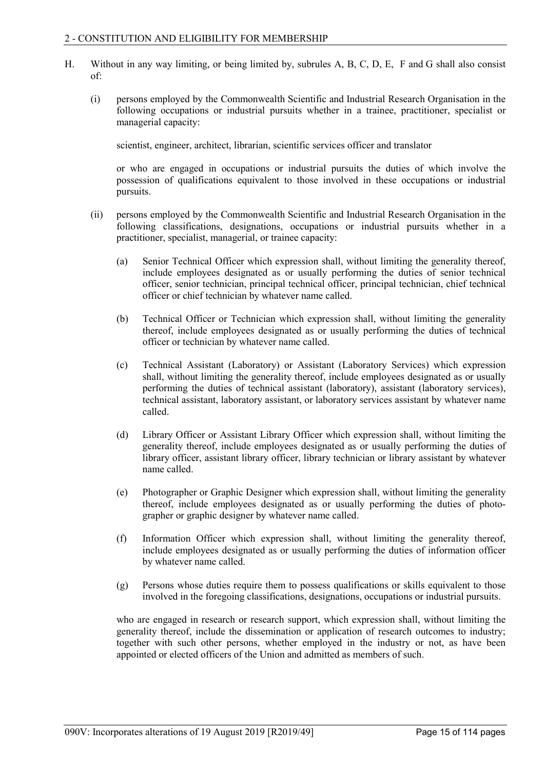H. Without in any way limiting, or being limited by, subrules A, B, C, D, E, F and G shall also consist of:

(i) persons employed by the Commonwealth Scientific and Industrial Research Organisation in the following occupations or industrial pursuits whether in a trainee, practitioner, specialist or managerial capacity:

scientist, engineer, architect, librarian, scientific services officer and translator

or who are engaged in occupations or industrial pursuits the duties of which involve the possession of qualifications equivalent to those involved in these occupations or industrial pursuits.

(ii) persons employed by the Commonwealth Scientific and Industrial Research Organisation in the following classifications, designations, occupations or industrial pursuits whether in a practitioner, specialist, managerial, or trainee capacity:

(a) Senior Technical Officer which expression shall, without limiting the generality thereof, include employees designated as or usually performing the duties of senior technical officer, senior technician, principal technical officer, principal technician, chief technical officer or chief technician by whatever name called.

(b) Technical Officer or Technician which expression shall, without limiting the generality thereof, include employees designated as or usually performing the duties of technical officer or technician by whatever name called.

(c) Technical Assistant (Laboratory) or Assistant (Laboratory Services) which expression shall, without limiting the generality thereof, include employees designated as or usually performing the duties of technical assistant (laboratory), assistant (laboratory services), technical assistant, laboratory assistant, or laboratory services assistant by whatever name called.

(d) Library Officer or Assistant Library Officer which expression shall, without limiting the generality thereof, include employees designated as or usually performing the duties of library officer, assistant library officer, library technician or library assistant by whatever name called.

(e) Photographer or Graphic Designer which expression shall, without limiting the generality thereof, include employees designated as or usually performing the duties of photographer or graphic designer by whatever name called.

(f) Information Officer which expression shall, without limiting the generality thereof, include employees designated as or usually performing the duties of information officer by whatever name called.

(g) Persons whose duties require them to possess qualifications or skills equivalent to those involved in the foregoing classifications, designations, occupations or industrial pursuits.

who are engaged in research or research support, which expression shall, without limiting the generality thereof, include the dissemination or application of research outcomes to industry; together with such other persons, whether employed in the industry or not, as have been appointed or elected officers of the Union and admitted as members of such.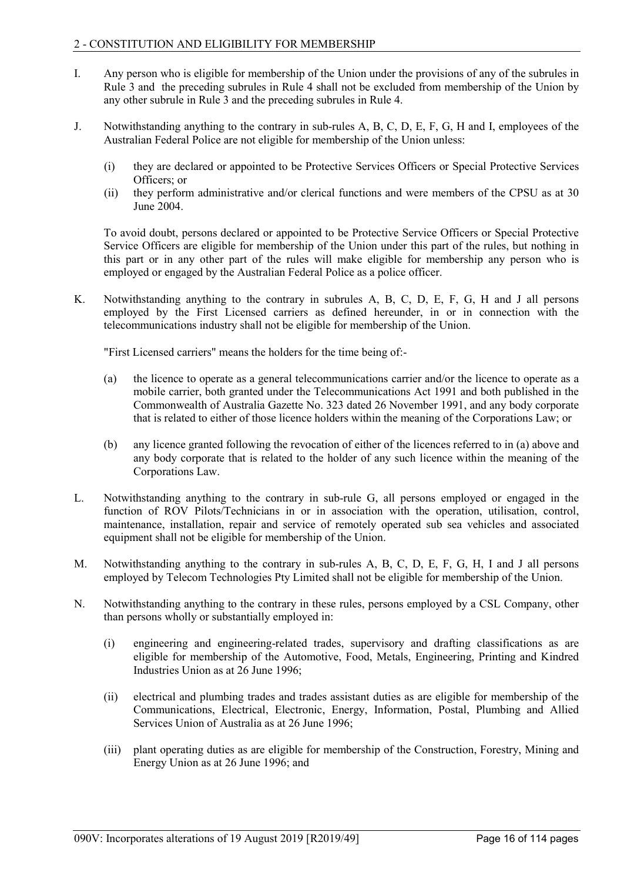I. Any person who is eligible for membership of the Union under the provisions of any of the subrules in Rule 3 and the preceding subrules in Rule 4 shall not be excluded from membership of the Union by any other subrule in Rule 3 and the preceding subrules in Rule 4.

J. Notwithstanding anything to the contrary in sub-rules A, B, C, D, E, F, G, H and I, employees of the Australian Federal Police are not eligible for membership of the Union unless:

(i) they are declared or appointed to be Protective Services Officers or Special Protective Services Officers; or

(ii) they perform administrative and/or clerical functions and were members of the CPSU as at 30 June 2004.

To avoid doubt, persons declared or appointed to be Protective Service Officers or Special Protective Service Officers are eligible for membership of the Union under this part of the rules, but nothing in this part or in any other part of the rules will make eligible for membership any person who is employed or engaged by the Australian Federal Police as a police officer.

K. Notwithstanding anything to the contrary in subrules A, B, C, D, E, F, G, H and J all persons employed by the First Licensed carriers as defined hereunder, in or in connection with the telecommunications industry shall not be eligible for membership of the Union.

"First Licensed carriers" means the holders for the time being of:-

(a) the licence to operate as a general telecommunications carrier and/or the licence to operate as a mobile carrier, both granted under the Telecommunications Act 1991 and both published in the Commonwealth of Australia Gazette No. 323 dated 26 November 1991, and any body corporate that is related to either of those licence holders within the meaning of the Corporations Law; or

(b) any licence granted following the revocation of either of the licences referred to in (a) above and any body corporate that is related to the holder of any such licence within the meaning of the Corporations Law.

L. Notwithstanding anything to the contrary in sub-rule G, all persons employed or engaged in the function of ROV Pilots/Technicians in or in association with the operation, utilisation, control, maintenance, installation, repair and service of remotely operated sub sea vehicles and associated equipment shall not be eligible for membership of the Union.

M. Notwithstanding anything to the contrary in sub-rules A, B, C, D, E, F, G, H, I and J all persons employed by Telecom Technologies Pty Limited shall not be eligible for membership of the Union.

N. Notwithstanding anything to the contrary in these rules, persons employed by a CSL Company, other than persons wholly or substantially employed in:

(i) engineering and engineering-related trades, supervisory and drafting classifications as are eligible for membership of the Automotive, Food, Metals, Engineering, Printing and Kindred Industries Union as at 26 June 1996;

(ii) electrical and plumbing trades and trades assistant duties as are eligible for membership of the Communications, Electrical, Electronic, Energy, Information, Postal, Plumbing and Allied Services Union of Australia as at 26 June 1996;

(iii) plant operating duties as are eligible for membership of the Construction, Forestry, Mining and Energy Union as at 26 June 1996; and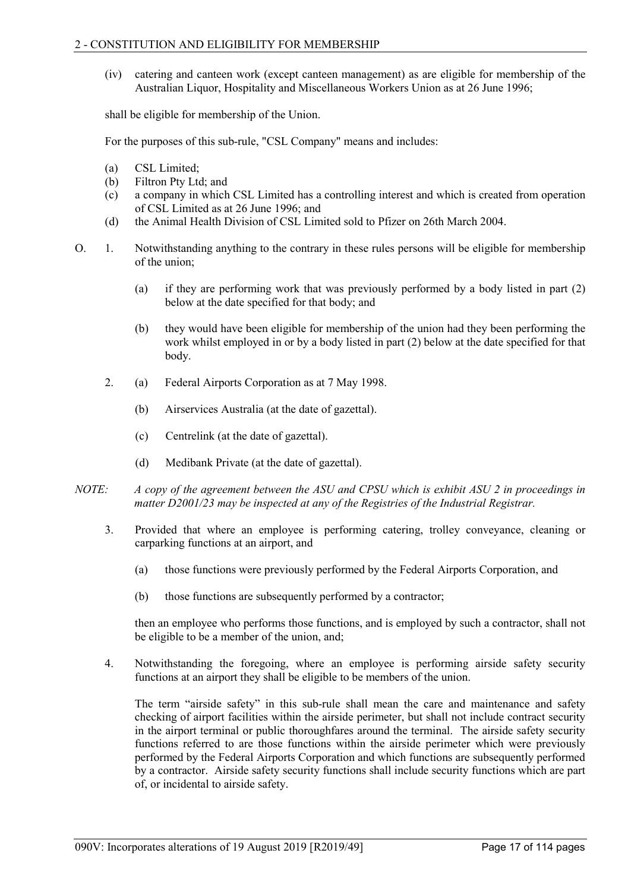(iv) catering and canteen work (except canteen management) as are eligible for membership of the Australian Liquor, Hospitality and Miscellaneous Workers Union as at 26 June 1996;

shall be eligible for membership of the Union.

For the purposes of this sub-rule, "CSL Company" means and includes:

(a) CSL Limited;
(b) Filtron Pty Ltd; and
(c) a company in which CSL Limited has a controlling interest and which is created from operation of CSL Limited as at 26 June 1996; and
(d) the Animal Health Division of CSL Limited sold to Pfizer on 26th March 2004.

O. 1. Notwithstanding anything to the contrary in these rules persons will be eligible for membership of the union;

(a) if they are performing work that was previously performed by a body listed in part (2) below at the date specified for that body; and

(b) they would have been eligible for membership of the union had they been performing the work whilst employed in or by a body listed in part (2) below at the date specified for that body.

2. (a) Federal Airports Corporation as at 7 May 1998.

(b) Airservices Australia (at the date of gazettal).

(c) Centrelink (at the date of gazettal).

(d) Medibank Private (at the date of gazettal).

*NOTE: A copy of the agreement between the ASU and CPSU which is exhibit ASU 2 in proceedings in matter D2001/23 may be inspected at any of the Registries of the Industrial Registrar.*

3. Provided that where an employee is performing catering, trolley conveyance, cleaning or carparking functions at an airport, and

(a) those functions were previously performed by the Federal Airports Corporation, and

(b) those functions are subsequently performed by a contractor;

then an employee who performs those functions, and is employed by such a contractor, shall not be eligible to be a member of the union, and;

4. Notwithstanding the foregoing, where an employee is performing airside safety security functions at an airport they shall be eligible to be members of the union.

The term "airside safety" in this sub-rule shall mean the care and maintenance and safety checking of airport facilities within the airside perimeter, but shall not include contract security in the airport terminal or public thoroughfares around the terminal. The airside safety security functions referred to are those functions within the airside perimeter which were previously performed by the Federal Airports Corporation and which functions are subsequently performed by a contractor. Airside safety security functions shall include security functions which are part of, or incidental to airside safety.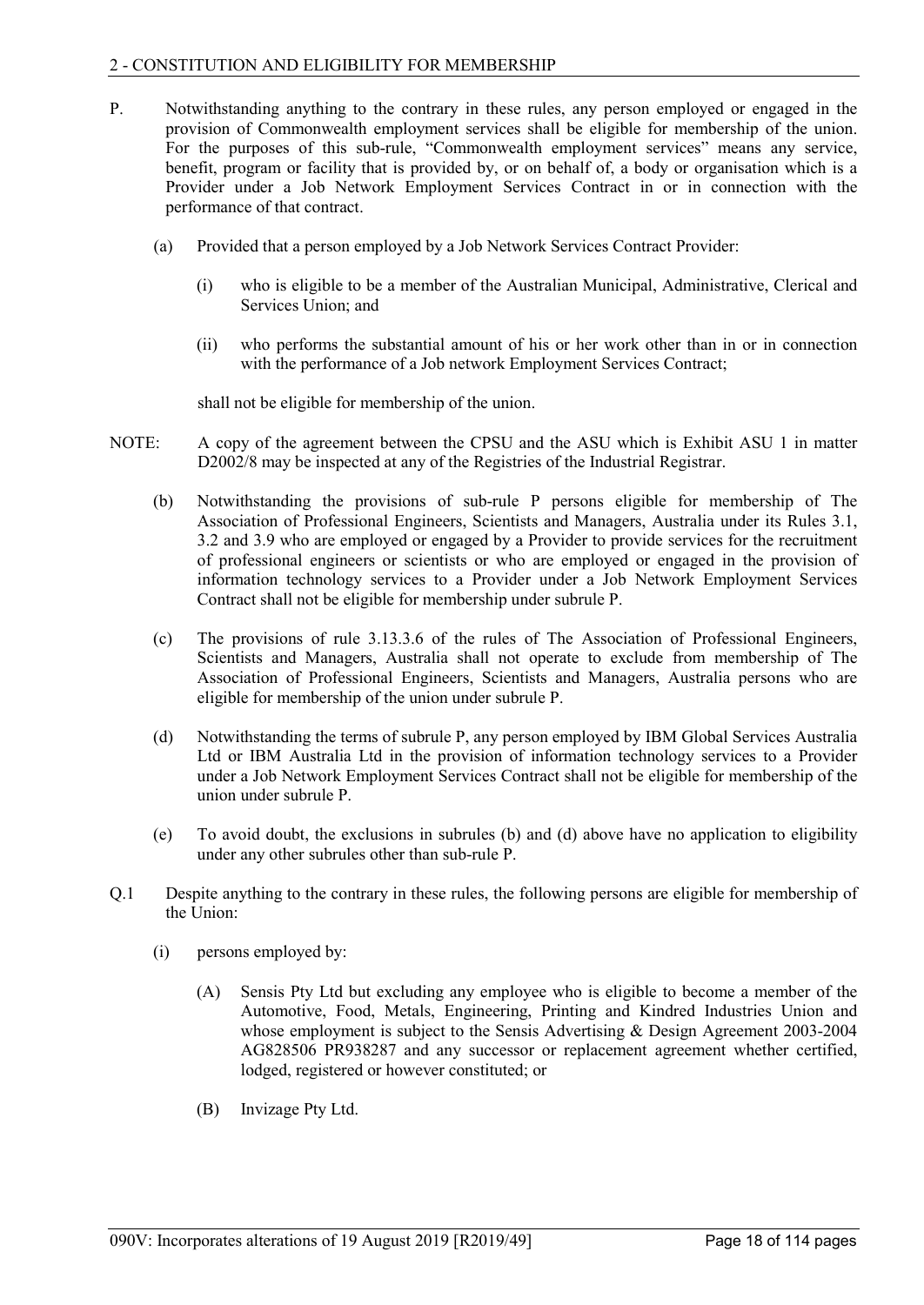P. Notwithstanding anything to the contrary in these rules, any person employed or engaged in the provision of Commonwealth employment services shall be eligible for membership of the union. For the purposes of this sub-rule, "Commonwealth employment services" means any service, benefit, program or facility that is provided by, or on behalf of, a body or organisation which is a Provider under a Job Network Employment Services Contract in or in connection with the performance of that contract.

(a) Provided that a person employed by a Job Network Services Contract Provider:

(i) who is eligible to be a member of the Australian Municipal, Administrative, Clerical and Services Union; and

(ii) who performs the substantial amount of his or her work other than in or in connection with the performance of a Job network Employment Services Contract;

shall not be eligible for membership of the union.

NOTE: A copy of the agreement between the CPSU and the ASU which is Exhibit ASU 1 in matter D2002/8 may be inspected at any of the Registries of the Industrial Registrar.

(b) Notwithstanding the provisions of sub-rule P persons eligible for membership of The Association of Professional Engineers, Scientists and Managers, Australia under its Rules 3.1, 3.2 and 3.9 who are employed or engaged by a Provider to provide services for the recruitment of professional engineers or scientists or who are employed or engaged in the provision of information technology services to a Provider under a Job Network Employment Services Contract shall not be eligible for membership under subrule P.

(c) The provisions of rule 3.13.3.6 of the rules of The Association of Professional Engineers, Scientists and Managers, Australia shall not operate to exclude from membership of The Association of Professional Engineers, Scientists and Managers, Australia persons who are eligible for membership of the union under subrule P.

(d) Notwithstanding the terms of subrule P, any person employed by IBM Global Services Australia Ltd or IBM Australia Ltd in the provision of information technology services to a Provider under a Job Network Employment Services Contract shall not be eligible for membership of the union under subrule P.

(e) To avoid doubt, the exclusions in subrules (b) and (d) above have no application to eligibility under any other subrules other than sub-rule P.

Q.1 Despite anything to the contrary in these rules, the following persons are eligible for membership of the Union:

(i) persons employed by:

(A) Sensis Pty Ltd but excluding any employee who is eligible to become a member of the Automotive, Food, Metals, Engineering, Printing and Kindred Industries Union and whose employment is subject to the Sensis Advertising & Design Agreement 2003-2004 AG828506 PR938287 and any successor or replacement agreement whether certified, lodged, registered or however constituted; or

(B) Invizage Pty Ltd.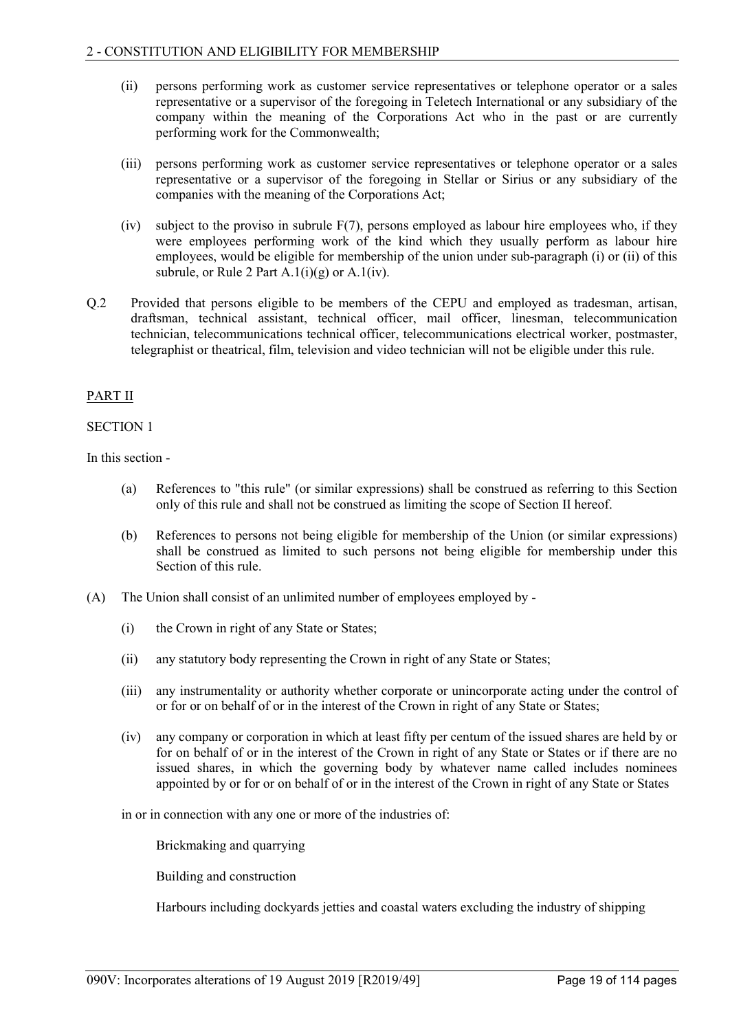(ii) persons performing work as customer service representatives or telephone operator or a sales representative or a supervisor of the foregoing in Teletech International or any subsidiary of the company within the meaning of the Corporations Act who in the past or are currently performing work for the Commonwealth;

(iii) persons performing work as customer service representatives or telephone operator or a sales representative or a supervisor of the foregoing in Stellar or Sirius or any subsidiary of the companies with the meaning of the Corporations Act;

(iv) subject to the proviso in subrule F(7), persons employed as labour hire employees who, if they were employees performing work of the kind which they usually perform as labour hire employees, would be eligible for membership of the union under sub-paragraph (i) or (ii) of this subrule, or Rule 2 Part A.1(i)(g) or A.1(iv).

Q.2 Provided that persons eligible to be members of the CEPU and employed as tradesman, artisan, draftsman, technical assistant, technical officer, mail officer, linesman, telecommunication technician, telecommunications technical officer, telecommunications electrical worker, postmaster, telegraphist or theatrical, film, television and video technician will not be eligible under this rule.

PART II

SECTION 1

In this section -

(a) References to "this rule" (or similar expressions) shall be construed as referring to this Section only of this rule and shall not be construed as limiting the scope of Section II hereof.

(b) References to persons not being eligible for membership of the Union (or similar expressions) shall be construed as limited to such persons not being eligible for membership under this Section of this rule.

(A) The Union shall consist of an unlimited number of employees employed by -

(i) the Crown in right of any State or States;

(ii) any statutory body representing the Crown in right of any State or States;

(iii) any instrumentality or authority whether corporate or unincorporate acting under the control of or for or on behalf of or in the interest of the Crown in right of any State or States;

(iv) any company or corporation in which at least fifty per centum of the issued shares are held by or for on behalf of or in the interest of the Crown in right of any State or States or if there are no issued shares, in which the governing body by whatever name called includes nominees appointed by or for or on behalf of or in the interest of the Crown in right of any State or States

in or in connection with any one or more of the industries of:

Brickmaking and quarrying

Building and construction

Harbours including dockyards jetties and coastal waters excluding the industry of shipping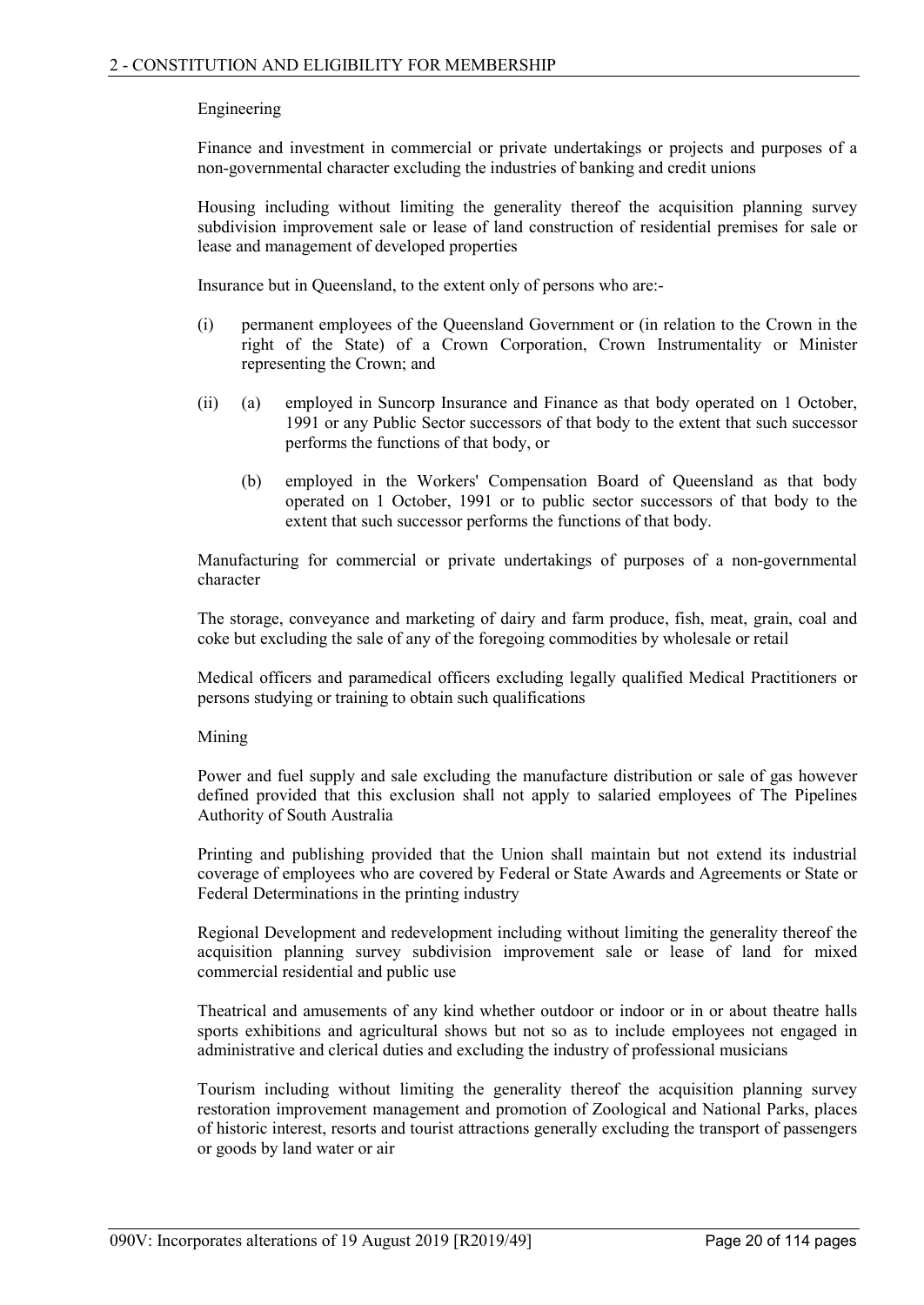Engineering

Finance and investment in commercial or private undertakings or projects and purposes of a non-governmental character excluding the industries of banking and credit unions

Housing including without limiting the generality thereof the acquisition planning survey subdivision improvement sale or lease of land construction of residential premises for sale or lease and management of developed properties

Insurance but in Queensland, to the extent only of persons who are:-

(i) permanent employees of the Queensland Government or (in relation to the Crown in the right of the State) of a Crown Corporation, Crown Instrumentality or Minister representing the Crown; and

(ii) (a) employed in Suncorp Insurance and Finance as that body operated on 1 October, 1991 or any Public Sector successors of that body to the extent that such successor performs the functions of that body, or

(b) employed in the Workers' Compensation Board of Queensland as that body operated on 1 October, 1991 or to public sector successors of that body to the extent that such successor performs the functions of that body.

Manufacturing for commercial or private undertakings of purposes of a non-governmental character

The storage, conveyance and marketing of dairy and farm produce, fish, meat, grain, coal and coke but excluding the sale of any of the foregoing commodities by wholesale or retail

Medical officers and paramedical officers excluding legally qualified Medical Practitioners or persons studying or training to obtain such qualifications

Mining

Power and fuel supply and sale excluding the manufacture distribution or sale of gas however defined provided that this exclusion shall not apply to salaried employees of The Pipelines Authority of South Australia

Printing and publishing provided that the Union shall maintain but not extend its industrial coverage of employees who are covered by Federal or State Awards and Agreements or State or Federal Determinations in the printing industry

Regional Development and redevelopment including without limiting the generality thereof the acquisition planning survey subdivision improvement sale or lease of land for mixed commercial residential and public use

Theatrical and amusements of any kind whether outdoor or indoor or in or about theatre halls sports exhibitions and agricultural shows but not so as to include employees not engaged in administrative and clerical duties and excluding the industry of professional musicians

Tourism including without limiting the generality thereof the acquisition planning survey restoration improvement management and promotion of Zoological and National Parks, places of historic interest, resorts and tourist attractions generally excluding the transport of passengers or goods by land water or air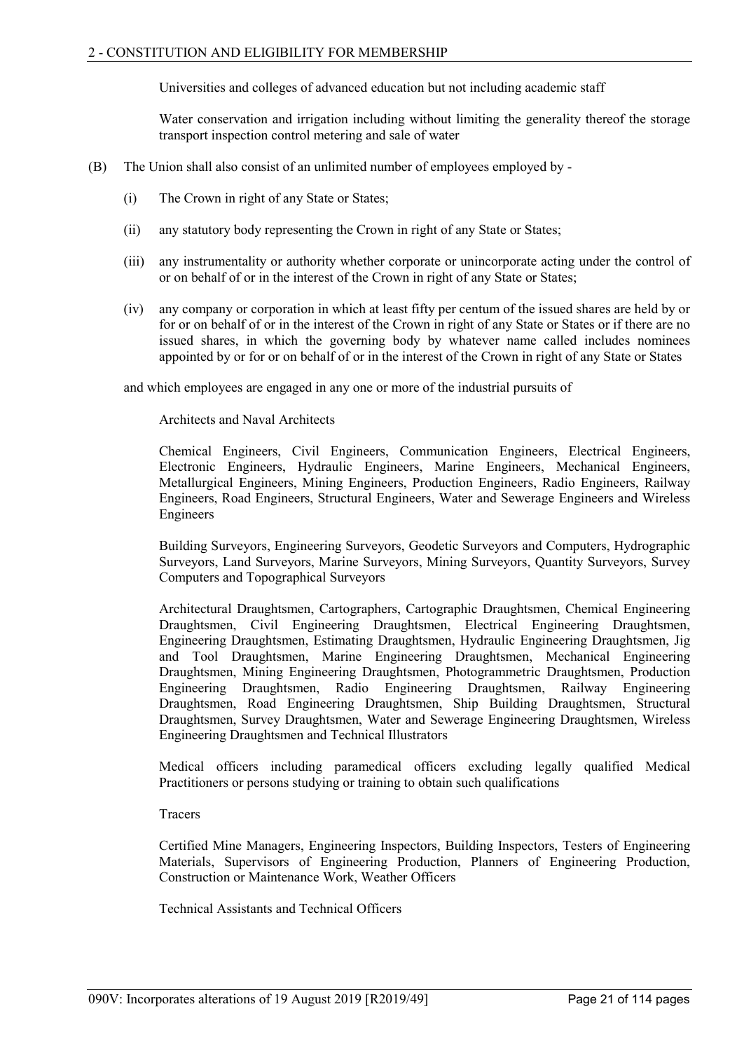Universities and colleges of advanced education but not including academic staff

Water conservation and irrigation including without limiting the generality thereof the storage transport inspection control metering and sale of water

(B) The Union shall also consist of an unlimited number of employees employed by -

(i) The Crown in right of any State or States;

(ii) any statutory body representing the Crown in right of any State or States;

(iii) any instrumentality or authority whether corporate or unincorporate acting under the control of or on behalf of or in the interest of the Crown in right of any State or States;

(iv) any company or corporation in which at least fifty per centum of the issued shares are held by or for or on behalf of or in the interest of the Crown in right of any State or States or if there are no issued shares, in which the governing body by whatever name called includes nominees appointed by or for or on behalf of or in the interest of the Crown in right of any State or States

and which employees are engaged in any one or more of the industrial pursuits of

Architects and Naval Architects

Chemical Engineers, Civil Engineers, Communication Engineers, Electrical Engineers, Electronic Engineers, Hydraulic Engineers, Marine Engineers, Mechanical Engineers, Metallurgical Engineers, Mining Engineers, Production Engineers, Radio Engineers, Railway Engineers, Road Engineers, Structural Engineers, Water and Sewerage Engineers and Wireless Engineers

Building Surveyors, Engineering Surveyors, Geodetic Surveyors and Computers, Hydrographic Surveyors, Land Surveyors, Marine Surveyors, Mining Surveyors, Quantity Surveyors, Survey Computers and Topographical Surveyors

Architectural Draughtsmen, Cartographers, Cartographic Draughtsmen, Chemical Engineering Draughtsmen, Civil Engineering Draughtsmen, Electrical Engineering Draughtsmen, Engineering Draughtsmen, Estimating Draughtsmen, Hydraulic Engineering Draughtsmen, Jig and Tool Draughtsmen, Marine Engineering Draughtsmen, Mechanical Engineering Draughtsmen, Mining Engineering Draughtsmen, Photogrammetric Draughtsmen, Production Engineering Draughtsmen, Radio Engineering Draughtsmen, Railway Engineering Draughtsmen, Road Engineering Draughtsmen, Ship Building Draughtsmen, Structural Draughtsmen, Survey Draughtsmen, Water and Sewerage Engineering Draughtsmen, Wireless Engineering Draughtsmen and Technical Illustrators

Medical officers including paramedical officers excluding legally qualified Medical Practitioners or persons studying or training to obtain such qualifications

Tracers

Certified Mine Managers, Engineering Inspectors, Building Inspectors, Testers of Engineering Materials, Supervisors of Engineering Production, Planners of Engineering Production, Construction or Maintenance Work, Weather Officers

Technical Assistants and Technical Officers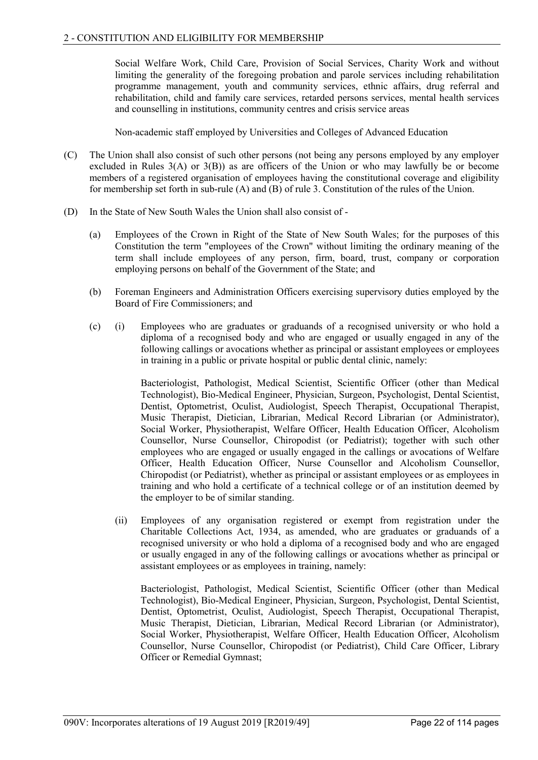Social Welfare Work, Child Care, Provision of Social Services, Charity Work and without limiting the generality of the foregoing probation and parole services including rehabilitation programme management, youth and community services, ethnic affairs, drug referral and rehabilitation, child and family care services, retarded persons services, mental health services and counselling in institutions, community centres and crisis service areas

Non-academic staff employed by Universities and Colleges of Advanced Education

(C) The Union shall also consist of such other persons (not being any persons employed by any employer excluded in Rules 3(A) or 3(B)) as are officers of the Union or who may lawfully be or become members of a registered organisation of employees having the constitutional coverage and eligibility for membership set forth in sub-rule (A) and (B) of rule 3. Constitution of the rules of the Union.

(D) In the State of New South Wales the Union shall also consist of -

(a) Employees of the Crown in Right of the State of New South Wales; for the purposes of this Constitution the term "employees of the Crown" without limiting the ordinary meaning of the term shall include employees of any person, firm, board, trust, company or corporation employing persons on behalf of the Government of the State; and

(b) Foreman Engineers and Administration Officers exercising supervisory duties employed by the Board of Fire Commissioners; and

(c) (i) Employees who are graduates or graduands of a recognised university or who hold a diploma of a recognised body and who are engaged or usually engaged in any of the following callings or avocations whether as principal or assistant employees or employees in training in a public or private hospital or public dental clinic, namely:

Bacteriologist, Pathologist, Medical Scientist, Scientific Officer (other than Medical Technologist), Bio-Medical Engineer, Physician, Surgeon, Psychologist, Dental Scientist, Dentist, Optometrist, Oculist, Audiologist, Speech Therapist, Occupational Therapist, Music Therapist, Dietician, Librarian, Medical Record Librarian (or Administrator), Social Worker, Physiotherapist, Welfare Officer, Health Education Officer, Alcoholism Counsellor, Nurse Counsellor, Chiropodist (or Pediatrist); together with such other employees who are engaged or usually engaged in the callings or avocations of Welfare Officer, Health Education Officer, Nurse Counsellor and Alcoholism Counsellor, Chiropodist (or Pediatrist), whether as principal or assistant employees or as employees in training and who hold a certificate of a technical college or of an institution deemed by the employer to be of similar standing.

(ii) Employees of any organisation registered or exempt from registration under the Charitable Collections Act, 1934, as amended, who are graduates or graduands of a recognised university or who hold a diploma of a recognised body and who are engaged or usually engaged in any of the following callings or avocations whether as principal or assistant employees or as employees in training, namely:

Bacteriologist, Pathologist, Medical Scientist, Scientific Officer (other than Medical Technologist), Bio-Medical Engineer, Physician, Surgeon, Psychologist, Dental Scientist, Dentist, Optometrist, Oculist, Audiologist, Speech Therapist, Occupational Therapist, Music Therapist, Dietician, Librarian, Medical Record Librarian (or Administrator), Social Worker, Physiotherapist, Welfare Officer, Health Education Officer, Alcoholism Counsellor, Nurse Counsellor, Chiropodist (or Pediatrist), Child Care Officer, Library Officer or Remedial Gymnast;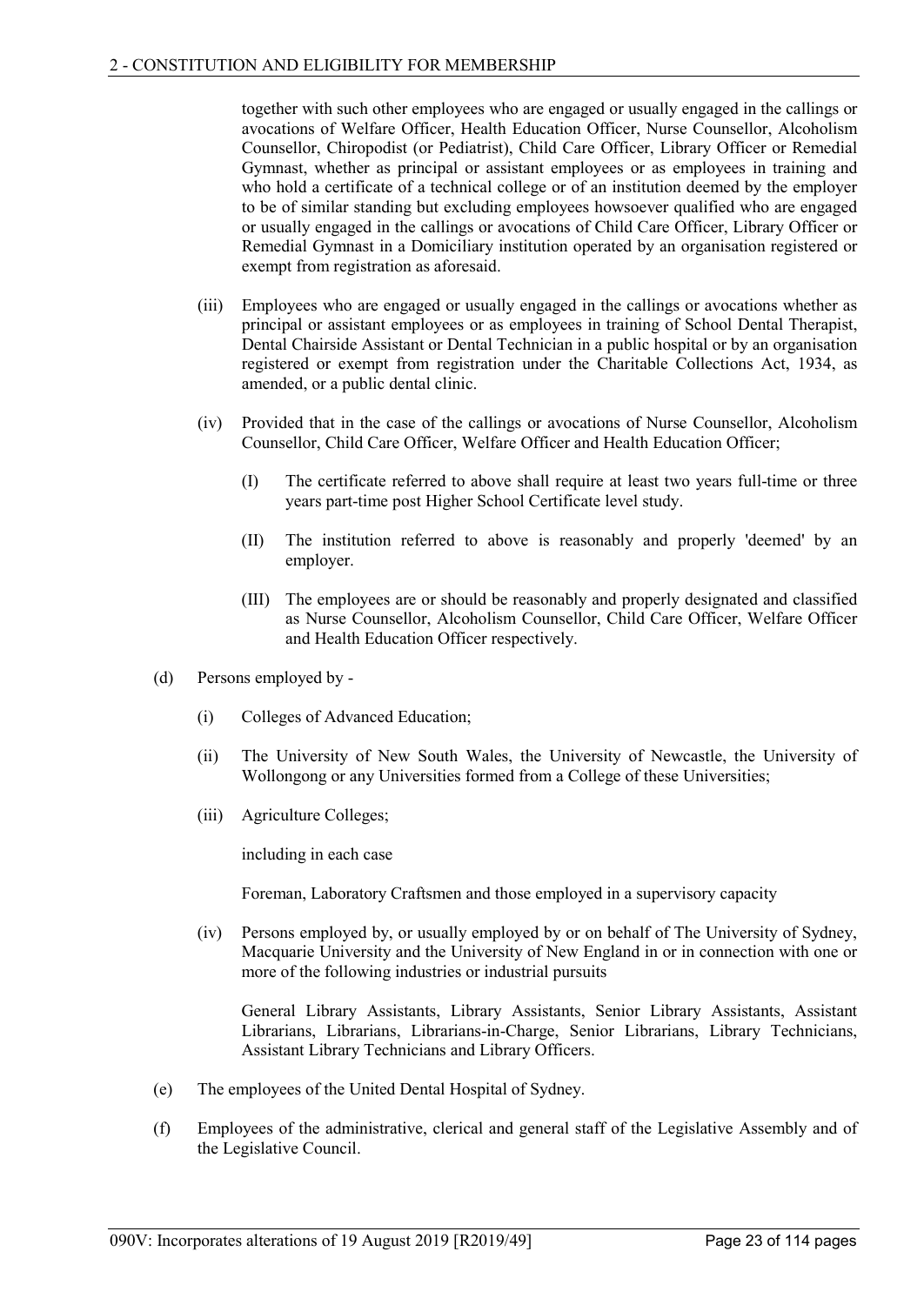together with such other employees who are engaged or usually engaged in the callings or avocations of Welfare Officer, Health Education Officer, Nurse Counsellor, Alcoholism Counsellor, Chiropodist (or Pediatrist), Child Care Officer, Library Officer or Remedial Gymnast, whether as principal or assistant employees or as employees in training and who hold a certificate of a technical college or of an institution deemed by the employer to be of similar standing but excluding employees howsoever qualified who are engaged or usually engaged in the callings or avocations of Child Care Officer, Library Officer or Remedial Gymnast in a Domiciliary institution operated by an organisation registered or exempt from registration as aforesaid.

(iii) Employees who are engaged or usually engaged in the callings or avocations whether as principal or assistant employees or as employees in training of School Dental Therapist, Dental Chairside Assistant or Dental Technician in a public hospital or by an organisation registered or exempt from registration under the Charitable Collections Act, 1934, as amended, or a public dental clinic.

(iv) Provided that in the case of the callings or avocations of Nurse Counsellor, Alcoholism Counsellor, Child Care Officer, Welfare Officer and Health Education Officer;

(I) The certificate referred to above shall require at least two years full-time or three years part-time post Higher School Certificate level study.

(II) The institution referred to above is reasonably and properly 'deemed' by an employer.

(III) The employees are or should be reasonably and properly designated and classified as Nurse Counsellor, Alcoholism Counsellor, Child Care Officer, Welfare Officer and Health Education Officer respectively.

(d) Persons employed by -

(i) Colleges of Advanced Education;

(ii) The University of New South Wales, the University of Newcastle, the University of Wollongong or any Universities formed from a College of these Universities;

(iii) Agriculture Colleges;

including in each case

Foreman, Laboratory Craftsmen and those employed in a supervisory capacity

(iv) Persons employed by, or usually employed by or on behalf of The University of Sydney, Macquarie University and the University of New England in or in connection with one or more of the following industries or industrial pursuits

General Library Assistants, Library Assistants, Senior Library Assistants, Assistant Librarians, Librarians, Librarians-in-Charge, Senior Librarians, Library Technicians, Assistant Library Technicians and Library Officers.

(e) The employees of the United Dental Hospital of Sydney.

(f) Employees of the administrative, clerical and general staff of the Legislative Assembly and of the Legislative Council.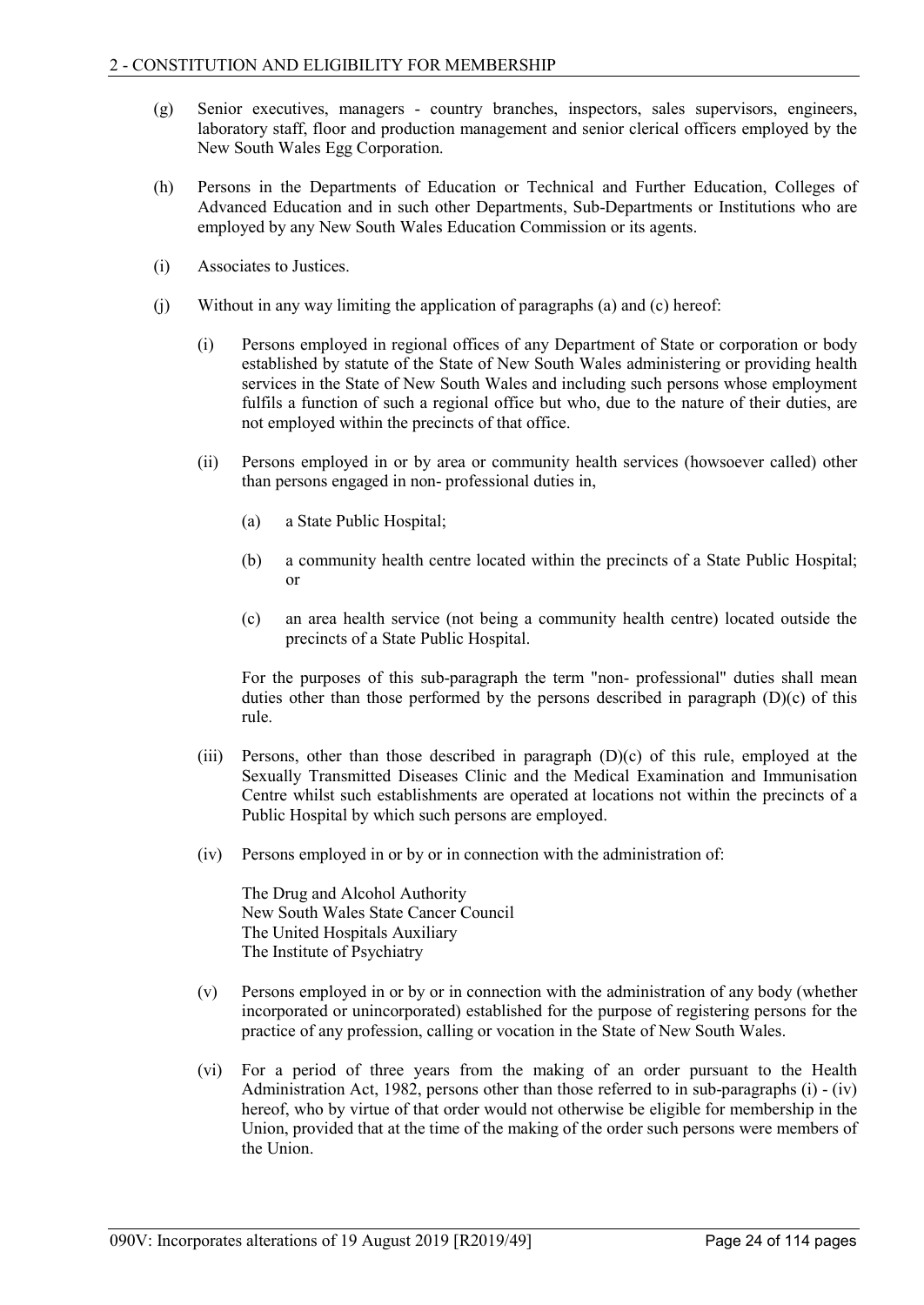(g) Senior executives, managers - country branches, inspectors, sales supervisors, engineers, laboratory staff, floor and production management and senior clerical officers employed by the New South Wales Egg Corporation.

(h) Persons in the Departments of Education or Technical and Further Education, Colleges of Advanced Education and in such other Departments, Sub-Departments or Institutions who are employed by any New South Wales Education Commission or its agents.

(i) Associates to Justices.

(j) Without in any way limiting the application of paragraphs (a) and (c) hereof:

   (i) Persons employed in regional offices of any Department of State or corporation or body established by statute of the State of New South Wales administering or providing health services in the State of New South Wales and including such persons whose employment fulfils a function of such a regional office but who, due to the nature of their duties, are not employed within the precincts of that office.

   (ii) Persons employed in or by area or community health services (howsoever called) other than persons engaged in non- professional duties in,

      (a) a State Public Hospital;

      (b) a community health centre located within the precincts of a State Public Hospital; or

      (c) an area health service (not being a community health centre) located outside the precincts of a State Public Hospital.

   For the purposes of this sub-paragraph the term "non- professional" duties shall mean duties other than those performed by the persons described in paragraph (D)(c) of this rule.

   (iii) Persons, other than those described in paragraph (D)(c) of this rule, employed at the Sexually Transmitted Diseases Clinic and the Medical Examination and Immunisation Centre whilst such establishments are operated at locations not within the precincts of a Public Hospital by which such persons are employed.

   (iv) Persons employed in or by or in connection with the administration of:

   The Drug and Alcohol Authority
   New South Wales State Cancer Council
   The United Hospitals Auxiliary
   The Institute of Psychiatry

   (v) Persons employed in or by or in connection with the administration of any body (whether incorporated or unincorporated) established for the purpose of registering persons for the practice of any profession, calling or vocation in the State of New South Wales.

   (vi) For a period of three years from the making of an order pursuant to the Health Administration Act, 1982, persons other than those referred to in sub-paragraphs (i) - (iv) hereof, who by virtue of that order would not otherwise be eligible for membership in the Union, provided that at the time of the making of the order such persons were members of the Union.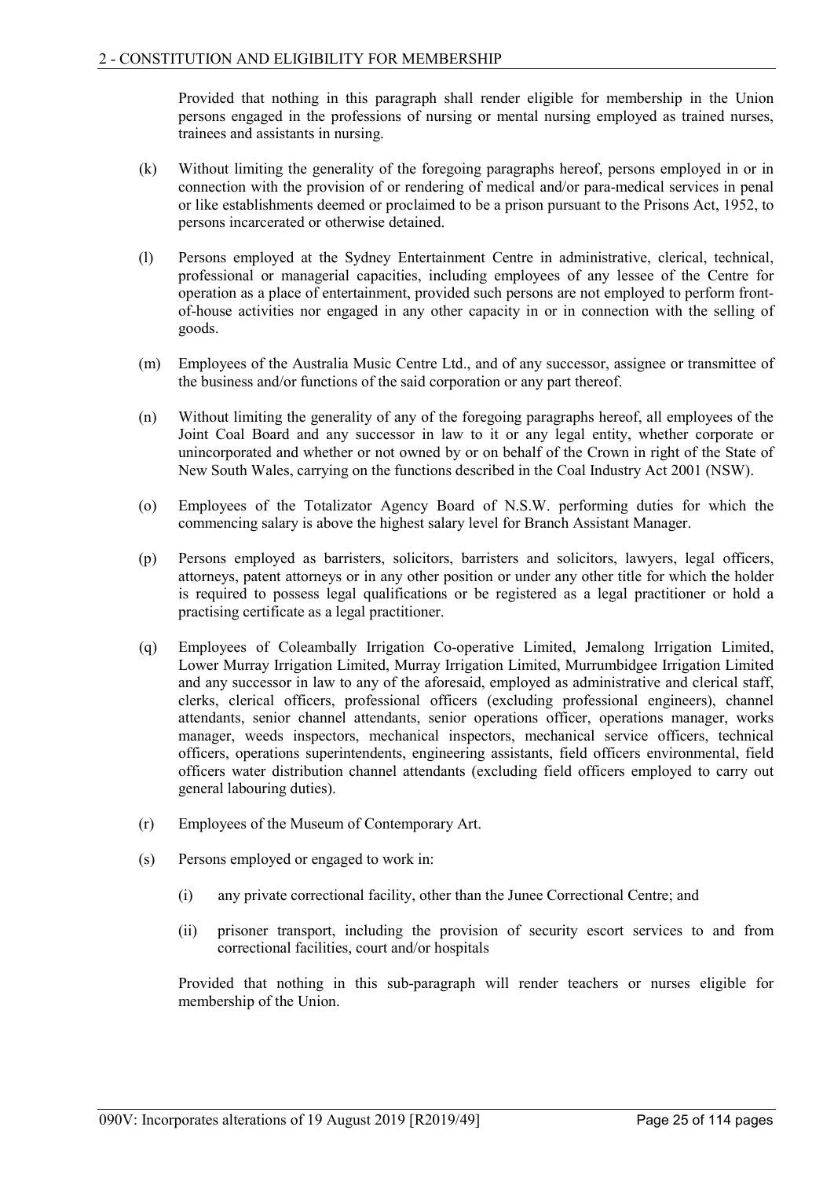Provided that nothing in this paragraph shall render eligible for membership in the Union persons engaged in the professions of nursing or mental nursing employed as trained nurses, trainees and assistants in nursing.

(k) Without limiting the generality of the foregoing paragraphs hereof, persons employed in or in connection with the provision of or rendering of medical and/or para-medical services in penal or like establishments deemed or proclaimed to be a prison pursuant to the Prisons Act, 1952, to persons incarcerated or otherwise detained.

(l) Persons employed at the Sydney Entertainment Centre in administrative, clerical, technical, professional or managerial capacities, including employees of any lessee of the Centre for operation as a place of entertainment, provided such persons are not employed to perform front-of-house activities nor engaged in any other capacity in or in connection with the selling of goods.

(m) Employees of the Australia Music Centre Ltd., and of any successor, assignee or transmittee of the business and/or functions of the said corporation or any part thereof.

(n) Without limiting the generality of any of the foregoing paragraphs hereof, all employees of the Joint Coal Board and any successor in law to it or any legal entity, whether corporate or unincorporated and whether or not owned by or on behalf of the Crown in right of the State of New South Wales, carrying on the functions described in the Coal Industry Act 2001 (NSW).

(o) Employees of the Totalizator Agency Board of N.S.W. performing duties for which the commencing salary is above the highest salary level for Branch Assistant Manager.

(p) Persons employed as barristers, solicitors, barristers and solicitors, lawyers, legal officers, attorneys, patent attorneys or in any other position or under any other title for which the holder is required to possess legal qualifications or be registered as a legal practitioner or hold a practising certificate as a legal practitioner.

(q) Employees of Coleambally Irrigation Co-operative Limited, Jemalong Irrigation Limited, Lower Murray Irrigation Limited, Murray Irrigation Limited, Murrumbidgee Irrigation Limited and any successor in law to any of the aforesaid, employed as administrative and clerical staff, clerks, clerical officers, professional officers (excluding professional engineers), channel attendants, senior channel attendants, senior operations officer, operations manager, works manager, weeds inspectors, mechanical inspectors, mechanical service officers, technical officers, operations superintendents, engineering assistants, field officers environmental, field officers water distribution channel attendants (excluding field officers employed to carry out general labouring duties).

(r) Employees of the Museum of Contemporary Art.

(s) Persons employed or engaged to work in:

  (i) any private correctional facility, other than the Junee Correctional Centre; and

  (ii) prisoner transport, including the provision of security escort services to and from correctional facilities, court and/or hospitals

Provided that nothing in this sub-paragraph will render teachers or nurses eligible for membership of the Union.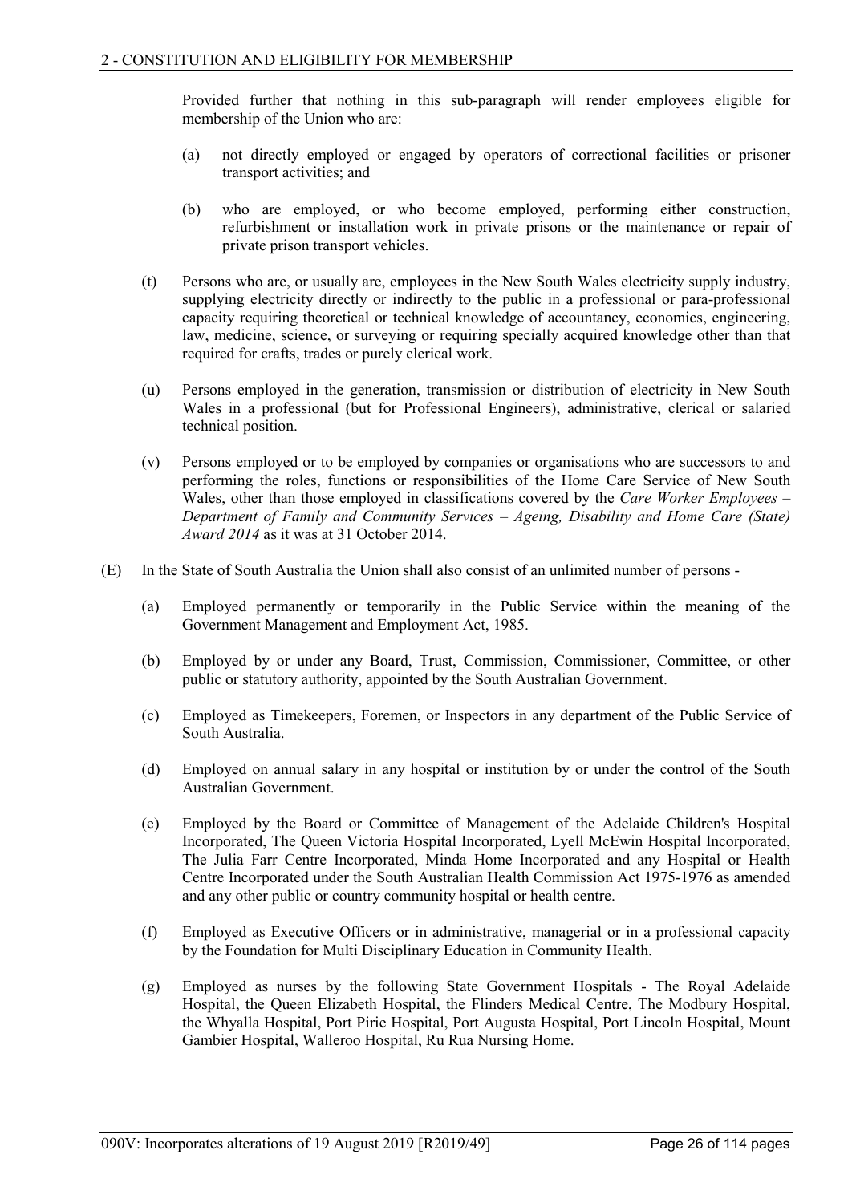Provided further that nothing in this sub-paragraph will render employees eligible for membership of the Union who are:

(a) not directly employed or engaged by operators of correctional facilities or prisoner transport activities; and

(b) who are employed, or who become employed, performing either construction, refurbishment or installation work in private prisons or the maintenance or repair of private prison transport vehicles.

(t) Persons who are, or usually are, employees in the New South Wales electricity supply industry, supplying electricity directly or indirectly to the public in a professional or para-professional capacity requiring theoretical or technical knowledge of accountancy, economics, engineering, law, medicine, science, or surveying or requiring specially acquired knowledge other than that required for crafts, trades or purely clerical work.

(u) Persons employed in the generation, transmission or distribution of electricity in New South Wales in a professional (but for Professional Engineers), administrative, clerical or salaried technical position.

(v) Persons employed or to be employed by companies or organisations who are successors to and performing the roles, functions or responsibilities of the Home Care Service of New South Wales, other than those employed in classifications covered by the *Care Worker Employees – Department of Family and Community Services – Ageing, Disability and Home Care (State) Award 2014* as it was at 31 October 2014.

(E) In the State of South Australia the Union shall also consist of an unlimited number of persons -

(a) Employed permanently or temporarily in the Public Service within the meaning of the Government Management and Employment Act, 1985.

(b) Employed by or under any Board, Trust, Commission, Commissioner, Committee, or other public or statutory authority, appointed by the South Australian Government.

(c) Employed as Timekeepers, Foremen, or Inspectors in any department of the Public Service of South Australia.

(d) Employed on annual salary in any hospital or institution by or under the control of the South Australian Government.

(e) Employed by the Board or Committee of Management of the Adelaide Children's Hospital Incorporated, The Queen Victoria Hospital Incorporated, Lyell McEwin Hospital Incorporated, The Julia Farr Centre Incorporated, Minda Home Incorporated and any Hospital or Health Centre Incorporated under the South Australian Health Commission Act 1975-1976 as amended and any other public or country community hospital or health centre.

(f) Employed as Executive Officers or in administrative, managerial or in a professional capacity by the Foundation for Multi Disciplinary Education in Community Health.

(g) Employed as nurses by the following State Government Hospitals - The Royal Adelaide Hospital, the Queen Elizabeth Hospital, the Flinders Medical Centre, The Modbury Hospital, the Whyalla Hospital, Port Pirie Hospital, Port Augusta Hospital, Port Lincoln Hospital, Mount Gambier Hospital, Walleroo Hospital, Ru Rua Nursing Home.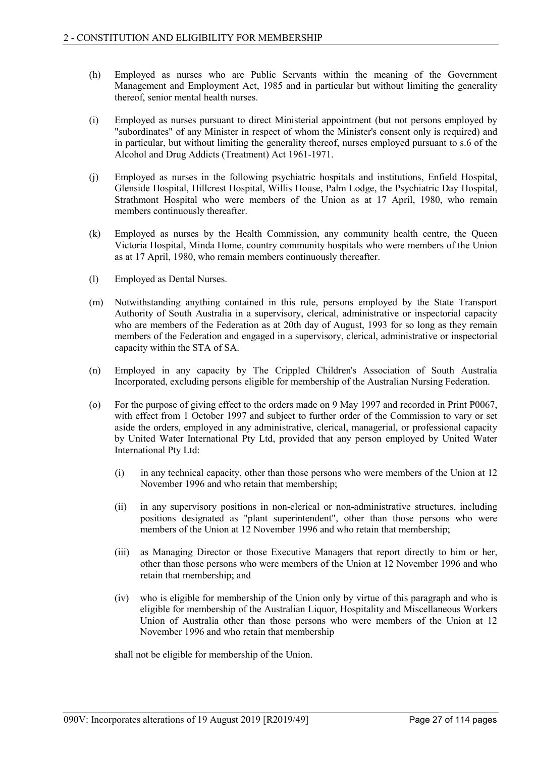(h) Employed as nurses who are Public Servants within the meaning of the Government Management and Employment Act, 1985 and in particular but without limiting the generality thereof, senior mental health nurses.

(i) Employed as nurses pursuant to direct Ministerial appointment (but not persons employed by "subordinates" of any Minister in respect of whom the Minister's consent only is required) and in particular, but without limiting the generality thereof, nurses employed pursuant to s.6 of the Alcohol and Drug Addicts (Treatment) Act 1961-1971.

(j) Employed as nurses in the following psychiatric hospitals and institutions, Enfield Hospital, Glenside Hospital, Hillcrest Hospital, Willis House, Palm Lodge, the Psychiatric Day Hospital, Strathmont Hospital who were members of the Union as at 17 April, 1980, who remain members continuously thereafter.

(k) Employed as nurses by the Health Commission, any community health centre, the Queen Victoria Hospital, Minda Home, country community hospitals who were members of the Union as at 17 April, 1980, who remain members continuously thereafter.

(l) Employed as Dental Nurses.

(m) Notwithstanding anything contained in this rule, persons employed by the State Transport Authority of South Australia in a supervisory, clerical, administrative or inspectorial capacity who are members of the Federation as at 20th day of August, 1993 for so long as they remain members of the Federation and engaged in a supervisory, clerical, administrative or inspectorial capacity within the STA of SA.

(n) Employed in any capacity by The Crippled Children's Association of South Australia Incorporated, excluding persons eligible for membership of the Australian Nursing Federation.

(o) For the purpose of giving effect to the orders made on 9 May 1997 and recorded in Print P0067, with effect from 1 October 1997 and subject to further order of the Commission to vary or set aside the orders, employed in any administrative, clerical, managerial, or professional capacity by United Water International Pty Ltd, provided that any person employed by United Water International Pty Ltd:

   (i) in any technical capacity, other than those persons who were members of the Union at 12 November 1996 and who retain that membership;

   (ii) in any supervisory positions in non-clerical or non-administrative structures, including positions designated as "plant superintendent", other than those persons who were members of the Union at 12 November 1996 and who retain that membership;

   (iii) as Managing Director or those Executive Managers that report directly to him or her, other than those persons who were members of the Union at 12 November 1996 and who retain that membership; and

   (iv) who is eligible for membership of the Union only by virtue of this paragraph and who is eligible for membership of the Australian Liquor, Hospitality and Miscellaneous Workers Union of Australia other than those persons who were members of the Union at 12 November 1996 and who retain that membership

   shall not be eligible for membership of the Union.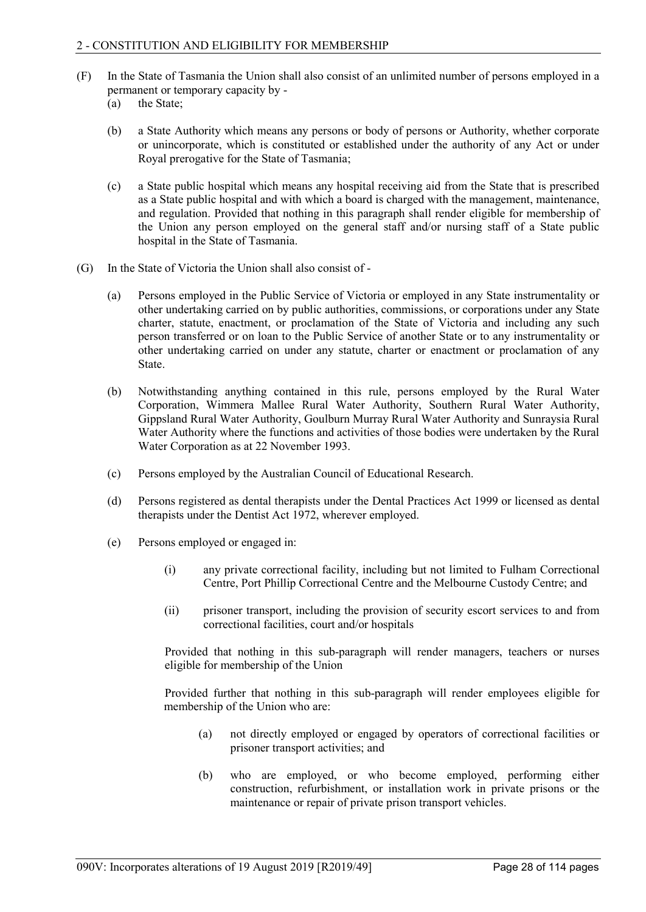(F) In the State of Tasmania the Union shall also consist of an unlimited number of persons employed in a permanent or temporary capacity by -

(a) the State;

(b) a State Authority which means any persons or body of persons or Authority, whether corporate or unincorporate, which is constituted or established under the authority of any Act or under Royal prerogative for the State of Tasmania;

(c) a State public hospital which means any hospital receiving aid from the State that is prescribed as a State public hospital and with which a board is charged with the management, maintenance, and regulation. Provided that nothing in this paragraph shall render eligible for membership of the Union any person employed on the general staff and/or nursing staff of a State public hospital in the State of Tasmania.

(G) In the State of Victoria the Union shall also consist of -

(a) Persons employed in the Public Service of Victoria or employed in any State instrumentality or other undertaking carried on by public authorities, commissions, or corporations under any State charter, statute, enactment, or proclamation of the State of Victoria and including any such person transferred or on loan to the Public Service of another State or to any instrumentality or other undertaking carried on under any statute, charter or enactment or proclamation of any State.

(b) Notwithstanding anything contained in this rule, persons employed by the Rural Water Corporation, Wimmera Mallee Rural Water Authority, Southern Rural Water Authority, Gippsland Rural Water Authority, Goulburn Murray Rural Water Authority and Sunraysia Rural Water Authority where the functions and activities of those bodies were undertaken by the Rural Water Corporation as at 22 November 1993.

(c) Persons employed by the Australian Council of Educational Research.

(d) Persons registered as dental therapists under the Dental Practices Act 1999 or licensed as dental therapists under the Dentist Act 1972, wherever employed.

(e) Persons employed or engaged in:

(i) any private correctional facility, including but not limited to Fulham Correctional Centre, Port Phillip Correctional Centre and the Melbourne Custody Centre; and

(ii) prisoner transport, including the provision of security escort services to and from correctional facilities, court and/or hospitals

Provided that nothing in this sub-paragraph will render managers, teachers or nurses eligible for membership of the Union

Provided further that nothing in this sub-paragraph will render employees eligible for membership of the Union who are:

(a) not directly employed or engaged by operators of correctional facilities or prisoner transport activities; and

(b) who are employed, or who become employed, performing either construction, refurbishment, or installation work in private prisons or the maintenance or repair of private prison transport vehicles.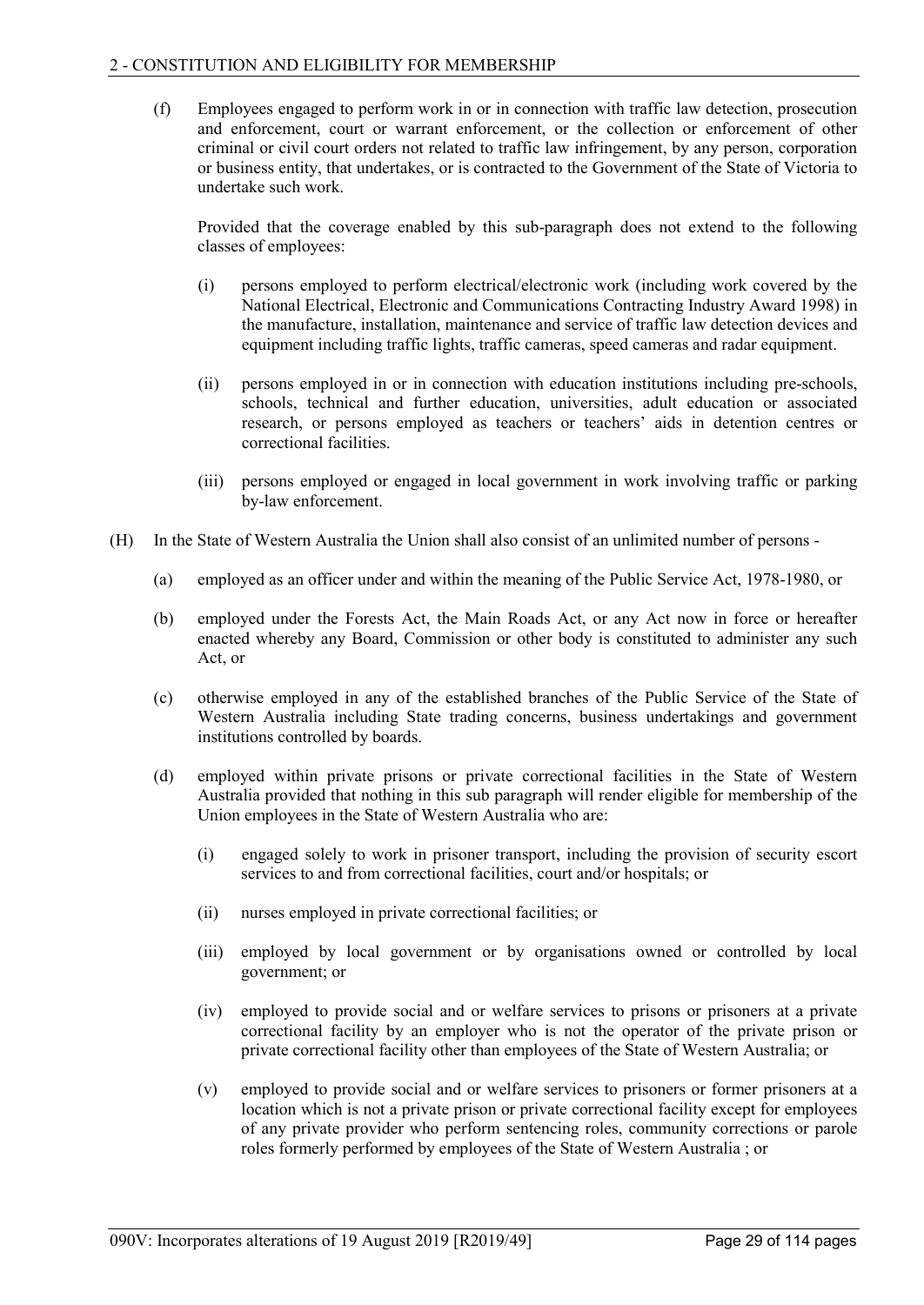(f) Employees engaged to perform work in or in connection with traffic law detection, prosecution and enforcement, court or warrant enforcement, or the collection or enforcement of other criminal or civil court orders not related to traffic law infringement, by any person, corporation or business entity, that undertakes, or is contracted to the Government of the State of Victoria to undertake such work.

Provided that the coverage enabled by this sub-paragraph does not extend to the following classes of employees:

(i) persons employed to perform electrical/electronic work (including work covered by the National Electrical, Electronic and Communications Contracting Industry Award 1998) in the manufacture, installation, maintenance and service of traffic law detection devices and equipment including traffic lights, traffic cameras, speed cameras and radar equipment.

(ii) persons employed in or in connection with education institutions including pre-schools, schools, technical and further education, universities, adult education or associated research, or persons employed as teachers or teachers' aids in detention centres or correctional facilities.

(iii) persons employed or engaged in local government in work involving traffic or parking by-law enforcement.

(H) In the State of Western Australia the Union shall also consist of an unlimited number of persons -

(a) employed as an officer under and within the meaning of the Public Service Act, 1978-1980, or

(b) employed under the Forests Act, the Main Roads Act, or any Act now in force or hereafter enacted whereby any Board, Commission or other body is constituted to administer any such Act, or

(c) otherwise employed in any of the established branches of the Public Service of the State of Western Australia including State trading concerns, business undertakings and government institutions controlled by boards.

(d) employed within private prisons or private correctional facilities in the State of Western Australia provided that nothing in this sub paragraph will render eligible for membership of the Union employees in the State of Western Australia who are:

(i) engaged solely to work in prisoner transport, including the provision of security escort services to and from correctional facilities, court and/or hospitals; or

(ii) nurses employed in private correctional facilities; or

(iii) employed by local government or by organisations owned or controlled by local government; or

(iv) employed to provide social and or welfare services to prisons or prisoners at a private correctional facility by an employer who is not the operator of the private prison or private correctional facility other than employees of the State of Western Australia; or

(v) employed to provide social and or welfare services to prisoners or former prisoners at a location which is not a private prison or private correctional facility except for employees of any private provider who perform sentencing roles, community corrections or parole roles formerly performed by employees of the State of Western Australia ; or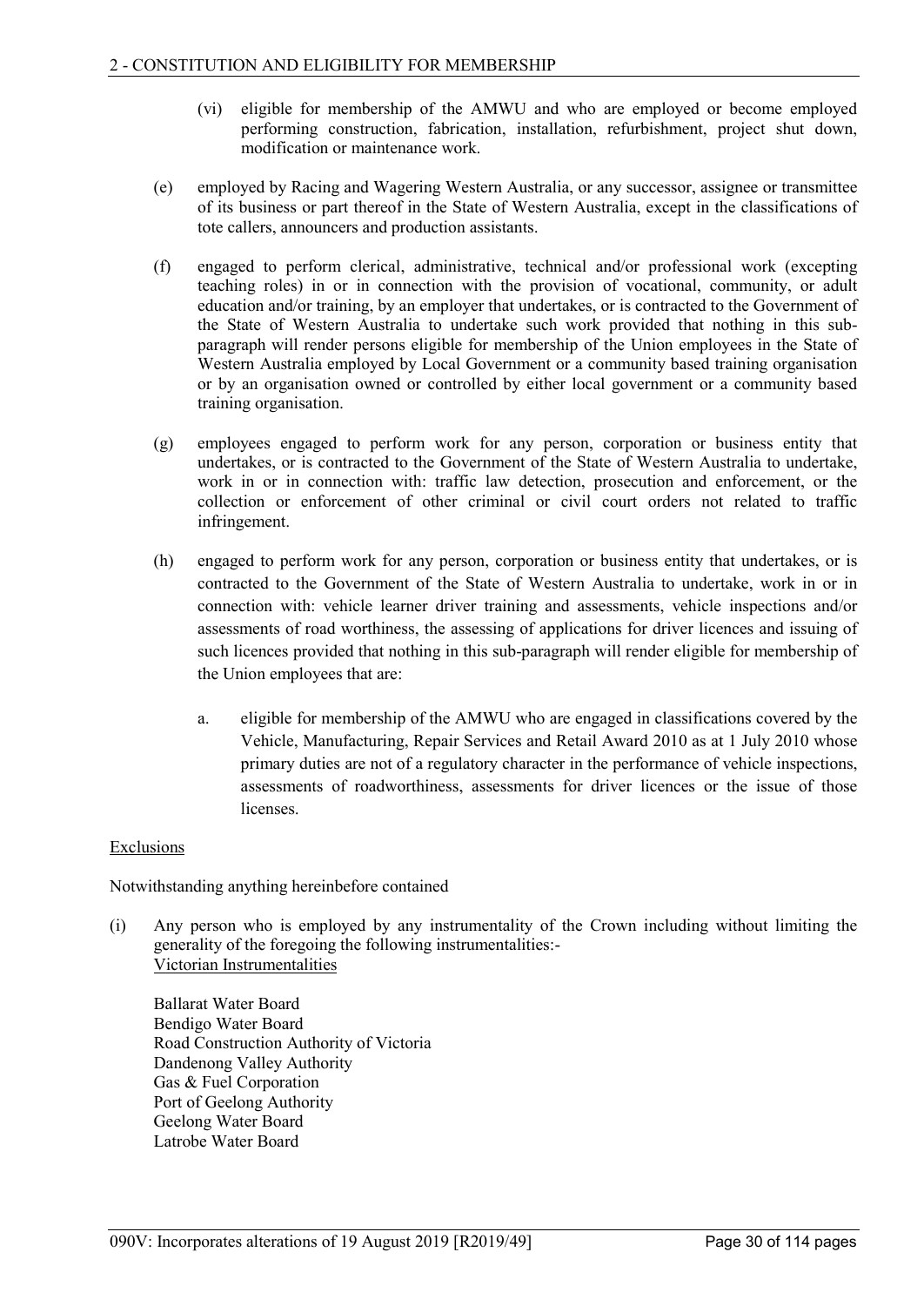(vi) eligible for membership of the AMWU and who are employed or become employed performing construction, fabrication, installation, refurbishment, project shut down, modification or maintenance work.

(e) employed by Racing and Wagering Western Australia, or any successor, assignee or transmittee of its business or part thereof in the State of Western Australia, except in the classifications of tote callers, announcers and production assistants.

(f) engaged to perform clerical, administrative, technical and/or professional work (excepting teaching roles) in or in connection with the provision of vocational, community, or adult education and/or training, by an employer that undertakes, or is contracted to the Government of the State of Western Australia to undertake such work provided that nothing in this sub-paragraph will render persons eligible for membership of the Union employees in the State of Western Australia employed by Local Government or a community based training organisation or by an organisation owned or controlled by either local government or a community based training organisation.

(g) employees engaged to perform work for any person, corporation or business entity that undertakes, or is contracted to the Government of the State of Western Australia to undertake, work in or in connection with: traffic law detection, prosecution and enforcement, or the collection or enforcement of other criminal or civil court orders not related to traffic infringement.

(h) engaged to perform work for any person, corporation or business entity that undertakes, or is contracted to the Government of the State of Western Australia to undertake, work in or in connection with: vehicle learner driver training and assessments, vehicle inspections and/or assessments of road worthiness, the assessing of applications for driver licences and issuing of such licences provided that nothing in this sub-paragraph will render eligible for membership of the Union employees that are:

a. eligible for membership of the AMWU who are engaged in classifications covered by the Vehicle, Manufacturing, Repair Services and Retail Award 2010 as at 1 July 2010 whose primary duties are not of a regulatory character in the performance of vehicle inspections, assessments of roadworthiness, assessments for driver licences or the issue of those licenses.

Exclusions

Notwithstanding anything hereinbefore contained

(i) Any person who is employed by any instrumentality of the Crown including without limiting the generality of the foregoing the following instrumentalities:-

Victorian Instrumentalities

Ballarat Water Board
Bendigo Water Board
Road Construction Authority of Victoria
Dandenong Valley Authority
Gas & Fuel Corporation
Port of Geelong Authority
Geelong Water Board
Latrobe Water Board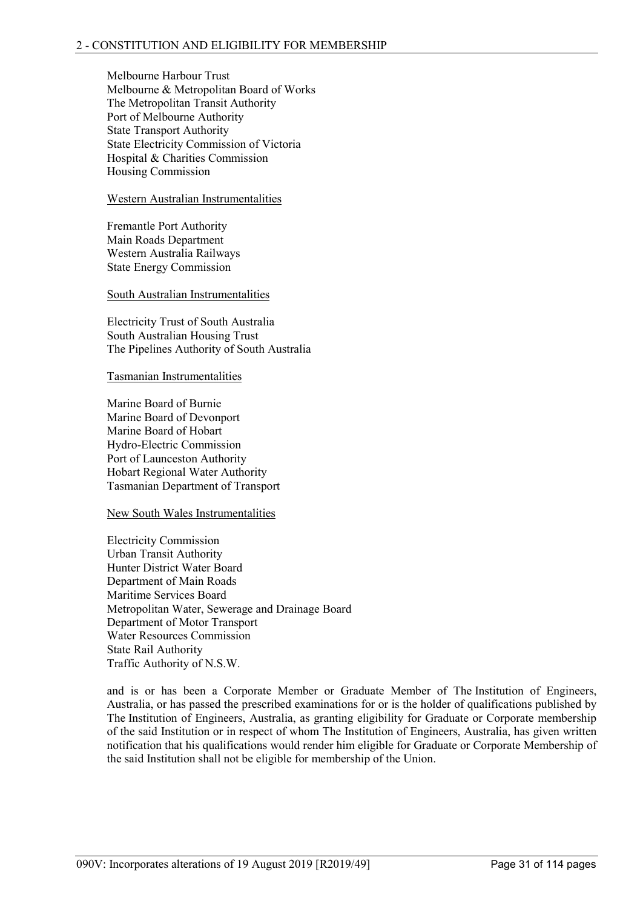Melbourne Harbour Trust
Melbourne & Metropolitan Board of Works
The Metropolitan Transit Authority
Port of Melbourne Authority
State Transport Authority
State Electricity Commission of Victoria
Hospital & Charities Commission
Housing Commission

<u>Western Australian Instrumentalities</u>

Fremantle Port Authority
Main Roads Department
Western Australia Railways
State Energy Commission

<u>South Australian Instrumentalities</u>

Electricity Trust of South Australia
South Australian Housing Trust
The Pipelines Authority of South Australia

<u>Tasmanian Instrumentalities</u>

Marine Board of Burnie
Marine Board of Devonport
Marine Board of Hobart
Hydro-Electric Commission
Port of Launceston Authority
Hobart Regional Water Authority
Tasmanian Department of Transport

<u>New South Wales Instrumentalities</u>

Electricity Commission
Urban Transit Authority
Hunter District Water Board
Department of Main Roads
Maritime Services Board
Metropolitan Water, Sewerage and Drainage Board
Department of Motor Transport
Water Resources Commission
State Rail Authority
Traffic Authority of N.S.W.

and is or has been a Corporate Member or Graduate Member of The Institution of Engineers, Australia, or has passed the prescribed examinations for or is the holder of qualifications published by The Institution of Engineers, Australia, as granting eligibility for Graduate or Corporate membership of the said Institution or in respect of whom The Institution of Engineers, Australia, has given written notification that his qualifications would render him eligible for Graduate or Corporate Membership of the said Institution shall not be eligible for membership of the Union.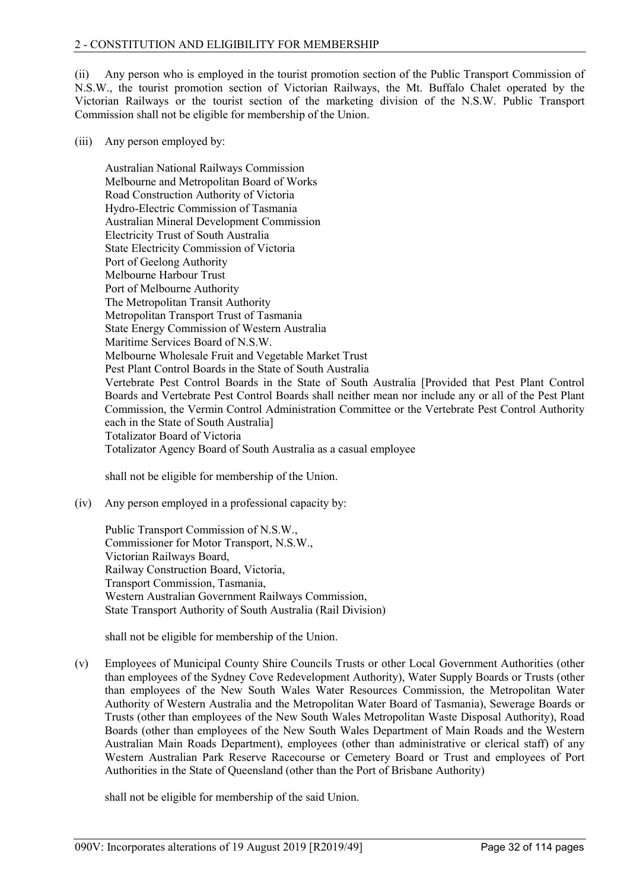(ii) Any person who is employed in the tourist promotion section of the Public Transport Commission of N.S.W., the tourist promotion section of Victorian Railways, the Mt. Buffalo Chalet operated by the Victorian Railways or the tourist section of the marketing division of the N.S.W. Public Transport Commission shall not be eligible for membership of the Union.

(iii) Any person employed by:

Australian National Railways Commission
Melbourne and Metropolitan Board of Works
Road Construction Authority of Victoria
Hydro-Electric Commission of Tasmania
Australian Mineral Development Commission
Electricity Trust of South Australia
State Electricity Commission of Victoria
Port of Geelong Authority
Melbourne Harbour Trust
Port of Melbourne Authority
The Metropolitan Transit Authority
Metropolitan Transport Trust of Tasmania
State Energy Commission of Western Australia
Maritime Services Board of N.S.W.
Melbourne Wholesale Fruit and Vegetable Market Trust
Pest Plant Control Boards in the State of South Australia
Vertebrate Pest Control Boards in the State of South Australia [Provided that Pest Plant Control Boards and Vertebrate Pest Control Boards shall neither mean nor include any or all of the Pest Plant Commission, the Vermin Control Administration Committee or the Vertebrate Pest Control Authority each in the State of South Australia]
Totalizator Board of Victoria
Totalizator Agency Board of South Australia as a casual employee

shall not be eligible for membership of the Union.

(iv) Any person employed in a professional capacity by:

Public Transport Commission of N.S.W.,
Commissioner for Motor Transport, N.S.W.,
Victorian Railways Board,
Railway Construction Board, Victoria,
Transport Commission, Tasmania,
Western Australian Government Railways Commission,
State Transport Authority of South Australia (Rail Division)

shall not be eligible for membership of the Union.

(v) Employees of Municipal County Shire Councils Trusts or other Local Government Authorities (other than employees of the Sydney Cove Redevelopment Authority), Water Supply Boards or Trusts (other than employees of the New South Wales Water Resources Commission, the Metropolitan Water Authority of Western Australia and the Metropolitan Water Board of Tasmania), Sewerage Boards or Trusts (other than employees of the New South Wales Metropolitan Waste Disposal Authority), Road Boards (other than employees of the New South Wales Department of Main Roads and the Western Australian Main Roads Department), employees (other than administrative or clerical staff) of any Western Australian Park Reserve Racecourse or Cemetery Board or Trust and employees of Port Authorities in the State of Queensland (other than the Port of Brisbane Authority)

shall not be eligible for membership of the said Union.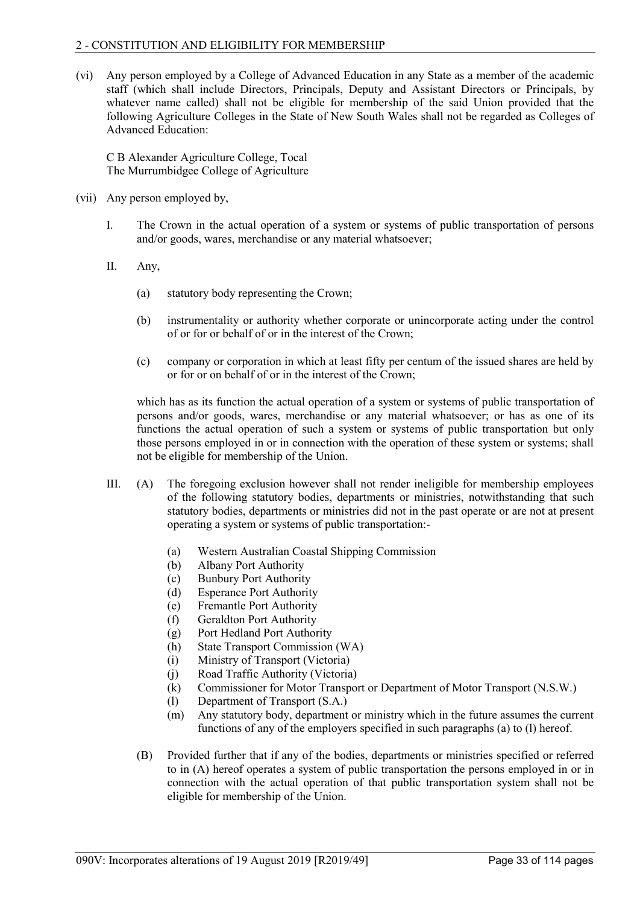(vi) Any person employed by a College of Advanced Education in any State as a member of the academic staff (which shall include Directors, Principals, Deputy and Assistant Directors or Principals, by whatever name called) shall not be eligible for membership of the said Union provided that the following Agriculture Colleges in the State of New South Wales shall not be regarded as Colleges of Advanced Education:

C B Alexander Agriculture College, Tocal
The Murrumbidgee College of Agriculture

(vii) Any person employed by,

I. The Crown in the actual operation of a system or systems of public transportation of persons and/or goods, wares, merchandise or any material whatsoever;

II. Any,

(a) statutory body representing the Crown;

(b) instrumentality or authority whether corporate or unincorporate acting under the control of or for or behalf of or in the interest of the Crown;

(c) company or corporation in which at least fifty per centum of the issued shares are held by or for or on behalf of or in the interest of the Crown;

which has as its function the actual operation of a system or systems of public transportation of persons and/or goods, wares, merchandise or any material whatsoever; or has as one of its functions the actual operation of such a system or systems of public transportation but only those persons employed in or in connection with the operation of these system or systems; shall not be eligible for membership of the Union.

III. (A) The foregoing exclusion however shall not render ineligible for membership employees of the following statutory bodies, departments or ministries, notwithstanding that such statutory bodies, departments or ministries did not in the past operate or are not at present operating a system or systems of public transportation:-

(a) Western Australian Coastal Shipping Commission
(b) Albany Port Authority
(c) Bunbury Port Authority
(d) Esperance Port Authority
(e) Fremantle Port Authority
(f) Geraldton Port Authority
(g) Port Hedland Port Authority
(h) State Transport Commission (WA)
(i) Ministry of Transport (Victoria)
(j) Road Traffic Authority (Victoria)
(k) Commissioner for Motor Transport or Department of Motor Transport (N.S.W.)
(l) Department of Transport (S.A.)
(m) Any statutory body, department or ministry which in the future assumes the current functions of any of the employers specified in such paragraphs (a) to (l) hereof.

(B) Provided further that if any of the bodies, departments or ministries specified or referred to in (A) hereof operates a system of public transportation the persons employed in or in connection with the actual operation of that public transportation system shall not be eligible for membership of the Union.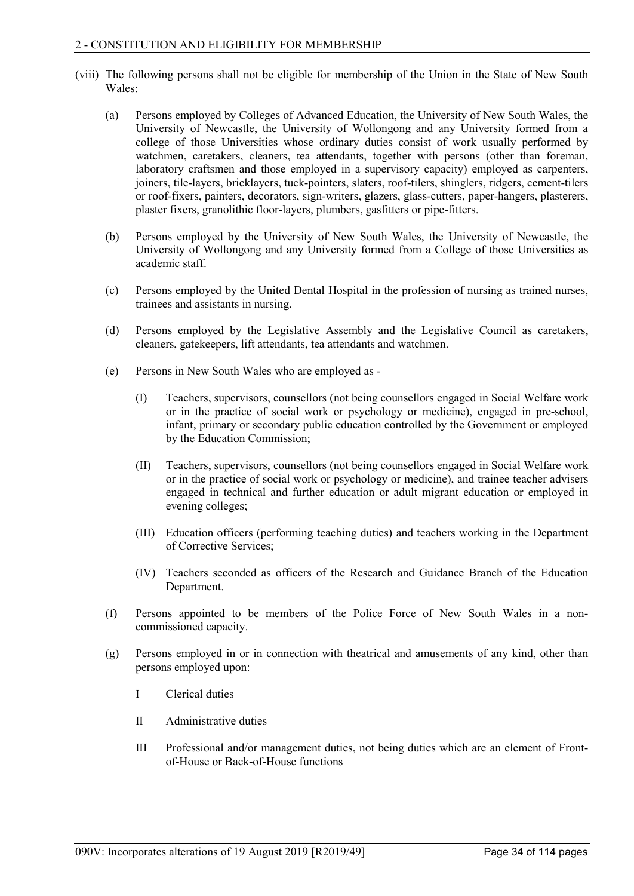(viii) The following persons shall not be eligible for membership of the Union in the State of New South Wales:

(a) Persons employed by Colleges of Advanced Education, the University of New South Wales, the University of Newcastle, the University of Wollongong and any University formed from a college of those Universities whose ordinary duties consist of work usually performed by watchmen, caretakers, cleaners, tea attendants, together with persons (other than foreman, laboratory craftsmen and those employed in a supervisory capacity) employed as carpenters, joiners, tile-layers, bricklayers, tuck-pointers, slaters, roof-tilers, shinglers, ridgers, cement-tilers or roof-fixers, painters, decorators, sign-writers, glazers, glass-cutters, paper-hangers, plasterers, plaster fixers, granolithic floor-layers, plumbers, gasfitters or pipe-fitters.

(b) Persons employed by the University of New South Wales, the University of Newcastle, the University of Wollongong and any University formed from a College of those Universities as academic staff.

(c) Persons employed by the United Dental Hospital in the profession of nursing as trained nurses, trainees and assistants in nursing.

(d) Persons employed by the Legislative Assembly and the Legislative Council as caretakers, cleaners, gatekeepers, lift attendants, tea attendants and watchmen.

(e) Persons in New South Wales who are employed as -

(I) Teachers, supervisors, counsellors (not being counsellors engaged in Social Welfare work or in the practice of social work or psychology or medicine), engaged in pre-school, infant, primary or secondary public education controlled by the Government or employed by the Education Commission;

(II) Teachers, supervisors, counsellors (not being counsellors engaged in Social Welfare work or in the practice of social work or psychology or medicine), and trainee teacher advisers engaged in technical and further education or adult migrant education or employed in evening colleges;

(III) Education officers (performing teaching duties) and teachers working in the Department of Corrective Services;

(IV) Teachers seconded as officers of the Research and Guidance Branch of the Education Department.

(f) Persons appointed to be members of the Police Force of New South Wales in a non-commissioned capacity.

(g) Persons employed in or in connection with theatrical and amusements of any kind, other than persons employed upon:

I Clerical duties

II Administrative duties

III Professional and/or management duties, not being duties which are an element of Front-of-House or Back-of-House functions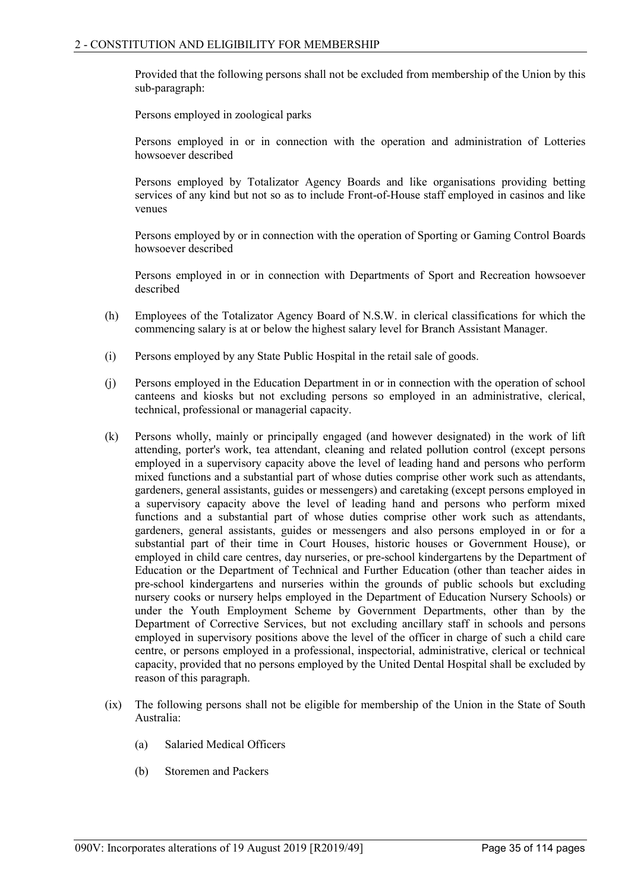Provided that the following persons shall not be excluded from membership of the Union by this sub-paragraph:

Persons employed in zoological parks

Persons employed in or in connection with the operation and administration of Lotteries howsoever described

Persons employed by Totalizator Agency Boards and like organisations providing betting services of any kind but not so as to include Front-of-House staff employed in casinos and like venues

Persons employed by or in connection with the operation of Sporting or Gaming Control Boards howsoever described

Persons employed in or in connection with Departments of Sport and Recreation howsoever described

(h) Employees of the Totalizator Agency Board of N.S.W. in clerical classifications for which the commencing salary is at or below the highest salary level for Branch Assistant Manager.

(i) Persons employed by any State Public Hospital in the retail sale of goods.

(j) Persons employed in the Education Department in or in connection with the operation of school canteens and kiosks but not excluding persons so employed in an administrative, clerical, technical, professional or managerial capacity.

(k) Persons wholly, mainly or principally engaged (and however designated) in the work of lift attending, porter's work, tea attendant, cleaning and related pollution control (except persons employed in a supervisory capacity above the level of leading hand and persons who perform mixed functions and a substantial part of whose duties comprise other work such as attendants, gardeners, general assistants, guides or messengers) and caretaking (except persons employed in a supervisory capacity above the level of leading hand and persons who perform mixed functions and a substantial part of whose duties comprise other work such as attendants, gardeners, general assistants, guides or messengers and also persons employed in or for a substantial part of their time in Court Houses, historic houses or Government House), or employed in child care centres, day nurseries, or pre-school kindergartens by the Department of Education or the Department of Technical and Further Education (other than teacher aides in pre-school kindergartens and nurseries within the grounds of public schools but excluding nursery cooks or nursery helps employed in the Department of Education Nursery Schools) or under the Youth Employment Scheme by Government Departments, other than by the Department of Corrective Services, but not excluding ancillary staff in schools and persons employed in supervisory positions above the level of the officer in charge of such a child care centre, or persons employed in a professional, inspectorial, administrative, clerical or technical capacity, provided that no persons employed by the United Dental Hospital shall be excluded by reason of this paragraph.

(ix) The following persons shall not be eligible for membership of the Union in the State of South Australia:

(a) Salaried Medical Officers

(b) Storemen and Packers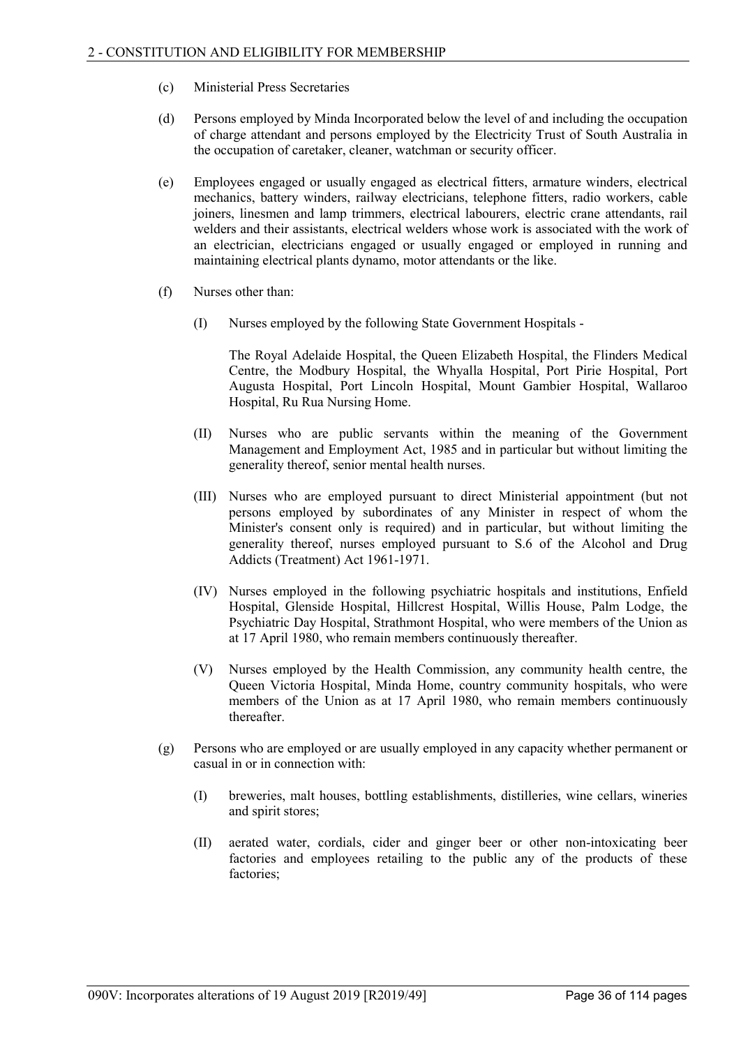(c) Ministerial Press Secretaries

(d) Persons employed by Minda Incorporated below the level of and including the occupation of charge attendant and persons employed by the Electricity Trust of South Australia in the occupation of caretaker, cleaner, watchman or security officer.

(e) Employees engaged or usually engaged as electrical fitters, armature winders, electrical mechanics, battery winders, railway electricians, telephone fitters, radio workers, cable joiners, linesmen and lamp trimmers, electrical labourers, electric crane attendants, rail welders and their assistants, electrical welders whose work is associated with the work of an electrician, electricians engaged or usually engaged or employed in running and maintaining electrical plants dynamo, motor attendants or the like.

(f) Nurses other than:

   (I) Nurses employed by the following State Government Hospitals -

   The Royal Adelaide Hospital, the Queen Elizabeth Hospital, the Flinders Medical Centre, the Modbury Hospital, the Whyalla Hospital, Port Pirie Hospital, Port Augusta Hospital, Port Lincoln Hospital, Mount Gambier Hospital, Wallaroo Hospital, Ru Rua Nursing Home.

   (II) Nurses who are public servants within the meaning of the Government Management and Employment Act, 1985 and in particular but without limiting the generality thereof, senior mental health nurses.

   (III) Nurses who are employed pursuant to direct Ministerial appointment (but not persons employed by subordinates of any Minister in respect of whom the Minister's consent only is required) and in particular, but without limiting the generality thereof, nurses employed pursuant to S.6 of the Alcohol and Drug Addicts (Treatment) Act 1961-1971.

   (IV) Nurses employed in the following psychiatric hospitals and institutions, Enfield Hospital, Glenside Hospital, Hillcrest Hospital, Willis House, Palm Lodge, the Psychiatric Day Hospital, Strathmont Hospital, who were members of the Union as at 17 April 1980, who remain members continuously thereafter.

   (V) Nurses employed by the Health Commission, any community health centre, the Queen Victoria Hospital, Minda Home, country community hospitals, who were members of the Union as at 17 April 1980, who remain members continuously thereafter.

(g) Persons who are employed or are usually employed in any capacity whether permanent or casual in or in connection with:

   (I) breweries, malt houses, bottling establishments, distilleries, wine cellars, wineries and spirit stores;

   (II) aerated water, cordials, cider and ginger beer or other non-intoxicating beer factories and employees retailing to the public any of the products of these factories;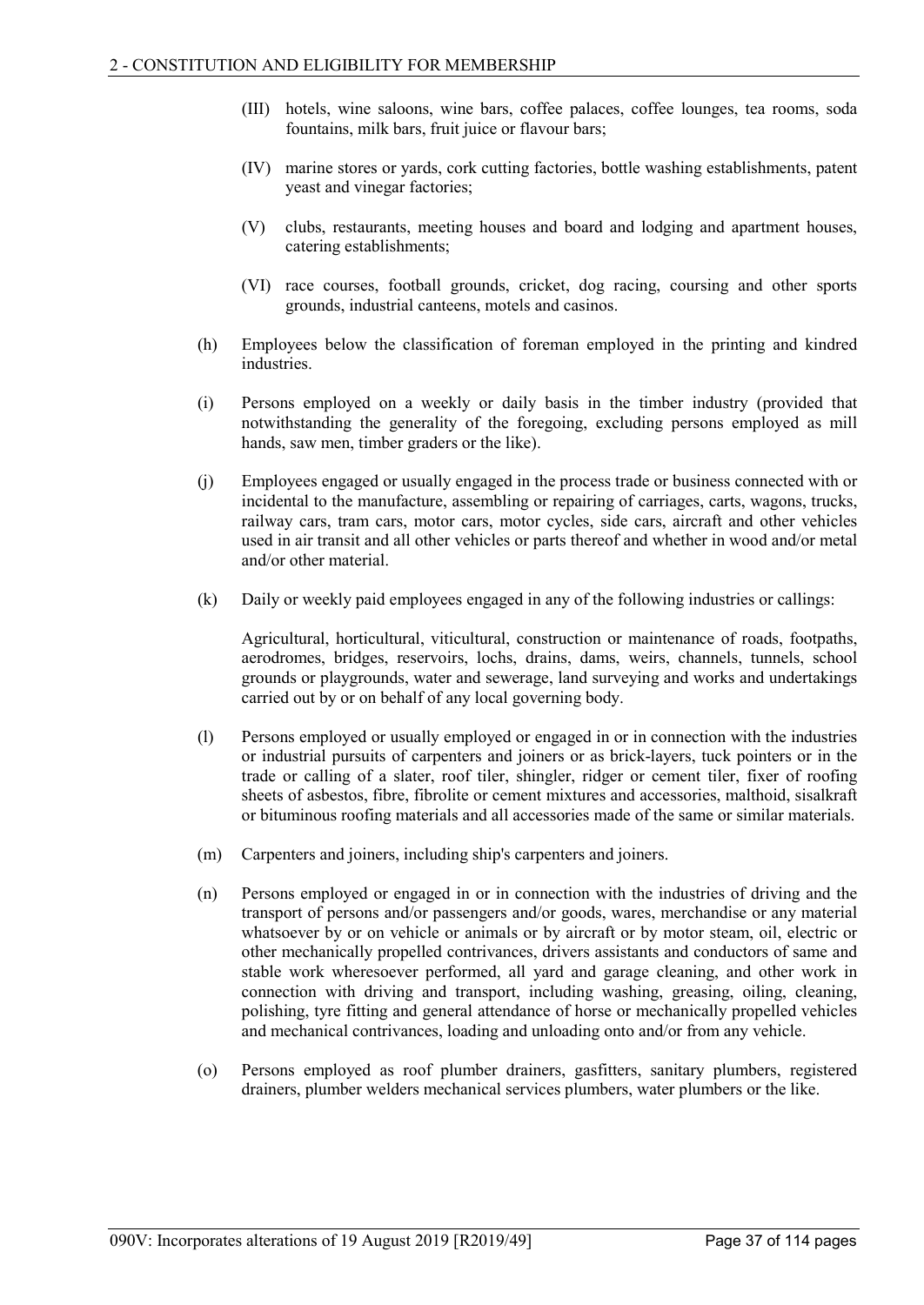(III) hotels, wine saloons, wine bars, coffee palaces, coffee lounges, tea rooms, soda fountains, milk bars, fruit juice or flavour bars;

(IV) marine stores or yards, cork cutting factories, bottle washing establishments, patent yeast and vinegar factories;

(V) clubs, restaurants, meeting houses and board and lodging and apartment houses, catering establishments;

(VI) race courses, football grounds, cricket, dog racing, coursing and other sports grounds, industrial canteens, motels and casinos.

(h) Employees below the classification of foreman employed in the printing and kindred industries.

(i) Persons employed on a weekly or daily basis in the timber industry (provided that notwithstanding the generality of the foregoing, excluding persons employed as mill hands, saw men, timber graders or the like).

(j) Employees engaged or usually engaged in the process trade or business connected with or incidental to the manufacture, assembling or repairing of carriages, carts, wagons, trucks, railway cars, tram cars, motor cars, motor cycles, side cars, aircraft and other vehicles used in air transit and all other vehicles or parts thereof and whether in wood and/or metal and/or other material.

(k) Daily or weekly paid employees engaged in any of the following industries or callings:

Agricultural, horticultural, viticultural, construction or maintenance of roads, footpaths, aerodromes, bridges, reservoirs, lochs, drains, dams, weirs, channels, tunnels, school grounds or playgrounds, water and sewerage, land surveying and works and undertakings carried out by or on behalf of any local governing body.

(l) Persons employed or usually employed or engaged in or in connection with the industries or industrial pursuits of carpenters and joiners or as brick-layers, tuck pointers or in the trade or calling of a slater, roof tiler, shingler, ridger or cement tiler, fixer of roofing sheets of asbestos, fibre, fibrolite or cement mixtures and accessories, malthoid, sisalkraft or bituminous roofing materials and all accessories made of the same or similar materials.

(m) Carpenters and joiners, including ship's carpenters and joiners.

(n) Persons employed or engaged in or in connection with the industries of driving and the transport of persons and/or passengers and/or goods, wares, merchandise or any material whatsoever by or on vehicle or animals or by aircraft or by motor steam, oil, electric or other mechanically propelled contrivances, drivers assistants and conductors of same and stable work wheresoever performed, all yard and garage cleaning, and other work in connection with driving and transport, including washing, greasing, oiling, cleaning, polishing, tyre fitting and general attendance of horse or mechanically propelled vehicles and mechanical contrivances, loading and unloading onto and/or from any vehicle.

(o) Persons employed as roof plumber drainers, gasfitters, sanitary plumbers, registered drainers, plumber welders mechanical services plumbers, water plumbers or the like.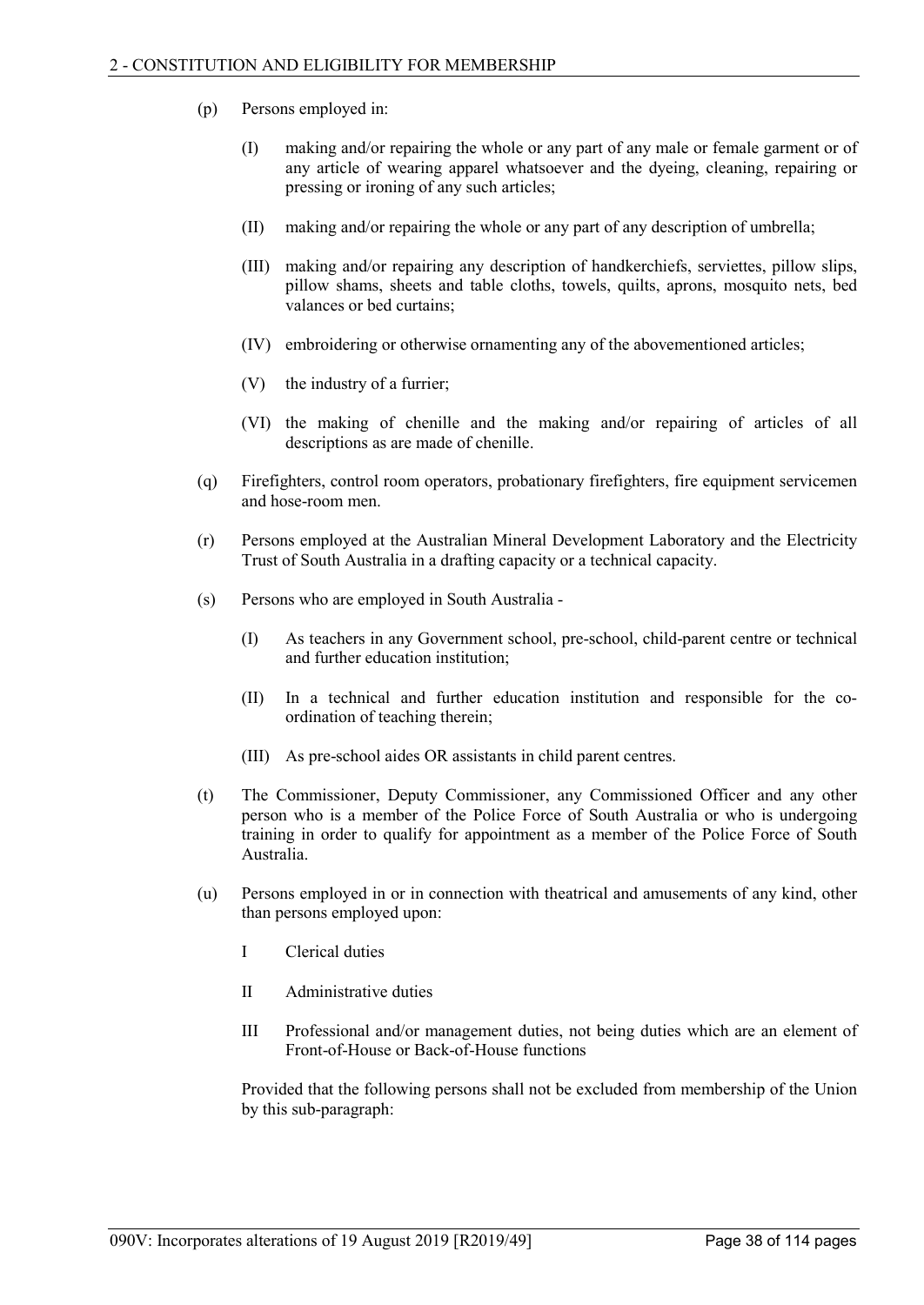(p) Persons employed in:

(I) making and/or repairing the whole or any part of any male or female garment or of any article of wearing apparel whatsoever and the dyeing, cleaning, repairing or pressing or ironing of any such articles;

(II) making and/or repairing the whole or any part of any description of umbrella;

(III) making and/or repairing any description of handkerchiefs, serviettes, pillow slips, pillow shams, sheets and table cloths, towels, quilts, aprons, mosquito nets, bed valances or bed curtains;

(IV) embroidering or otherwise ornamenting any of the abovementioned articles;

(V) the industry of a furrier;

(VI) the making of chenille and the making and/or repairing of articles of all descriptions as are made of chenille.

(q) Firefighters, control room operators, probationary firefighters, fire equipment servicemen and hose-room men.

(r) Persons employed at the Australian Mineral Development Laboratory and the Electricity Trust of South Australia in a drafting capacity or a technical capacity.

(s) Persons who are employed in South Australia -

(I) As teachers in any Government school, pre-school, child-parent centre or technical and further education institution;

(II) In a technical and further education institution and responsible for the co-ordination of teaching therein;

(III) As pre-school aides OR assistants in child parent centres.

(t) The Commissioner, Deputy Commissioner, any Commissioned Officer and any other person who is a member of the Police Force of South Australia or who is undergoing training in order to qualify for appointment as a member of the Police Force of South Australia.

(u) Persons employed in or in connection with theatrical and amusements of any kind, other than persons employed upon:

I Clerical duties

II Administrative duties

III Professional and/or management duties, not being duties which are an element of Front-of-House or Back-of-House functions

Provided that the following persons shall not be excluded from membership of the Union by this sub-paragraph: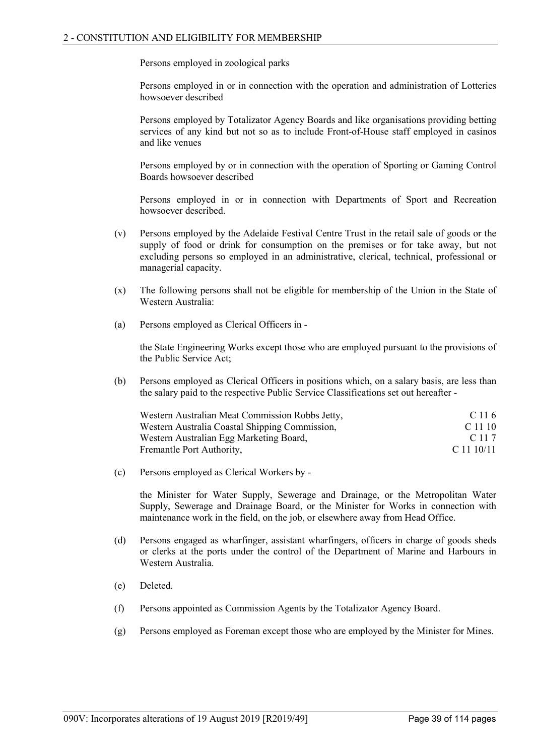Persons employed in zoological parks

Persons employed in or in connection with the operation and administration of Lotteries howsoever described

Persons employed by Totalizator Agency Boards and like organisations providing betting services of any kind but not so as to include Front-of-House staff employed in casinos and like venues

Persons employed by or in connection with the operation of Sporting or Gaming Control Boards howsoever described

Persons employed in or in connection with Departments of Sport and Recreation howsoever described.

(v) Persons employed by the Adelaide Festival Centre Trust in the retail sale of goods or the supply of food or drink for consumption on the premises or for take away, but not excluding persons so employed in an administrative, clerical, technical, professional or managerial capacity.

(x) The following persons shall not be eligible for membership of the Union in the State of Western Australia:

(a) Persons employed as Clerical Officers in -

the State Engineering Works except those who are employed pursuant to the provisions of the Public Service Act;

(b) Persons employed as Clerical Officers in positions which, on a salary basis, are less than the salary paid to the respective Public Service Classifications set out hereafter -

| | |
|---|---|
| Western Australian Meat Commission Robbs Jetty, | C 11 6 |
| Western Australia Coastal Shipping Commission, | C 11 10 |
| Western Australian Egg Marketing Board, | C 11 7 |
| Fremantle Port Authority, | C 11 10/11 |

(c) Persons employed as Clerical Workers by -

the Minister for Water Supply, Sewerage and Drainage, or the Metropolitan Water Supply, Sewerage and Drainage Board, or the Minister for Works in connection with maintenance work in the field, on the job, or elsewhere away from Head Office.

(d) Persons engaged as wharfinger, assistant wharfingers, officers in charge of goods sheds or clerks at the ports under the control of the Department of Marine and Harbours in Western Australia.

(e) Deleted.

(f) Persons appointed as Commission Agents by the Totalizator Agency Board.

(g) Persons employed as Foreman except those who are employed by the Minister for Mines.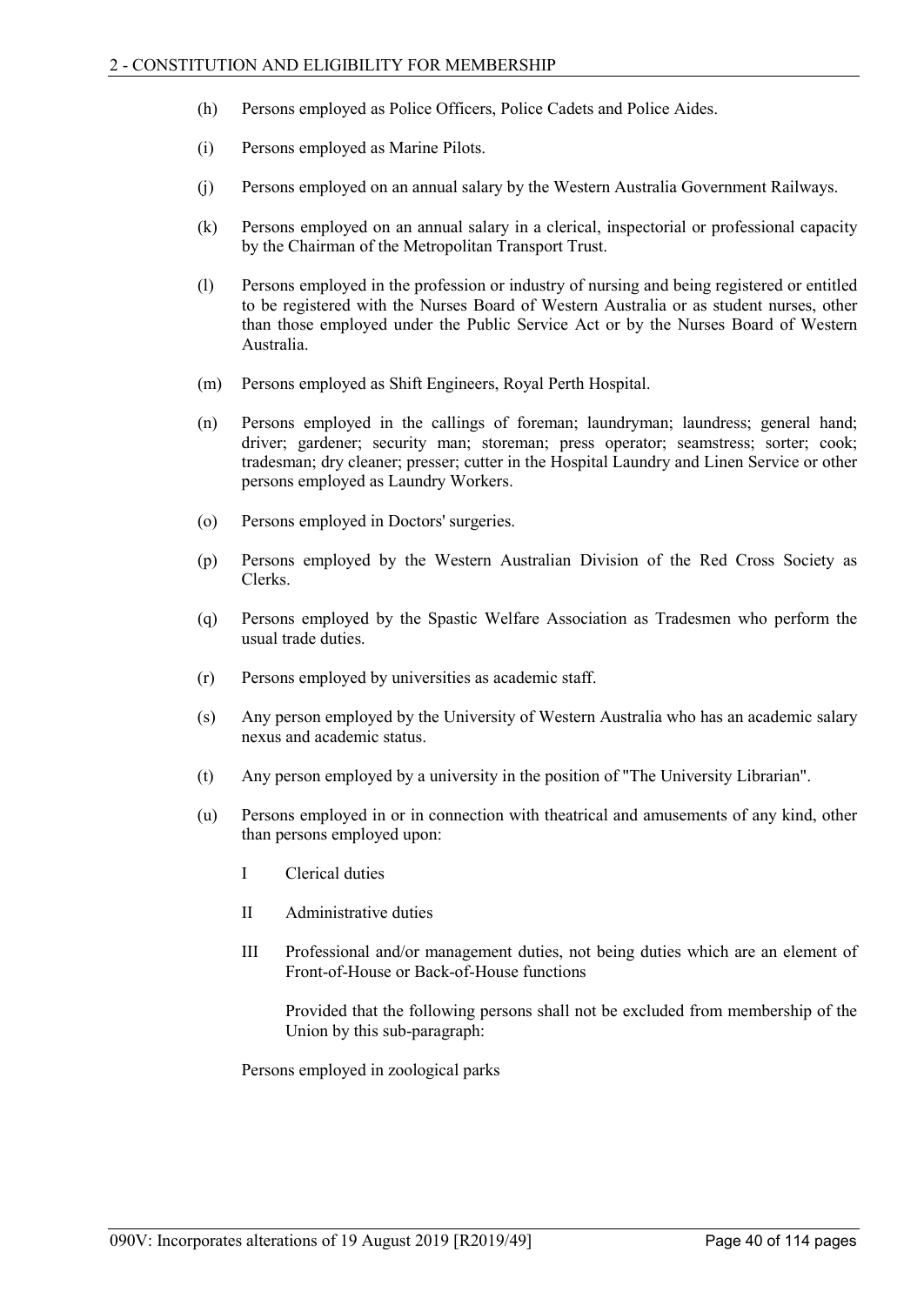(h) Persons employed as Police Officers, Police Cadets and Police Aides.

(i) Persons employed as Marine Pilots.

(j) Persons employed on an annual salary by the Western Australia Government Railways.

(k) Persons employed on an annual salary in a clerical, inspectorial or professional capacity by the Chairman of the Metropolitan Transport Trust.

(l) Persons employed in the profession or industry of nursing and being registered or entitled to be registered with the Nurses Board of Western Australia or as student nurses, other than those employed under the Public Service Act or by the Nurses Board of Western Australia.

(m) Persons employed as Shift Engineers, Royal Perth Hospital.

(n) Persons employed in the callings of foreman; laundryman; laundress; general hand; driver; gardener; security man; storeman; press operator; seamstress; sorter; cook; tradesman; dry cleaner; presser; cutter in the Hospital Laundry and Linen Service or other persons employed as Laundry Workers.

(o) Persons employed in Doctors' surgeries.

(p) Persons employed by the Western Australian Division of the Red Cross Society as Clerks.

(q) Persons employed by the Spastic Welfare Association as Tradesmen who perform the usual trade duties.

(r) Persons employed by universities as academic staff.

(s) Any person employed by the University of Western Australia who has an academic salary nexus and academic status.

(t) Any person employed by a university in the position of "The University Librarian".

(u) Persons employed in or in connection with theatrical and amusements of any kind, other than persons employed upon:

  I Clerical duties

  II Administrative duties

  III Professional and/or management duties, not being duties which are an element of Front-of-House or Back-of-House functions

  Provided that the following persons shall not be excluded from membership of the Union by this sub-paragraph:

  Persons employed in zoological parks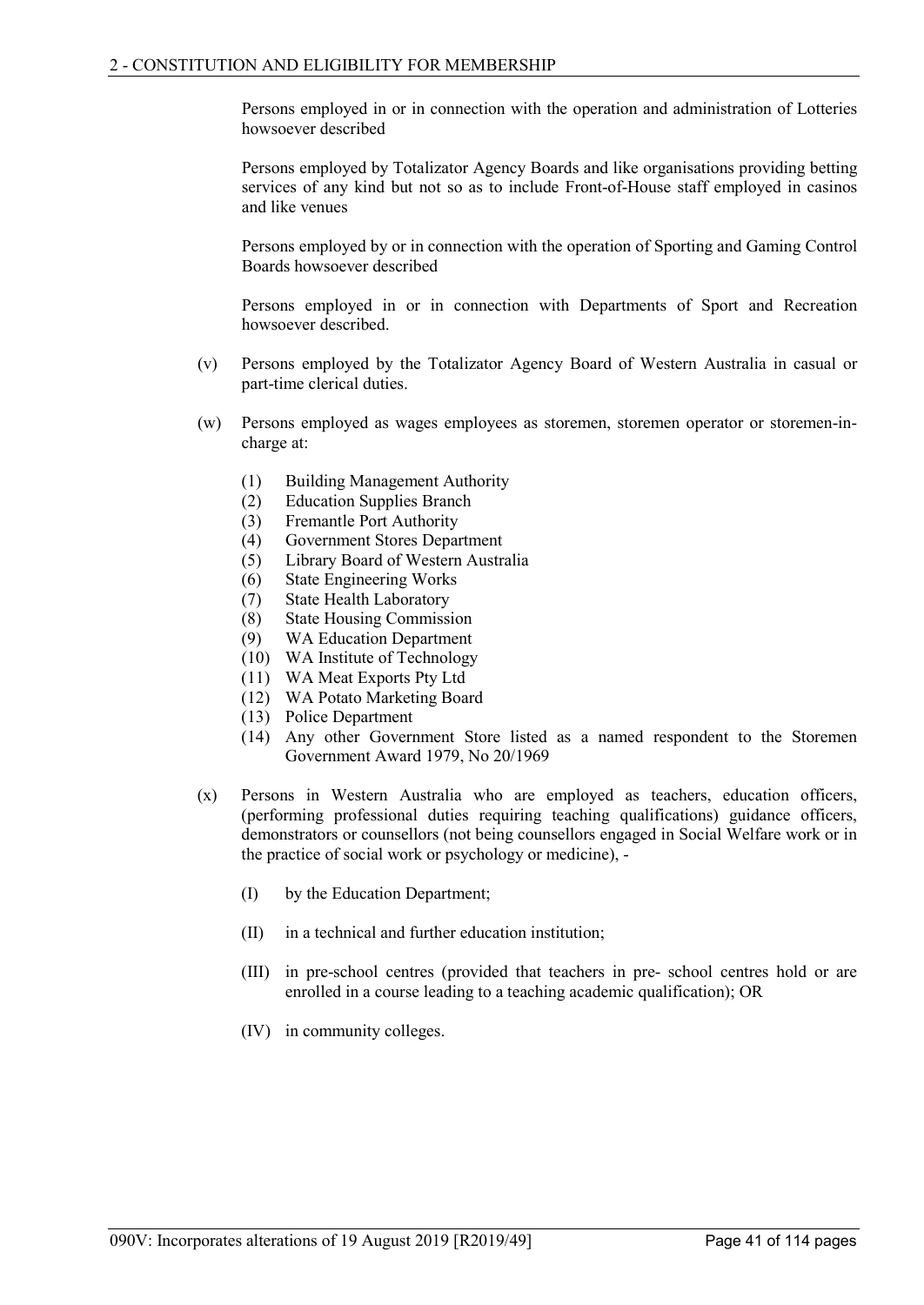Persons employed in or in connection with the operation and administration of Lotteries howsoever described

Persons employed by Totalizator Agency Boards and like organisations providing betting services of any kind but not so as to include Front-of-House staff employed in casinos and like venues

Persons employed by or in connection with the operation of Sporting and Gaming Control Boards howsoever described

Persons employed in or in connection with Departments of Sport and Recreation howsoever described.

(v) Persons employed by the Totalizator Agency Board of Western Australia in casual or part-time clerical duties.

(w) Persons employed as wages employees as storemen, storemen operator or storemen-in-charge at:

(1) Building Management Authority
(2) Education Supplies Branch
(3) Fremantle Port Authority
(4) Government Stores Department
(5) Library Board of Western Australia
(6) State Engineering Works
(7) State Health Laboratory
(8) State Housing Commission
(9) WA Education Department
(10) WA Institute of Technology
(11) WA Meat Exports Pty Ltd
(12) WA Potato Marketing Board
(13) Police Department
(14) Any other Government Store listed as a named respondent to the Storemen Government Award 1979, No 20/1969

(x) Persons in Western Australia who are employed as teachers, education officers, (performing professional duties requiring teaching qualifications) guidance officers, demonstrators or counsellors (not being counsellors engaged in Social Welfare work or in the practice of social work or psychology or medicine), -

(I) by the Education Department;

(II) in a technical and further education institution;

(III) in pre-school centres (provided that teachers in pre- school centres hold or are enrolled in a course leading to a teaching academic qualification); OR

(IV) in community colleges.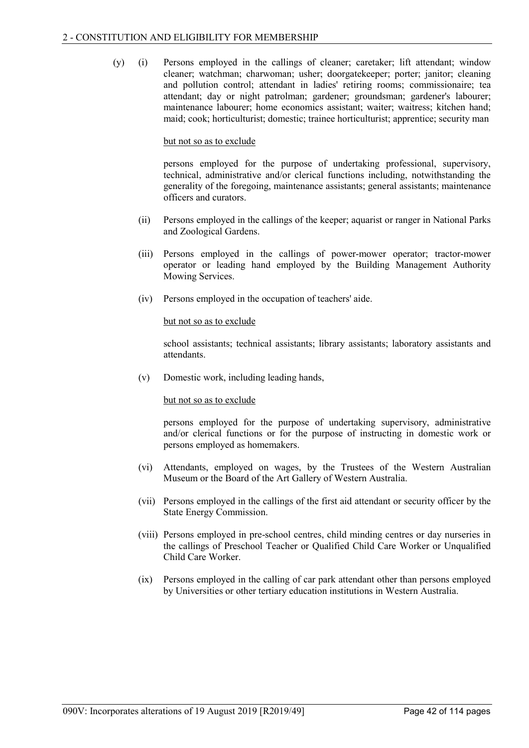(y) (i) Persons employed in the callings of cleaner; caretaker; lift attendant; window cleaner; watchman; charwoman; usher; doorgatekeeper; porter; janitor; cleaning and pollution control; attendant in ladies' retiring rooms; commissionaire; tea attendant; day or night patrolman; gardener; groundsman; gardener's labourer; maintenance labourer; home economics assistant; waiter; waitress; kitchen hand; maid; cook; horticulturist; domestic; trainee horticulturist; apprentice; security man

but not so as to exclude

persons employed for the purpose of undertaking professional, supervisory, technical, administrative and/or clerical functions including, notwithstanding the generality of the foregoing, maintenance assistants; general assistants; maintenance officers and curators.

(ii) Persons employed in the callings of the keeper; aquarist or ranger in National Parks and Zoological Gardens.

(iii) Persons employed in the callings of power-mower operator; tractor-mower operator or leading hand employed by the Building Management Authority Mowing Services.

(iv) Persons employed in the occupation of teachers' aide.

but not so as to exclude

school assistants; technical assistants; library assistants; laboratory assistants and attendants.

(v) Domestic work, including leading hands,

but not so as to exclude

persons employed for the purpose of undertaking supervisory, administrative and/or clerical functions or for the purpose of instructing in domestic work or persons employed as homemakers.

(vi) Attendants, employed on wages, by the Trustees of the Western Australian Museum or the Board of the Art Gallery of Western Australia.

(vii) Persons employed in the callings of the first aid attendant or security officer by the State Energy Commission.

(viii) Persons employed in pre-school centres, child minding centres or day nurseries in the callings of Preschool Teacher or Qualified Child Care Worker or Unqualified Child Care Worker.

(ix) Persons employed in the calling of car park attendant other than persons employed by Universities or other tertiary education institutions in Western Australia.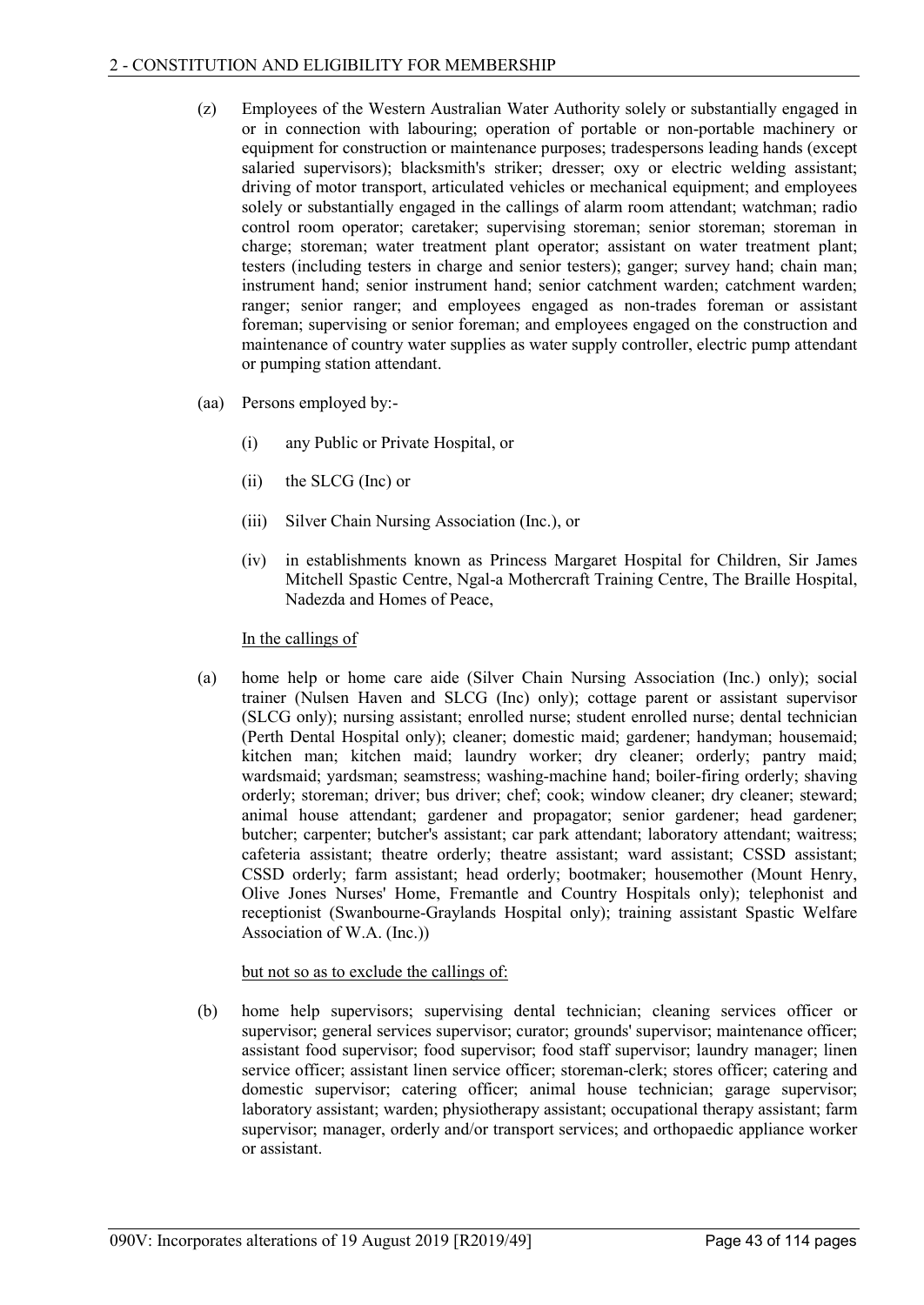(z) Employees of the Western Australian Water Authority solely or substantially engaged in or in connection with labouring; operation of portable or non-portable machinery or equipment for construction or maintenance purposes; tradespersons leading hands (except salaried supervisors); blacksmith's striker; dresser; oxy or electric welding assistant; driving of motor transport, articulated vehicles or mechanical equipment; and employees solely or substantially engaged in the callings of alarm room attendant; watchman; radio control room operator; caretaker; supervising storeman; senior storeman; storeman in charge; storeman; water treatment plant operator; assistant on water treatment plant; testers (including testers in charge and senior testers); ganger; survey hand; chain man; instrument hand; senior instrument hand; senior catchment warden; catchment warden; ranger; senior ranger; and employees engaged as non-trades foreman or assistant foreman; supervising or senior foreman; and employees engaged on the construction and maintenance of country water supplies as water supply controller, electric pump attendant or pumping station attendant.

(aa) Persons employed by:-

   (i) any Public or Private Hospital, or

   (ii) the SLCG (Inc) or

   (iii) Silver Chain Nursing Association (Inc.), or

   (iv) in establishments known as Princess Margaret Hospital for Children, Sir James Mitchell Spastic Centre, Ngal-a Mothercraft Training Centre, The Braille Hospital, Nadezda and Homes of Peace,

   In the callings of

(a) home help or home care aide (Silver Chain Nursing Association (Inc.) only); social trainer (Nulsen Haven and SLCG (Inc) only); cottage parent or assistant supervisor (SLCG only); nursing assistant; enrolled nurse; student enrolled nurse; dental technician (Perth Dental Hospital only); cleaner; domestic maid; gardener; handyman; housemaid; kitchen man; kitchen maid; laundry worker; dry cleaner; orderly; pantry maid; wardsmaid; yardsman; seamstress; washing-machine hand; boiler-firing orderly; shaving orderly; storeman; driver; bus driver; chef; cook; window cleaner; dry cleaner; steward; animal house attendant; gardener and propagator; senior gardener; head gardener; butcher; carpenter; butcher's assistant; car park attendant; laboratory attendant; waitress; cafeteria assistant; theatre orderly; theatre assistant; ward assistant; CSSD assistant; CSSD orderly; farm assistant; head orderly; bootmaker; housemother (Mount Henry, Olive Jones Nurses' Home, Fremantle and Country Hospitals only); telephonist and receptionist (Swanbourne-Graylands Hospital only); training assistant Spastic Welfare Association of W.A. (Inc.))

   but not so as to exclude the callings of:

(b) home help supervisors; supervising dental technician; cleaning services officer or supervisor; general services supervisor; curator; grounds' supervisor; maintenance officer; assistant food supervisor; food supervisor; food staff supervisor; laundry manager; linen service officer; assistant linen service officer; storeman-clerk; stores officer; catering and domestic supervisor; catering officer; animal house technician; garage supervisor; laboratory assistant; warden; physiotherapy assistant; occupational therapy assistant; farm supervisor; manager, orderly and/or transport services; and orthopaedic appliance worker or assistant.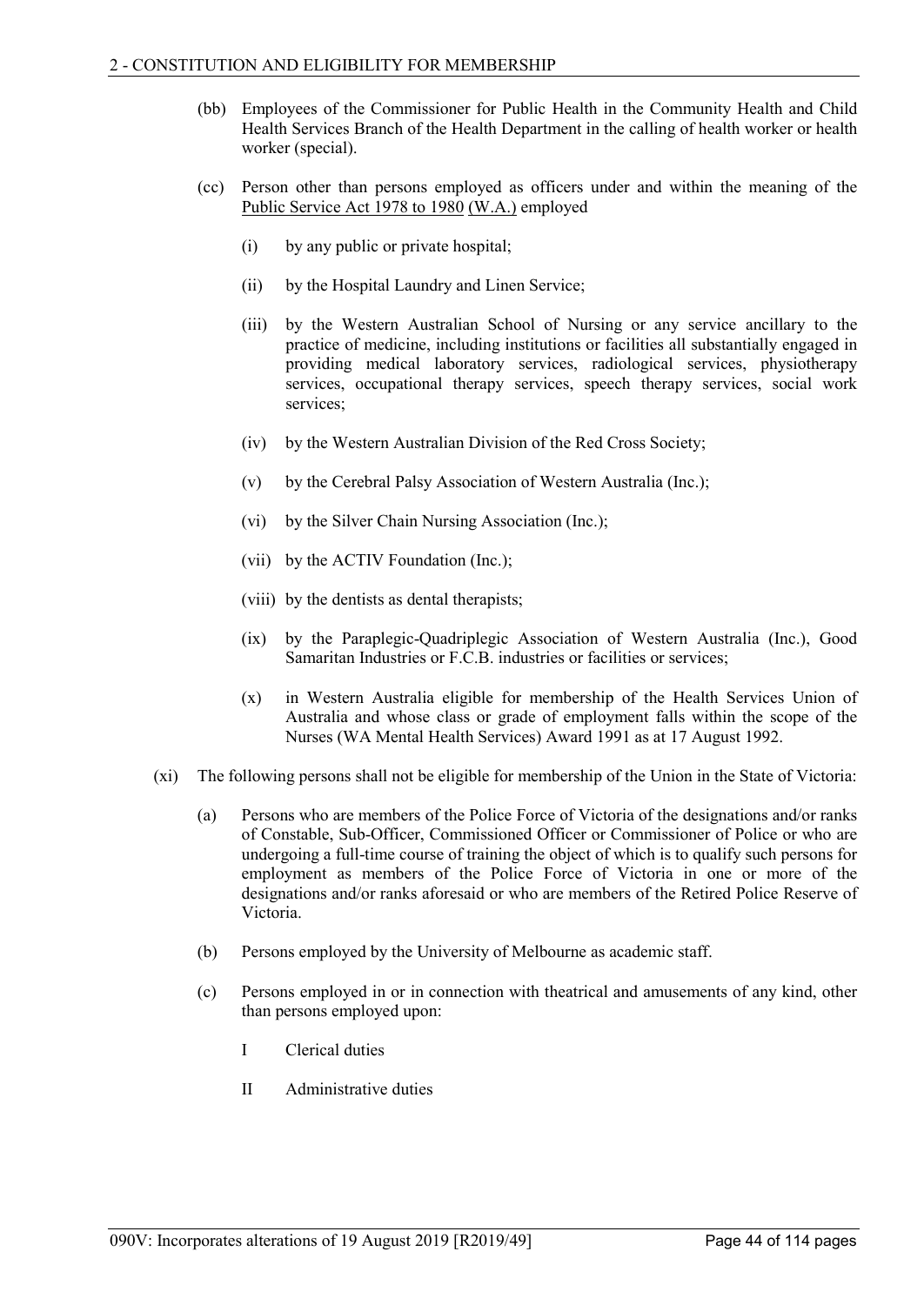(bb) Employees of the Commissioner for Public Health in the Community Health and Child Health Services Branch of the Health Department in the calling of health worker or health worker (special).

(cc) Person other than persons employed as officers under and within the meaning of the Public Service Act 1978 to 1980 (W.A.) employed

(i) by any public or private hospital;

(ii) by the Hospital Laundry and Linen Service;

(iii) by the Western Australian School of Nursing or any service ancillary to the practice of medicine, including institutions or facilities all substantially engaged in providing medical laboratory services, radiological services, physiotherapy services, occupational therapy services, speech therapy services, social work services;

(iv) by the Western Australian Division of the Red Cross Society;

(v) by the Cerebral Palsy Association of Western Australia (Inc.);

(vi) by the Silver Chain Nursing Association (Inc.);

(vii) by the ACTIV Foundation (Inc.);

(viii) by the dentists as dental therapists;

(ix) by the Paraplegic-Quadriplegic Association of Western Australia (Inc.), Good Samaritan Industries or F.C.B. industries or facilities or services;

(x) in Western Australia eligible for membership of the Health Services Union of Australia and whose class or grade of employment falls within the scope of the Nurses (WA Mental Health Services) Award 1991 as at 17 August 1992.

(xi) The following persons shall not be eligible for membership of the Union in the State of Victoria:

(a) Persons who are members of the Police Force of Victoria of the designations and/or ranks of Constable, Sub-Officer, Commissioned Officer or Commissioner of Police or who are undergoing a full-time course of training the object of which is to qualify such persons for employment as members of the Police Force of Victoria in one or more of the designations and/or ranks aforesaid or who are members of the Retired Police Reserve of Victoria.

(b) Persons employed by the University of Melbourne as academic staff.

(c) Persons employed in or in connection with theatrical and amusements of any kind, other than persons employed upon:

I Clerical duties

II Administrative duties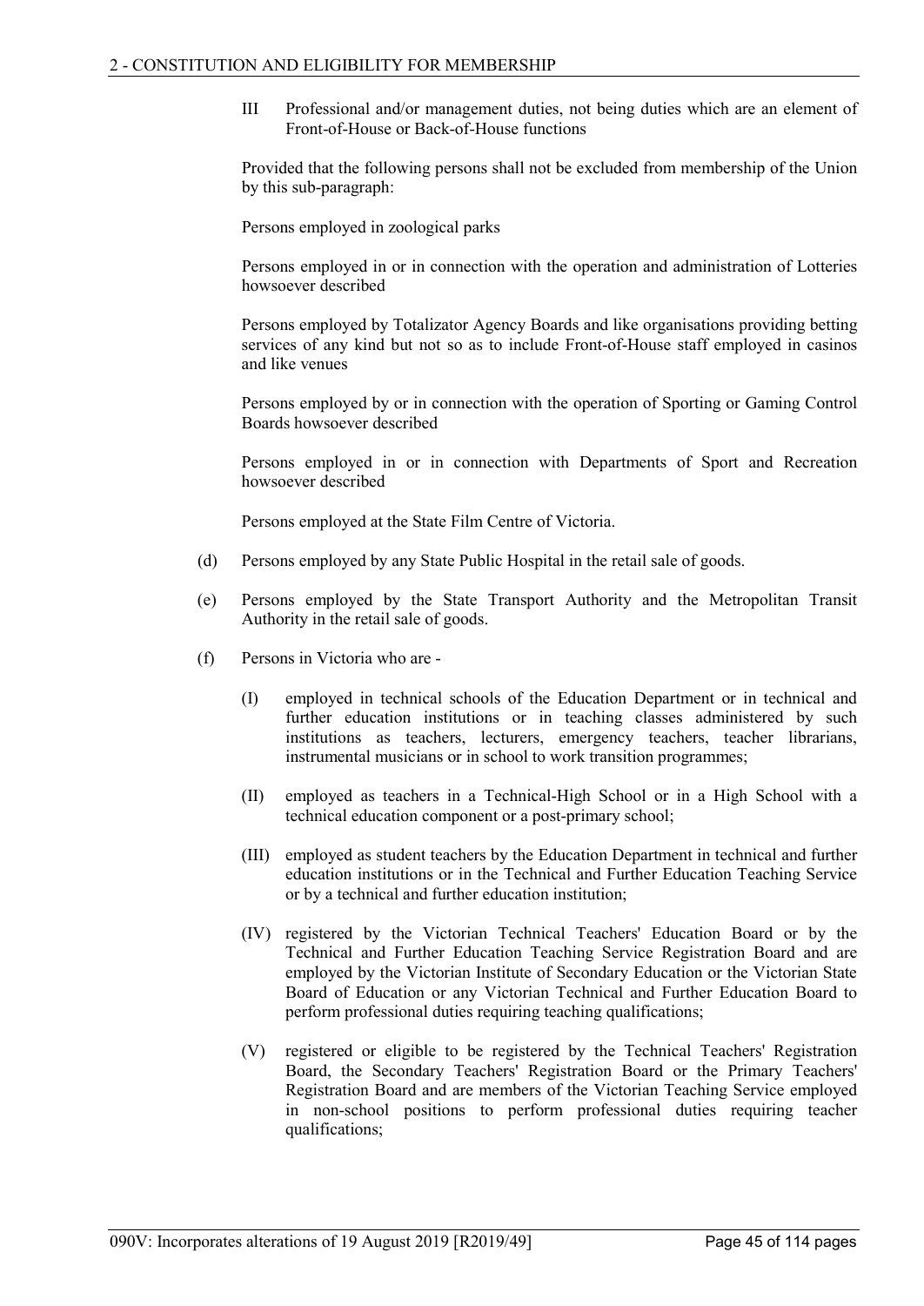III Professional and/or management duties, not being duties which are an element of Front-of-House or Back-of-House functions

Provided that the following persons shall not be excluded from membership of the Union by this sub-paragraph:

Persons employed in zoological parks

Persons employed in or in connection with the operation and administration of Lotteries howsoever described

Persons employed by Totalizator Agency Boards and like organisations providing betting services of any kind but not so as to include Front-of-House staff employed in casinos and like venues

Persons employed by or in connection with the operation of Sporting or Gaming Control Boards howsoever described

Persons employed in or in connection with Departments of Sport and Recreation howsoever described

Persons employed at the State Film Centre of Victoria.

(d) Persons employed by any State Public Hospital in the retail sale of goods.

(e) Persons employed by the State Transport Authority and the Metropolitan Transit Authority in the retail sale of goods.

(f) Persons in Victoria who are -

(I) employed in technical schools of the Education Department or in technical and further education institutions or in teaching classes administered by such institutions as teachers, lecturers, emergency teachers, teacher librarians, instrumental musicians or in school to work transition programmes;

(II) employed as teachers in a Technical-High School or in a High School with a technical education component or a post-primary school;

(III) employed as student teachers by the Education Department in technical and further education institutions or in the Technical and Further Education Teaching Service or by a technical and further education institution;

(IV) registered by the Victorian Technical Teachers' Education Board or by the Technical and Further Education Teaching Service Registration Board and are employed by the Victorian Institute of Secondary Education or the Victorian State Board of Education or any Victorian Technical and Further Education Board to perform professional duties requiring teaching qualifications;

(V) registered or eligible to be registered by the Technical Teachers' Registration Board, the Secondary Teachers' Registration Board or the Primary Teachers' Registration Board and are members of the Victorian Teaching Service employed in non-school positions to perform professional duties requiring teacher qualifications;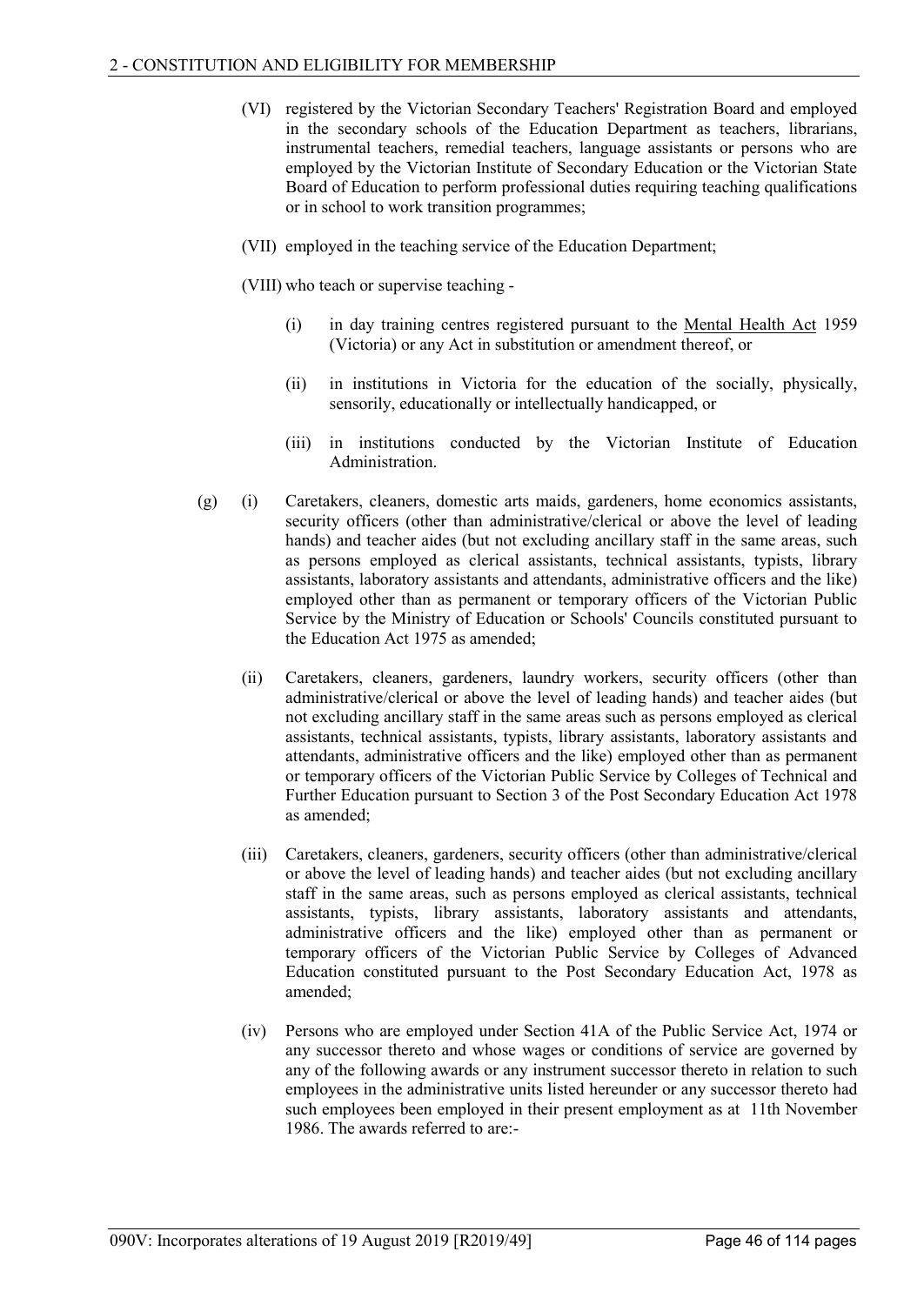(VI) registered by the Victorian Secondary Teachers' Registration Board and employed in the secondary schools of the Education Department as teachers, librarians, instrumental teachers, remedial teachers, language assistants or persons who are employed by the Victorian Institute of Secondary Education or the Victorian State Board of Education to perform professional duties requiring teaching qualifications or in school to work transition programmes;

(VII) employed in the teaching service of the Education Department;

(VIII) who teach or supervise teaching -

(i) in day training centres registered pursuant to the Mental Health Act 1959 (Victoria) or any Act in substitution or amendment thereof, or

(ii) in institutions in Victoria for the education of the socially, physically, sensorily, educationally or intellectually handicapped, or

(iii) in institutions conducted by the Victorian Institute of Education Administration.

(g) (i) Caretakers, cleaners, domestic arts maids, gardeners, home economics assistants, security officers (other than administrative/clerical or above the level of leading hands) and teacher aides (but not excluding ancillary staff in the same areas, such as persons employed as clerical assistants, technical assistants, typists, library assistants, laboratory assistants and attendants, administrative officers and the like) employed other than as permanent or temporary officers of the Victorian Public Service by the Ministry of Education or Schools' Councils constituted pursuant to the Education Act 1975 as amended;

(ii) Caretakers, cleaners, gardeners, laundry workers, security officers (other than administrative/clerical or above the level of leading hands) and teacher aides (but not excluding ancillary staff in the same areas such as persons employed as clerical assistants, technical assistants, typists, library assistants, laboratory assistants and attendants, administrative officers and the like) employed other than as permanent or temporary officers of the Victorian Public Service by Colleges of Technical and Further Education pursuant to Section 3 of the Post Secondary Education Act 1978 as amended;

(iii) Caretakers, cleaners, gardeners, security officers (other than administrative/clerical or above the level of leading hands) and teacher aides (but not excluding ancillary staff in the same areas, such as persons employed as clerical assistants, technical assistants, typists, library assistants, laboratory assistants and attendants, administrative officers and the like) employed other than as permanent or temporary officers of the Victorian Public Service by Colleges of Advanced Education constituted pursuant to the Post Secondary Education Act, 1978 as amended;

(iv) Persons who are employed under Section 41A of the Public Service Act, 1974 or any successor thereto and whose wages or conditions of service are governed by any of the following awards or any instrument successor thereto in relation to such employees in the administrative units listed hereunder or any successor thereto had such employees been employed in their present employment as at 11th November 1986. The awards referred to are:-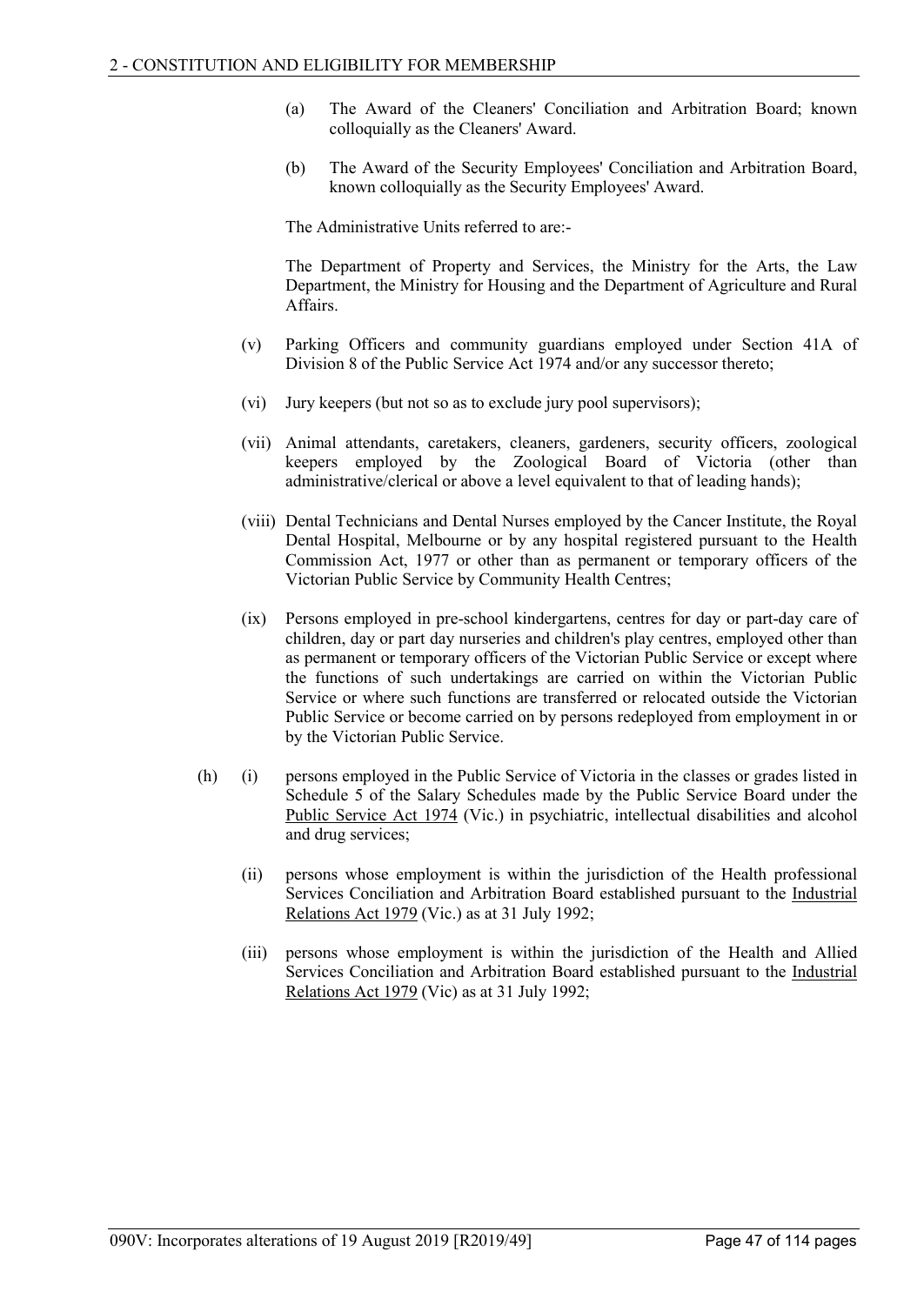(a) The Award of the Cleaners' Conciliation and Arbitration Board; known colloquially as the Cleaners' Award.

(b) The Award of the Security Employees' Conciliation and Arbitration Board, known colloquially as the Security Employees' Award.

The Administrative Units referred to are:-

The Department of Property and Services, the Ministry for the Arts, the Law Department, the Ministry for Housing and the Department of Agriculture and Rural Affairs.

(v) Parking Officers and community guardians employed under Section 41A of Division 8 of the Public Service Act 1974 and/or any successor thereto;

(vi) Jury keepers (but not so as to exclude jury pool supervisors);

(vii) Animal attendants, caretakers, cleaners, gardeners, security officers, zoological keepers employed by the Zoological Board of Victoria (other than administrative/clerical or above a level equivalent to that of leading hands);

(viii) Dental Technicians and Dental Nurses employed by the Cancer Institute, the Royal Dental Hospital, Melbourne or by any hospital registered pursuant to the Health Commission Act, 1977 or other than as permanent or temporary officers of the Victorian Public Service by Community Health Centres;

(ix) Persons employed in pre-school kindergartens, centres for day or part-day care of children, day or part day nurseries and children's play centres, employed other than as permanent or temporary officers of the Victorian Public Service or except where the functions of such undertakings are carried on within the Victorian Public Service or where such functions are transferred or relocated outside the Victorian Public Service or become carried on by persons redeployed from employment in or by the Victorian Public Service.

(h) (i) persons employed in the Public Service of Victoria in the classes or grades listed in Schedule 5 of the Salary Schedules made by the Public Service Board under the Public Service Act 1974 (Vic.) in psychiatric, intellectual disabilities and alcohol and drug services;

(ii) persons whose employment is within the jurisdiction of the Health professional Services Conciliation and Arbitration Board established pursuant to the Industrial Relations Act 1979 (Vic.) as at 31 July 1992;

(iii) persons whose employment is within the jurisdiction of the Health and Allied Services Conciliation and Arbitration Board established pursuant to the Industrial Relations Act 1979 (Vic) as at 31 July 1992;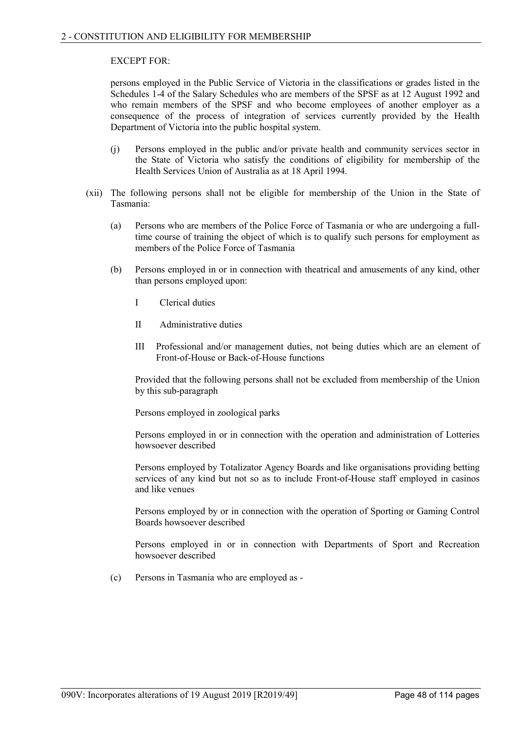EXCEPT FOR:

persons employed in the Public Service of Victoria in the classifications or grades listed in the Schedules 1-4 of the Salary Schedules who are members of the SPSF as at 12 August 1992 and who remain members of the SPSF and who become employees of another employer as a consequence of the process of integration of services currently provided by the Health Department of Victoria into the public hospital system.

(j) Persons employed in the public and/or private health and community services sector in the State of Victoria who satisfy the conditions of eligibility for membership of the Health Services Union of Australia as at 18 April 1994.

(xii) The following persons shall not be eligible for membership of the Union in the State of Tasmania:

(a) Persons who are members of the Police Force of Tasmania or who are undergoing a full-time course of training the object of which is to qualify such persons for employment as members of the Police Force of Tasmania

(b) Persons employed in or in connection with theatrical and amusements of any kind, other than persons employed upon:

I Clerical duties

II Administrative duties

III Professional and/or management duties, not being duties which are an element of Front-of-House or Back-of-House functions

Provided that the following persons shall not be excluded from membership of the Union by this sub-paragraph

Persons employed in zoological parks

Persons employed in or in connection with the operation and administration of Lotteries howsoever described

Persons employed by Totalizator Agency Boards and like organisations providing betting services of any kind but not so as to include Front-of-House staff employed in casinos and like venues

Persons employed by or in connection with the operation of Sporting or Gaming Control Boards howsoever described

Persons employed in or in connection with Departments of Sport and Recreation howsoever described

(c) Persons in Tasmania who are employed as -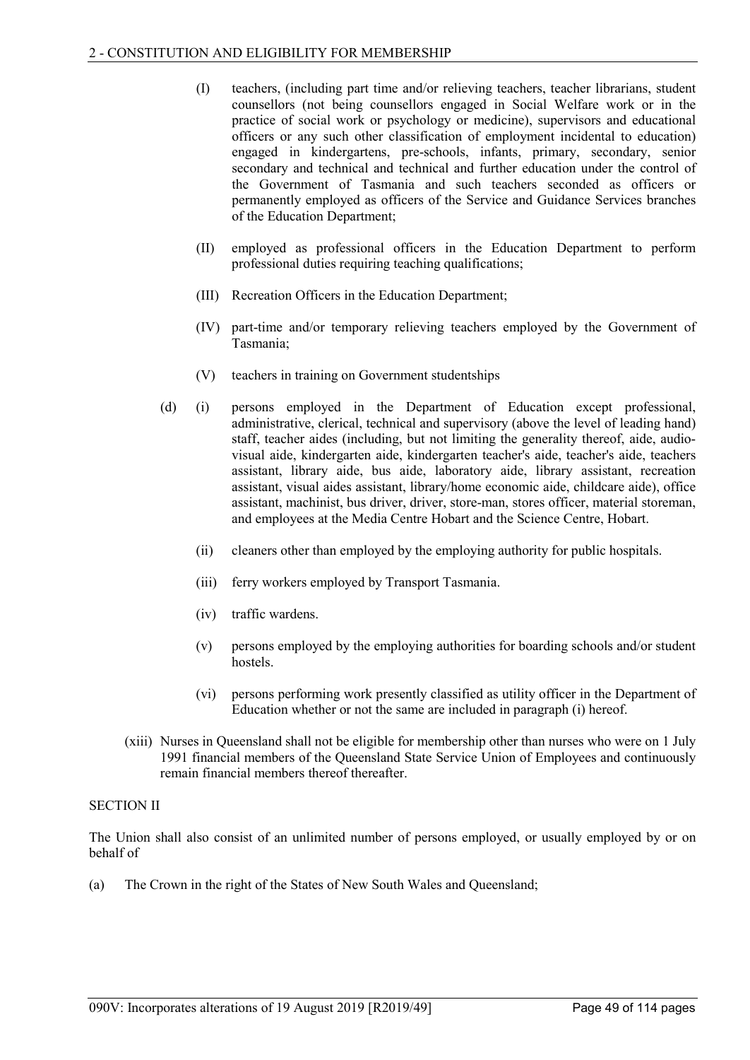(I) teachers, (including part time and/or relieving teachers, teacher librarians, student counsellors (not being counsellors engaged in Social Welfare work or in the practice of social work or psychology or medicine), supervisors and educational officers or any such other classification of employment incidental to education) engaged in kindergartens, pre-schools, infants, primary, secondary, senior secondary and technical and technical and further education under the control of the Government of Tasmania and such teachers seconded as officers or permanently employed as officers of the Service and Guidance Services branches of the Education Department;

(II) employed as professional officers in the Education Department to perform professional duties requiring teaching qualifications;

(III) Recreation Officers in the Education Department;

(IV) part-time and/or temporary relieving teachers employed by the Government of Tasmania;

(V) teachers in training on Government studentships

(d) (i) persons employed in the Department of Education except professional, administrative, clerical, technical and supervisory (above the level of leading hand) staff, teacher aides (including, but not limiting the generality thereof, aide, audio-visual aide, kindergarten aide, kindergarten teacher's aide, teacher's aide, teachers assistant, library aide, bus aide, laboratory aide, library assistant, recreation assistant, visual aides assistant, library/home economic aide, childcare aide), office assistant, machinist, bus driver, driver, store-man, stores officer, material storeman, and employees at the Media Centre Hobart and the Science Centre, Hobart.

(ii) cleaners other than employed by the employing authority for public hospitals.

(iii) ferry workers employed by Transport Tasmania.

(iv) traffic wardens.

(v) persons employed by the employing authorities for boarding schools and/or student hostels.

(vi) persons performing work presently classified as utility officer in the Department of Education whether or not the same are included in paragraph (i) hereof.

(xiii) Nurses in Queensland shall not be eligible for membership other than nurses who were on 1 July 1991 financial members of the Queensland State Service Union of Employees and continuously remain financial members thereof thereafter.

SECTION II

The Union shall also consist of an unlimited number of persons employed, or usually employed by or on behalf of

(a) The Crown in the right of the States of New South Wales and Queensland;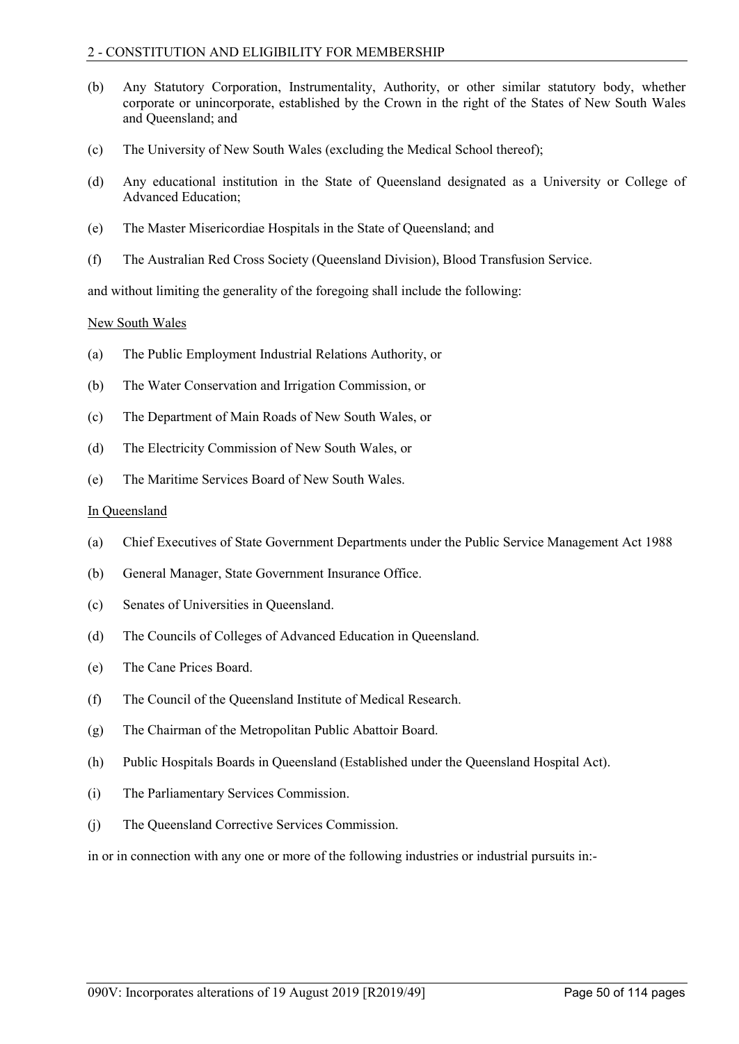(b) Any Statutory Corporation, Instrumentality, Authority, or other similar statutory body, whether corporate or unincorporate, established by the Crown in the right of the States of New South Wales and Queensland; and

(c) The University of New South Wales (excluding the Medical School thereof);

(d) Any educational institution in the State of Queensland designated as a University or College of Advanced Education;

(e) The Master Misericordiae Hospitals in the State of Queensland; and

(f) The Australian Red Cross Society (Queensland Division), Blood Transfusion Service.

and without limiting the generality of the foregoing shall include the following:

New South Wales

(a) The Public Employment Industrial Relations Authority, or

(b) The Water Conservation and Irrigation Commission, or

(c) The Department of Main Roads of New South Wales, or

(d) The Electricity Commission of New South Wales, or

(e) The Maritime Services Board of New South Wales.

In Queensland

(a) Chief Executives of State Government Departments under the Public Service Management Act 1988

(b) General Manager, State Government Insurance Office.

(c) Senates of Universities in Queensland.

(d) The Councils of Colleges of Advanced Education in Queensland.

(e) The Cane Prices Board.

(f) The Council of the Queensland Institute of Medical Research.

(g) The Chairman of the Metropolitan Public Abattoir Board.

(h) Public Hospitals Boards in Queensland (Established under the Queensland Hospital Act).

(i) The Parliamentary Services Commission.

(j) The Queensland Corrective Services Commission.

in or in connection with any one or more of the following industries or industrial pursuits in:-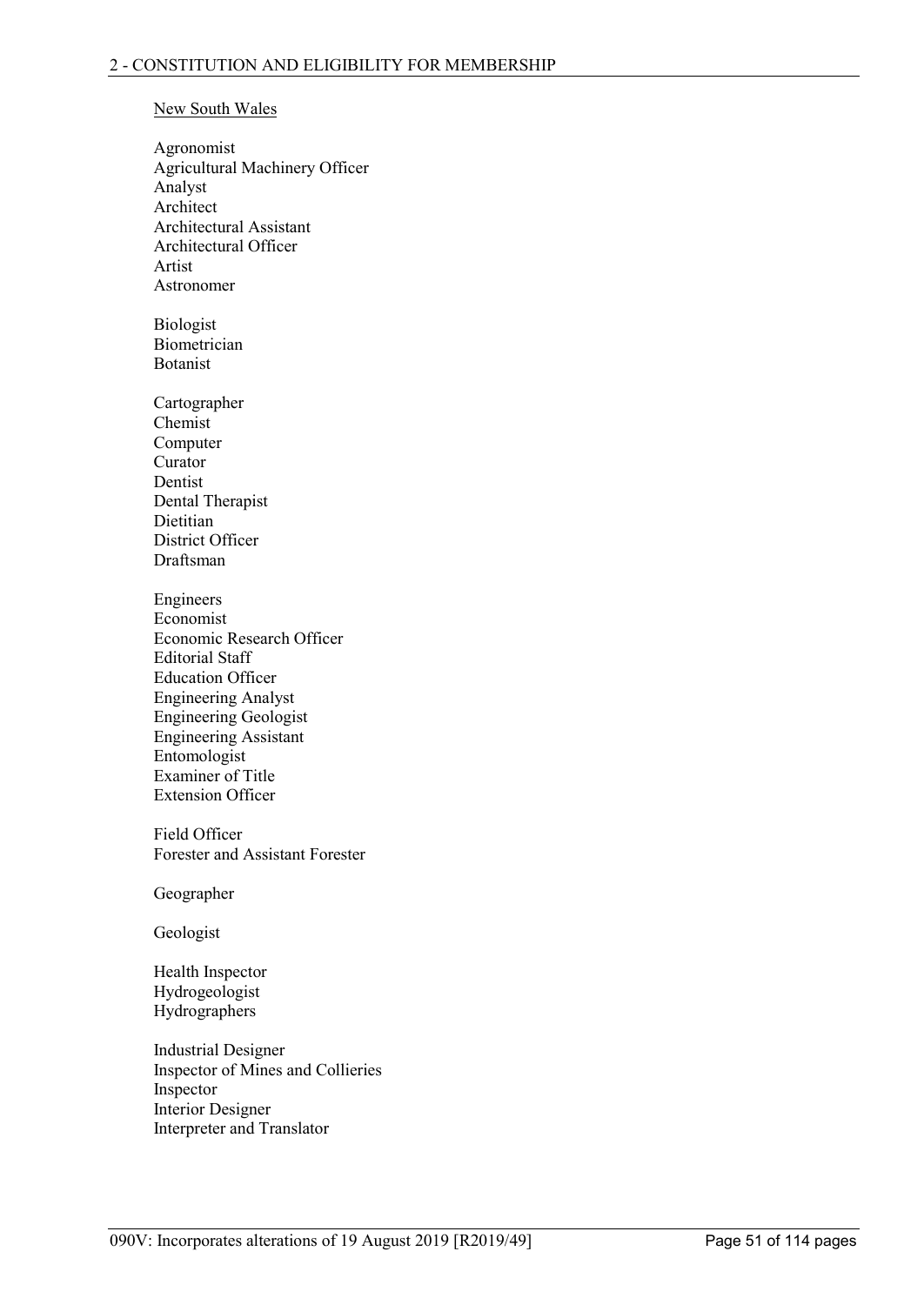New South Wales

Agronomist
Agricultural Machinery Officer
Analyst
Architect
Architectural Assistant
Architectural Officer
Artist
Astronomer

Biologist
Biometrician
Botanist

Cartographer
Chemist
Computer
Curator
Dentist
Dental Therapist
Dietitian
District Officer
Draftsman

Engineers
Economist
Economic Research Officer
Editorial Staff
Education Officer
Engineering Analyst
Engineering Geologist
Engineering Assistant
Entomologist
Examiner of Title
Extension Officer

Field Officer
Forester and Assistant Forester

Geographer

Geologist

Health Inspector
Hydrogeologist
Hydrographers

Industrial Designer
Inspector of Mines and Collieries
Inspector
Interior Designer
Interpreter and Translator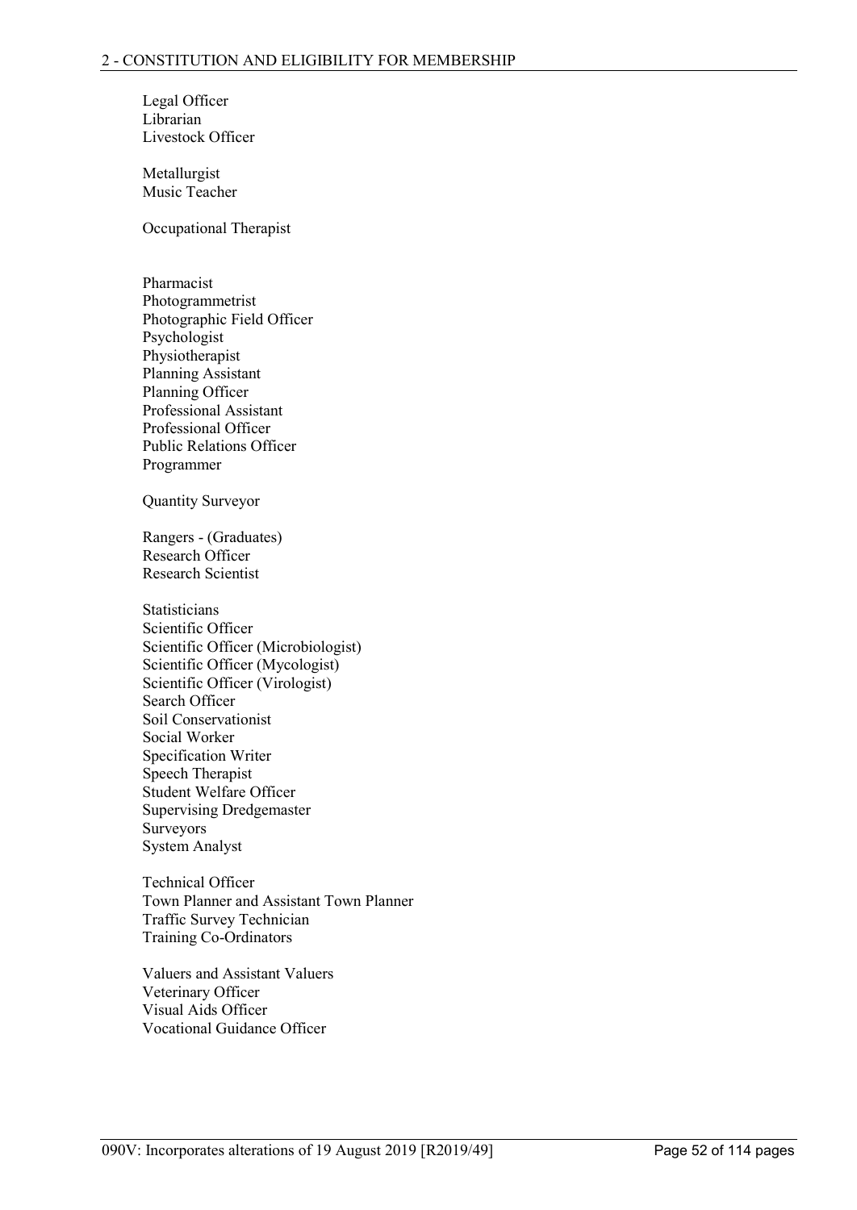Legal Officer
Librarian
Livestock Officer

Metallurgist
Music Teacher

Occupational Therapist

Pharmacist
Photogrammetrist
Photographic Field Officer
Psychologist
Physiotherapist
Planning Assistant
Planning Officer
Professional Assistant
Professional Officer
Public Relations Officer
Programmer

Quantity Surveyor

Rangers - (Graduates)
Research Officer
Research Scientist

Statisticians
Scientific Officer
Scientific Officer (Microbiologist)
Scientific Officer (Mycologist)
Scientific Officer (Virologist)
Search Officer
Soil Conservationist
Social Worker
Specification Writer
Speech Therapist
Student Welfare Officer
Supervising Dredgemaster
Surveyors
System Analyst

Technical Officer
Town Planner and Assistant Town Planner
Traffic Survey Technician
Training Co-Ordinators

Valuers and Assistant Valuers
Veterinary Officer
Visual Aids Officer
Vocational Guidance Officer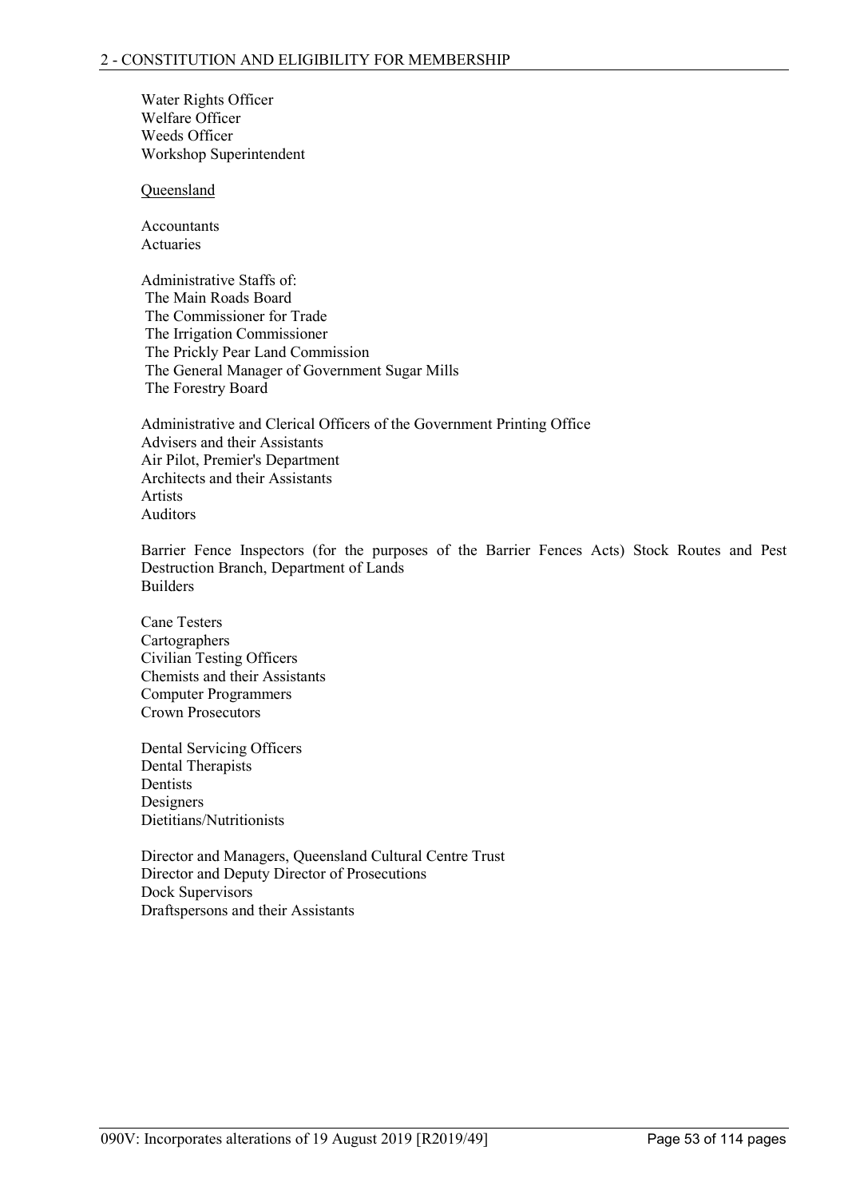Water Rights Officer
Welfare Officer
Weeds Officer
Workshop Superintendent

Queensland

Accountants
Actuaries

Administrative Staffs of:
 The Main Roads Board
 The Commissioner for Trade
 The Irrigation Commissioner
 The Prickly Pear Land Commission
 The General Manager of Government Sugar Mills
 The Forestry Board

Administrative and Clerical Officers of the Government Printing Office
Advisers and their Assistants
Air Pilot, Premier's Department
Architects and their Assistants
Artists
Auditors

Barrier Fence Inspectors (for the purposes of the Barrier Fences Acts) Stock Routes and Pest Destruction Branch, Department of Lands
Builders

Cane Testers
Cartographers
Civilian Testing Officers
Chemists and their Assistants
Computer Programmers
Crown Prosecutors

Dental Servicing Officers
Dental Therapists
Dentists
Designers
Dietitians/Nutritionists

Director and Managers, Queensland Cultural Centre Trust
Director and Deputy Director of Prosecutions
Dock Supervisors
Draftspersons and their Assistants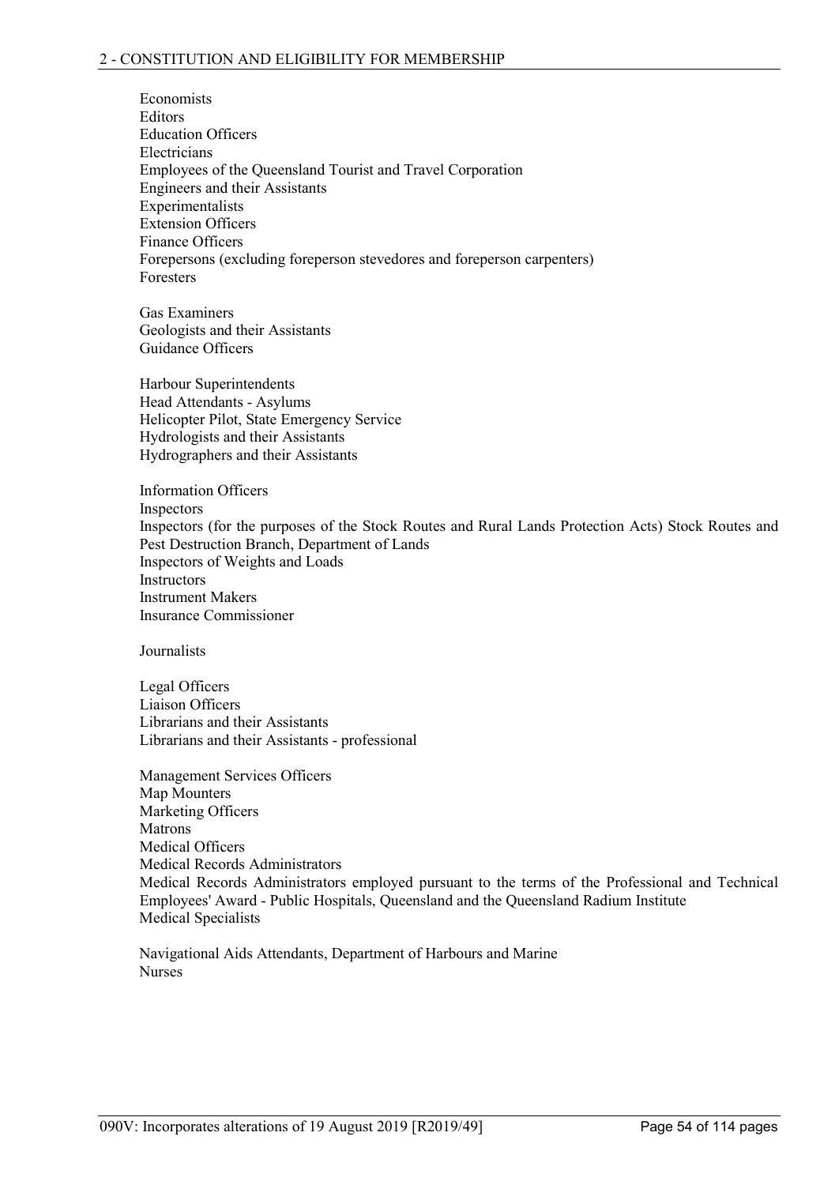Economists
Editors
Education Officers
Electricians
Employees of the Queensland Tourist and Travel Corporation
Engineers and their Assistants
Experimentalists
Extension Officers
Finance Officers
Forepersons (excluding foreperson stevedores and foreperson carpenters)
Foresters

Gas Examiners
Geologists and their Assistants
Guidance Officers

Harbour Superintendents
Head Attendants - Asylums
Helicopter Pilot, State Emergency Service
Hydrologists and their Assistants
Hydrographers and their Assistants

Information Officers
Inspectors
Inspectors (for the purposes of the Stock Routes and Rural Lands Protection Acts) Stock Routes and Pest Destruction Branch, Department of Lands
Inspectors of Weights and Loads
Instructors
Instrument Makers
Insurance Commissioner

Journalists

Legal Officers
Liaison Officers
Librarians and their Assistants
Librarians and their Assistants - professional

Management Services Officers
Map Mounters
Marketing Officers
Matrons
Medical Officers
Medical Records Administrators
Medical Records Administrators employed pursuant to the terms of the Professional and Technical Employees' Award - Public Hospitals, Queensland and the Queensland Radium Institute
Medical Specialists

Navigational Aids Attendants, Department of Harbours and Marine
Nurses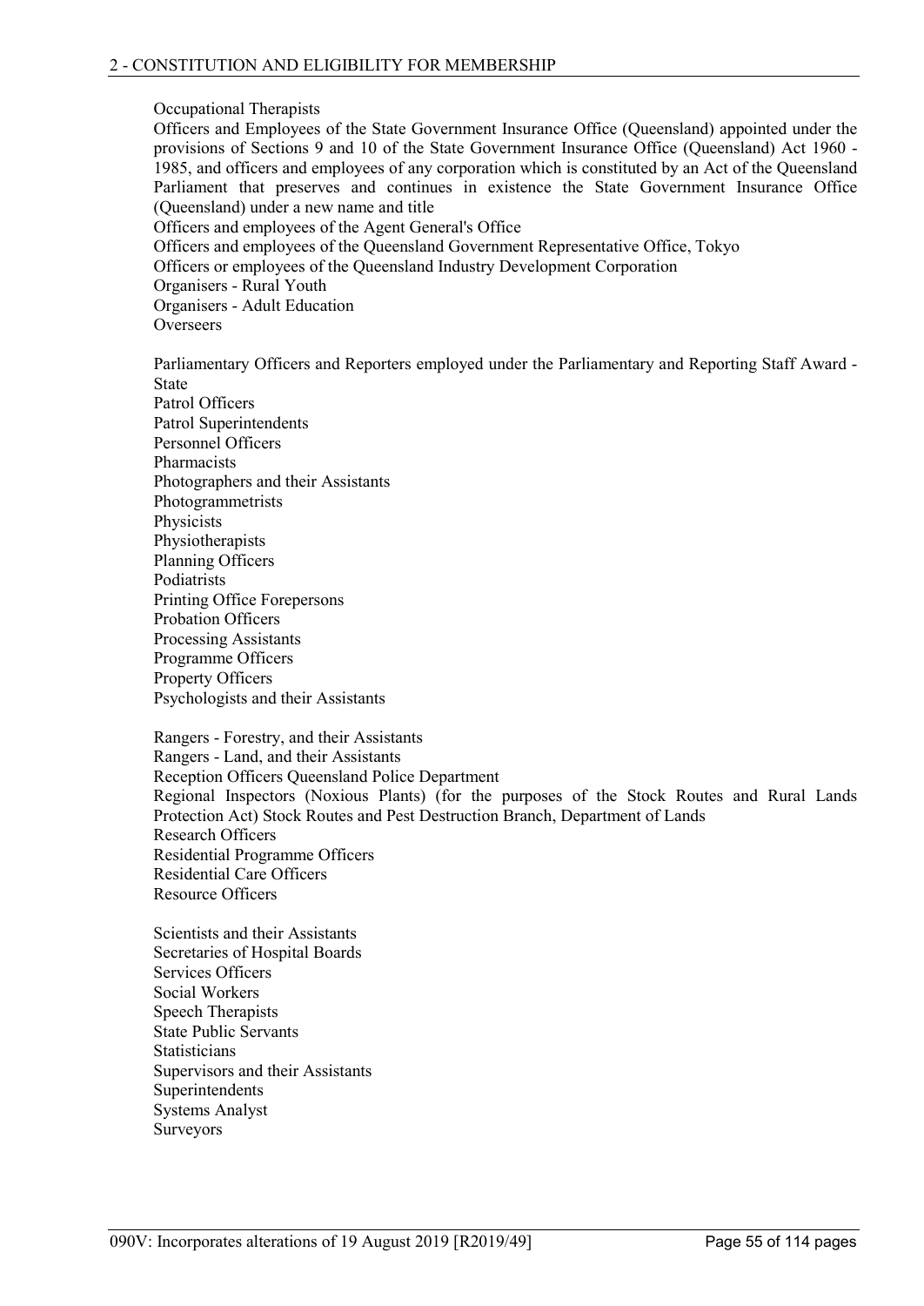Occupational Therapists

Officers and Employees of the State Government Insurance Office (Queensland) appointed under the provisions of Sections 9 and 10 of the State Government Insurance Office (Queensland) Act 1960 - 1985, and officers and employees of any corporation which is constituted by an Act of the Queensland Parliament that preserves and continues in existence the State Government Insurance Office (Queensland) under a new name and title

Officers and employees of the Agent General's Office

Officers and employees of the Queensland Government Representative Office, Tokyo

Officers or employees of the Queensland Industry Development Corporation

Organisers - Rural Youth

Organisers - Adult Education

Overseers

Parliamentary Officers and Reporters employed under the Parliamentary and Reporting Staff Award - State

Patrol Officers

Patrol Superintendents

Personnel Officers

Pharmacists

Photographers and their Assistants

Photogrammetrists

Physicists

Physiotherapists

Planning Officers

Podiatrists

Printing Office Forepersons

Probation Officers

Processing Assistants

Programme Officers

Property Officers

Psychologists and their Assistants

Rangers - Forestry, and their Assistants

Rangers - Land, and their Assistants

Reception Officers Queensland Police Department

Regional Inspectors (Noxious Plants) (for the purposes of the Stock Routes and Rural Lands Protection Act) Stock Routes and Pest Destruction Branch, Department of Lands

Research Officers

Residential Programme Officers

Residential Care Officers

Resource Officers

Scientists and their Assistants

Secretaries of Hospital Boards

Services Officers

Social Workers

Speech Therapists

State Public Servants

Statisticians

Supervisors and their Assistants

Superintendents

Systems Analyst

Surveyors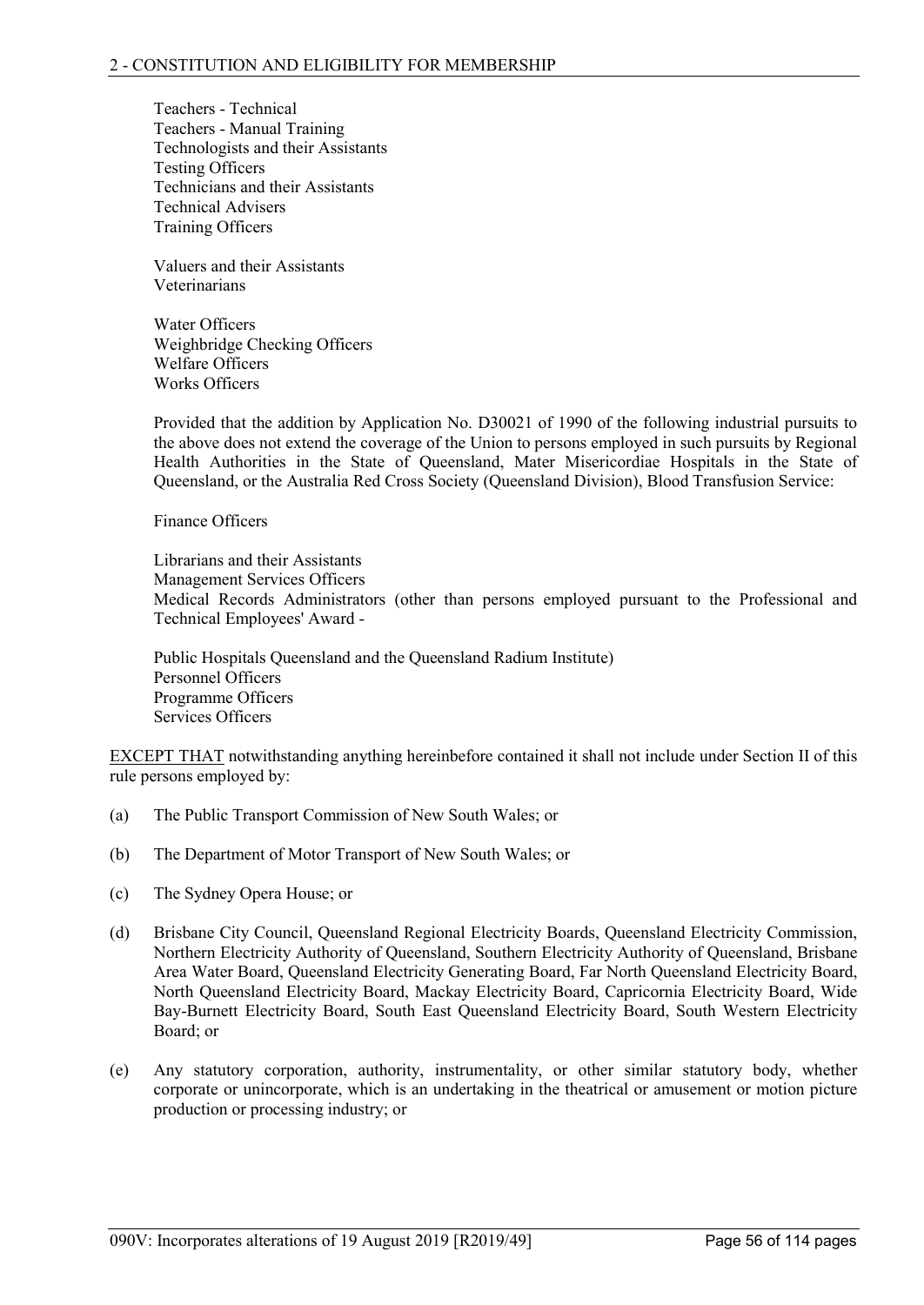Teachers - Technical
Teachers - Manual Training
Technologists and their Assistants
Testing Officers
Technicians and their Assistants
Technical Advisers
Training Officers

Valuers and their Assistants
Veterinarians

Water Officers
Weighbridge Checking Officers
Welfare Officers
Works Officers

Provided that the addition by Application No. D30021 of 1990 of the following industrial pursuits to the above does not extend the coverage of the Union to persons employed in such pursuits by Regional Health Authorities in the State of Queensland, Mater Misericordiae Hospitals in the State of Queensland, or the Australia Red Cross Society (Queensland Division), Blood Transfusion Service:

Finance Officers

Librarians and their Assistants
Management Services Officers
Medical Records Administrators (other than persons employed pursuant to the Professional and Technical Employees' Award -

Public Hospitals Queensland and the Queensland Radium Institute)
Personnel Officers
Programme Officers
Services Officers

<u>EXCEPT THAT</u> notwithstanding anything hereinbefore contained it shall not include under Section II of this rule persons employed by:

(a) The Public Transport Commission of New South Wales; or

(b) The Department of Motor Transport of New South Wales; or

(c) The Sydney Opera House; or

(d) Brisbane City Council, Queensland Regional Electricity Boards, Queensland Electricity Commission, Northern Electricity Authority of Queensland, Southern Electricity Authority of Queensland, Brisbane Area Water Board, Queensland Electricity Generating Board, Far North Queensland Electricity Board, North Queensland Electricity Board, Mackay Electricity Board, Capricornia Electricity Board, Wide Bay-Burnett Electricity Board, South East Queensland Electricity Board, South Western Electricity Board; or

(e) Any statutory corporation, authority, instrumentality, or other similar statutory body, whether corporate or unincorporate, which is an undertaking in the theatrical or amusement or motion picture production or processing industry; or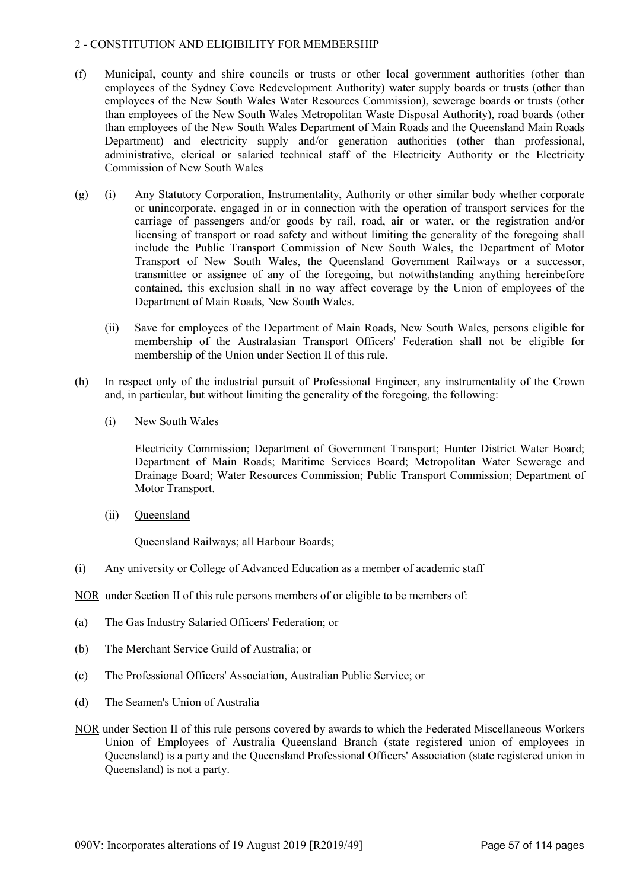(f) Municipal, county and shire councils or trusts or other local government authorities (other than employees of the Sydney Cove Redevelopment Authority) water supply boards or trusts (other than employees of the New South Wales Water Resources Commission), sewerage boards or trusts (other than employees of the New South Wales Metropolitan Waste Disposal Authority), road boards (other than employees of the New South Wales Department of Main Roads and the Queensland Main Roads Department) and electricity supply and/or generation authorities (other than professional, administrative, clerical or salaried technical staff of the Electricity Authority or the Electricity Commission of New South Wales

(g) (i) Any Statutory Corporation, Instrumentality, Authority or other similar body whether corporate or unincorporate, engaged in or in connection with the operation of transport services for the carriage of passengers and/or goods by rail, road, air or water, or the registration and/or licensing of transport or road safety and without limiting the generality of the foregoing shall include the Public Transport Commission of New South Wales, the Department of Motor Transport of New South Wales, the Queensland Government Railways or a successor, transmittee or assignee of any of the foregoing, but notwithstanding anything hereinbefore contained, this exclusion shall in no way affect coverage by the Union of employees of the Department of Main Roads, New South Wales.

(ii) Save for employees of the Department of Main Roads, New South Wales, persons eligible for membership of the Australasian Transport Officers' Federation shall not be eligible for membership of the Union under Section II of this rule.

(h) In respect only of the industrial pursuit of Professional Engineer, any instrumentality of the Crown and, in particular, but without limiting the generality of the foregoing, the following:

(i) New South Wales

Electricity Commission; Department of Government Transport; Hunter District Water Board; Department of Main Roads; Maritime Services Board; Metropolitan Water Sewerage and Drainage Board; Water Resources Commission; Public Transport Commission; Department of Motor Transport.

(ii) Queensland

Queensland Railways; all Harbour Boards;

(i) Any university or College of Advanced Education as a member of academic staff

NOR under Section II of this rule persons members of or eligible to be members of:

(a) The Gas Industry Salaried Officers' Federation; or

(b) The Merchant Service Guild of Australia; or

(c) The Professional Officers' Association, Australian Public Service; or

(d) The Seamen's Union of Australia

NOR under Section II of this rule persons covered by awards to which the Federated Miscellaneous Workers Union of Employees of Australia Queensland Branch (state registered union of employees in Queensland) is a party and the Queensland Professional Officers' Association (state registered union in Queensland) is not a party.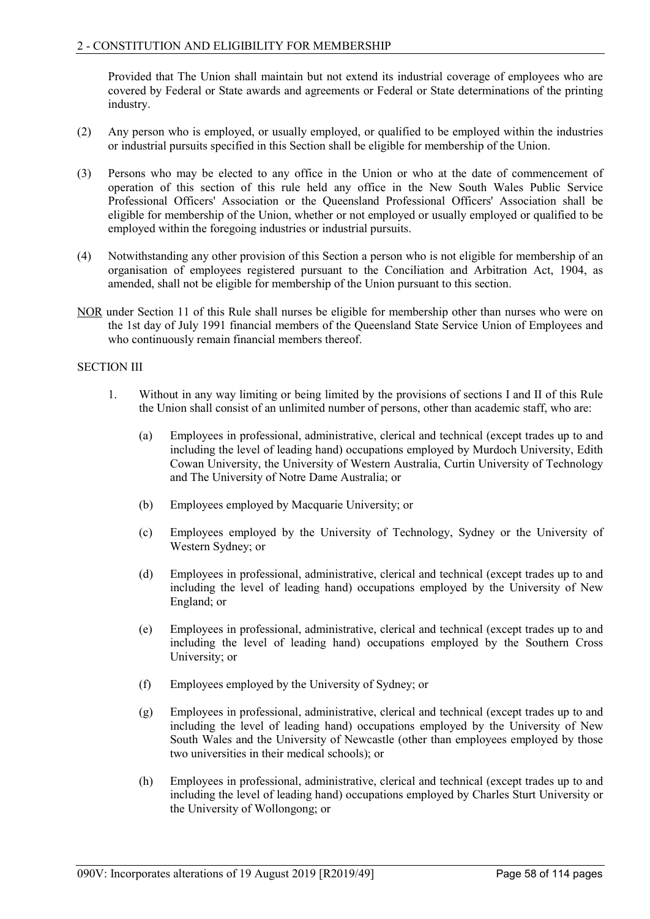Provided that The Union shall maintain but not extend its industrial coverage of employees who are covered by Federal or State awards and agreements or Federal or State determinations of the printing industry.

(2) Any person who is employed, or usually employed, or qualified to be employed within the industries or industrial pursuits specified in this Section shall be eligible for membership of the Union.

(3) Persons who may be elected to any office in the Union or who at the date of commencement of operation of this section of this rule held any office in the New South Wales Public Service Professional Officers' Association or the Queensland Professional Officers' Association shall be eligible for membership of the Union, whether or not employed or usually employed or qualified to be employed within the foregoing industries or industrial pursuits.

(4) Notwithstanding any other provision of this Section a person who is not eligible for membership of an organisation of employees registered pursuant to the Conciliation and Arbitration Act, 1904, as amended, shall not be eligible for membership of the Union pursuant to this section.

NOR under Section 11 of this Rule shall nurses be eligible for membership other than nurses who were on the 1st day of July 1991 financial members of the Queensland State Service Union of Employees and who continuously remain financial members thereof.

SECTION III

1. Without in any way limiting or being limited by the provisions of sections I and II of this Rule the Union shall consist of an unlimited number of persons, other than academic staff, who are:

   (a) Employees in professional, administrative, clerical and technical (except trades up to and including the level of leading hand) occupations employed by Murdoch University, Edith Cowan University, the University of Western Australia, Curtin University of Technology and The University of Notre Dame Australia; or

   (b) Employees employed by Macquarie University; or

   (c) Employees employed by the University of Technology, Sydney or the University of Western Sydney; or

   (d) Employees in professional, administrative, clerical and technical (except trades up to and including the level of leading hand) occupations employed by the University of New England; or

   (e) Employees in professional, administrative, clerical and technical (except trades up to and including the level of leading hand) occupations employed by the Southern Cross University; or

   (f) Employees employed by the University of Sydney; or

   (g) Employees in professional, administrative, clerical and technical (except trades up to and including the level of leading hand) occupations employed by the University of New South Wales and the University of Newcastle (other than employees employed by those two universities in their medical schools); or

   (h) Employees in professional, administrative, clerical and technical (except trades up to and including the level of leading hand) occupations employed by Charles Sturt University or the University of Wollongong; or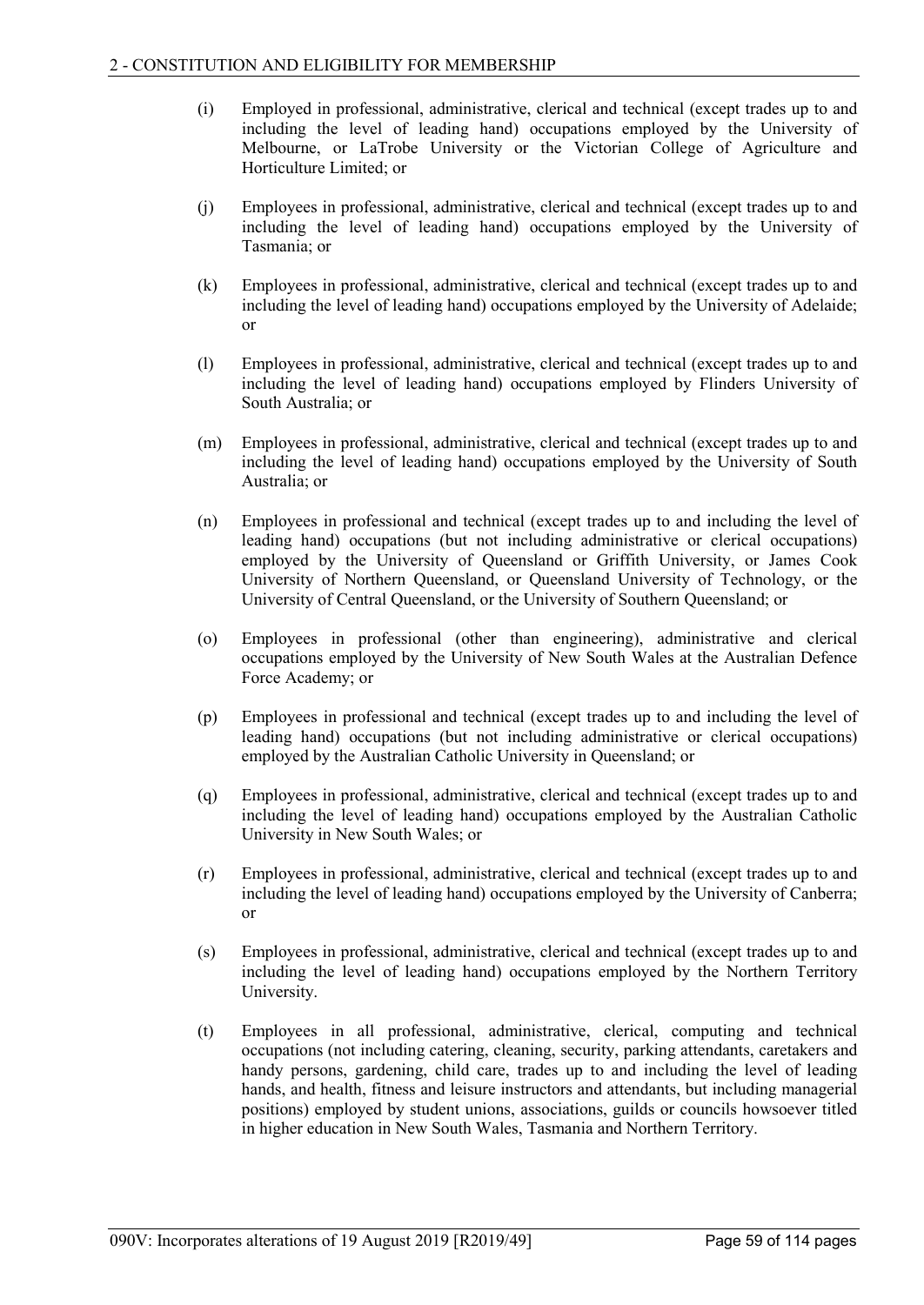(i) Employed in professional, administrative, clerical and technical (except trades up to and including the level of leading hand) occupations employed by the University of Melbourne, or LaTrobe University or the Victorian College of Agriculture and Horticulture Limited; or

(j) Employees in professional, administrative, clerical and technical (except trades up to and including the level of leading hand) occupations employed by the University of Tasmania; or

(k) Employees in professional, administrative, clerical and technical (except trades up to and including the level of leading hand) occupations employed by the University of Adelaide; or

(l) Employees in professional, administrative, clerical and technical (except trades up to and including the level of leading hand) occupations employed by Flinders University of South Australia; or

(m) Employees in professional, administrative, clerical and technical (except trades up to and including the level of leading hand) occupations employed by the University of South Australia; or

(n) Employees in professional and technical (except trades up to and including the level of leading hand) occupations (but not including administrative or clerical occupations) employed by the University of Queensland or Griffith University, or James Cook University of Northern Queensland, or Queensland University of Technology, or the University of Central Queensland, or the University of Southern Queensland; or

(o) Employees in professional (other than engineering), administrative and clerical occupations employed by the University of New South Wales at the Australian Defence Force Academy; or

(p) Employees in professional and technical (except trades up to and including the level of leading hand) occupations (but not including administrative or clerical occupations) employed by the Australian Catholic University in Queensland; or

(q) Employees in professional, administrative, clerical and technical (except trades up to and including the level of leading hand) occupations employed by the Australian Catholic University in New South Wales; or

(r) Employees in professional, administrative, clerical and technical (except trades up to and including the level of leading hand) occupations employed by the University of Canberra; or

(s) Employees in professional, administrative, clerical and technical (except trades up to and including the level of leading hand) occupations employed by the Northern Territory University.

(t) Employees in all professional, administrative, clerical, computing and technical occupations (not including catering, cleaning, security, parking attendants, caretakers and handy persons, gardening, child care, trades up to and including the level of leading hands, and health, fitness and leisure instructors and attendants, but including managerial positions) employed by student unions, associations, guilds or councils howsoever titled in higher education in New South Wales, Tasmania and Northern Territory.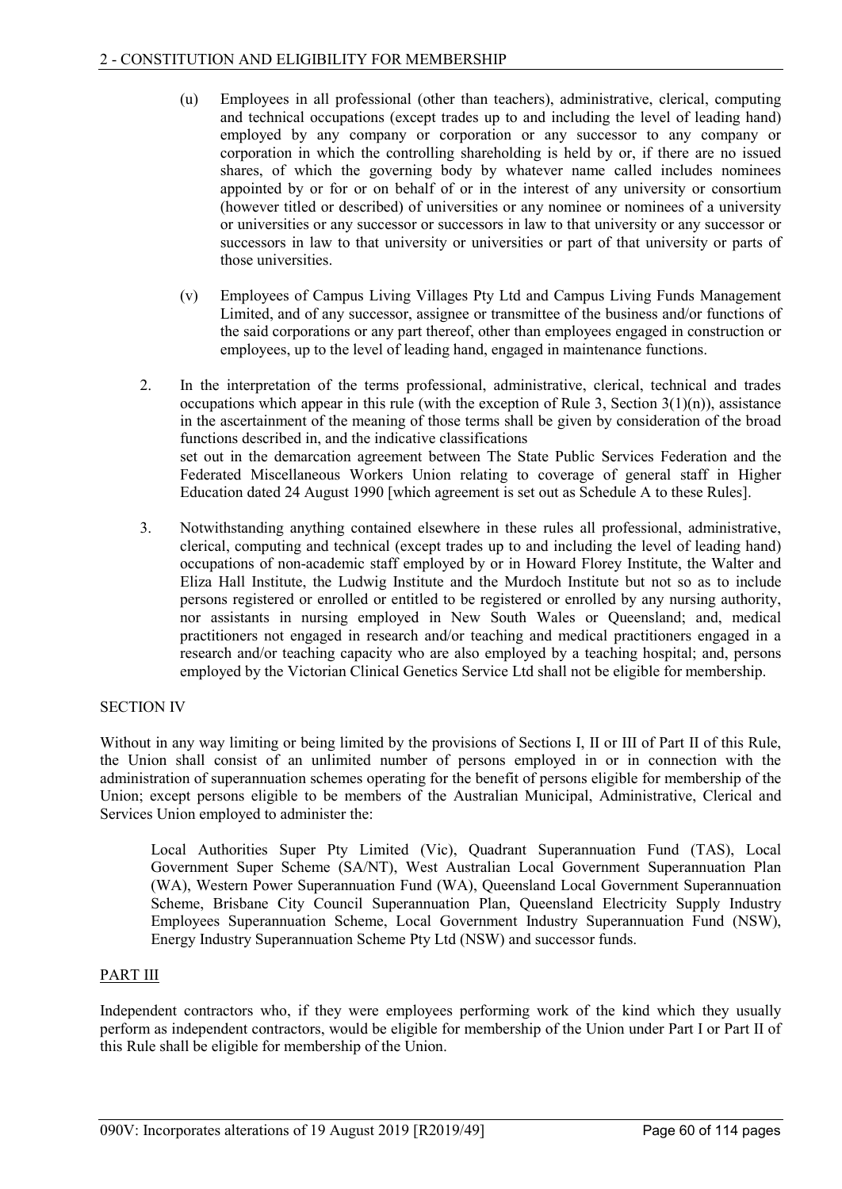(u) Employees in all professional (other than teachers), administrative, clerical, computing and technical occupations (except trades up to and including the level of leading hand) employed by any company or corporation or any successor to any company or corporation in which the controlling shareholding is held by or, if there are no issued shares, of which the governing body by whatever name called includes nominees appointed by or for or on behalf of or in the interest of any university or consortium (however titled or described) of universities or any nominee or nominees of a university or universities or any successor or successors in law to that university or any successor or successors in law to that university or universities or part of that university or parts of those universities.

(v) Employees of Campus Living Villages Pty Ltd and Campus Living Funds Management Limited, and of any successor, assignee or transmittee of the business and/or functions of the said corporations or any part thereof, other than employees engaged in construction or employees, up to the level of leading hand, engaged in maintenance functions.

2. In the interpretation of the terms professional, administrative, clerical, technical and trades occupations which appear in this rule (with the exception of Rule 3, Section 3(1)(n)), assistance in the ascertainment of the meaning of those terms shall be given by consideration of the broad functions described in, and the indicative classifications set out in the demarcation agreement between The State Public Services Federation and the Federated Miscellaneous Workers Union relating to coverage of general staff in Higher Education dated 24 August 1990 [which agreement is set out as Schedule A to these Rules].

3. Notwithstanding anything contained elsewhere in these rules all professional, administrative, clerical, computing and technical (except trades up to and including the level of leading hand) occupations of non-academic staff employed by or in Howard Florey Institute, the Walter and Eliza Hall Institute, the Ludwig Institute and the Murdoch Institute but not so as to include persons registered or enrolled or entitled to be registered or enrolled by any nursing authority, nor assistants in nursing employed in New South Wales or Queensland; and, medical practitioners not engaged in research and/or teaching and medical practitioners engaged in a research and/or teaching capacity who are also employed by a teaching hospital; and, persons employed by the Victorian Clinical Genetics Service Ltd shall not be eligible for membership.

SECTION IV

Without in any way limiting or being limited by the provisions of Sections I, II or III of Part II of this Rule, the Union shall consist of an unlimited number of persons employed in or in connection with the administration of superannuation schemes operating for the benefit of persons eligible for membership of the Union; except persons eligible to be members of the Australian Municipal, Administrative, Clerical and Services Union employed to administer the:

Local Authorities Super Pty Limited (Vic), Quadrant Superannuation Fund (TAS), Local Government Super Scheme (SA/NT), West Australian Local Government Superannuation Plan (WA), Western Power Superannuation Fund (WA), Queensland Local Government Superannuation Scheme, Brisbane City Council Superannuation Plan, Queensland Electricity Supply Industry Employees Superannuation Scheme, Local Government Industry Superannuation Fund (NSW), Energy Industry Superannuation Scheme Pty Ltd (NSW) and successor funds.

PART III

Independent contractors who, if they were employees performing work of the kind which they usually perform as independent contractors, would be eligible for membership of the Union under Part I or Part II of this Rule shall be eligible for membership of the Union.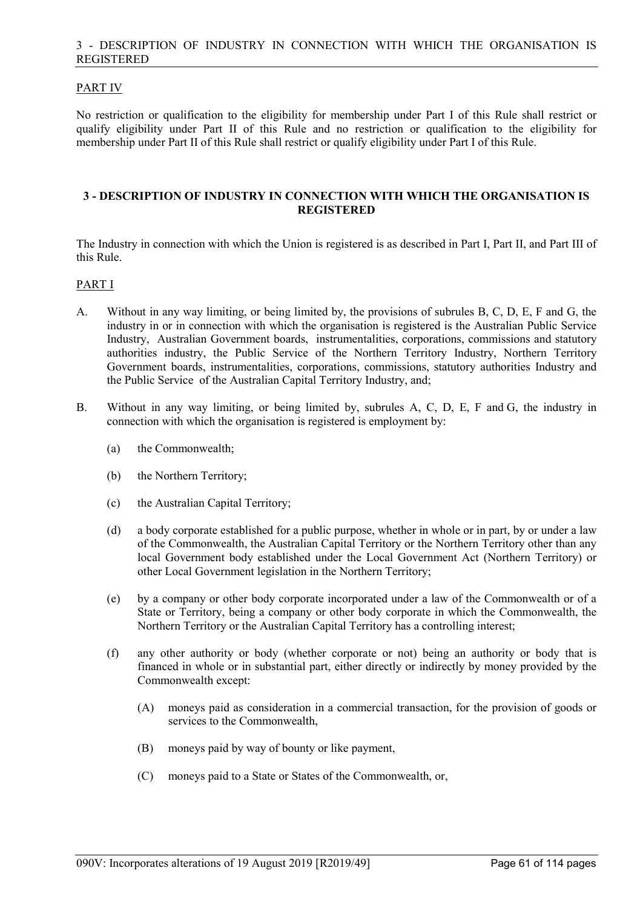PART IV

No restriction or qualification to the eligibility for membership under Part I of this Rule shall restrict or qualify eligibility under Part II of this Rule and no restriction or qualification to the eligibility for membership under Part II of this Rule shall restrict or qualify eligibility under Part I of this Rule.

## 3 - DESCRIPTION OF INDUSTRY IN CONNECTION WITH WHICH THE ORGANISATION IS REGISTERED

The Industry in connection with which the Union is registered is as described in Part I, Part II, and Part III of this Rule.

PART I

A. Without in any way limiting, or being limited by, the provisions of subrules B, C, D, E, F and G, the industry in or in connection with which the organisation is registered is the Australian Public Service Industry, Australian Government boards, instrumentalities, corporations, commissions and statutory authorities industry, the Public Service of the Northern Territory Industry, Northern Territory Government boards, instrumentalities, corporations, commissions, statutory authorities Industry and the Public Service of the Australian Capital Territory Industry, and;

B. Without in any way limiting, or being limited by, subrules A, C, D, E, F and G, the industry in connection with which the organisation is registered is employment by:

(a) the Commonwealth;

(b) the Northern Territory;

(c) the Australian Capital Territory;

(d) a body corporate established for a public purpose, whether in whole or in part, by or under a law of the Commonwealth, the Australian Capital Territory or the Northern Territory other than any local Government body established under the Local Government Act (Northern Territory) or other Local Government legislation in the Northern Territory;

(e) by a company or other body corporate incorporated under a law of the Commonwealth or of a State or Territory, being a company or other body corporate in which the Commonwealth, the Northern Territory or the Australian Capital Territory has a controlling interest;

(f) any other authority or body (whether corporate or not) being an authority or body that is financed in whole or in substantial part, either directly or indirectly by money provided by the Commonwealth except:

(A) moneys paid as consideration in a commercial transaction, for the provision of goods or services to the Commonwealth,

(B) moneys paid by way of bounty or like payment,

(C) moneys paid to a State or States of the Commonwealth, or,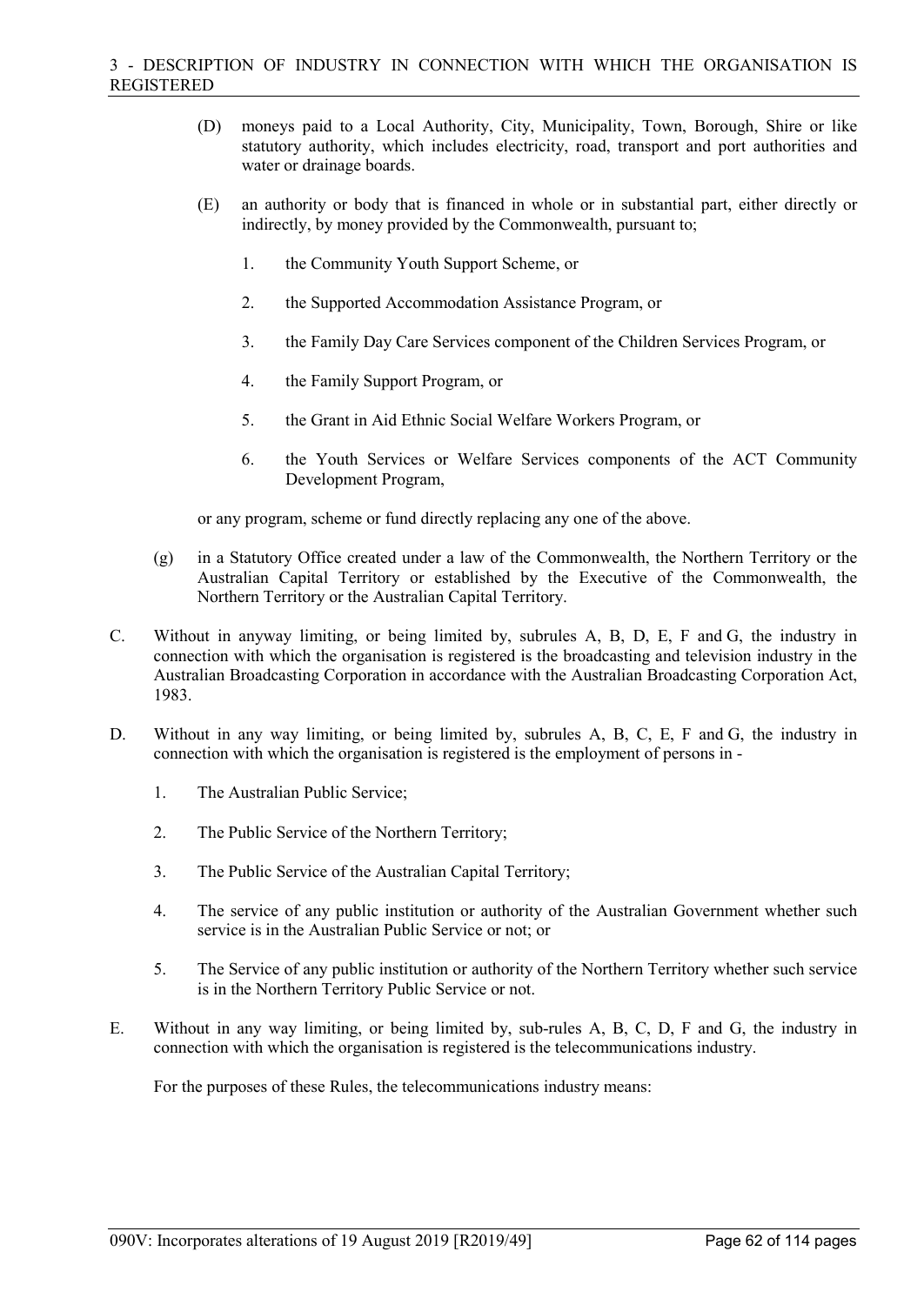(D) moneys paid to a Local Authority, City, Municipality, Town, Borough, Shire or like statutory authority, which includes electricity, road, transport and port authorities and water or drainage boards.

(E) an authority or body that is financed in whole or in substantial part, either directly or indirectly, by money provided by the Commonwealth, pursuant to;

1. the Community Youth Support Scheme, or

2. the Supported Accommodation Assistance Program, or

3. the Family Day Care Services component of the Children Services Program, or

4. the Family Support Program, or

5. the Grant in Aid Ethnic Social Welfare Workers Program, or

6. the Youth Services or Welfare Services components of the ACT Community Development Program,

or any program, scheme or fund directly replacing any one of the above.

(g) in a Statutory Office created under a law of the Commonwealth, the Northern Territory or the Australian Capital Territory or established by the Executive of the Commonwealth, the Northern Territory or the Australian Capital Territory.

C. Without in anyway limiting, or being limited by, subrules A, B, D, E, F and G, the industry in connection with which the organisation is registered is the broadcasting and television industry in the Australian Broadcasting Corporation in accordance with the Australian Broadcasting Corporation Act, 1983.

D. Without in any way limiting, or being limited by, subrules A, B, C, E, F and G, the industry in connection with which the organisation is registered is the employment of persons in -

1. The Australian Public Service;

2. The Public Service of the Northern Territory;

3. The Public Service of the Australian Capital Territory;

4. The service of any public institution or authority of the Australian Government whether such service is in the Australian Public Service or not; or

5. The Service of any public institution or authority of the Northern Territory whether such service is in the Northern Territory Public Service or not.

E. Without in any way limiting, or being limited by, sub-rules A, B, C, D, F and G, the industry in connection with which the organisation is registered is the telecommunications industry.

For the purposes of these Rules, the telecommunications industry means: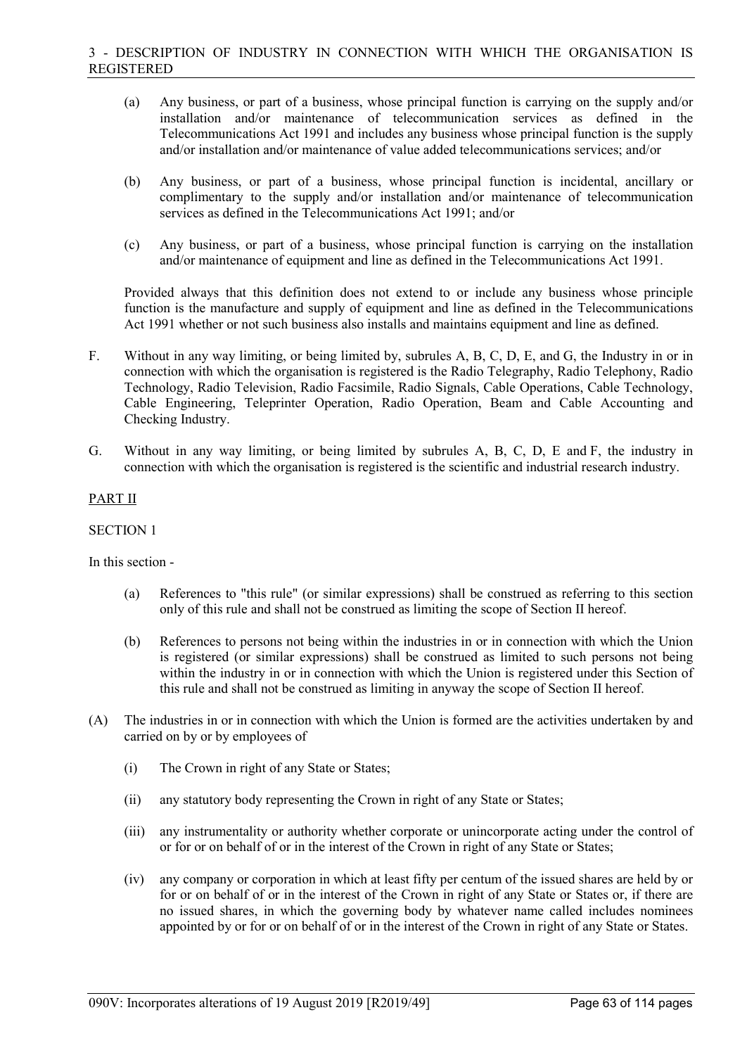3 - DESCRIPTION OF INDUSTRY IN CONNECTION WITH WHICH THE ORGANISATION IS REGISTERED

(a) Any business, or part of a business, whose principal function is carrying on the supply and/or installation and/or maintenance of telecommunication services as defined in the Telecommunications Act 1991 and includes any business whose principal function is the supply and/or installation and/or maintenance of value added telecommunications services; and/or

(b) Any business, or part of a business, whose principal function is incidental, ancillary or complimentary to the supply and/or installation and/or maintenance of telecommunication services as defined in the Telecommunications Act 1991; and/or

(c) Any business, or part of a business, whose principal function is carrying on the installation and/or maintenance of equipment and line as defined in the Telecommunications Act 1991.

Provided always that this definition does not extend to or include any business whose principle function is the manufacture and supply of equipment and line as defined in the Telecommunications Act 1991 whether or not such business also installs and maintains equipment and line as defined.

F. Without in any way limiting, or being limited by, subrules A, B, C, D, E, and G, the Industry in or in connection with which the organisation is registered is the Radio Telegraphy, Radio Telephony, Radio Technology, Radio Television, Radio Facsimile, Radio Signals, Cable Operations, Cable Technology, Cable Engineering, Teleprinter Operation, Radio Operation, Beam and Cable Accounting and Checking Industry.

G. Without in any way limiting, or being limited by subrules A, B, C, D, E and F, the industry in connection with which the organisation is registered is the scientific and industrial research industry.

PART II

SECTION 1

In this section -

(a) References to "this rule" (or similar expressions) shall be construed as referring to this section only of this rule and shall not be construed as limiting the scope of Section II hereof.

(b) References to persons not being within the industries in or in connection with which the Union is registered (or similar expressions) shall be construed as limited to such persons not being within the industry in or in connection with which the Union is registered under this Section of this rule and shall not be construed as limiting in anyway the scope of Section II hereof.

(A) The industries in or in connection with which the Union is formed are the activities undertaken by and carried on by or by employees of

(i) The Crown in right of any State or States;

(ii) any statutory body representing the Crown in right of any State or States;

(iii) any instrumentality or authority whether corporate or unincorporate acting under the control of or for or on behalf of or in the interest of the Crown in right of any State or States;

(iv) any company or corporation in which at least fifty per centum of the issued shares are held by or for or on behalf of or in the interest of the Crown in right of any State or States or, if there are no issued shares, in which the governing body by whatever name called includes nominees appointed by or for or on behalf of or in the interest of the Crown in right of any State or States.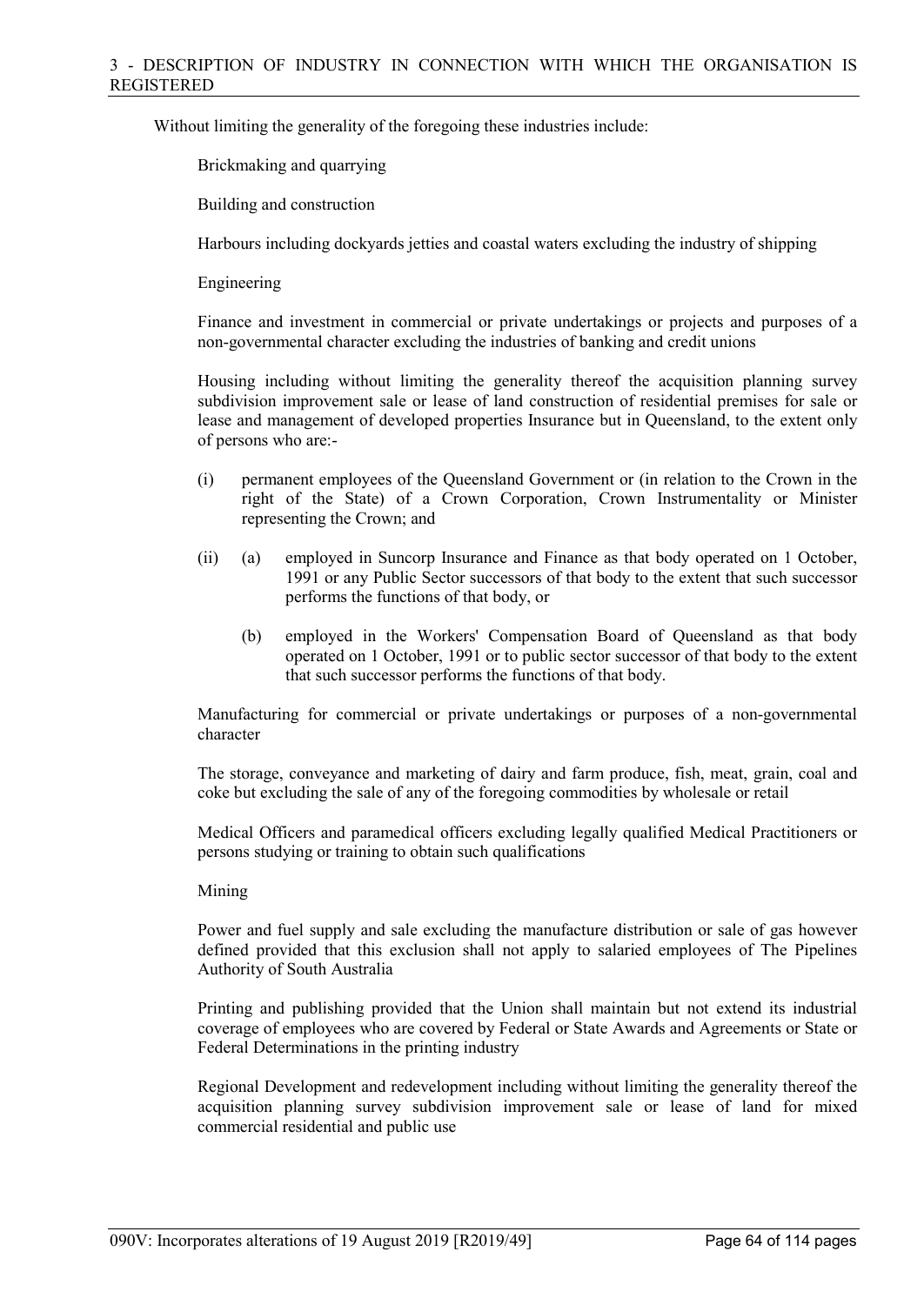Without limiting the generality of the foregoing these industries include:

Brickmaking and quarrying

Building and construction

Harbours including dockyards jetties and coastal waters excluding the industry of shipping

Engineering

Finance and investment in commercial or private undertakings or projects and purposes of a non-governmental character excluding the industries of banking and credit unions

Housing including without limiting the generality thereof the acquisition planning survey subdivision improvement sale or lease of land construction of residential premises for sale or lease and management of developed properties Insurance but in Queensland, to the extent only of persons who are:-

(i) permanent employees of the Queensland Government or (in relation to the Crown in the right of the State) of a Crown Corporation, Crown Instrumentality or Minister representing the Crown; and

(ii) (a) employed in Suncorp Insurance and Finance as that body operated on 1 October, 1991 or any Public Sector successors of that body to the extent that such successor performs the functions of that body, or

(b) employed in the Workers' Compensation Board of Queensland as that body operated on 1 October, 1991 or to public sector successor of that body to the extent that such successor performs the functions of that body.

Manufacturing for commercial or private undertakings or purposes of a non-governmental character

The storage, conveyance and marketing of dairy and farm produce, fish, meat, grain, coal and coke but excluding the sale of any of the foregoing commodities by wholesale or retail

Medical Officers and paramedical officers excluding legally qualified Medical Practitioners or persons studying or training to obtain such qualifications

Mining

Power and fuel supply and sale excluding the manufacture distribution or sale of gas however defined provided that this exclusion shall not apply to salaried employees of The Pipelines Authority of South Australia

Printing and publishing provided that the Union shall maintain but not extend its industrial coverage of employees who are covered by Federal or State Awards and Agreements or State or Federal Determinations in the printing industry

Regional Development and redevelopment including without limiting the generality thereof the acquisition planning survey subdivision improvement sale or lease of land for mixed commercial residential and public use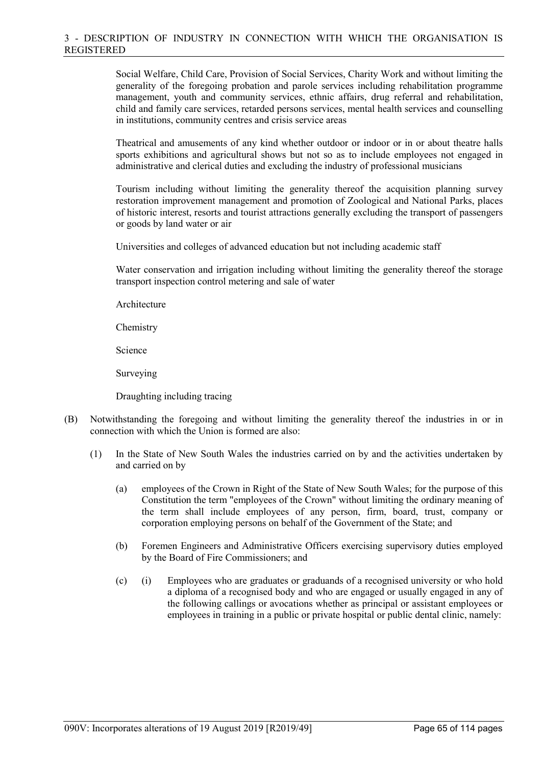Social Welfare, Child Care, Provision of Social Services, Charity Work and without limiting the generality of the foregoing probation and parole services including rehabilitation programme management, youth and community services, ethnic affairs, drug referral and rehabilitation, child and family care services, retarded persons services, mental health services and counselling in institutions, community centres and crisis service areas

Theatrical and amusements of any kind whether outdoor or indoor or in or about theatre halls sports exhibitions and agricultural shows but not so as to include employees not engaged in administrative and clerical duties and excluding the industry of professional musicians

Tourism including without limiting the generality thereof the acquisition planning survey restoration improvement management and promotion of Zoological and National Parks, places of historic interest, resorts and tourist attractions generally excluding the transport of passengers or goods by land water or air

Universities and colleges of advanced education but not including academic staff

Water conservation and irrigation including without limiting the generality thereof the storage transport inspection control metering and sale of water

Architecture

Chemistry

Science

Surveying

Draughting including tracing

(B) Notwithstanding the foregoing and without limiting the generality thereof the industries in or in connection with which the Union is formed are also:

(1) In the State of New South Wales the industries carried on by and the activities undertaken by and carried on by

(a) employees of the Crown in Right of the State of New South Wales; for the purpose of this Constitution the term "employees of the Crown" without limiting the ordinary meaning of the term shall include employees of any person, firm, board, trust, company or corporation employing persons on behalf of the Government of the State; and

(b) Foremen Engineers and Administrative Officers exercising supervisory duties employed by the Board of Fire Commissioners; and

(c) (i) Employees who are graduates or graduands of a recognised university or who hold a diploma of a recognised body and who are engaged or usually engaged in any of the following callings or avocations whether as principal or assistant employees or employees in training in a public or private hospital or public dental clinic, namely: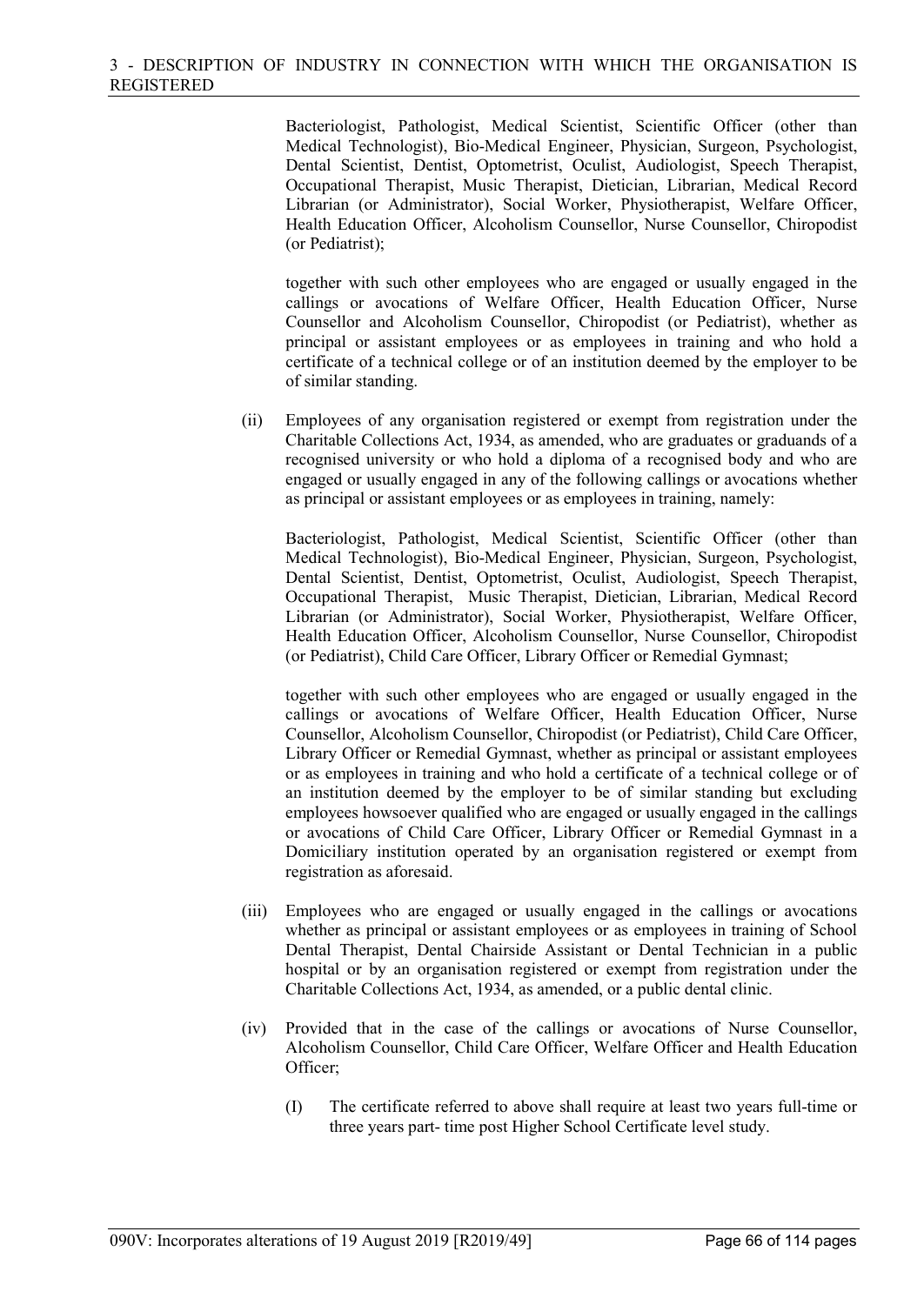Bacteriologist, Pathologist, Medical Scientist, Scientific Officer (other than Medical Technologist), Bio-Medical Engineer, Physician, Surgeon, Psychologist, Dental Scientist, Dentist, Optometrist, Oculist, Audiologist, Speech Therapist, Occupational Therapist, Music Therapist, Dietician, Librarian, Medical Record Librarian (or Administrator), Social Worker, Physiotherapist, Welfare Officer, Health Education Officer, Alcoholism Counsellor, Nurse Counsellor, Chiropodist (or Pediatrist);

together with such other employees who are engaged or usually engaged in the callings or avocations of Welfare Officer, Health Education Officer, Nurse Counsellor and Alcoholism Counsellor, Chiropodist (or Pediatrist), whether as principal or assistant employees or as employees in training and who hold a certificate of a technical college or of an institution deemed by the employer to be of similar standing.

(ii) Employees of any organisation registered or exempt from registration under the Charitable Collections Act, 1934, as amended, who are graduates or graduands of a recognised university or who hold a diploma of a recognised body and who are engaged or usually engaged in any of the following callings or avocations whether as principal or assistant employees or as employees in training, namely:

Bacteriologist, Pathologist, Medical Scientist, Scientific Officer (other than Medical Technologist), Bio-Medical Engineer, Physician, Surgeon, Psychologist, Dental Scientist, Dentist, Optometrist, Oculist, Audiologist, Speech Therapist, Occupational Therapist, Music Therapist, Dietician, Librarian, Medical Record Librarian (or Administrator), Social Worker, Physiotherapist, Welfare Officer, Health Education Officer, Alcoholism Counsellor, Nurse Counsellor, Chiropodist (or Pediatrist), Child Care Officer, Library Officer or Remedial Gymnast;

together with such other employees who are engaged or usually engaged in the callings or avocations of Welfare Officer, Health Education Officer, Nurse Counsellor, Alcoholism Counsellor, Chiropodist (or Pediatrist), Child Care Officer, Library Officer or Remedial Gymnast, whether as principal or assistant employees or as employees in training and who hold a certificate of a technical college or of an institution deemed by the employer to be of similar standing but excluding employees howsoever qualified who are engaged or usually engaged in the callings or avocations of Child Care Officer, Library Officer or Remedial Gymnast in a Domiciliary institution operated by an organisation registered or exempt from registration as aforesaid.

(iii) Employees who are engaged or usually engaged in the callings or avocations whether as principal or assistant employees or as employees in training of School Dental Therapist, Dental Chairside Assistant or Dental Technician in a public hospital or by an organisation registered or exempt from registration under the Charitable Collections Act, 1934, as amended, or a public dental clinic.

(iv) Provided that in the case of the callings or avocations of Nurse Counsellor, Alcoholism Counsellor, Child Care Officer, Welfare Officer and Health Education Officer;

(I) The certificate referred to above shall require at least two years full-time or three years part- time post Higher School Certificate level study.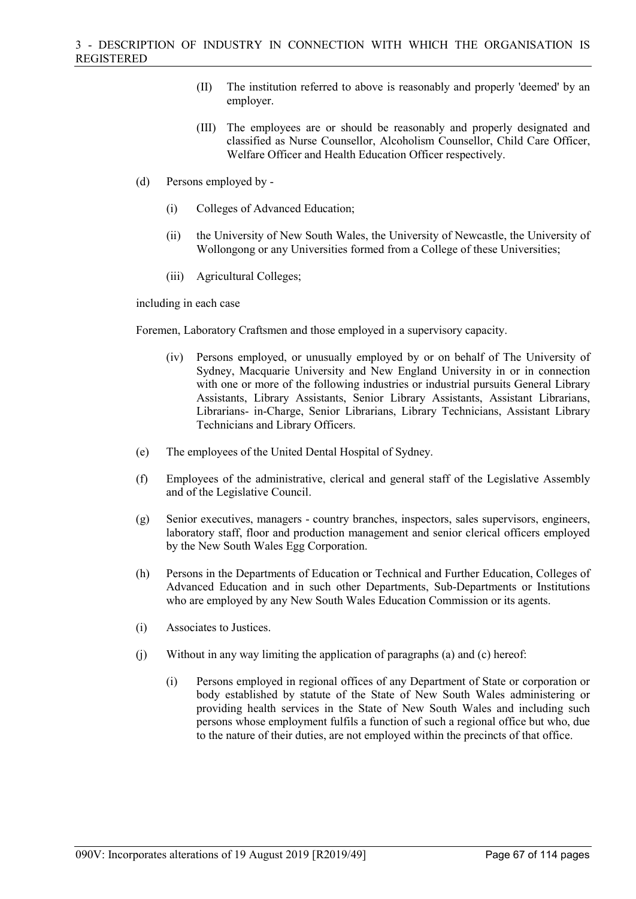(II) The institution referred to above is reasonably and properly 'deemed' by an employer.

(III) The employees are or should be reasonably and properly designated and classified as Nurse Counsellor, Alcoholism Counsellor, Child Care Officer, Welfare Officer and Health Education Officer respectively.

(d) Persons employed by -

(i) Colleges of Advanced Education;

(ii) the University of New South Wales, the University of Newcastle, the University of Wollongong or any Universities formed from a College of these Universities;

(iii) Agricultural Colleges;

including in each case

Foremen, Laboratory Craftsmen and those employed in a supervisory capacity.

(iv) Persons employed, or unusually employed by or on behalf of The University of Sydney, Macquarie University and New England University in or in connection with one or more of the following industries or industrial pursuits General Library Assistants, Library Assistants, Senior Library Assistants, Assistant Librarians, Librarians- in-Charge, Senior Librarians, Library Technicians, Assistant Library Technicians and Library Officers.

(e) The employees of the United Dental Hospital of Sydney.

(f) Employees of the administrative, clerical and general staff of the Legislative Assembly and of the Legislative Council.

(g) Senior executives, managers - country branches, inspectors, sales supervisors, engineers, laboratory staff, floor and production management and senior clerical officers employed by the New South Wales Egg Corporation.

(h) Persons in the Departments of Education or Technical and Further Education, Colleges of Advanced Education and in such other Departments, Sub-Departments or Institutions who are employed by any New South Wales Education Commission or its agents.

(i) Associates to Justices.

(j) Without in any way limiting the application of paragraphs (a) and (c) hereof:

(i) Persons employed in regional offices of any Department of State or corporation or body established by statute of the State of New South Wales administering or providing health services in the State of New South Wales and including such persons whose employment fulfils a function of such a regional office but who, due to the nature of their duties, are not employed within the precincts of that office.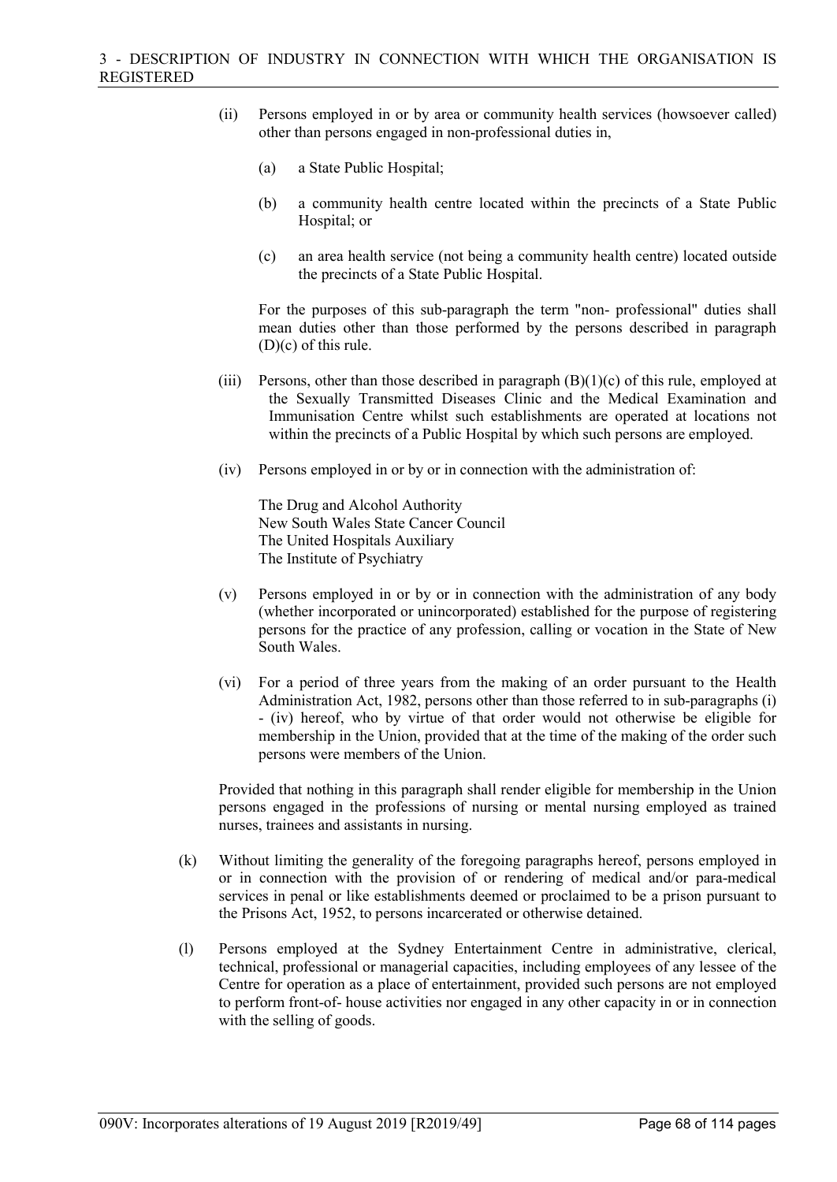(ii) Persons employed in or by area or community health services (howsoever called) other than persons engaged in non-professional duties in,

(a) a State Public Hospital;

(b) a community health centre located within the precincts of a State Public Hospital; or

(c) an area health service (not being a community health centre) located outside the precincts of a State Public Hospital.

For the purposes of this sub-paragraph the term "non- professional" duties shall mean duties other than those performed by the persons described in paragraph (D)(c) of this rule.

(iii) Persons, other than those described in paragraph (B)(1)(c) of this rule, employed at the Sexually Transmitted Diseases Clinic and the Medical Examination and Immunisation Centre whilst such establishments are operated at locations not within the precincts of a Public Hospital by which such persons are employed.

(iv) Persons employed in or by or in connection with the administration of:

The Drug and Alcohol Authority
New South Wales State Cancer Council
The United Hospitals Auxiliary
The Institute of Psychiatry

(v) Persons employed in or by or in connection with the administration of any body (whether incorporated or unincorporated) established for the purpose of registering persons for the practice of any profession, calling or vocation in the State of New South Wales.

(vi) For a period of three years from the making of an order pursuant to the Health Administration Act, 1982, persons other than those referred to in sub-paragraphs (i) - (iv) hereof, who by virtue of that order would not otherwise be eligible for membership in the Union, provided that at the time of the making of the order such persons were members of the Union.

Provided that nothing in this paragraph shall render eligible for membership in the Union persons engaged in the professions of nursing or mental nursing employed as trained nurses, trainees and assistants in nursing.

(k) Without limiting the generality of the foregoing paragraphs hereof, persons employed in or in connection with the provision of or rendering of medical and/or para-medical services in penal or like establishments deemed or proclaimed to be a prison pursuant to the Prisons Act, 1952, to persons incarcerated or otherwise detained.

(l) Persons employed at the Sydney Entertainment Centre in administrative, clerical, technical, professional or managerial capacities, including employees of any lessee of the Centre for operation as a place of entertainment, provided such persons are not employed to perform front-of- house activities nor engaged in any other capacity in or in connection with the selling of goods.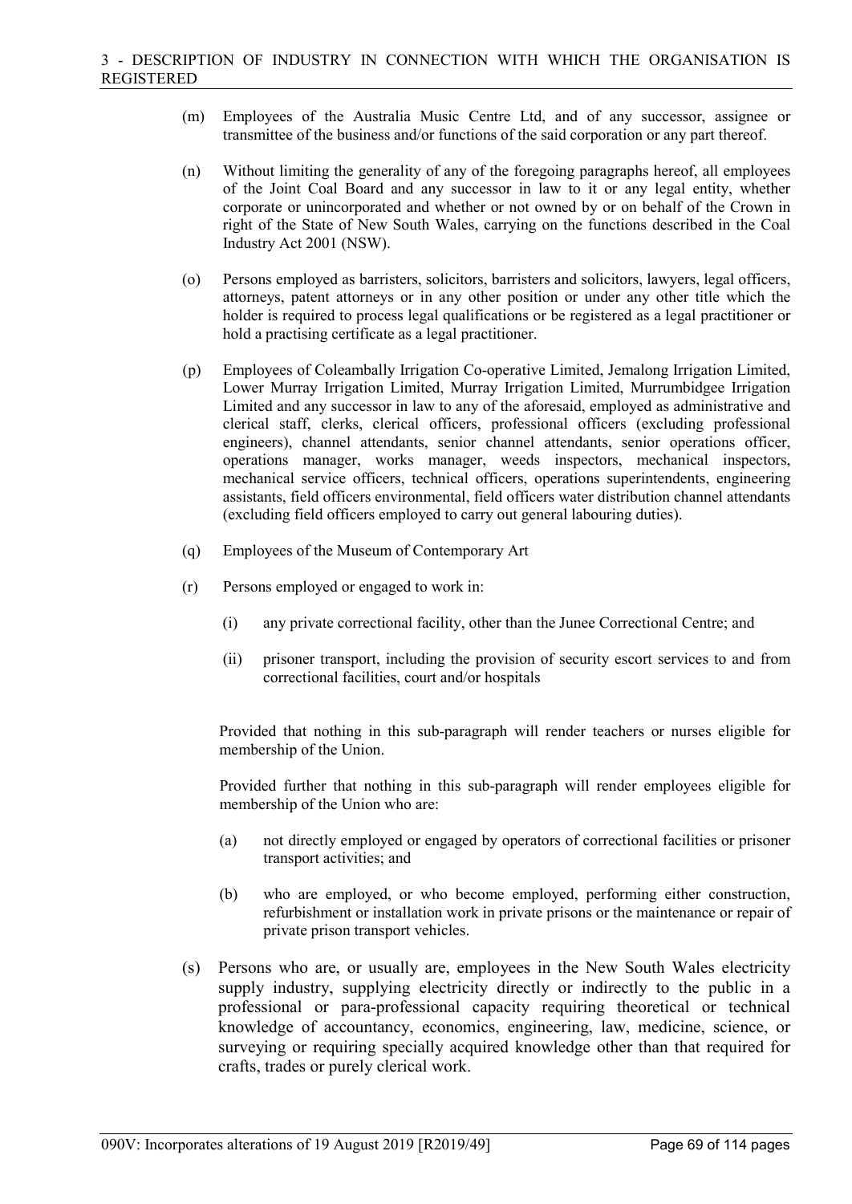(m) Employees of the Australia Music Centre Ltd, and of any successor, assignee or transmittee of the business and/or functions of the said corporation or any part thereof.

(n) Without limiting the generality of any of the foregoing paragraphs hereof, all employees of the Joint Coal Board and any successor in law to it or any legal entity, whether corporate or unincorporated and whether or not owned by or on behalf of the Crown in right of the State of New South Wales, carrying on the functions described in the Coal Industry Act 2001 (NSW).

(o) Persons employed as barristers, solicitors, barristers and solicitors, lawyers, legal officers, attorneys, patent attorneys or in any other position or under any other title which the holder is required to process legal qualifications or be registered as a legal practitioner or hold a practising certificate as a legal practitioner.

(p) Employees of Coleambally Irrigation Co-operative Limited, Jemalong Irrigation Limited, Lower Murray Irrigation Limited, Murray Irrigation Limited, Murrumbidgee Irrigation Limited and any successor in law to any of the aforesaid, employed as administrative and clerical staff, clerks, clerical officers, professional officers (excluding professional engineers), channel attendants, senior channel attendants, senior operations officer, operations manager, works manager, weeds inspectors, mechanical inspectors, mechanical service officers, technical officers, operations superintendents, engineering assistants, field officers environmental, field officers water distribution channel attendants (excluding field officers employed to carry out general labouring duties).

(q) Employees of the Museum of Contemporary Art

(r) Persons employed or engaged to work in:

    (i) any private correctional facility, other than the Junee Correctional Centre; and

    (ii) prisoner transport, including the provision of security escort services to and from correctional facilities, court and/or hospitals

    Provided that nothing in this sub-paragraph will render teachers or nurses eligible for membership of the Union.

    Provided further that nothing in this sub-paragraph will render employees eligible for membership of the Union who are:

    (a) not directly employed or engaged by operators of correctional facilities or prisoner transport activities; and

    (b) who are employed, or who become employed, performing either construction, refurbishment or installation work in private prisons or the maintenance or repair of private prison transport vehicles.

(s) Persons who are, or usually are, employees in the New South Wales electricity supply industry, supplying electricity directly or indirectly to the public in a professional or para-professional capacity requiring theoretical or technical knowledge of accountancy, economics, engineering, law, medicine, science, or surveying or requiring specially acquired knowledge other than that required for crafts, trades or purely clerical work.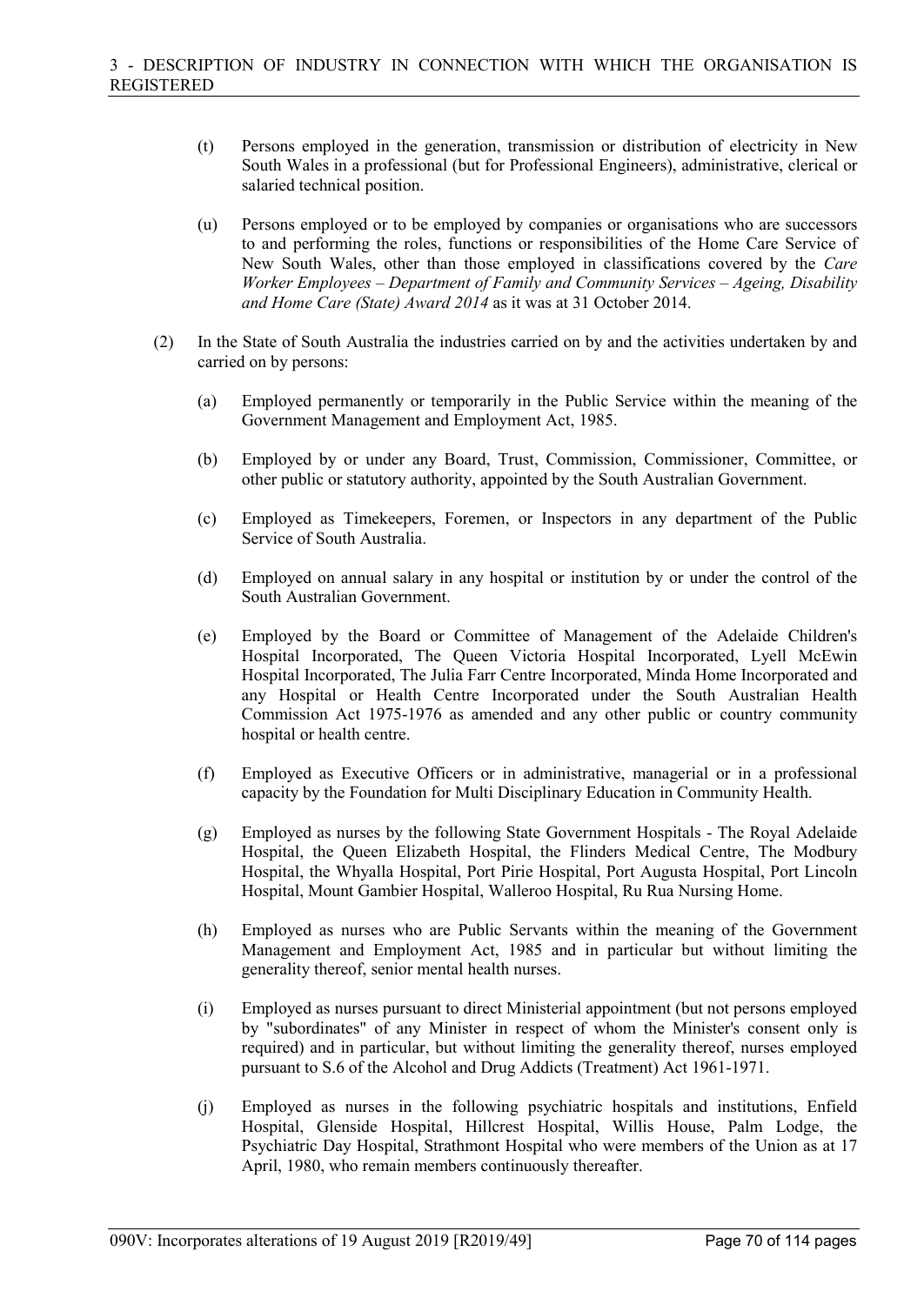(t) Persons employed in the generation, transmission or distribution of electricity in New South Wales in a professional (but for Professional Engineers), administrative, clerical or salaried technical position.

(u) Persons employed or to be employed by companies or organisations who are successors to and performing the roles, functions or responsibilities of the Home Care Service of New South Wales, other than those employed in classifications covered by the *Care Worker Employees – Department of Family and Community Services – Ageing, Disability and Home Care (State) Award 2014* as it was at 31 October 2014.

(2) In the State of South Australia the industries carried on by and the activities undertaken by and carried on by persons:

(a) Employed permanently or temporarily in the Public Service within the meaning of the Government Management and Employment Act, 1985.

(b) Employed by or under any Board, Trust, Commission, Commissioner, Committee, or other public or statutory authority, appointed by the South Australian Government.

(c) Employed as Timekeepers, Foremen, or Inspectors in any department of the Public Service of South Australia.

(d) Employed on annual salary in any hospital or institution by or under the control of the South Australian Government.

(e) Employed by the Board or Committee of Management of the Adelaide Children's Hospital Incorporated, The Queen Victoria Hospital Incorporated, Lyell McEwin Hospital Incorporated, The Julia Farr Centre Incorporated, Minda Home Incorporated and any Hospital or Health Centre Incorporated under the South Australian Health Commission Act 1975-1976 as amended and any other public or country community hospital or health centre.

(f) Employed as Executive Officers or in administrative, managerial or in a professional capacity by the Foundation for Multi Disciplinary Education in Community Health.

(g) Employed as nurses by the following State Government Hospitals - The Royal Adelaide Hospital, the Queen Elizabeth Hospital, the Flinders Medical Centre, The Modbury Hospital, the Whyalla Hospital, Port Pirie Hospital, Port Augusta Hospital, Port Lincoln Hospital, Mount Gambier Hospital, Walleroo Hospital, Ru Rua Nursing Home.

(h) Employed as nurses who are Public Servants within the meaning of the Government Management and Employment Act, 1985 and in particular but without limiting the generality thereof, senior mental health nurses.

(i) Employed as nurses pursuant to direct Ministerial appointment (but not persons employed by "subordinates" of any Minister in respect of whom the Minister's consent only is required) and in particular, but without limiting the generality thereof, nurses employed pursuant to S.6 of the Alcohol and Drug Addicts (Treatment) Act 1961-1971.

(j) Employed as nurses in the following psychiatric hospitals and institutions, Enfield Hospital, Glenside Hospital, Hillcrest Hospital, Willis House, Palm Lodge, the Psychiatric Day Hospital, Strathmont Hospital who were members of the Union as at 17 April, 1980, who remain members continuously thereafter.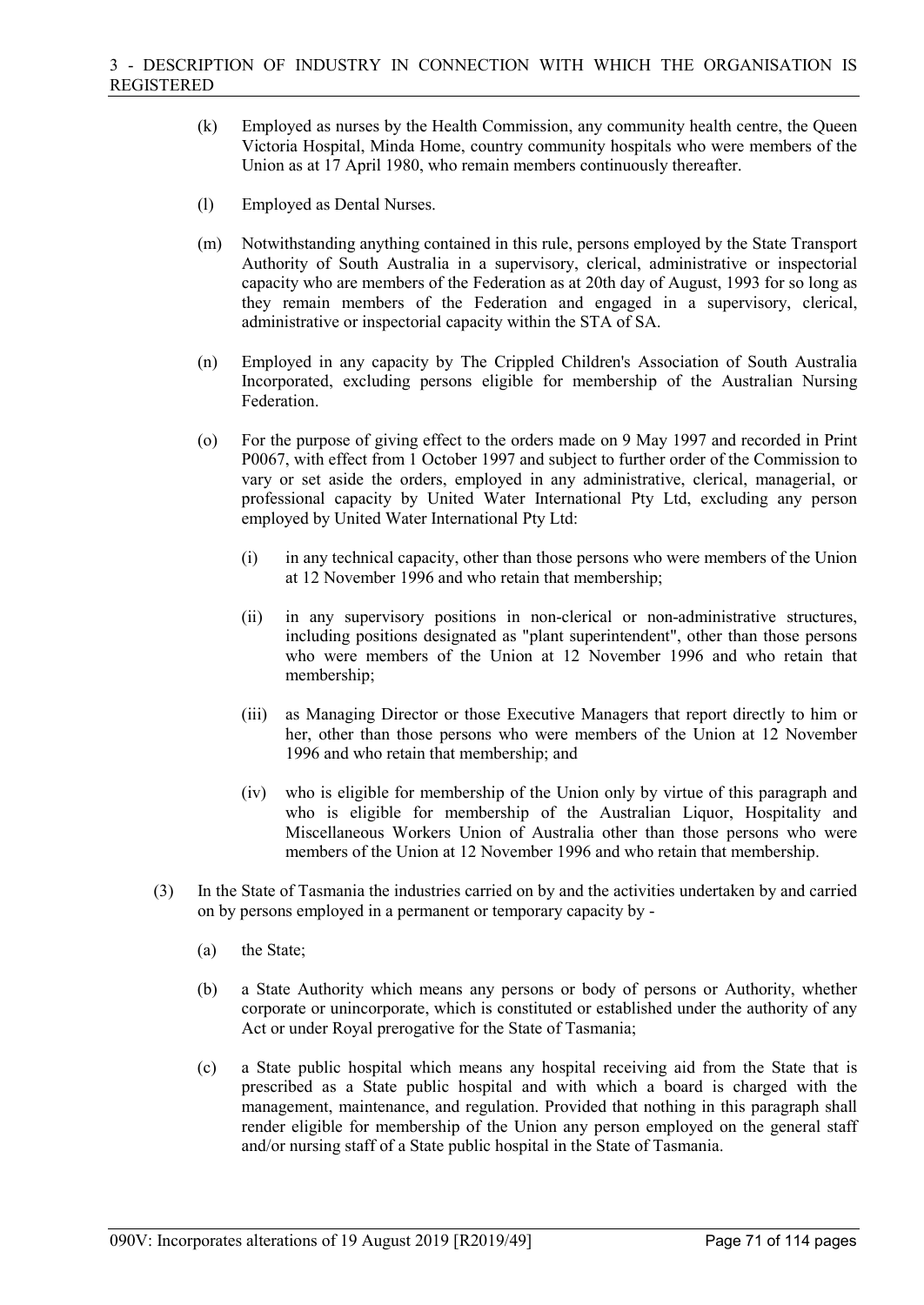(k) Employed as nurses by the Health Commission, any community health centre, the Queen Victoria Hospital, Minda Home, country community hospitals who were members of the Union as at 17 April 1980, who remain members continuously thereafter.

(l) Employed as Dental Nurses.

(m) Notwithstanding anything contained in this rule, persons employed by the State Transport Authority of South Australia in a supervisory, clerical, administrative or inspectorial capacity who are members of the Federation as at 20th day of August, 1993 for so long as they remain members of the Federation and engaged in a supervisory, clerical, administrative or inspectorial capacity within the STA of SA.

(n) Employed in any capacity by The Crippled Children's Association of South Australia Incorporated, excluding persons eligible for membership of the Australian Nursing Federation.

(o) For the purpose of giving effect to the orders made on 9 May 1997 and recorded in Print P0067, with effect from 1 October 1997 and subject to further order of the Commission to vary or set aside the orders, employed in any administrative, clerical, managerial, or professional capacity by United Water International Pty Ltd, excluding any person employed by United Water International Pty Ltd:

  (i) in any technical capacity, other than those persons who were members of the Union at 12 November 1996 and who retain that membership;

  (ii) in any supervisory positions in non-clerical or non-administrative structures, including positions designated as "plant superintendent", other than those persons who were members of the Union at 12 November 1996 and who retain that membership;

  (iii) as Managing Director or those Executive Managers that report directly to him or her, other than those persons who were members of the Union at 12 November 1996 and who retain that membership; and

  (iv) who is eligible for membership of the Union only by virtue of this paragraph and who is eligible for membership of the Australian Liquor, Hospitality and Miscellaneous Workers Union of Australia other than those persons who were members of the Union at 12 November 1996 and who retain that membership.

(3) In the State of Tasmania the industries carried on by and the activities undertaken by and carried on by persons employed in a permanent or temporary capacity by -

  (a) the State;

  (b) a State Authority which means any persons or body of persons or Authority, whether corporate or unincorporate, which is constituted or established under the authority of any Act or under Royal prerogative for the State of Tasmania;

  (c) a State public hospital which means any hospital receiving aid from the State that is prescribed as a State public hospital and with which a board is charged with the management, maintenance, and regulation. Provided that nothing in this paragraph shall render eligible for membership of the Union any person employed on the general staff and/or nursing staff of a State public hospital in the State of Tasmania.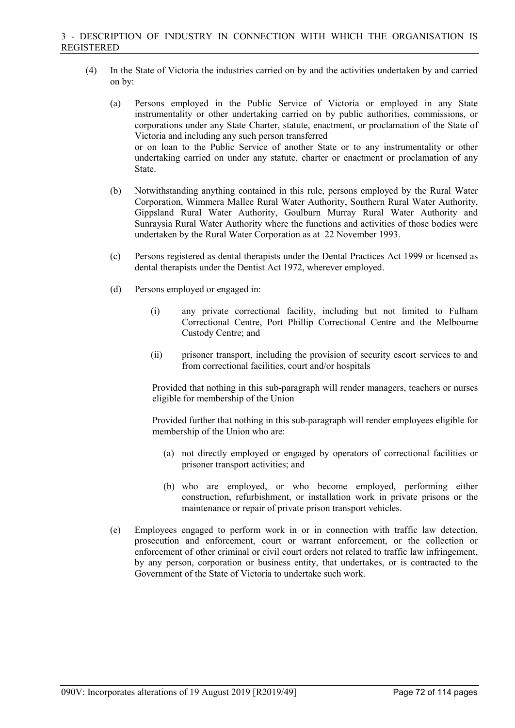3 - DESCRIPTION OF INDUSTRY IN CONNECTION WITH WHICH THE ORGANISATION IS REGISTERED

(4) In the State of Victoria the industries carried on by and the activities undertaken by and carried on by:

(a) Persons employed in the Public Service of Victoria or employed in any State instrumentality or other undertaking carried on by public authorities, commissions, or corporations under any State Charter, statute, enactment, or proclamation of the State of Victoria and including any such person transferred
or on loan to the Public Service of another State or to any instrumentality or other undertaking carried on under any statute, charter or enactment or proclamation of any State.

(b) Notwithstanding anything contained in this rule, persons employed by the Rural Water Corporation, Wimmera Mallee Rural Water Authority, Southern Rural Water Authority, Gippsland Rural Water Authority, Goulburn Murray Rural Water Authority and Sunraysia Rural Water Authority where the functions and activities of those bodies were undertaken by the Rural Water Corporation as at 22 November 1993.

(c) Persons registered as dental therapists under the Dental Practices Act 1999 or licensed as dental therapists under the Dentist Act 1972, wherever employed.

(d) Persons employed or engaged in:

(i) any private correctional facility, including but not limited to Fulham Correctional Centre, Port Phillip Correctional Centre and the Melbourne Custody Centre; and

(ii) prisoner transport, including the provision of security escort services to and from correctional facilities, court and/or hospitals

Provided that nothing in this sub-paragraph will render managers, teachers or nurses eligible for membership of the Union

Provided further that nothing in this sub-paragraph will render employees eligible for membership of the Union who are:

(a) not directly employed or engaged by operators of correctional facilities or prisoner transport activities; and

(b) who are employed, or who become employed, performing either construction, refurbishment, or installation work in private prisons or the maintenance or repair of private prison transport vehicles.

(e) Employees engaged to perform work in or in connection with traffic law detection, prosecution and enforcement, court or warrant enforcement, or the collection or enforcement of other criminal or civil court orders not related to traffic law infringement, by any person, corporation or business entity, that undertakes, or is contracted to the Government of the State of Victoria to undertake such work.

090V: Incorporates alterations of 19 August 2019 [R2019/49]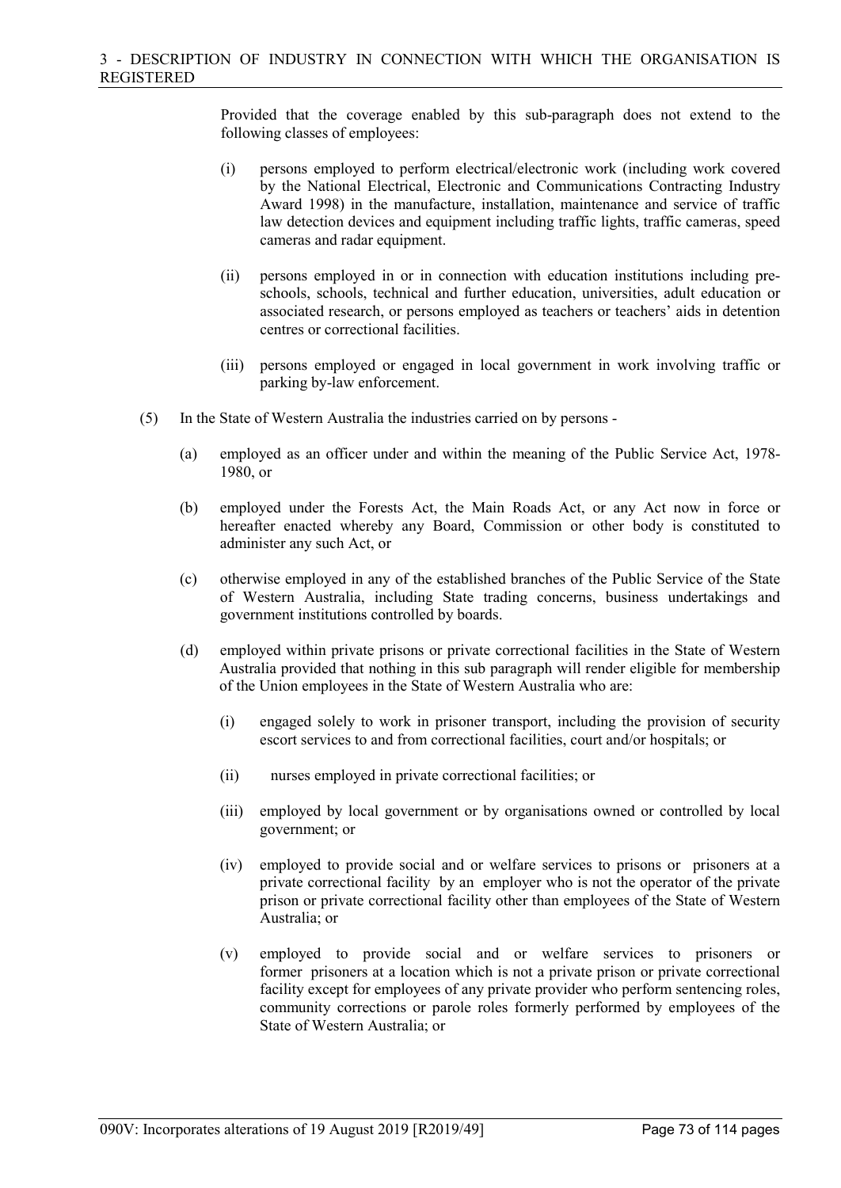Provided that the coverage enabled by this sub-paragraph does not extend to the following classes of employees:

(i) persons employed to perform electrical/electronic work (including work covered by the National Electrical, Electronic and Communications Contracting Industry Award 1998) in the manufacture, installation, maintenance and service of traffic law detection devices and equipment including traffic lights, traffic cameras, speed cameras and radar equipment.

(ii) persons employed in or in connection with education institutions including pre-schools, schools, technical and further education, universities, adult education or associated research, or persons employed as teachers or teachers' aids in detention centres or correctional facilities.

(iii) persons employed or engaged in local government in work involving traffic or parking by-law enforcement.

(5) In the State of Western Australia the industries carried on by persons -

(a) employed as an officer under and within the meaning of the Public Service Act, 1978-1980, or

(b) employed under the Forests Act, the Main Roads Act, or any Act now in force or hereafter enacted whereby any Board, Commission or other body is constituted to administer any such Act, or

(c) otherwise employed in any of the established branches of the Public Service of the State of Western Australia, including State trading concerns, business undertakings and government institutions controlled by boards.

(d) employed within private prisons or private correctional facilities in the State of Western Australia provided that nothing in this sub paragraph will render eligible for membership of the Union employees in the State of Western Australia who are:

(i) engaged solely to work in prisoner transport, including the provision of security escort services to and from correctional facilities, court and/or hospitals; or

(ii) nurses employed in private correctional facilities; or

(iii) employed by local government or by organisations owned or controlled by local government; or

(iv) employed to provide social and or welfare services to prisons or prisoners at a private correctional facility by an employer who is not the operator of the private prison or private correctional facility other than employees of the State of Western Australia; or

(v) employed to provide social and or welfare services to prisoners or former prisoners at a location which is not a private prison or private correctional facility except for employees of any private provider who perform sentencing roles, community corrections or parole roles formerly performed by employees of the State of Western Australia; or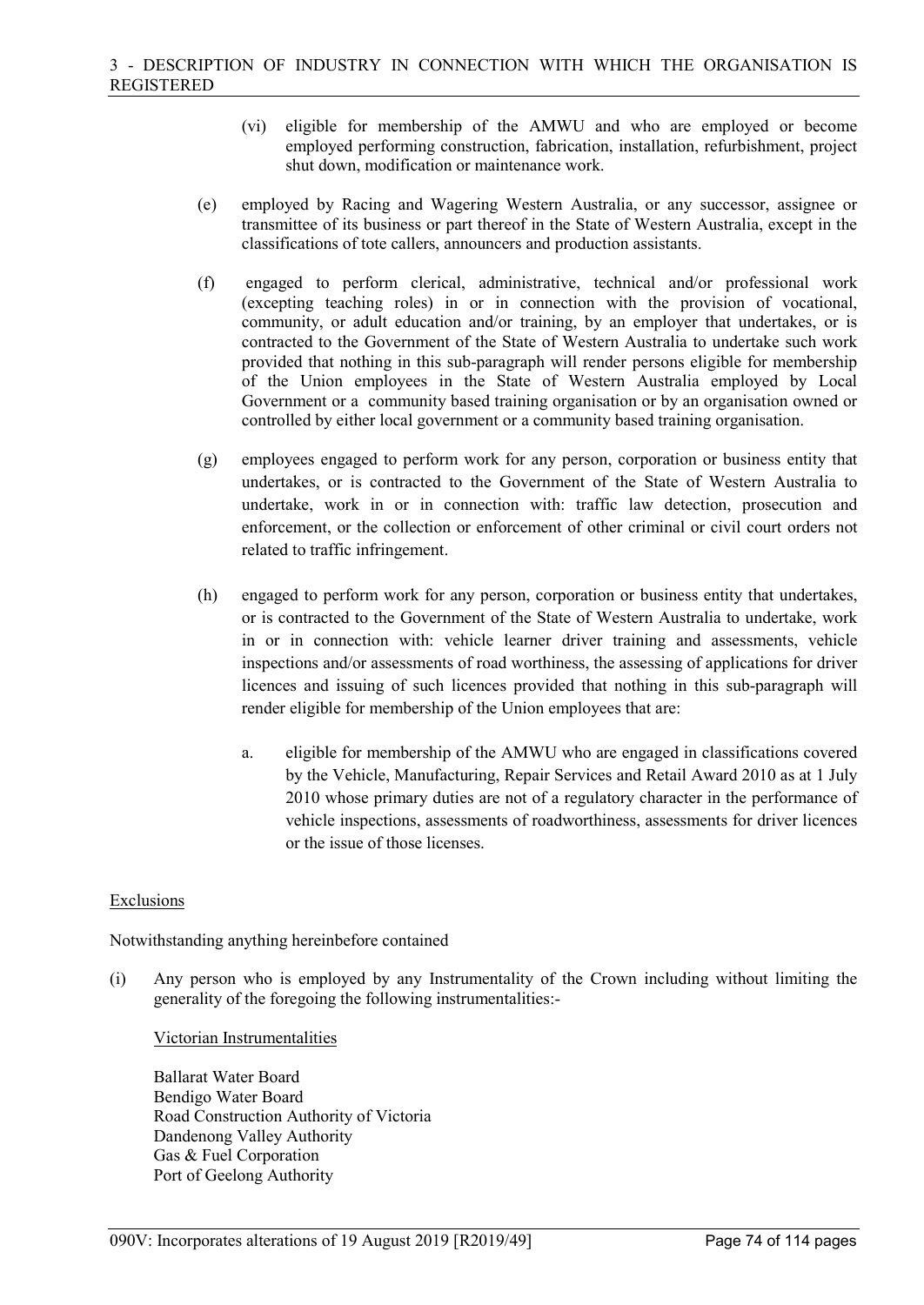(vi) eligible for membership of the AMWU and who are employed or become employed performing construction, fabrication, installation, refurbishment, project shut down, modification or maintenance work.

(e) employed by Racing and Wagering Western Australia, or any successor, assignee or transmittee of its business or part thereof in the State of Western Australia, except in the classifications of tote callers, announcers and production assistants.

(f) engaged to perform clerical, administrative, technical and/or professional work (excepting teaching roles) in or in connection with the provision of vocational, community, or adult education and/or training, by an employer that undertakes, or is contracted to the Government of the State of Western Australia to undertake such work provided that nothing in this sub-paragraph will render persons eligible for membership of the Union employees in the State of Western Australia employed by Local Government or a community based training organisation or by an organisation owned or controlled by either local government or a community based training organisation.

(g) employees engaged to perform work for any person, corporation or business entity that undertakes, or is contracted to the Government of the State of Western Australia to undertake, work in or in connection with: traffic law detection, prosecution and enforcement, or the collection or enforcement of other criminal or civil court orders not related to traffic infringement.

(h) engaged to perform work for any person, corporation or business entity that undertakes, or is contracted to the Government of the State of Western Australia to undertake, work in or in connection with: vehicle learner driver training and assessments, vehicle inspections and/or assessments of road worthiness, the assessing of applications for driver licences and issuing of such licences provided that nothing in this sub-paragraph will render eligible for membership of the Union employees that are:

a. eligible for membership of the AMWU who are engaged in classifications covered by the Vehicle, Manufacturing, Repair Services and Retail Award 2010 as at 1 July 2010 whose primary duties are not of a regulatory character in the performance of vehicle inspections, assessments of roadworthiness, assessments for driver licences or the issue of those licenses.

Exclusions

Notwithstanding anything hereinbefore contained

(i) Any person who is employed by any Instrumentality of the Crown including without limiting the generality of the foregoing the following instrumentalities:-

Victorian Instrumentalities

Ballarat Water Board
Bendigo Water Board
Road Construction Authority of Victoria
Dandenong Valley Authority
Gas & Fuel Corporation
Port of Geelong Authority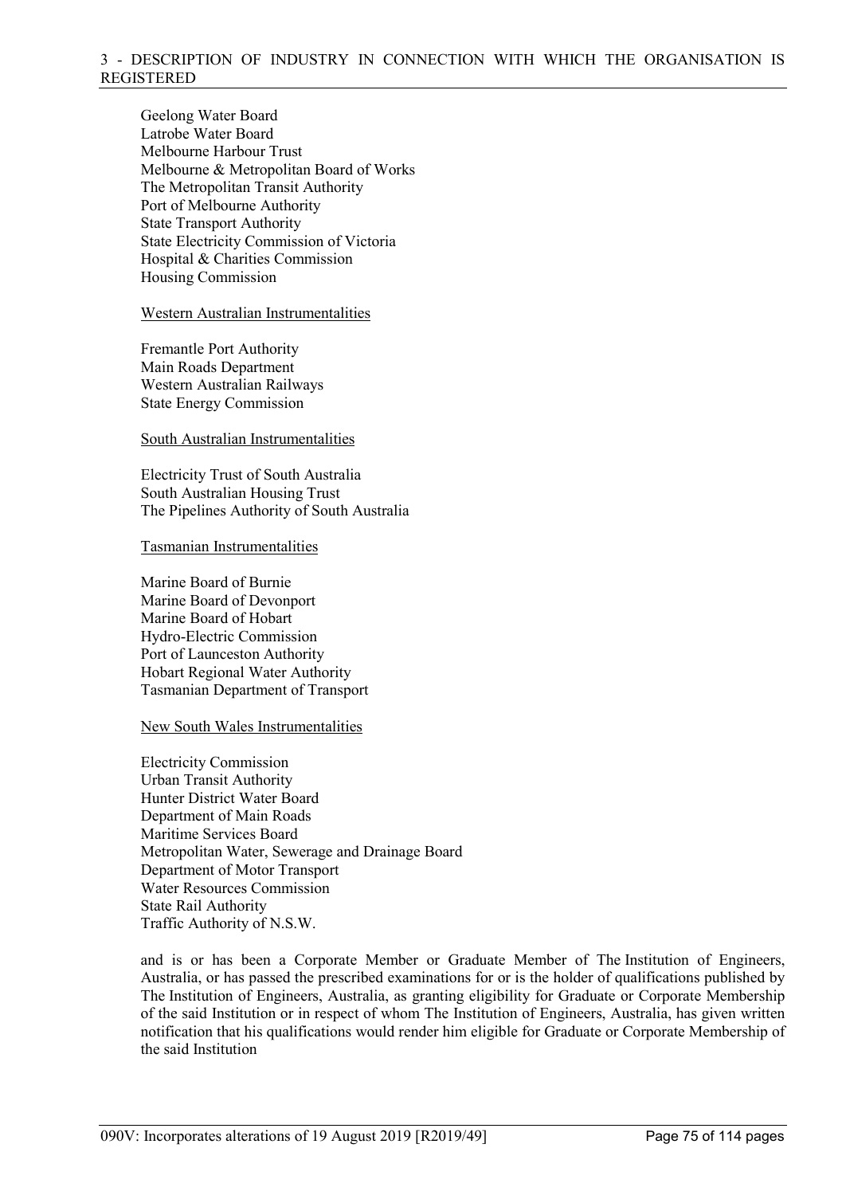Geelong Water Board
Latrobe Water Board
Melbourne Harbour Trust
Melbourne & Metropolitan Board of Works
The Metropolitan Transit Authority
Port of Melbourne Authority
State Transport Authority
State Electricity Commission of Victoria
Hospital & Charities Commission
Housing Commission

Western Australian Instrumentalities

Fremantle Port Authority
Main Roads Department
Western Australian Railways
State Energy Commission

South Australian Instrumentalities

Electricity Trust of South Australia
South Australian Housing Trust
The Pipelines Authority of South Australia

Tasmanian Instrumentalities

Marine Board of Burnie
Marine Board of Devonport
Marine Board of Hobart
Hydro-Electric Commission
Port of Launceston Authority
Hobart Regional Water Authority
Tasmanian Department of Transport

New South Wales Instrumentalities

Electricity Commission
Urban Transit Authority
Hunter District Water Board
Department of Main Roads
Maritime Services Board
Metropolitan Water, Sewerage and Drainage Board
Department of Motor Transport
Water Resources Commission
State Rail Authority
Traffic Authority of N.S.W.

and is or has been a Corporate Member or Graduate Member of The Institution of Engineers, Australia, or has passed the prescribed examinations for or is the holder of qualifications published by The Institution of Engineers, Australia, as granting eligibility for Graduate or Corporate Membership of the said Institution or in respect of whom The Institution of Engineers, Australia, has given written notification that his qualifications would render him eligible for Graduate or Corporate Membership of the said Institution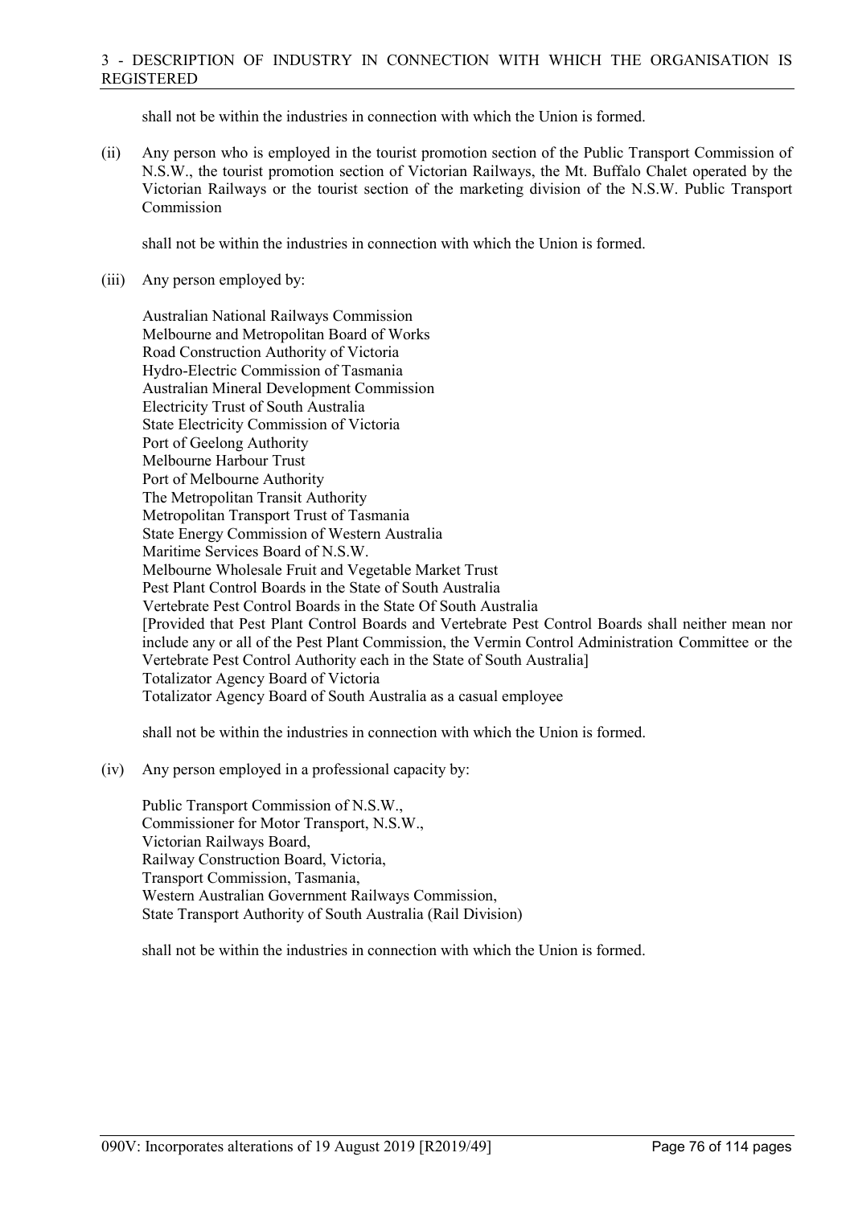shall not be within the industries in connection with which the Union is formed.

(ii) Any person who is employed in the tourist promotion section of the Public Transport Commission of N.S.W., the tourist promotion section of Victorian Railways, the Mt. Buffalo Chalet operated by the Victorian Railways or the tourist section of the marketing division of the N.S.W. Public Transport Commission

shall not be within the industries in connection with which the Union is formed.

(iii) Any person employed by:

Australian National Railways Commission
Melbourne and Metropolitan Board of Works
Road Construction Authority of Victoria
Hydro-Electric Commission of Tasmania
Australian Mineral Development Commission
Electricity Trust of South Australia
State Electricity Commission of Victoria
Port of Geelong Authority
Melbourne Harbour Trust
Port of Melbourne Authority
The Metropolitan Transit Authority
Metropolitan Transport Trust of Tasmania
State Energy Commission of Western Australia
Maritime Services Board of N.S.W.
Melbourne Wholesale Fruit and Vegetable Market Trust
Pest Plant Control Boards in the State of South Australia
Vertebrate Pest Control Boards in the State Of South Australia
[Provided that Pest Plant Control Boards and Vertebrate Pest Control Boards shall neither mean nor include any or all of the Pest Plant Commission, the Vermin Control Administration Committee or the Vertebrate Pest Control Authority each in the State of South Australia]
Totalizator Agency Board of Victoria
Totalizator Agency Board of South Australia as a casual employee

shall not be within the industries in connection with which the Union is formed.

(iv) Any person employed in a professional capacity by:

Public Transport Commission of N.S.W.,
Commissioner for Motor Transport, N.S.W.,
Victorian Railways Board,
Railway Construction Board, Victoria,
Transport Commission, Tasmania,
Western Australian Government Railways Commission,
State Transport Authority of South Australia (Rail Division)

shall not be within the industries in connection with which the Union is formed.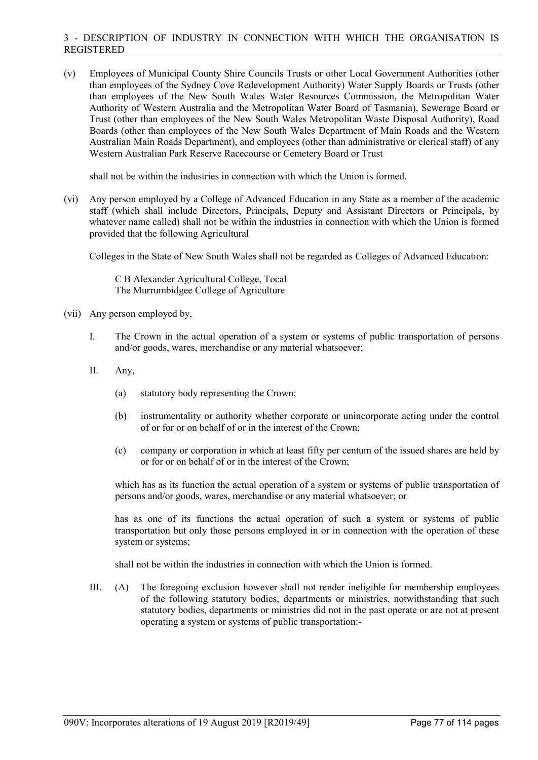(v) Employees of Municipal County Shire Councils Trusts or other Local Government Authorities (other than employees of the Sydney Cove Redevelopment Authority) Water Supply Boards or Trusts (other than employees of the New South Wales Water Resources Commission, the Metropolitan Water Authority of Western Australia and the Metropolitan Water Board of Tasmania), Sewerage Board or Trust (other than employees of the New South Wales Metropolitan Waste Disposal Authority), Road Boards (other than employees of the New South Wales Department of Main Roads and the Western Australian Main Roads Department), and employees (other than administrative or clerical staff) of any Western Australian Park Reserve Racecourse or Cemetery Board or Trust

shall not be within the industries in connection with which the Union is formed.

(vi) Any person employed by a College of Advanced Education in any State as a member of the academic staff (which shall include Directors, Principals, Deputy and Assistant Directors or Principals, by whatever name called) shall not be within the industries in connection with which the Union is formed provided that the following Agricultural

Colleges in the State of New South Wales shall not be regarded as Colleges of Advanced Education:

C B Alexander Agricultural College, Tocal
The Murrumbidgee College of Agriculture

(vii) Any person employed by,

I. The Crown in the actual operation of a system or systems of public transportation of persons and/or goods, wares, merchandise or any material whatsoever;

II. Any,

(a) statutory body representing the Crown;

(b) instrumentality or authority whether corporate or unincorporate acting under the control of or for or on behalf of or in the interest of the Crown;

(c) company or corporation in which at least fifty per centum of the issued shares are held by or for or on behalf of or in the interest of the Crown;

which has as its function the actual operation of a system or systems of public transportation of persons and/or goods, wares, merchandise or any material whatsoever; or

has as one of its functions the actual operation of such a system or systems of public transportation but only those persons employed in or in connection with the operation of these system or systems;

shall not be within the industries in connection with which the Union is formed.

III. (A) The foregoing exclusion however shall not render ineligible for membership employees of the following statutory bodies, departments or ministries, notwithstanding that such statutory bodies, departments or ministries did not in the past operate or are not at present operating a system or systems of public transportation:-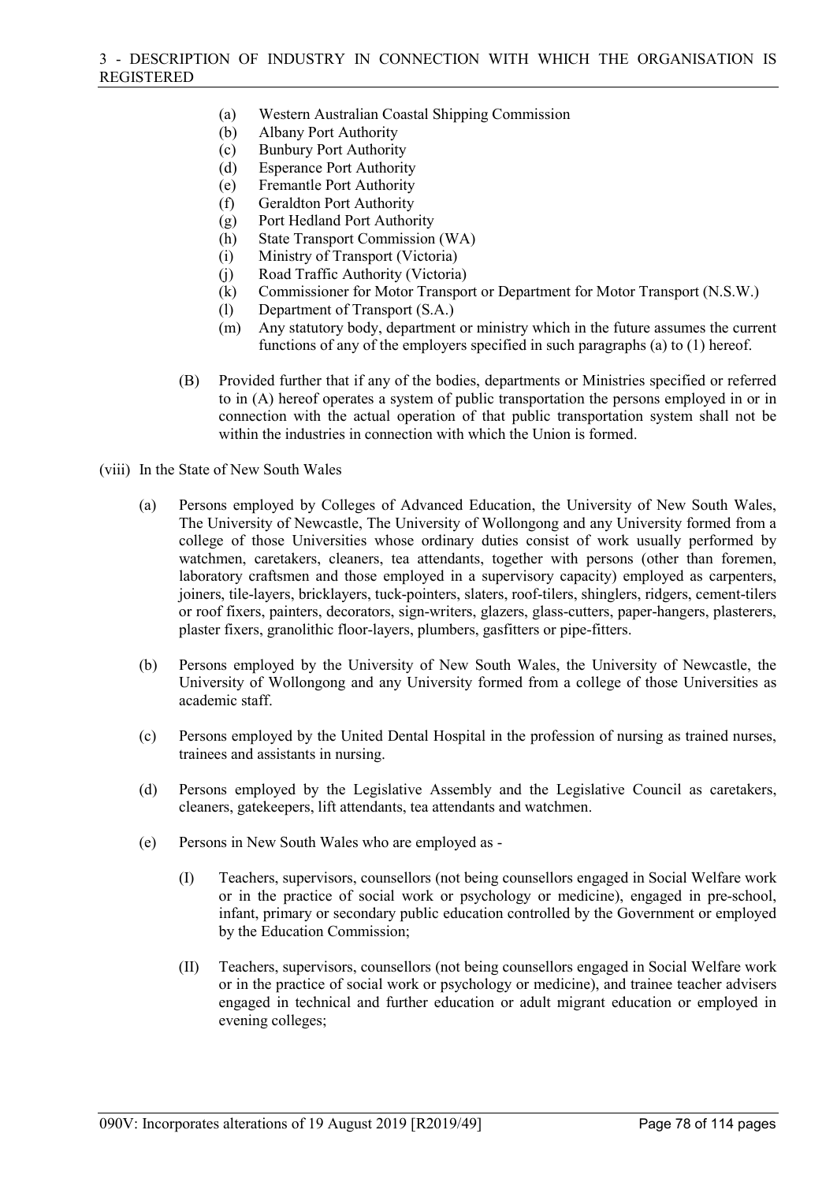(a) Western Australian Coastal Shipping Commission
(b) Albany Port Authority
(c) Bunbury Port Authority
(d) Esperance Port Authority
(e) Fremantle Port Authority
(f) Geraldton Port Authority
(g) Port Hedland Port Authority
(h) State Transport Commission (WA)
(i) Ministry of Transport (Victoria)
(j) Road Traffic Authority (Victoria)
(k) Commissioner for Motor Transport or Department for Motor Transport (N.S.W.)
(l) Department of Transport (S.A.)
(m) Any statutory body, department or ministry which in the future assumes the current functions of any of the employers specified in such paragraphs (a) to (1) hereof.

(B) Provided further that if any of the bodies, departments or Ministries specified or referred to in (A) hereof operates a system of public transportation the persons employed in or in connection with the actual operation of that public transportation system shall not be within the industries in connection with which the Union is formed.

(viii) In the State of New South Wales

(a) Persons employed by Colleges of Advanced Education, the University of New South Wales, The University of Newcastle, The University of Wollongong and any University formed from a college of those Universities whose ordinary duties consist of work usually performed by watchmen, caretakers, cleaners, tea attendants, together with persons (other than foremen, laboratory craftsmen and those employed in a supervisory capacity) employed as carpenters, joiners, tile-layers, bricklayers, tuck-pointers, slaters, roof-tilers, shinglers, ridgers, cement-tilers or roof fixers, painters, decorators, sign-writers, glazers, glass-cutters, paper-hangers, plasterers, plaster fixers, granolithic floor-layers, plumbers, gasfitters or pipe-fitters.

(b) Persons employed by the University of New South Wales, the University of Newcastle, the University of Wollongong and any University formed from a college of those Universities as academic staff.

(c) Persons employed by the United Dental Hospital in the profession of nursing as trained nurses, trainees and assistants in nursing.

(d) Persons employed by the Legislative Assembly and the Legislative Council as caretakers, cleaners, gatekeepers, lift attendants, tea attendants and watchmen.

(e) Persons in New South Wales who are employed as -

(I) Teachers, supervisors, counsellors (not being counsellors engaged in Social Welfare work or in the practice of social work or psychology or medicine), engaged in pre-school, infant, primary or secondary public education controlled by the Government or employed by the Education Commission;

(II) Teachers, supervisors, counsellors (not being counsellors engaged in Social Welfare work or in the practice of social work or psychology or medicine), and trainee teacher advisers engaged in technical and further education or adult migrant education or employed in evening colleges;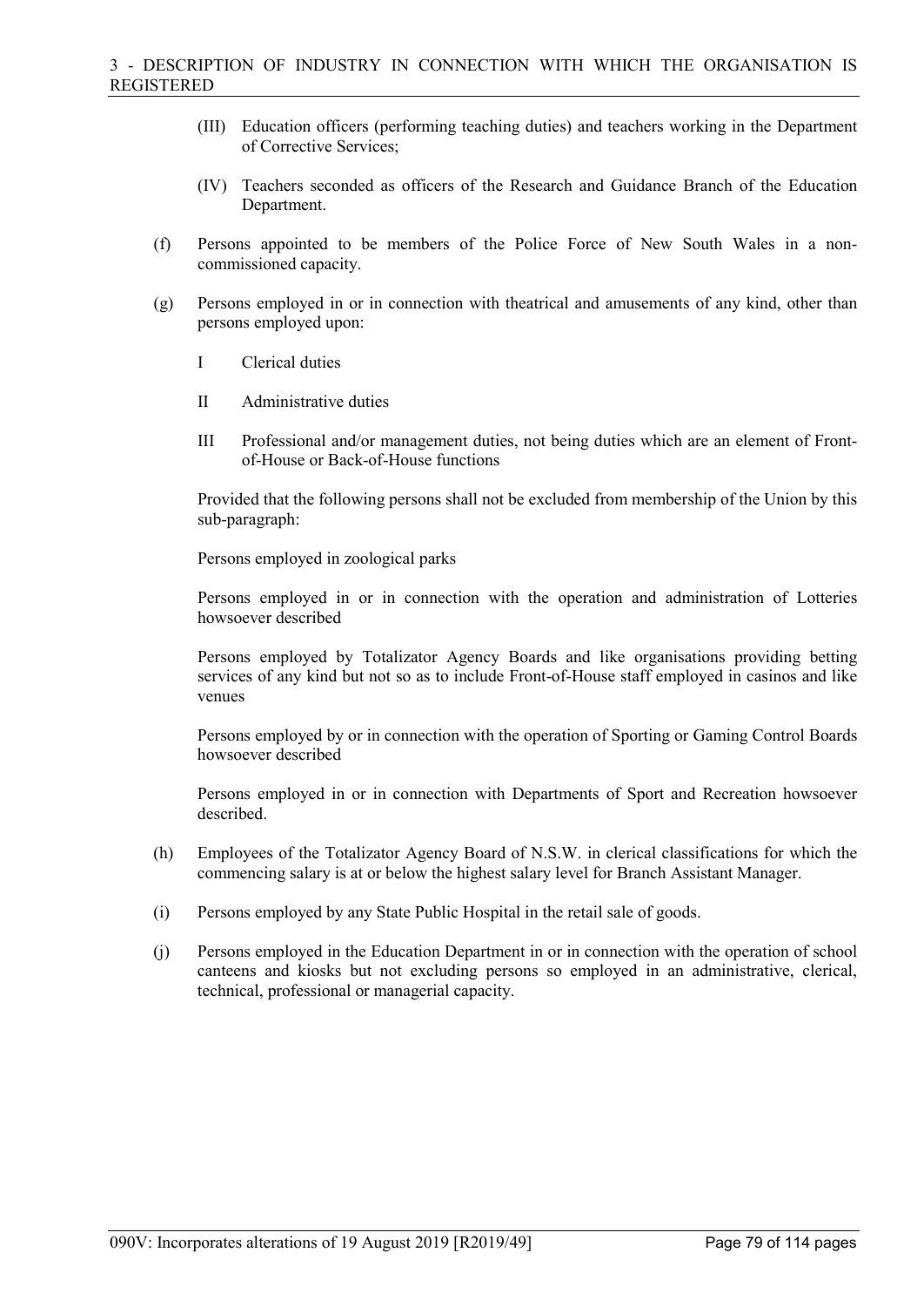(III) Education officers (performing teaching duties) and teachers working in the Department of Corrective Services;

(IV) Teachers seconded as officers of the Research and Guidance Branch of the Education Department.

(f) Persons appointed to be members of the Police Force of New South Wales in a non-commissioned capacity.

(g) Persons employed in or in connection with theatrical and amusements of any kind, other than persons employed upon:

I Clerical duties

II Administrative duties

III Professional and/or management duties, not being duties which are an element of Front-of-House or Back-of-House functions

Provided that the following persons shall not be excluded from membership of the Union by this sub-paragraph:

Persons employed in zoological parks

Persons employed in or in connection with the operation and administration of Lotteries howsoever described

Persons employed by Totalizator Agency Boards and like organisations providing betting services of any kind but not so as to include Front-of-House staff employed in casinos and like venues

Persons employed by or in connection with the operation of Sporting or Gaming Control Boards howsoever described

Persons employed in or in connection with Departments of Sport and Recreation howsoever described.

(h) Employees of the Totalizator Agency Board of N.S.W. in clerical classifications for which the commencing salary is at or below the highest salary level for Branch Assistant Manager.

(i) Persons employed by any State Public Hospital in the retail sale of goods.

(j) Persons employed in the Education Department in or in connection with the operation of school canteens and kiosks but not excluding persons so employed in an administrative, clerical, technical, professional or managerial capacity.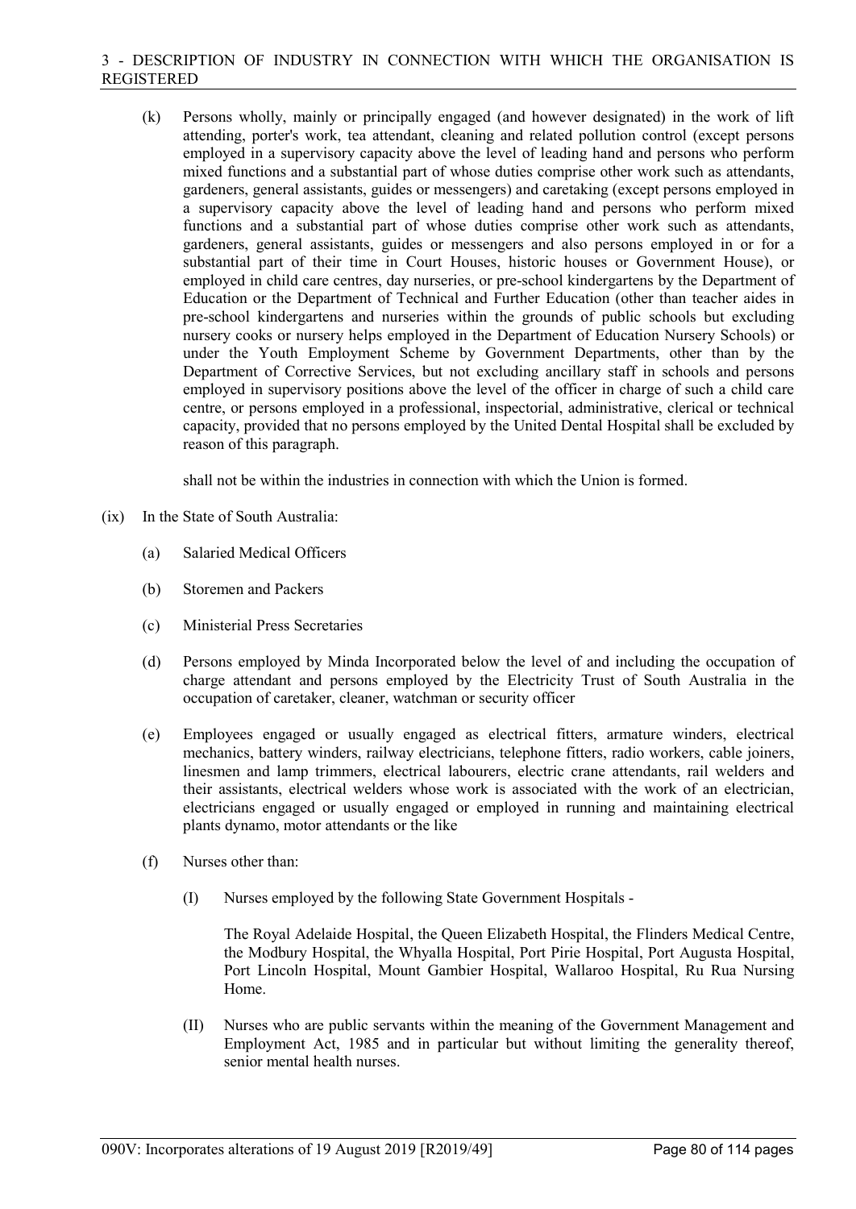(k) Persons wholly, mainly or principally engaged (and however designated) in the work of lift attending, porter's work, tea attendant, cleaning and related pollution control (except persons employed in a supervisory capacity above the level of leading hand and persons who perform mixed functions and a substantial part of whose duties comprise other work such as attendants, gardeners, general assistants, guides or messengers) and caretaking (except persons employed in a supervisory capacity above the level of leading hand and persons who perform mixed functions and a substantial part of whose duties comprise other work such as attendants, gardeners, general assistants, guides or messengers and also persons employed in or for a substantial part of their time in Court Houses, historic houses or Government House), or employed in child care centres, day nurseries, or pre-school kindergartens by the Department of Education or the Department of Technical and Further Education (other than teacher aides in pre-school kindergartens and nurseries within the grounds of public schools but excluding nursery cooks or nursery helps employed in the Department of Education Nursery Schools) or under the Youth Employment Scheme by Government Departments, other than by the Department of Corrective Services, but not excluding ancillary staff in schools and persons employed in supervisory positions above the level of the officer in charge of such a child care centre, or persons employed in a professional, inspectorial, administrative, clerical or technical capacity, provided that no persons employed by the United Dental Hospital shall be excluded by reason of this paragraph.

shall not be within the industries in connection with which the Union is formed.

(ix) In the State of South Australia:

(a) Salaried Medical Officers

(b) Storemen and Packers

(c) Ministerial Press Secretaries

(d) Persons employed by Minda Incorporated below the level of and including the occupation of charge attendant and persons employed by the Electricity Trust of South Australia in the occupation of caretaker, cleaner, watchman or security officer

(e) Employees engaged or usually engaged as electrical fitters, armature winders, electrical mechanics, battery winders, railway electricians, telephone fitters, radio workers, cable joiners, linesmen and lamp trimmers, electrical labourers, electric crane attendants, rail welders and their assistants, electrical welders whose work is associated with the work of an electrician, electricians engaged or usually engaged or employed in running and maintaining electrical plants dynamo, motor attendants or the like

(f) Nurses other than:

(I) Nurses employed by the following State Government Hospitals -

The Royal Adelaide Hospital, the Queen Elizabeth Hospital, the Flinders Medical Centre, the Modbury Hospital, the Whyalla Hospital, Port Pirie Hospital, Port Augusta Hospital, Port Lincoln Hospital, Mount Gambier Hospital, Wallaroo Hospital, Ru Rua Nursing Home.

(II) Nurses who are public servants within the meaning of the Government Management and Employment Act, 1985 and in particular but without limiting the generality thereof, senior mental health nurses.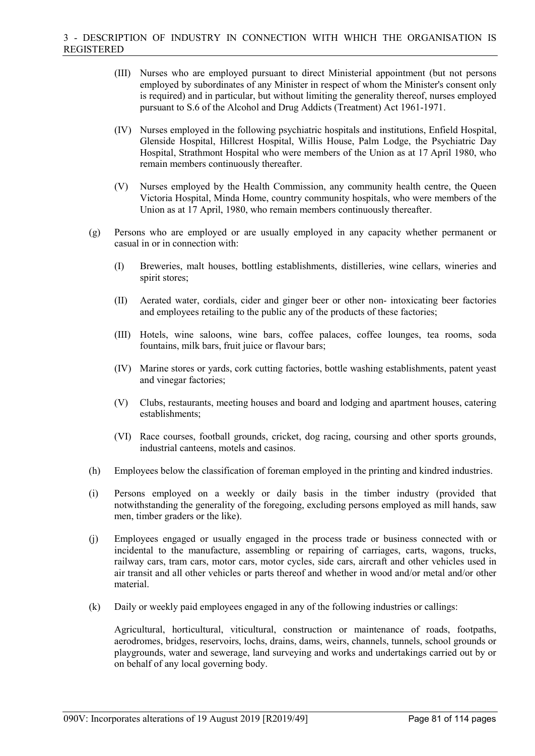- (III) Nurses who are employed pursuant to direct Ministerial appointment (but not persons employed by subordinates of any Minister in respect of whom the Minister's consent only is required) and in particular, but without limiting the generality thereof, nurses employed pursuant to S.6 of the Alcohol and Drug Addicts (Treatment) Act 1961-1971.

- (IV) Nurses employed in the following psychiatric hospitals and institutions, Enfield Hospital, Glenside Hospital, Hillcrest Hospital, Willis House, Palm Lodge, the Psychiatric Day Hospital, Strathmont Hospital who were members of the Union as at 17 April 1980, who remain members continuously thereafter.

- (V) Nurses employed by the Health Commission, any community health centre, the Queen Victoria Hospital, Minda Home, country community hospitals, who were members of the Union as at 17 April, 1980, who remain members continuously thereafter.

(g) Persons who are employed or are usually employed in any capacity whether permanent or casual in or in connection with:

- (I) Breweries, malt houses, bottling establishments, distilleries, wine cellars, wineries and spirit stores;

- (II) Aerated water, cordials, cider and ginger beer or other non- intoxicating beer factories and employees retailing to the public any of the products of these factories;

- (III) Hotels, wine saloons, wine bars, coffee palaces, coffee lounges, tea rooms, soda fountains, milk bars, fruit juice or flavour bars;

- (IV) Marine stores or yards, cork cutting factories, bottle washing establishments, patent yeast and vinegar factories;

- (V) Clubs, restaurants, meeting houses and board and lodging and apartment houses, catering establishments;

- (VI) Race courses, football grounds, cricket, dog racing, coursing and other sports grounds, industrial canteens, motels and casinos.

(h) Employees below the classification of foreman employed in the printing and kindred industries.

(i) Persons employed on a weekly or daily basis in the timber industry (provided that notwithstanding the generality of the foregoing, excluding persons employed as mill hands, saw men, timber graders or the like).

(j) Employees engaged or usually engaged in the process trade or business connected with or incidental to the manufacture, assembling or repairing of carriages, carts, wagons, trucks, railway cars, tram cars, motor cars, motor cycles, side cars, aircraft and other vehicles used in air transit and all other vehicles or parts thereof and whether in wood and/or metal and/or other material.

(k) Daily or weekly paid employees engaged in any of the following industries or callings:

Agricultural, horticultural, viticultural, construction or maintenance of roads, footpaths, aerodromes, bridges, reservoirs, lochs, drains, dams, weirs, channels, tunnels, school grounds or playgrounds, water and sewerage, land surveying and works and undertakings carried out by or on behalf of any local governing body.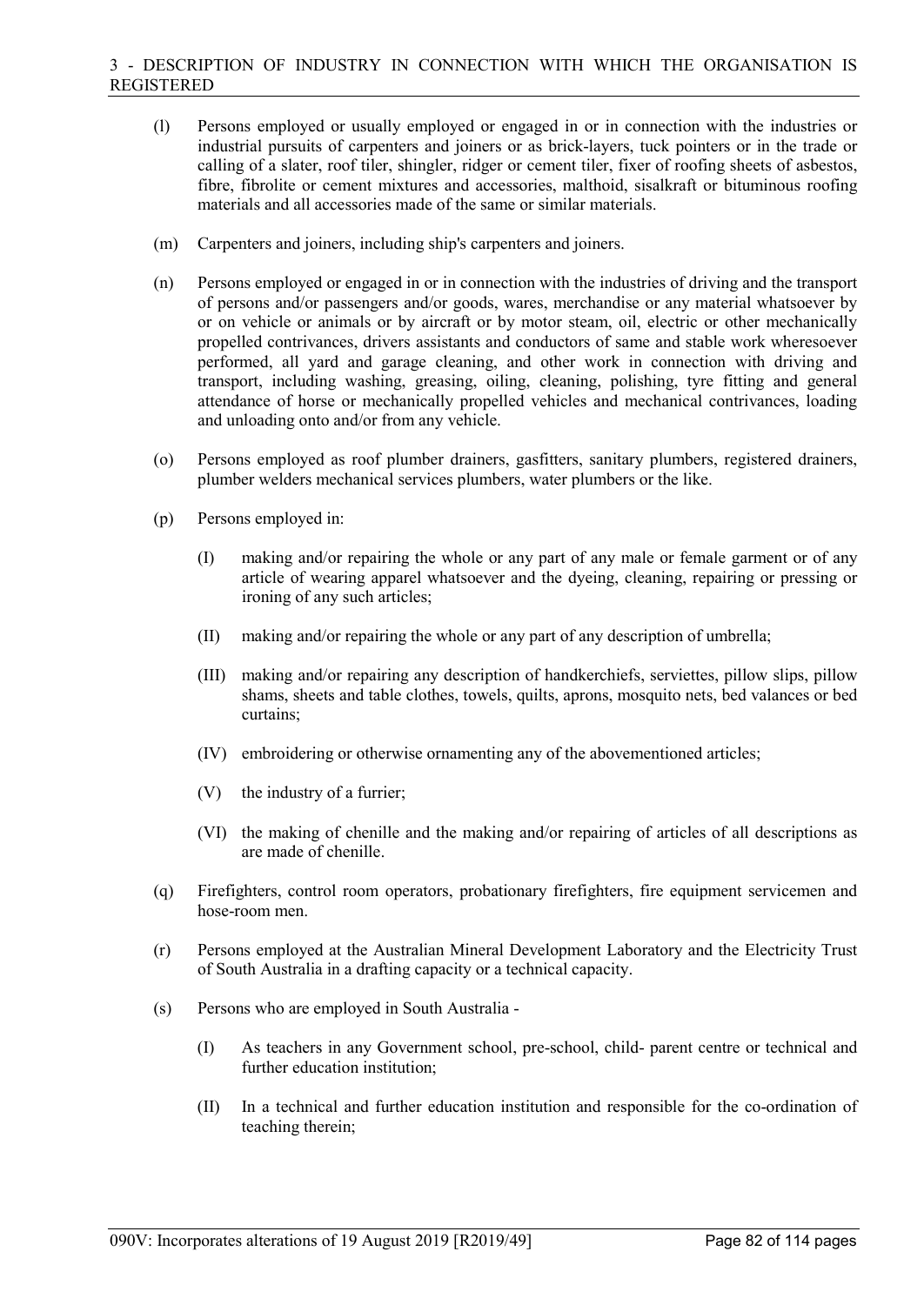(l) Persons employed or usually employed or engaged in or in connection with the industries or industrial pursuits of carpenters and joiners or as brick-layers, tuck pointers or in the trade or calling of a slater, roof tiler, shingler, ridger or cement tiler, fixer of roofing sheets of asbestos, fibre, fibrolite or cement mixtures and accessories, malthoid, sisalkraft or bituminous roofing materials and all accessories made of the same or similar materials.

(m) Carpenters and joiners, including ship's carpenters and joiners.

(n) Persons employed or engaged in or in connection with the industries of driving and the transport of persons and/or passengers and/or goods, wares, merchandise or any material whatsoever by or on vehicle or animals or by aircraft or by motor steam, oil, electric or other mechanically propelled contrivances, drivers assistants and conductors of same and stable work wheresoever performed, all yard and garage cleaning, and other work in connection with driving and transport, including washing, greasing, oiling, cleaning, polishing, tyre fitting and general attendance of horse or mechanically propelled vehicles and mechanical contrivances, loading and unloading onto and/or from any vehicle.

(o) Persons employed as roof plumber drainers, gasfitters, sanitary plumbers, registered drainers, plumber welders mechanical services plumbers, water plumbers or the like.

(p) Persons employed in:

  (I) making and/or repairing the whole or any part of any male or female garment or of any article of wearing apparel whatsoever and the dyeing, cleaning, repairing or pressing or ironing of any such articles;

  (II) making and/or repairing the whole or any part of any description of umbrella;

  (III) making and/or repairing any description of handkerchiefs, serviettes, pillow slips, pillow shams, sheets and table clothes, towels, quilts, aprons, mosquito nets, bed valances or bed curtains;

  (IV) embroidering or otherwise ornamenting any of the abovementioned articles;

  (V) the industry of a furrier;

  (VI) the making of chenille and the making and/or repairing of articles of all descriptions as are made of chenille.

(q) Firefighters, control room operators, probationary firefighters, fire equipment servicemen and hose-room men.

(r) Persons employed at the Australian Mineral Development Laboratory and the Electricity Trust of South Australia in a drafting capacity or a technical capacity.

(s) Persons who are employed in South Australia -

  (I) As teachers in any Government school, pre-school, child- parent centre or technical and further education institution;

  (II) In a technical and further education institution and responsible for the co-ordination of teaching therein;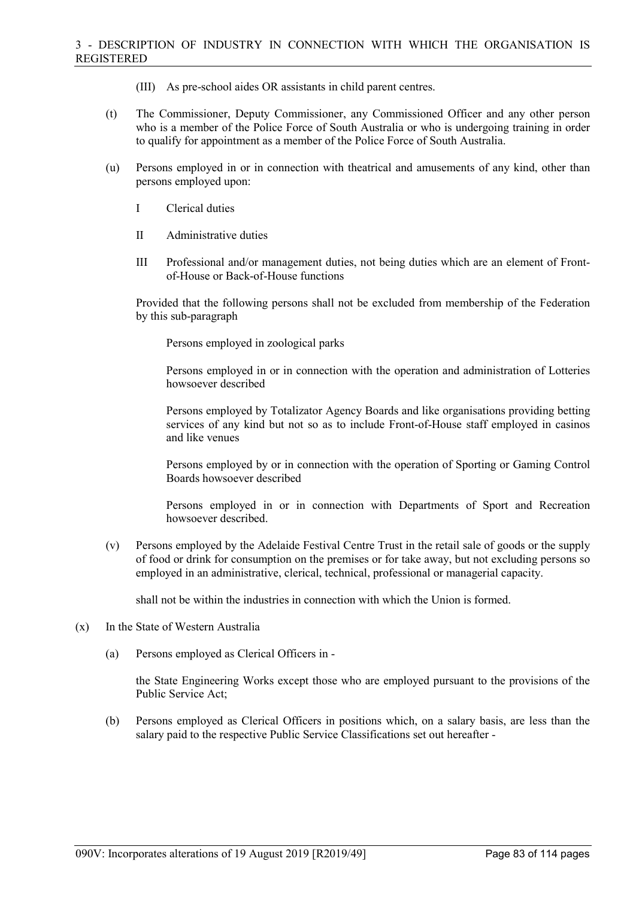(III) As pre-school aides OR assistants in child parent centres.

(t) The Commissioner, Deputy Commissioner, any Commissioned Officer and any other person who is a member of the Police Force of South Australia or who is undergoing training in order to qualify for appointment as a member of the Police Force of South Australia.

(u) Persons employed in or in connection with theatrical and amusements of any kind, other than persons employed upon:

I Clerical duties

II Administrative duties

III Professional and/or management duties, not being duties which are an element of Front-of-House or Back-of-House functions

Provided that the following persons shall not be excluded from membership of the Federation by this sub-paragraph

Persons employed in zoological parks

Persons employed in or in connection with the operation and administration of Lotteries howsoever described

Persons employed by Totalizator Agency Boards and like organisations providing betting services of any kind but not so as to include Front-of-House staff employed in casinos and like venues

Persons employed by or in connection with the operation of Sporting or Gaming Control Boards howsoever described

Persons employed in or in connection with Departments of Sport and Recreation howsoever described.

(v) Persons employed by the Adelaide Festival Centre Trust in the retail sale of goods or the supply of food or drink for consumption on the premises or for take away, but not excluding persons so employed in an administrative, clerical, technical, professional or managerial capacity.

shall not be within the industries in connection with which the Union is formed.

(x) In the State of Western Australia

(a) Persons employed as Clerical Officers in -

the State Engineering Works except those who are employed pursuant to the provisions of the Public Service Act;

(b) Persons employed as Clerical Officers in positions which, on a salary basis, are less than the salary paid to the respective Public Service Classifications set out hereafter -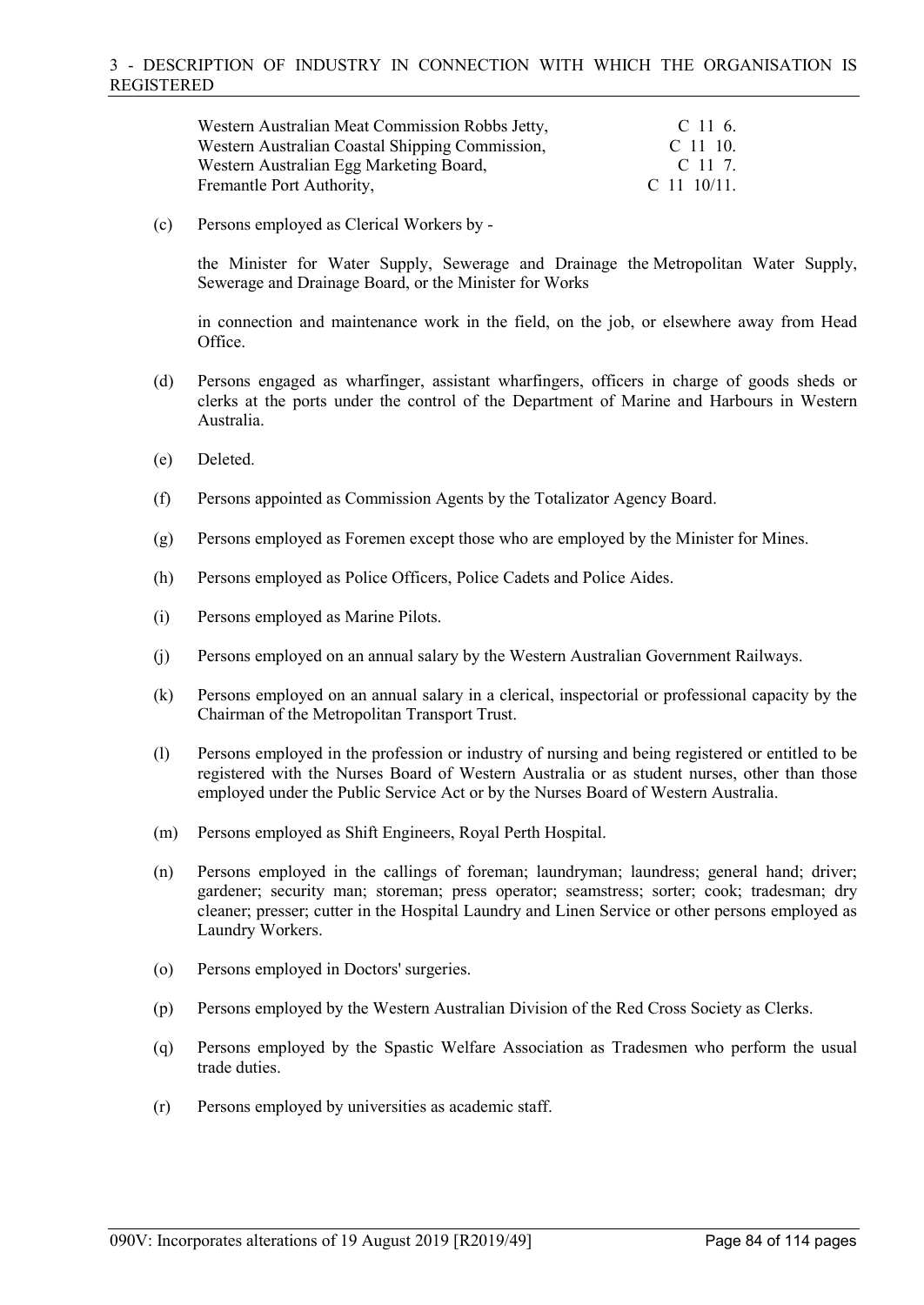| | |
|---|---|
| Western Australian Meat Commission Robbs Jetty, | C 11 6. |
| Western Australian Coastal Shipping Commission, | C 11 10. |
| Western Australian Egg Marketing Board, | C 11 7. |
| Fremantle Port Authority, | C 11 10/11. |

(c) Persons employed as Clerical Workers by -

the Minister for Water Supply, Sewerage and Drainage the Metropolitan Water Supply, Sewerage and Drainage Board, or the Minister for Works

in connection and maintenance work in the field, on the job, or elsewhere away from Head Office.

(d) Persons engaged as wharfinger, assistant wharfingers, officers in charge of goods sheds or clerks at the ports under the control of the Department of Marine and Harbours in Western Australia.

(e) Deleted.

(f) Persons appointed as Commission Agents by the Totalizator Agency Board.

(g) Persons employed as Foremen except those who are employed by the Minister for Mines.

(h) Persons employed as Police Officers, Police Cadets and Police Aides.

(i) Persons employed as Marine Pilots.

(j) Persons employed on an annual salary by the Western Australian Government Railways.

(k) Persons employed on an annual salary in a clerical, inspectorial or professional capacity by the Chairman of the Metropolitan Transport Trust.

(l) Persons employed in the profession or industry of nursing and being registered or entitled to be registered with the Nurses Board of Western Australia or as student nurses, other than those employed under the Public Service Act or by the Nurses Board of Western Australia.

(m) Persons employed as Shift Engineers, Royal Perth Hospital.

(n) Persons employed in the callings of foreman; laundryman; laundress; general hand; driver; gardener; security man; storeman; press operator; seamstress; sorter; cook; tradesman; dry cleaner; presser; cutter in the Hospital Laundry and Linen Service or other persons employed as Laundry Workers.

(o) Persons employed in Doctors' surgeries.

(p) Persons employed by the Western Australian Division of the Red Cross Society as Clerks.

(q) Persons employed by the Spastic Welfare Association as Tradesmen who perform the usual trade duties.

(r) Persons employed by universities as academic staff.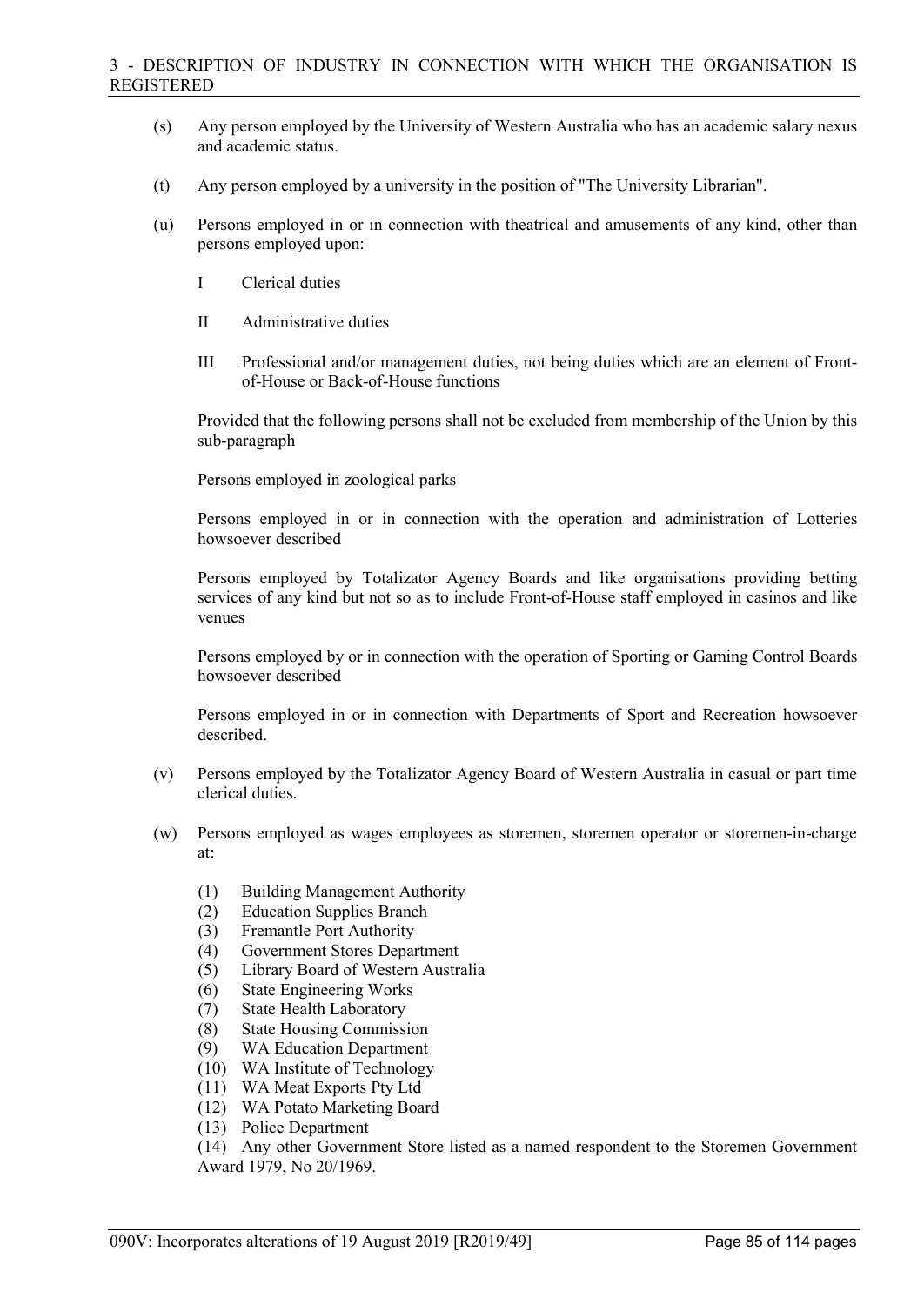(s) Any person employed by the University of Western Australia who has an academic salary nexus and academic status.

(t) Any person employed by a university in the position of "The University Librarian".

(u) Persons employed in or in connection with theatrical and amusements of any kind, other than persons employed upon:

I Clerical duties

II Administrative duties

III Professional and/or management duties, not being duties which are an element of Front-of-House or Back-of-House functions

Provided that the following persons shall not be excluded from membership of the Union by this sub-paragraph

Persons employed in zoological parks

Persons employed in or in connection with the operation and administration of Lotteries howsoever described

Persons employed by Totalizator Agency Boards and like organisations providing betting services of any kind but not so as to include Front-of-House staff employed in casinos and like venues

Persons employed by or in connection with the operation of Sporting or Gaming Control Boards howsoever described

Persons employed in or in connection with Departments of Sport and Recreation howsoever described.

(v) Persons employed by the Totalizator Agency Board of Western Australia in casual or part time clerical duties.

(w) Persons employed as wages employees as storemen, storemen operator or storemen-in-charge at:

(1) Building Management Authority
(2) Education Supplies Branch
(3) Fremantle Port Authority
(4) Government Stores Department
(5) Library Board of Western Australia
(6) State Engineering Works
(7) State Health Laboratory
(8) State Housing Commission
(9) WA Education Department
(10) WA Institute of Technology
(11) WA Meat Exports Pty Ltd
(12) WA Potato Marketing Board
(13) Police Department
(14) Any other Government Store listed as a named respondent to the Storemen Government Award 1979, No 20/1969.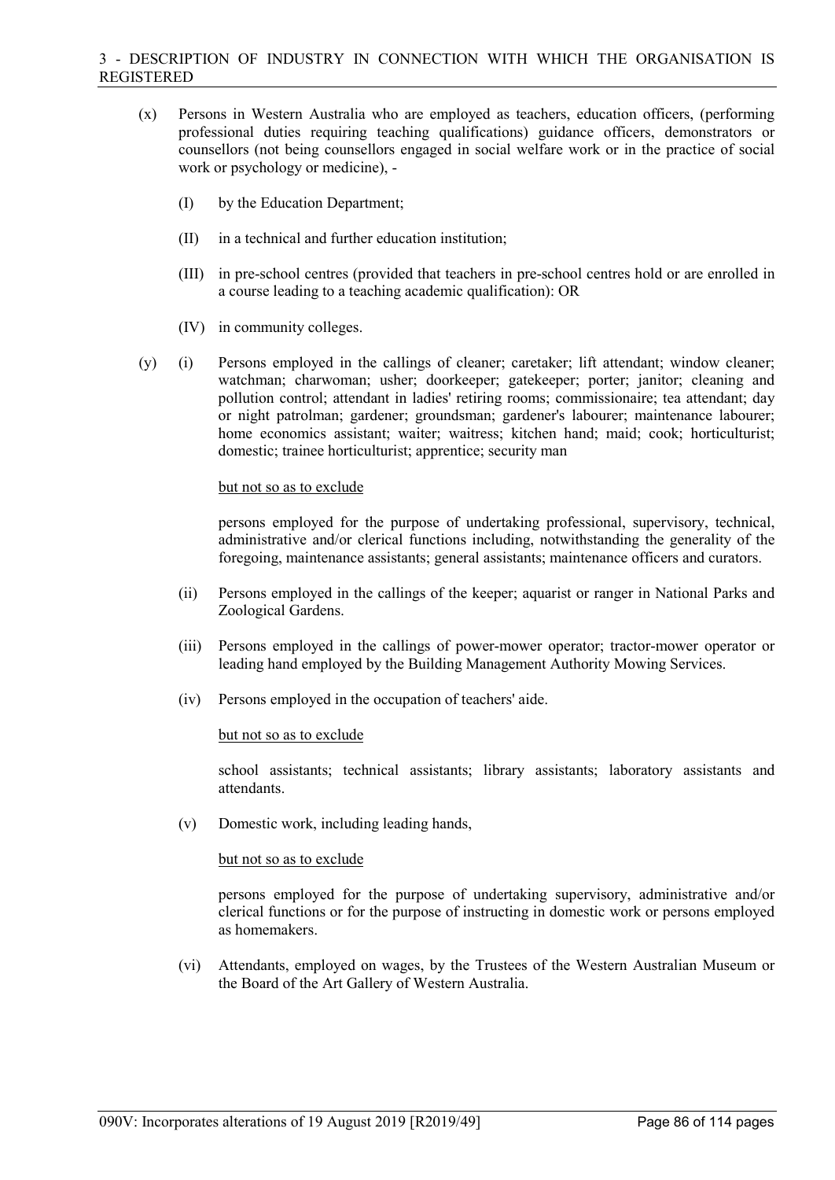(x) Persons in Western Australia who are employed as teachers, education officers, (performing professional duties requiring teaching qualifications) guidance officers, demonstrators or counsellors (not being counsellors engaged in social welfare work or in the practice of social work or psychology or medicine), -

    (I) by the Education Department;

    (II) in a technical and further education institution;

    (III) in pre-school centres (provided that teachers in pre-school centres hold or are enrolled in a course leading to a teaching academic qualification): OR

    (IV) in community colleges.

(y) (i) Persons employed in the callings of cleaner; caretaker; lift attendant; window cleaner; watchman; charwoman; usher; doorkeeper; gatekeeper; porter; janitor; cleaning and pollution control; attendant in ladies' retiring rooms; commissionaire; tea attendant; day or night patrolman; gardener; groundsman; gardener's labourer; maintenance labourer; home economics assistant; waiter; waitress; kitchen hand; maid; cook; horticulturist; domestic; trainee horticulturist; apprentice; security man

    <u>but not so as to exclude</u>

    persons employed for the purpose of undertaking professional, supervisory, technical, administrative and/or clerical functions including, notwithstanding the generality of the foregoing, maintenance assistants; general assistants; maintenance officers and curators.

    (ii) Persons employed in the callings of the keeper; aquarist or ranger in National Parks and Zoological Gardens.

    (iii) Persons employed in the callings of power-mower operator; tractor-mower operator or leading hand employed by the Building Management Authority Mowing Services.

    (iv) Persons employed in the occupation of teachers' aide.

    <u>but not so as to exclude</u>

    school assistants; technical assistants; library assistants; laboratory assistants and attendants.

    (v) Domestic work, including leading hands,

    <u>but not so as to exclude</u>

    persons employed for the purpose of undertaking supervisory, administrative and/or clerical functions or for the purpose of instructing in domestic work or persons employed as homemakers.

    (vi) Attendants, employed on wages, by the Trustees of the Western Australian Museum or the Board of the Art Gallery of Western Australia.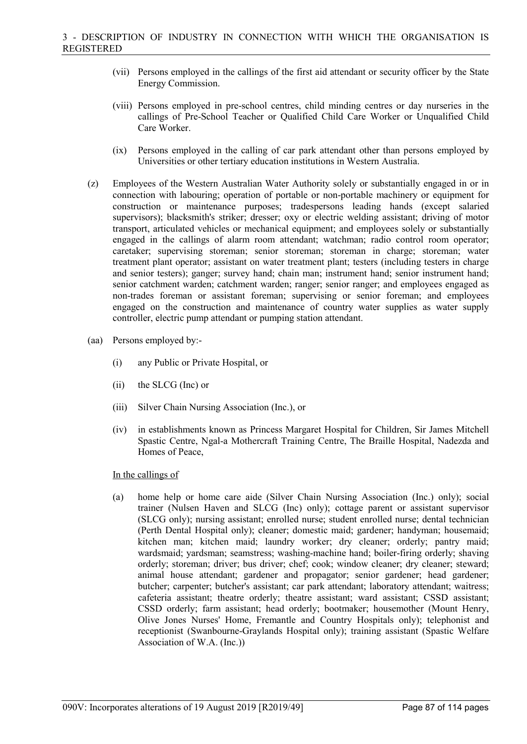(vii) Persons employed in the callings of the first aid attendant or security officer by the State Energy Commission.

(viii) Persons employed in pre-school centres, child minding centres or day nurseries in the callings of Pre-School Teacher or Qualified Child Care Worker or Unqualified Child Care Worker.

(ix) Persons employed in the calling of car park attendant other than persons employed by Universities or other tertiary education institutions in Western Australia.

(z) Employees of the Western Australian Water Authority solely or substantially engaged in or in connection with labouring; operation of portable or non-portable machinery or equipment for construction or maintenance purposes; tradespersons leading hands (except salaried supervisors); blacksmith's striker; dresser; oxy or electric welding assistant; driving of motor transport, articulated vehicles or mechanical equipment; and employees solely or substantially engaged in the callings of alarm room attendant; watchman; radio control room operator; caretaker; supervising storeman; senior storeman; storeman in charge; storeman; water treatment plant operator; assistant on water treatment plant; testers (including testers in charge and senior testers); ganger; survey hand; chain man; instrument hand; senior instrument hand; senior catchment warden; catchment warden; ranger; senior ranger; and employees engaged as non-trades foreman or assistant foreman; supervising or senior foreman; and employees engaged on the construction and maintenance of country water supplies as water supply controller, electric pump attendant or pumping station attendant.

(aa) Persons employed by:-

(i) any Public or Private Hospital, or

(ii) the SLCG (Inc) or

(iii) Silver Chain Nursing Association (Inc.), or

(iv) in establishments known as Princess Margaret Hospital for Children, Sir James Mitchell Spastic Centre, Ngal-a Mothercraft Training Centre, The Braille Hospital, Nadezda and Homes of Peace,

In the callings of

(a) home help or home care aide (Silver Chain Nursing Association (Inc.) only); social trainer (Nulsen Haven and SLCG (Inc) only); cottage parent or assistant supervisor (SLCG only); nursing assistant; enrolled nurse; student enrolled nurse; dental technician (Perth Dental Hospital only); cleaner; domestic maid; gardener; handyman; housemaid; kitchen man; kitchen maid; laundry worker; dry cleaner; orderly; pantry maid; wardsmaid; yardsman; seamstress; washing-machine hand; boiler-firing orderly; shaving orderly; storeman; driver; bus driver; chef; cook; window cleaner; dry cleaner; steward; animal house attendant; gardener and propagator; senior gardener; head gardener; butcher; carpenter; butcher's assistant; car park attendant; laboratory attendant; waitress; cafeteria assistant; theatre orderly; theatre assistant; ward assistant; CSSD assistant; CSSD orderly; farm assistant; head orderly; bootmaker; housemother (Mount Henry, Olive Jones Nurses' Home, Fremantle and Country Hospitals only); telephonist and receptionist (Swanbourne-Graylands Hospital only); training assistant (Spastic Welfare Association of W.A. (Inc.))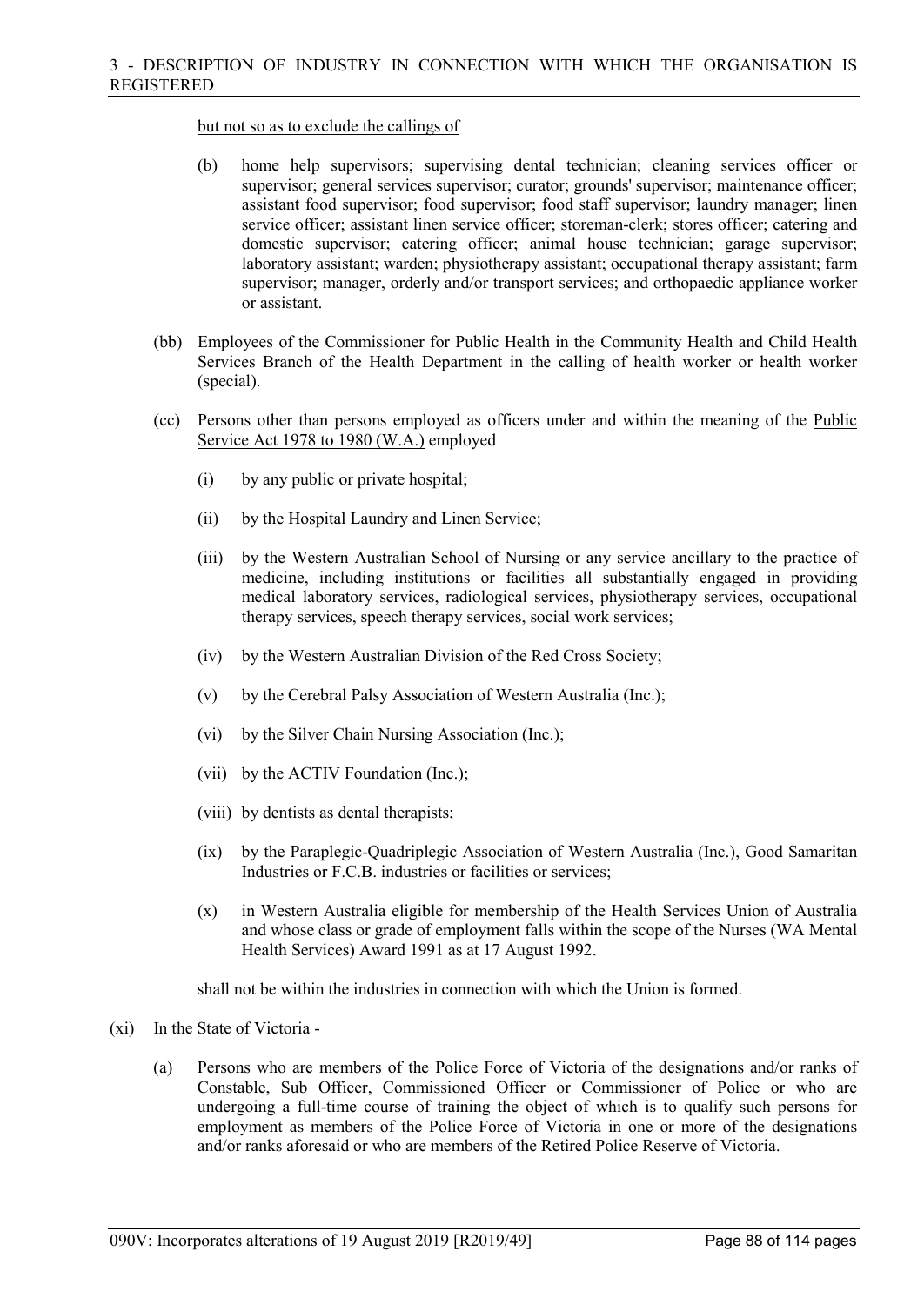but not so as to exclude the callings of

(b) home help supervisors; supervising dental technician; cleaning services officer or supervisor; general services supervisor; curator; grounds' supervisor; maintenance officer; assistant food supervisor; food supervisor; food staff supervisor; laundry manager; linen service officer; assistant linen service officer; storeman-clerk; stores officer; catering and domestic supervisor; catering officer; animal house technician; garage supervisor; laboratory assistant; warden; physiotherapy assistant; occupational therapy assistant; farm supervisor; manager, orderly and/or transport services; and orthopaedic appliance worker or assistant.

(bb) Employees of the Commissioner for Public Health in the Community Health and Child Health Services Branch of the Health Department in the calling of health worker or health worker (special).

(cc) Persons other than persons employed as officers under and within the meaning of the Public Service Act 1978 to 1980 (W.A.) employed

(i) by any public or private hospital;

(ii) by the Hospital Laundry and Linen Service;

(iii) by the Western Australian School of Nursing or any service ancillary to the practice of medicine, including institutions or facilities all substantially engaged in providing medical laboratory services, radiological services, physiotherapy services, occupational therapy services, speech therapy services, social work services;

(iv) by the Western Australian Division of the Red Cross Society;

(v) by the Cerebral Palsy Association of Western Australia (Inc.);

(vi) by the Silver Chain Nursing Association (Inc.);

(vii) by the ACTIV Foundation (Inc.);

(viii) by dentists as dental therapists;

(ix) by the Paraplegic-Quadriplegic Association of Western Australia (Inc.), Good Samaritan Industries or F.C.B. industries or facilities or services;

(x) in Western Australia eligible for membership of the Health Services Union of Australia and whose class or grade of employment falls within the scope of the Nurses (WA Mental Health Services) Award 1991 as at 17 August 1992.

shall not be within the industries in connection with which the Union is formed.

(xi) In the State of Victoria -

(a) Persons who are members of the Police Force of Victoria of the designations and/or ranks of Constable, Sub Officer, Commissioned Officer or Commissioner of Police or who are undergoing a full-time course of training the object of which is to qualify such persons for employment as members of the Police Force of Victoria in one or more of the designations and/or ranks aforesaid or who are members of the Retired Police Reserve of Victoria.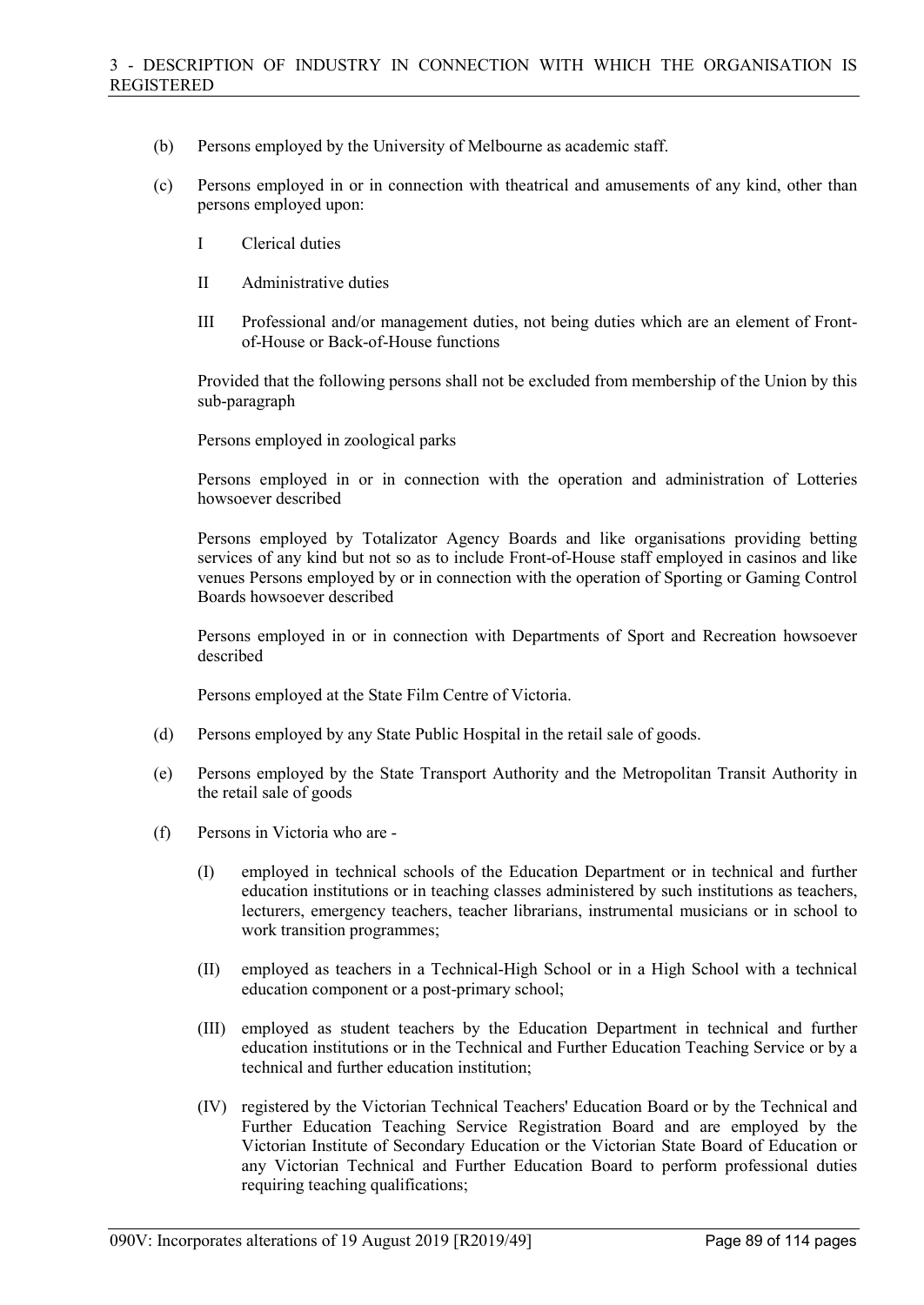(b) Persons employed by the University of Melbourne as academic staff.

(c) Persons employed in or in connection with theatrical and amusements of any kind, other than persons employed upon:

I Clerical duties

II Administrative duties

III Professional and/or management duties, not being duties which are an element of Front-of-House or Back-of-House functions

Provided that the following persons shall not be excluded from membership of the Union by this sub-paragraph

Persons employed in zoological parks

Persons employed in or in connection with the operation and administration of Lotteries howsoever described

Persons employed by Totalizator Agency Boards and like organisations providing betting services of any kind but not so as to include Front-of-House staff employed in casinos and like venues Persons employed by or in connection with the operation of Sporting or Gaming Control Boards howsoever described

Persons employed in or in connection with Departments of Sport and Recreation howsoever described

Persons employed at the State Film Centre of Victoria.

(d) Persons employed by any State Public Hospital in the retail sale of goods.

(e) Persons employed by the State Transport Authority and the Metropolitan Transit Authority in the retail sale of goods

(f) Persons in Victoria who are -

(I) employed in technical schools of the Education Department or in technical and further education institutions or in teaching classes administered by such institutions as teachers, lecturers, emergency teachers, teacher librarians, instrumental musicians or in school to work transition programmes;

(II) employed as teachers in a Technical-High School or in a High School with a technical education component or a post-primary school;

(III) employed as student teachers by the Education Department in technical and further education institutions or in the Technical and Further Education Teaching Service or by a technical and further education institution;

(IV) registered by the Victorian Technical Teachers' Education Board or by the Technical and Further Education Teaching Service Registration Board and are employed by the Victorian Institute of Secondary Education or the Victorian State Board of Education or any Victorian Technical and Further Education Board to perform professional duties requiring teaching qualifications;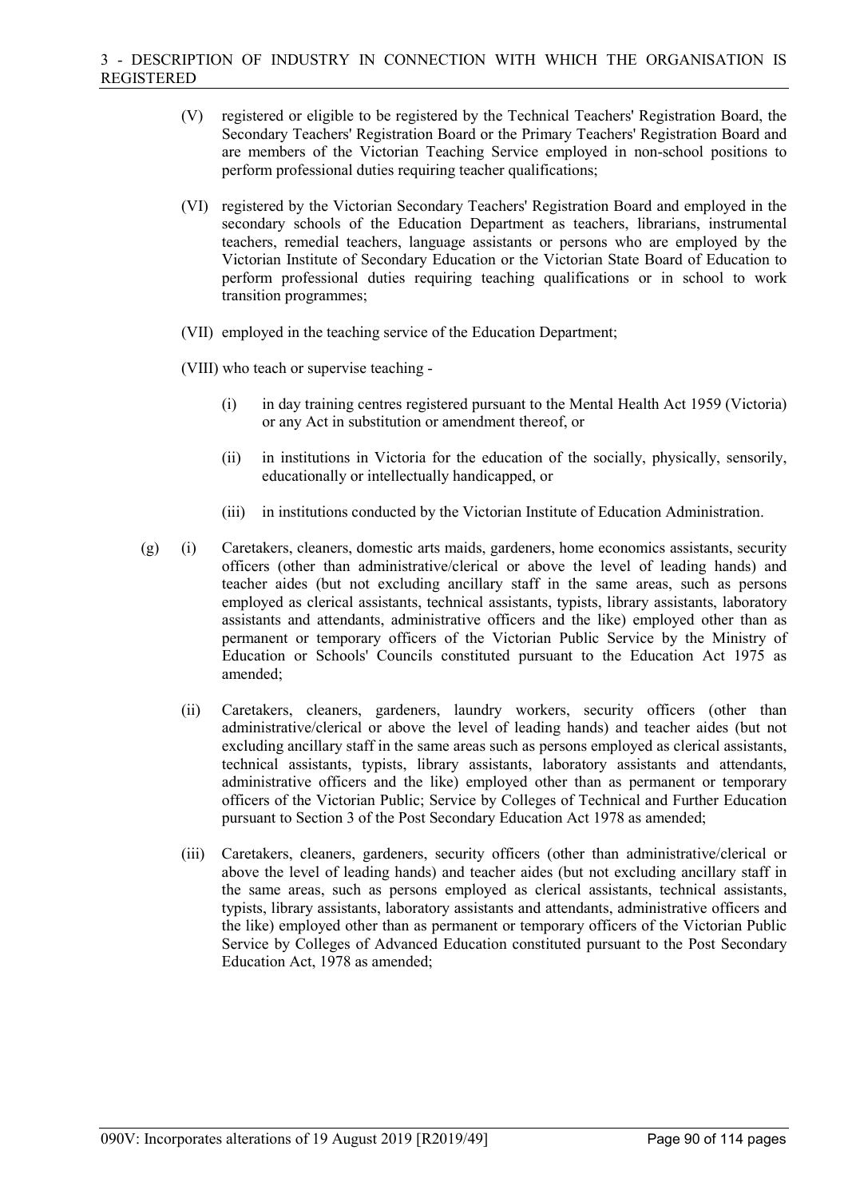- (V) registered or eligible to be registered by the Technical Teachers' Registration Board, the Secondary Teachers' Registration Board or the Primary Teachers' Registration Board and are members of the Victorian Teaching Service employed in non-school positions to perform professional duties requiring teacher qualifications;

- (VI) registered by the Victorian Secondary Teachers' Registration Board and employed in the secondary schools of the Education Department as teachers, librarians, instrumental teachers, remedial teachers, language assistants or persons who are employed by the Victorian Institute of Secondary Education or the Victorian State Board of Education to perform professional duties requiring teaching qualifications or in school to work transition programmes;

- (VII) employed in the teaching service of the Education Department;

- (VIII) who teach or supervise teaching -

  - (i) in day training centres registered pursuant to the Mental Health Act 1959 (Victoria) or any Act in substitution or amendment thereof, or

  - (ii) in institutions in Victoria for the education of the socially, physically, sensorily, educationally or intellectually handicapped, or

  - (iii) in institutions conducted by the Victorian Institute of Education Administration.

(g) (i) Caretakers, cleaners, domestic arts maids, gardeners, home economics assistants, security officers (other than administrative/clerical or above the level of leading hands) and teacher aides (but not excluding ancillary staff in the same areas, such as persons employed as clerical assistants, technical assistants, typists, library assistants, laboratory assistants and attendants, administrative officers and the like) employed other than as permanent or temporary officers of the Victorian Public Service by the Ministry of Education or Schools' Councils constituted pursuant to the Education Act 1975 as amended;

(ii) Caretakers, cleaners, gardeners, laundry workers, security officers (other than administrative/clerical or above the level of leading hands) and teacher aides (but not excluding ancillary staff in the same areas such as persons employed as clerical assistants, technical assistants, typists, library assistants, laboratory assistants and attendants, administrative officers and the like) employed other than as permanent or temporary officers of the Victorian Public; Service by Colleges of Technical and Further Education pursuant to Section 3 of the Post Secondary Education Act 1978 as amended;

(iii) Caretakers, cleaners, gardeners, security officers (other than administrative/clerical or above the level of leading hands) and teacher aides (but not excluding ancillary staff in the same areas, such as persons employed as clerical assistants, technical assistants, typists, library assistants, laboratory assistants and attendants, administrative officers and the like) employed other than as permanent or temporary officers of the Victorian Public Service by Colleges of Advanced Education constituted pursuant to the Post Secondary Education Act, 1978 as amended;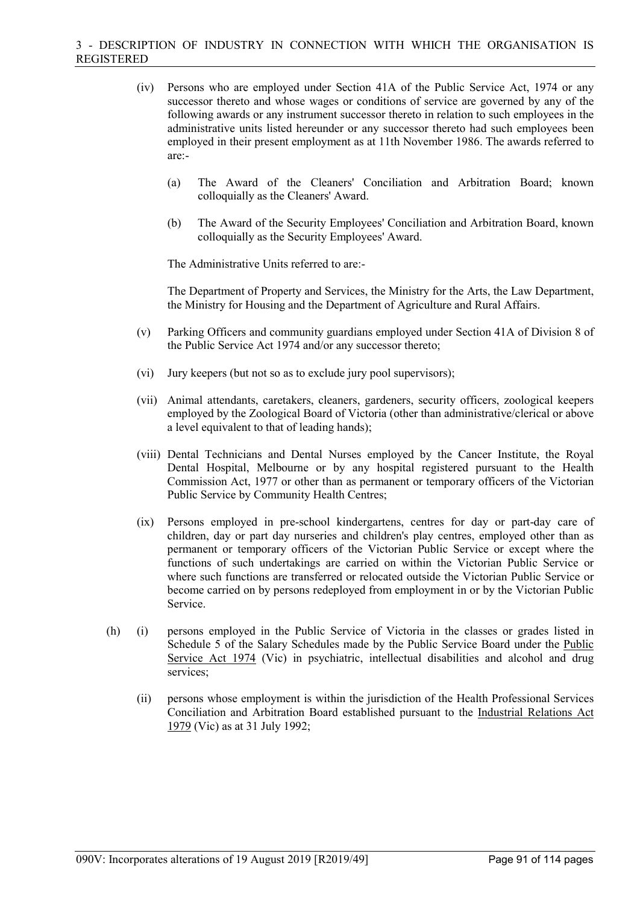(iv) Persons who are employed under Section 41A of the Public Service Act, 1974 or any successor thereto and whose wages or conditions of service are governed by any of the following awards or any instrument successor thereto in relation to such employees in the administrative units listed hereunder or any successor thereto had such employees been employed in their present employment as at 11th November 1986. The awards referred to are:-

(a) The Award of the Cleaners' Conciliation and Arbitration Board; known colloquially as the Cleaners' Award.

(b) The Award of the Security Employees' Conciliation and Arbitration Board, known colloquially as the Security Employees' Award.

The Administrative Units referred to are:-

The Department of Property and Services, the Ministry for the Arts, the Law Department, the Ministry for Housing and the Department of Agriculture and Rural Affairs.

(v) Parking Officers and community guardians employed under Section 41A of Division 8 of the Public Service Act 1974 and/or any successor thereto;

(vi) Jury keepers (but not so as to exclude jury pool supervisors);

(vii) Animal attendants, caretakers, cleaners, gardeners, security officers, zoological keepers employed by the Zoological Board of Victoria (other than administrative/clerical or above a level equivalent to that of leading hands);

(viii) Dental Technicians and Dental Nurses employed by the Cancer Institute, the Royal Dental Hospital, Melbourne or by any hospital registered pursuant to the Health Commission Act, 1977 or other than as permanent or temporary officers of the Victorian Public Service by Community Health Centres;

(ix) Persons employed in pre-school kindergartens, centres for day or part-day care of children, day or part day nurseries and children's play centres, employed other than as permanent or temporary officers of the Victorian Public Service or except where the functions of such undertakings are carried on within the Victorian Public Service or where such functions are transferred or relocated outside the Victorian Public Service or become carried on by persons redeployed from employment in or by the Victorian Public Service.

(h) (i) persons employed in the Public Service of Victoria in the classes or grades listed in Schedule 5 of the Salary Schedules made by the Public Service Board under the Public Service Act 1974 (Vic) in psychiatric, intellectual disabilities and alcohol and drug services;

(ii) persons whose employment is within the jurisdiction of the Health Professional Services Conciliation and Arbitration Board established pursuant to the Industrial Relations Act 1979 (Vic) as at 31 July 1992;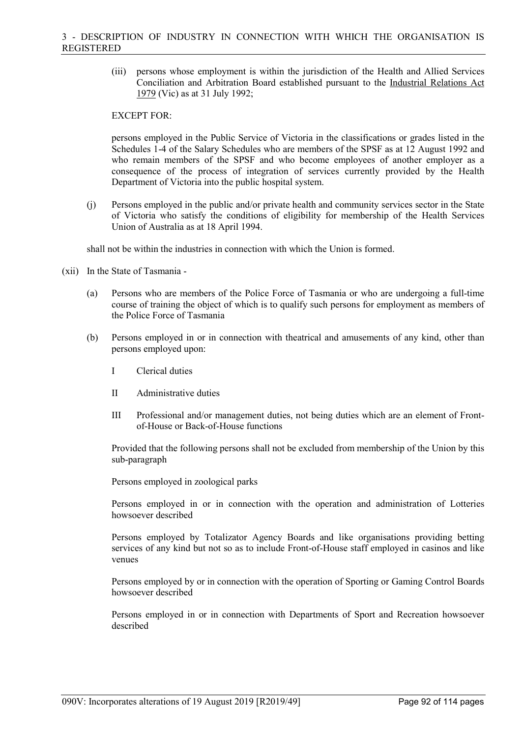(iii) persons whose employment is within the jurisdiction of the Health and Allied Services Conciliation and Arbitration Board established pursuant to the Industrial Relations Act 1979 (Vic) as at 31 July 1992;

EXCEPT FOR:

persons employed in the Public Service of Victoria in the classifications or grades listed in the Schedules 1-4 of the Salary Schedules who are members of the SPSF as at 12 August 1992 and who remain members of the SPSF and who become employees of another employer as a consequence of the process of integration of services currently provided by the Health Department of Victoria into the public hospital system.

(j) Persons employed in the public and/or private health and community services sector in the State of Victoria who satisfy the conditions of eligibility for membership of the Health Services Union of Australia as at 18 April 1994.

shall not be within the industries in connection with which the Union is formed.

(xii) In the State of Tasmania -

(a) Persons who are members of the Police Force of Tasmania or who are undergoing a full-time course of training the object of which is to qualify such persons for employment as members of the Police Force of Tasmania

(b) Persons employed in or in connection with theatrical and amusements of any kind, other than persons employed upon:

I Clerical duties

II Administrative duties

III Professional and/or management duties, not being duties which are an element of Front-of-House or Back-of-House functions

Provided that the following persons shall not be excluded from membership of the Union by this sub-paragraph

Persons employed in zoological parks

Persons employed in or in connection with the operation and administration of Lotteries howsoever described

Persons employed by Totalizator Agency Boards and like organisations providing betting services of any kind but not so as to include Front-of-House staff employed in casinos and like venues

Persons employed by or in connection with the operation of Sporting or Gaming Control Boards howsoever described

Persons employed in or in connection with Departments of Sport and Recreation howsoever described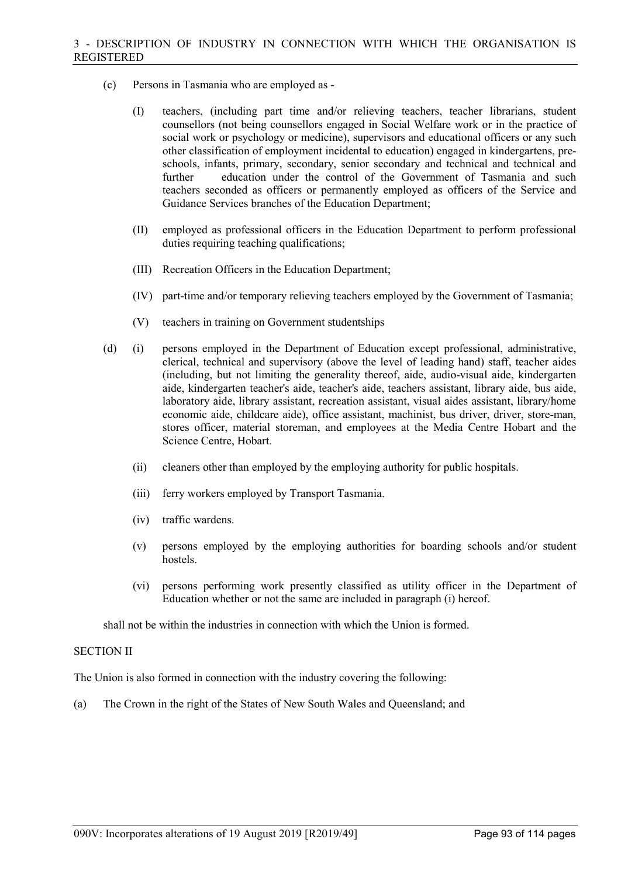- (c) Persons in Tasmania who are employed as -

  - (I) teachers, (including part time and/or relieving teachers, teacher librarians, student counsellors (not being counsellors engaged in Social Welfare work or in the practice of social work or psychology or medicine), supervisors and educational officers or any such other classification of employment incidental to education) engaged in kindergartens, pre-schools, infants, primary, secondary, senior secondary and technical and technical and further education under the control of the Government of Tasmania and such teachers seconded as officers or permanently employed as officers of the Service and Guidance Services branches of the Education Department;

  - (II) employed as professional officers in the Education Department to perform professional duties requiring teaching qualifications;

  - (III) Recreation Officers in the Education Department;

  - (IV) part-time and/or temporary relieving teachers employed by the Government of Tasmania;

  - (V) teachers in training on Government studentships

- (d) (i) persons employed in the Department of Education except professional, administrative, clerical, technical and supervisory (above the level of leading hand) staff, teacher aides (including, but not limiting the generality thereof, aide, audio-visual aide, kindergarten aide, kindergarten teacher's aide, teacher's aide, teachers assistant, library aide, bus aide, laboratory aide, library assistant, recreation assistant, visual aides assistant, library/home economic aide, childcare aide), office assistant, machinist, bus driver, driver, store-man, stores officer, material storeman, and employees at the Media Centre Hobart and the Science Centre, Hobart.

  - (ii) cleaners other than employed by the employing authority for public hospitals.

  - (iii) ferry workers employed by Transport Tasmania.

  - (iv) traffic wardens.

  - (v) persons employed by the employing authorities for boarding schools and/or student hostels.

  - (vi) persons performing work presently classified as utility officer in the Department of Education whether or not the same are included in paragraph (i) hereof.

shall not be within the industries in connection with which the Union is formed.

SECTION II

The Union is also formed in connection with the industry covering the following:

- (a) The Crown in the right of the States of New South Wales and Queensland; and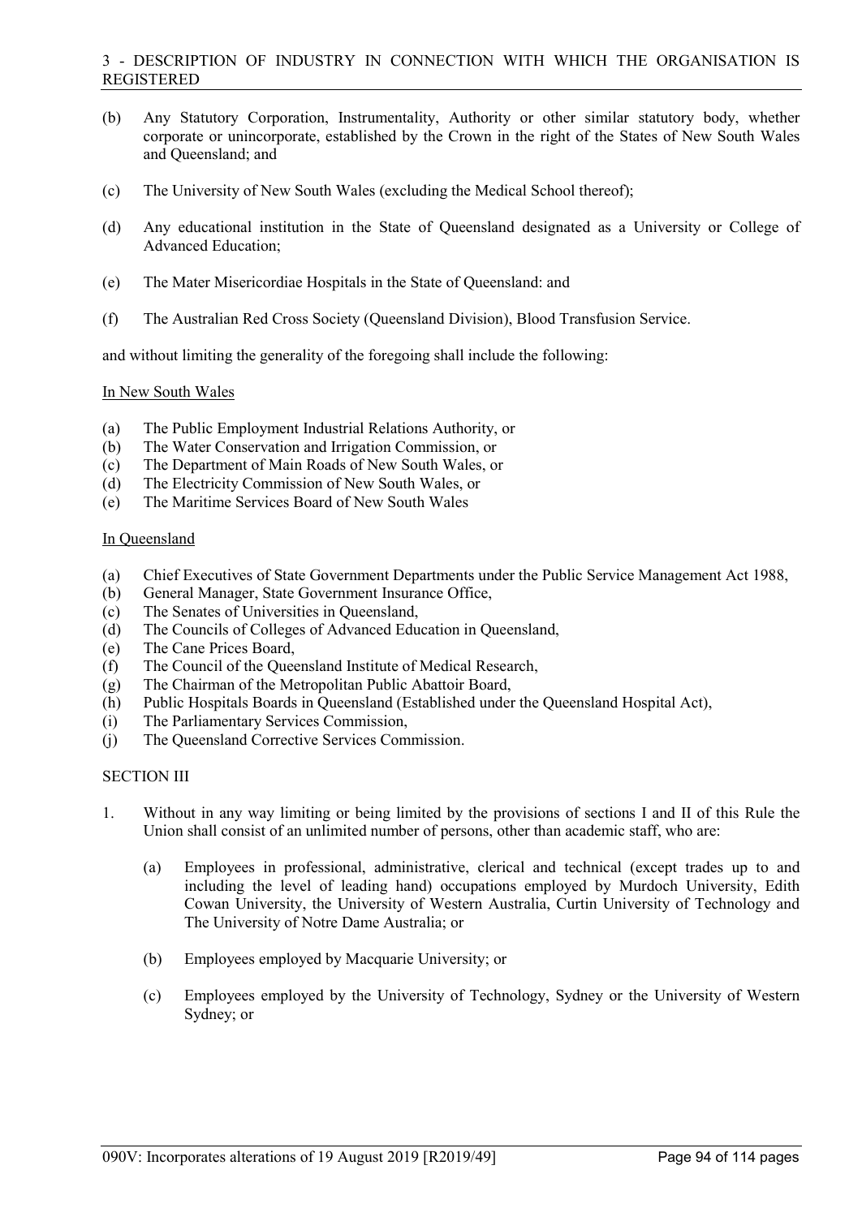- (b) Any Statutory Corporation, Instrumentality, Authority or other similar statutory body, whether corporate or unincorporate, established by the Crown in the right of the States of New South Wales and Queensland; and

- (c) The University of New South Wales (excluding the Medical School thereof);

- (d) Any educational institution in the State of Queensland designated as a University or College of Advanced Education;

- (e) The Mater Misericordiae Hospitals in the State of Queensland: and

- (f) The Australian Red Cross Society (Queensland Division), Blood Transfusion Service.

and without limiting the generality of the foregoing shall include the following:

In New South Wales

- (a) The Public Employment Industrial Relations Authority, or
- (b) The Water Conservation and Irrigation Commission, or
- (c) The Department of Main Roads of New South Wales, or
- (d) The Electricity Commission of New South Wales, or
- (e) The Maritime Services Board of New South Wales

In Queensland

- (a) Chief Executives of State Government Departments under the Public Service Management Act 1988,
- (b) General Manager, State Government Insurance Office,
- (c) The Senates of Universities in Queensland,
- (d) The Councils of Colleges of Advanced Education in Queensland,
- (e) The Cane Prices Board,
- (f) The Council of the Queensland Institute of Medical Research,
- (g) The Chairman of the Metropolitan Public Abattoir Board,
- (h) Public Hospitals Boards in Queensland (Established under the Queensland Hospital Act),
- (i) The Parliamentary Services Commission,
- (j) The Queensland Corrective Services Commission.

SECTION III

1. Without in any way limiting or being limited by the provisions of sections I and II of this Rule the Union shall consist of an unlimited number of persons, other than academic staff, who are:

   - (a) Employees in professional, administrative, clerical and technical (except trades up to and including the level of leading hand) occupations employed by Murdoch University, Edith Cowan University, the University of Western Australia, Curtin University of Technology and The University of Notre Dame Australia; or

   - (b) Employees employed by Macquarie University; or

   - (c) Employees employed by the University of Technology, Sydney or the University of Western Sydney; or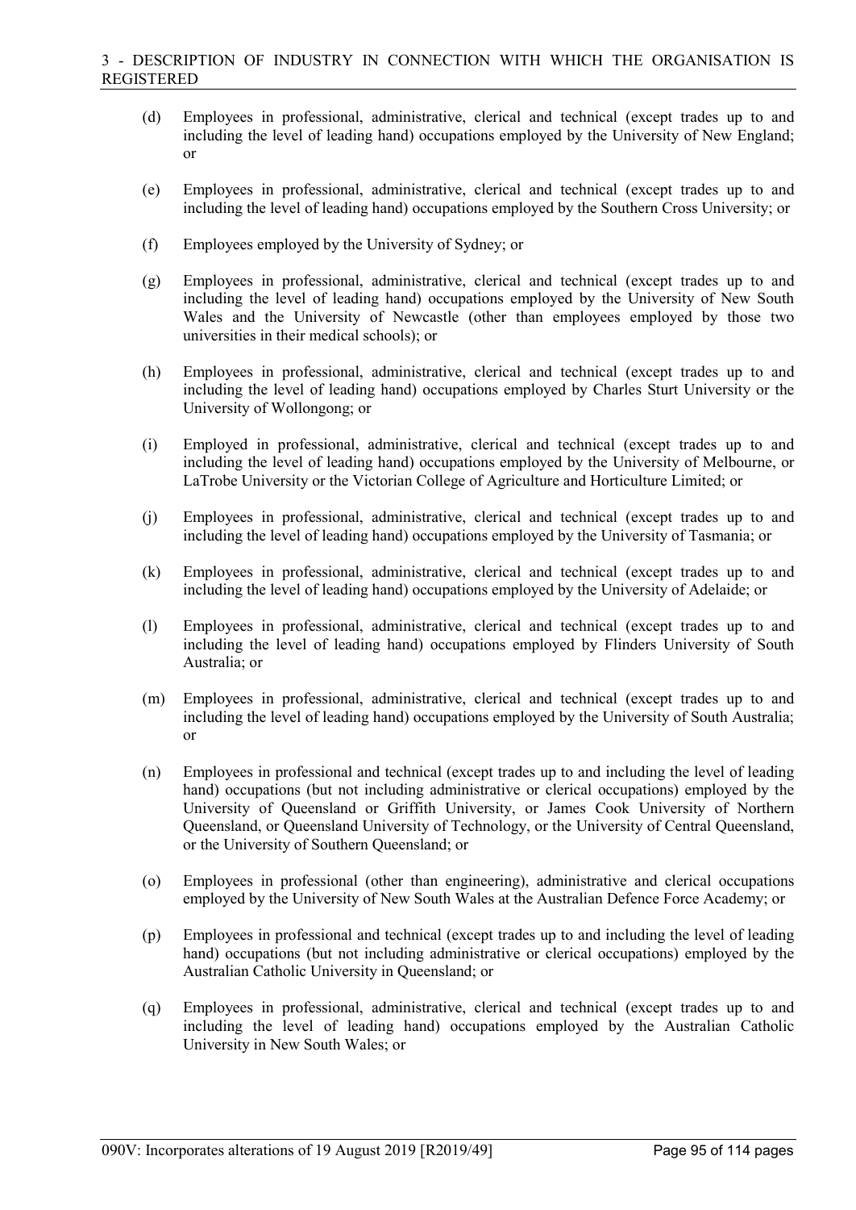- (d) Employees in professional, administrative, clerical and technical (except trades up to and including the level of leading hand) occupations employed by the University of New England; or

- (e) Employees in professional, administrative, clerical and technical (except trades up to and including the level of leading hand) occupations employed by the Southern Cross University; or

- (f) Employees employed by the University of Sydney; or

- (g) Employees in professional, administrative, clerical and technical (except trades up to and including the level of leading hand) occupations employed by the University of New South Wales and the University of Newcastle (other than employees employed by those two universities in their medical schools); or

- (h) Employees in professional, administrative, clerical and technical (except trades up to and including the level of leading hand) occupations employed by Charles Sturt University or the University of Wollongong; or

- (i) Employed in professional, administrative, clerical and technical (except trades up to and including the level of leading hand) occupations employed by the University of Melbourne, or LaTrobe University or the Victorian College of Agriculture and Horticulture Limited; or

- (j) Employees in professional, administrative, clerical and technical (except trades up to and including the level of leading hand) occupations employed by the University of Tasmania; or

- (k) Employees in professional, administrative, clerical and technical (except trades up to and including the level of leading hand) occupations employed by the University of Adelaide; or

- (l) Employees in professional, administrative, clerical and technical (except trades up to and including the level of leading hand) occupations employed by Flinders University of South Australia; or

- (m) Employees in professional, administrative, clerical and technical (except trades up to and including the level of leading hand) occupations employed by the University of South Australia; or

- (n) Employees in professional and technical (except trades up to and including the level of leading hand) occupations (but not including administrative or clerical occupations) employed by the University of Queensland or Griffith University, or James Cook University of Northern Queensland, or Queensland University of Technology, or the University of Central Queensland, or the University of Southern Queensland; or

- (o) Employees in professional (other than engineering), administrative and clerical occupations employed by the University of New South Wales at the Australian Defence Force Academy; or

- (p) Employees in professional and technical (except trades up to and including the level of leading hand) occupations (but not including administrative or clerical occupations) employed by the Australian Catholic University in Queensland; or

- (q) Employees in professional, administrative, clerical and technical (except trades up to and including the level of leading hand) occupations employed by the Australian Catholic University in New South Wales; or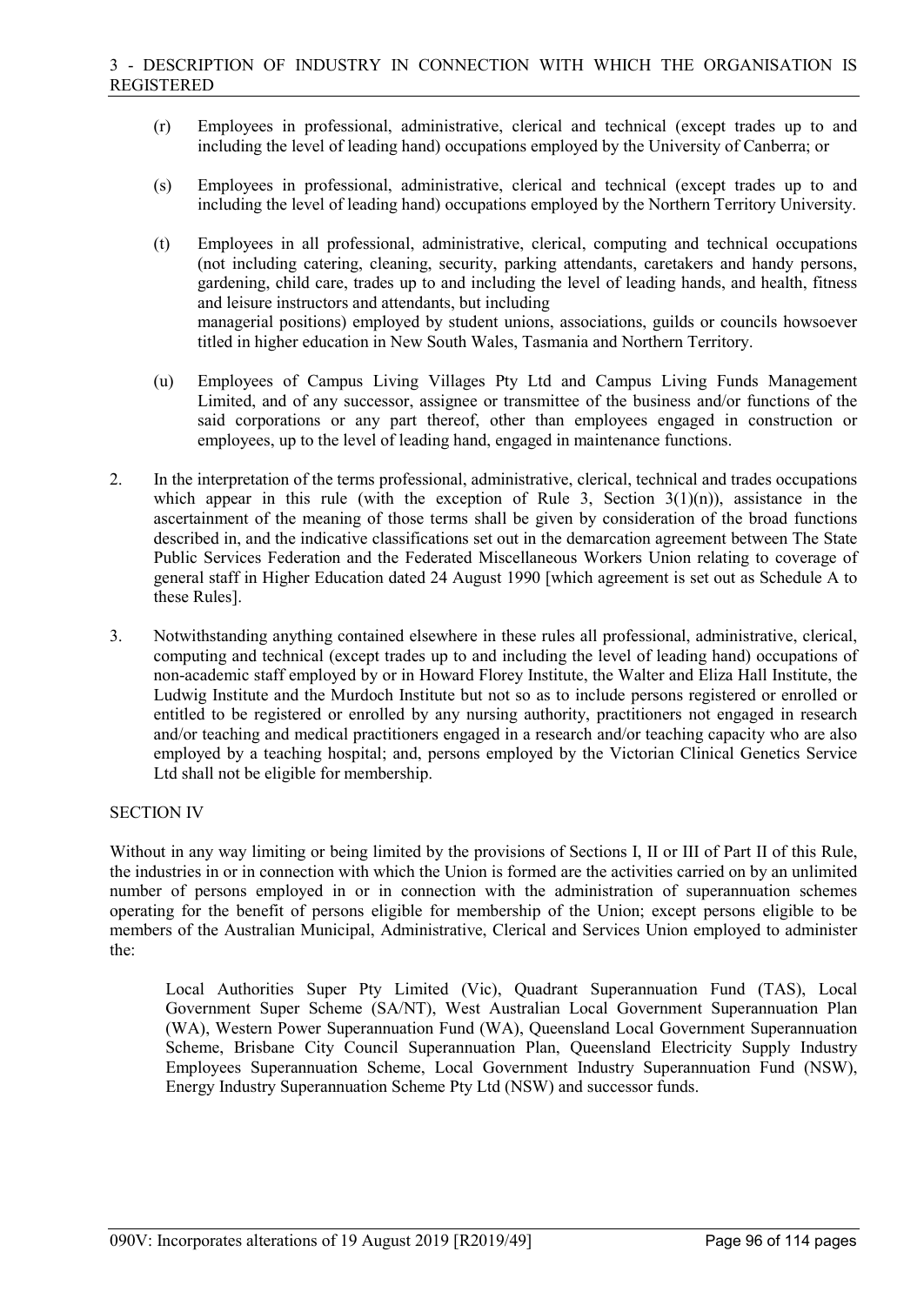(r) Employees in professional, administrative, clerical and technical (except trades up to and including the level of leading hand) occupations employed by the University of Canberra; or

(s) Employees in professional, administrative, clerical and technical (except trades up to and including the level of leading hand) occupations employed by the Northern Territory University.

(t) Employees in all professional, administrative, clerical, computing and technical occupations (not including catering, cleaning, security, parking attendants, caretakers and handy persons, gardening, child care, trades up to and including the level of leading hands, and health, fitness and leisure instructors and attendants, but including managerial positions) employed by student unions, associations, guilds or councils howsoever titled in higher education in New South Wales, Tasmania and Northern Territory.

(u) Employees of Campus Living Villages Pty Ltd and Campus Living Funds Management Limited, and of any successor, assignee or transmittee of the business and/or functions of the said corporations or any part thereof, other than employees engaged in construction or employees, up to the level of leading hand, engaged in maintenance functions.

2. In the interpretation of the terms professional, administrative, clerical, technical and trades occupations which appear in this rule (with the exception of Rule 3, Section 3(1)(n)), assistance in the ascertainment of the meaning of those terms shall be given by consideration of the broad functions described in, and the indicative classifications set out in the demarcation agreement between The State Public Services Federation and the Federated Miscellaneous Workers Union relating to coverage of general staff in Higher Education dated 24 August 1990 [which agreement is set out as Schedule A to these Rules].

3. Notwithstanding anything contained elsewhere in these rules all professional, administrative, clerical, computing and technical (except trades up to and including the level of leading hand) occupations of non-academic staff employed by or in Howard Florey Institute, the Walter and Eliza Hall Institute, the Ludwig Institute and the Murdoch Institute but not so as to include persons registered or enrolled or entitled to be registered or enrolled by any nursing authority, practitioners not engaged in research and/or teaching and medical practitioners engaged in a research and/or teaching capacity who are also employed by a teaching hospital; and, persons employed by the Victorian Clinical Genetics Service Ltd shall not be eligible for membership.

SECTION IV

Without in any way limiting or being limited by the provisions of Sections I, II or III of Part II of this Rule, the industries in or in connection with which the Union is formed are the activities carried on by an unlimited number of persons employed in or in connection with the administration of superannuation schemes operating for the benefit of persons eligible for membership of the Union; except persons eligible to be members of the Australian Municipal, Administrative, Clerical and Services Union employed to administer the:

> Local Authorities Super Pty Limited (Vic), Quadrant Superannuation Fund (TAS), Local Government Super Scheme (SA/NT), West Australian Local Government Superannuation Plan (WA), Western Power Superannuation Fund (WA), Queensland Local Government Superannuation Scheme, Brisbane City Council Superannuation Plan, Queensland Electricity Supply Industry Employees Superannuation Scheme, Local Government Industry Superannuation Fund (NSW), Energy Industry Superannuation Scheme Pty Ltd (NSW) and successor funds.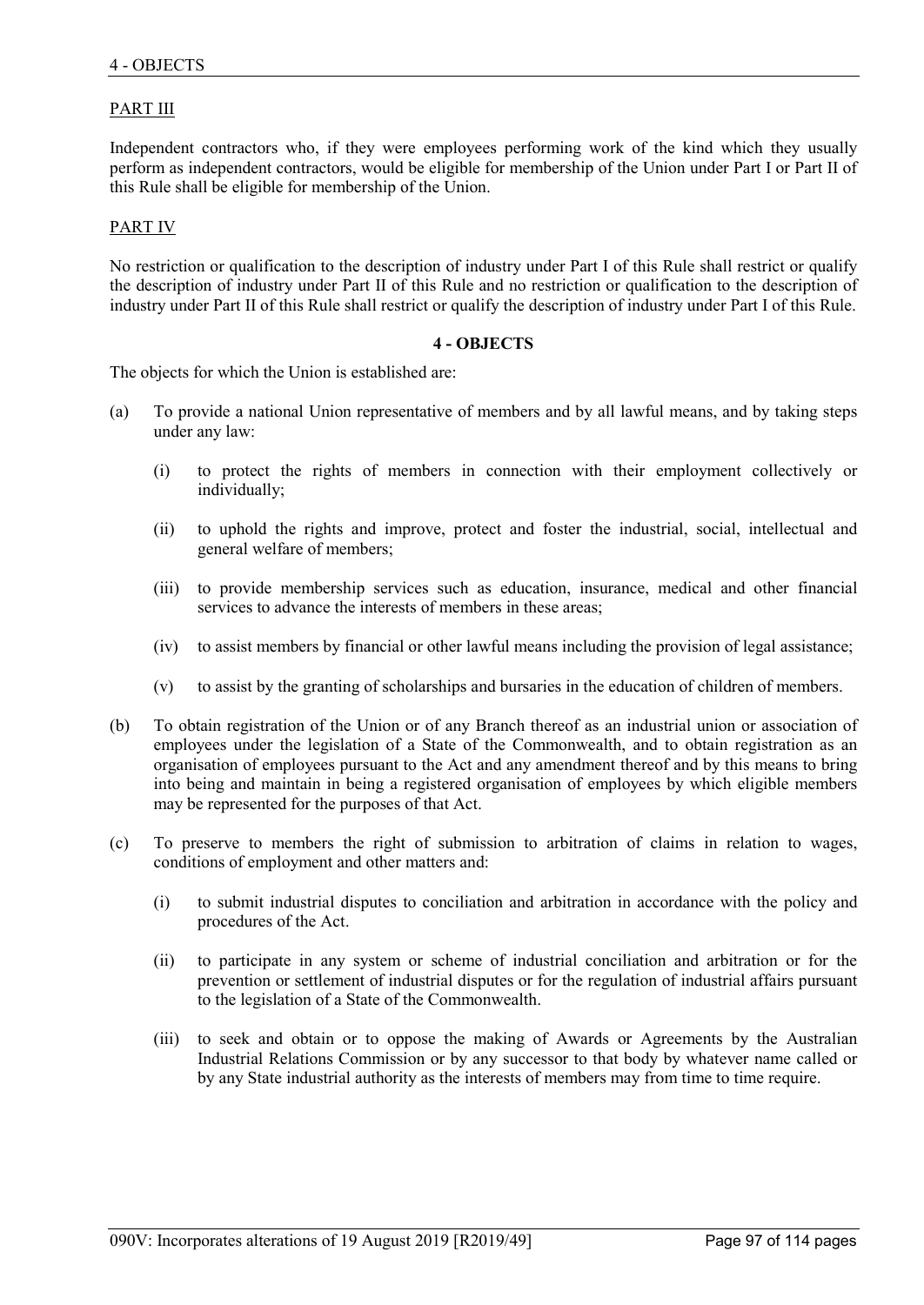PART III

Independent contractors who, if they were employees performing work of the kind which they usually perform as independent contractors, would be eligible for membership of the Union under Part I or Part II of this Rule shall be eligible for membership of the Union.

PART IV

No restriction or qualification to the description of industry under Part I of this Rule shall restrict or qualify the description of industry under Part II of this Rule and no restriction or qualification to the description of industry under Part II of this Rule shall restrict or qualify the description of industry under Part I of this Rule.

## 4 - OBJECTS

The objects for which the Union is established are:

(a) To provide a national Union representative of members and by all lawful means, and by taking steps under any law:

  (i) to protect the rights of members in connection with their employment collectively or individually;

  (ii) to uphold the rights and improve, protect and foster the industrial, social, intellectual and general welfare of members;

  (iii) to provide membership services such as education, insurance, medical and other financial services to advance the interests of members in these areas;

  (iv) to assist members by financial or other lawful means including the provision of legal assistance;

  (v) to assist by the granting of scholarships and bursaries in the education of children of members.

(b) To obtain registration of the Union or of any Branch thereof as an industrial union or association of employees under the legislation of a State of the Commonwealth, and to obtain registration as an organisation of employees pursuant to the Act and any amendment thereof and by this means to bring into being and maintain in being a registered organisation of employees by which eligible members may be represented for the purposes of that Act.

(c) To preserve to members the right of submission to arbitration of claims in relation to wages, conditions of employment and other matters and:

  (i) to submit industrial disputes to conciliation and arbitration in accordance with the policy and procedures of the Act.

  (ii) to participate in any system or scheme of industrial conciliation and arbitration or for the prevention or settlement of industrial disputes or for the regulation of industrial affairs pursuant to the legislation of a State of the Commonwealth.

  (iii) to seek and obtain or to oppose the making of Awards or Agreements by the Australian Industrial Relations Commission or by any successor to that body by whatever name called or by any State industrial authority as the interests of members may from time to time require.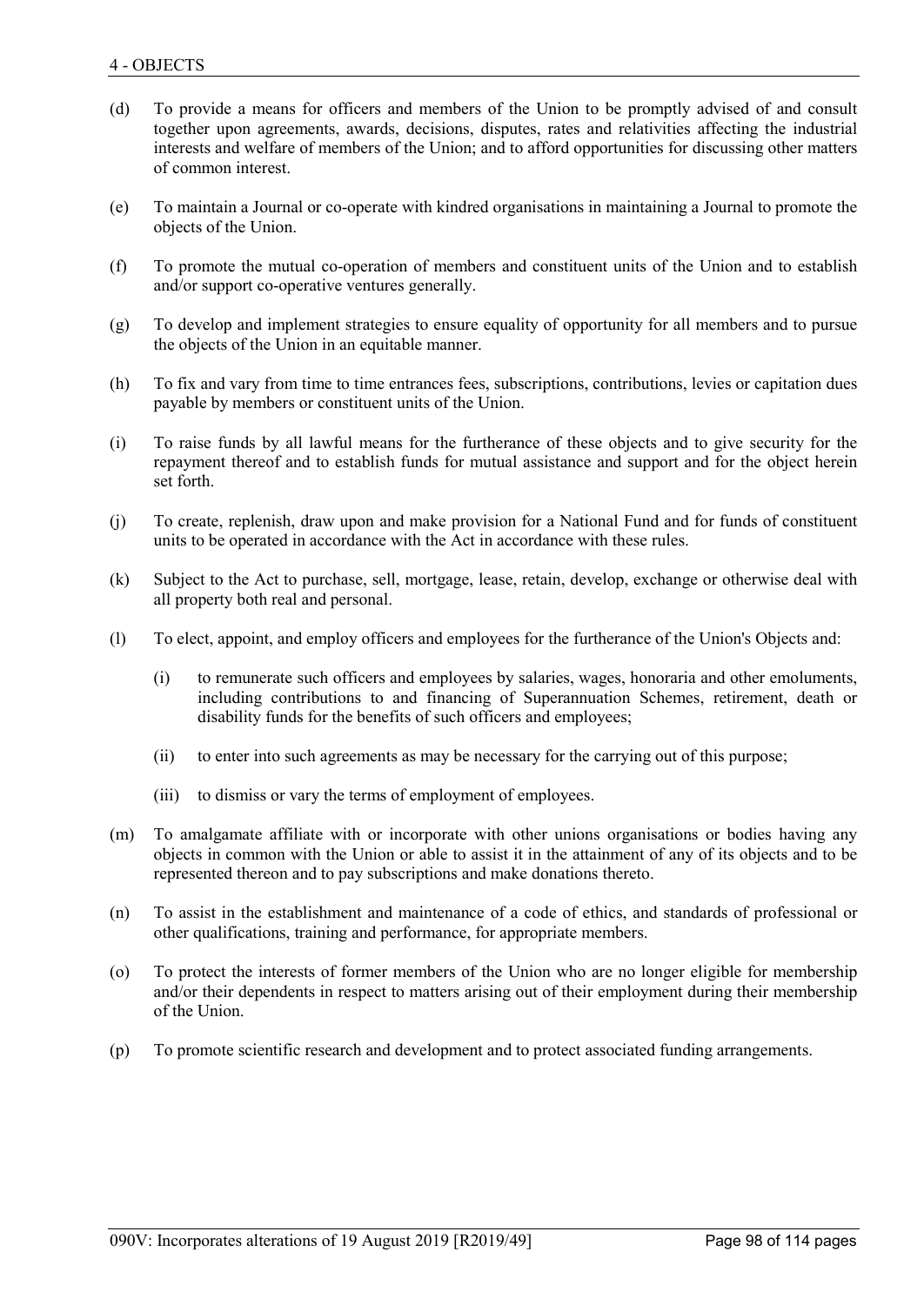(d) To provide a means for officers and members of the Union to be promptly advised of and consult together upon agreements, awards, decisions, disputes, rates and relativities affecting the industrial interests and welfare of members of the Union; and to afford opportunities for discussing other matters of common interest.

(e) To maintain a Journal or co-operate with kindred organisations in maintaining a Journal to promote the objects of the Union.

(f) To promote the mutual co-operation of members and constituent units of the Union and to establish and/or support co-operative ventures generally.

(g) To develop and implement strategies to ensure equality of opportunity for all members and to pursue the objects of the Union in an equitable manner.

(h) To fix and vary from time to time entrances fees, subscriptions, contributions, levies or capitation dues payable by members or constituent units of the Union.

(i) To raise funds by all lawful means for the furtherance of these objects and to give security for the repayment thereof and to establish funds for mutual assistance and support and for the object herein set forth.

(j) To create, replenish, draw upon and make provision for a National Fund and for funds of constituent units to be operated in accordance with the Act in accordance with these rules.

(k) Subject to the Act to purchase, sell, mortgage, lease, retain, develop, exchange or otherwise deal with all property both real and personal.

(l) To elect, appoint, and employ officers and employees for the furtherance of the Union's Objects and:

   (i) to remunerate such officers and employees by salaries, wages, honoraria and other emoluments, including contributions to and financing of Superannuation Schemes, retirement, death or disability funds for the benefits of such officers and employees;

   (ii) to enter into such agreements as may be necessary for the carrying out of this purpose;

   (iii) to dismiss or vary the terms of employment of employees.

(m) To amalgamate affiliate with or incorporate with other unions organisations or bodies having any objects in common with the Union or able to assist it in the attainment of any of its objects and to be represented thereon and to pay subscriptions and make donations thereto.

(n) To assist in the establishment and maintenance of a code of ethics, and standards of professional or other qualifications, training and performance, for appropriate members.

(o) To protect the interests of former members of the Union who are no longer eligible for membership and/or their dependents in respect to matters arising out of their employment during their membership of the Union.

(p) To promote scientific research and development and to protect associated funding arrangements.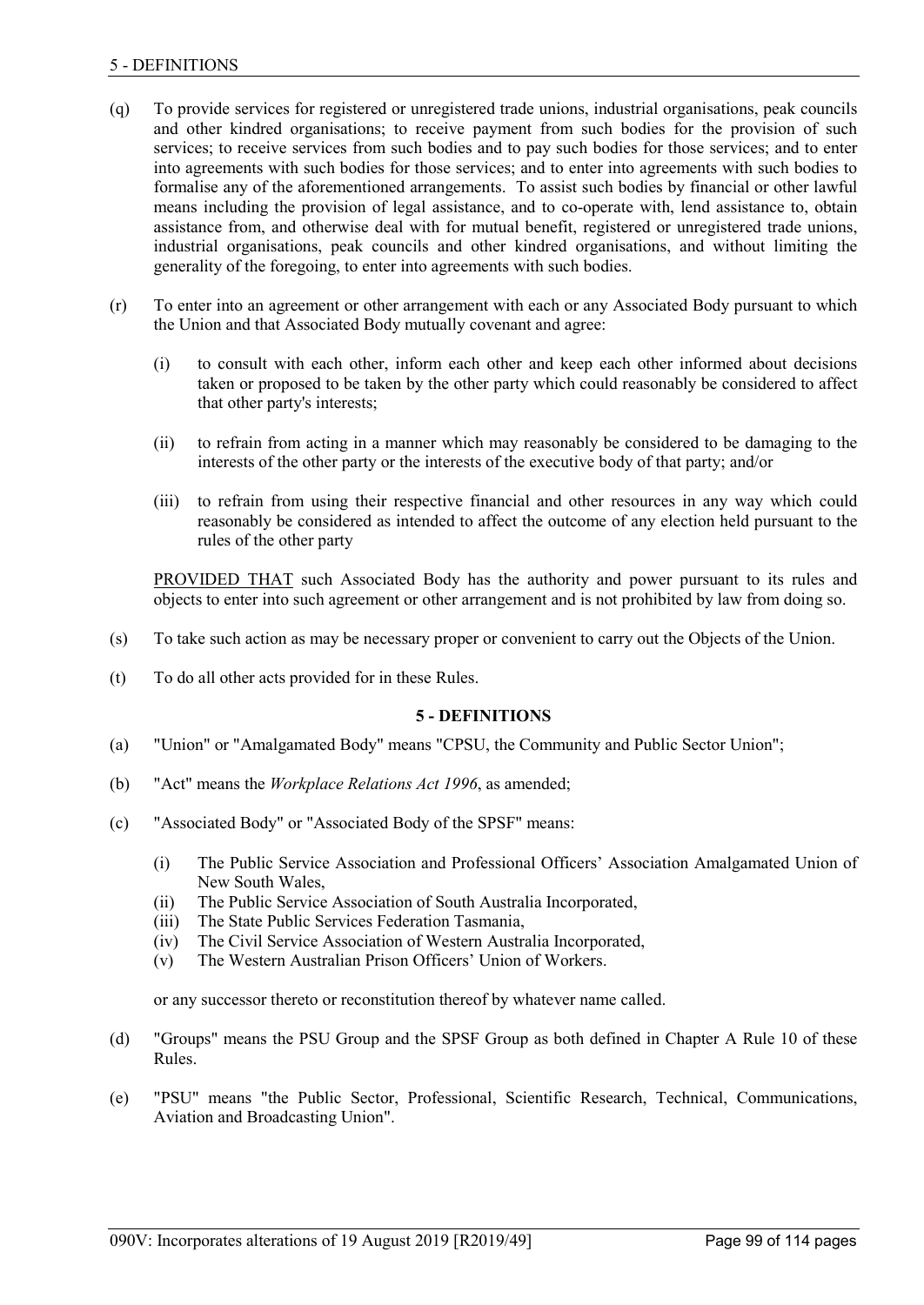(q) To provide services for registered or unregistered trade unions, industrial organisations, peak councils and other kindred organisations; to receive payment from such bodies for the provision of such services; to receive services from such bodies and to pay such bodies for those services; and to enter into agreements with such bodies for those services; and to enter into agreements with such bodies to formalise any of the aforementioned arrangements. To assist such bodies by financial or other lawful means including the provision of legal assistance, and to co-operate with, lend assistance to, obtain assistance from, and otherwise deal with for mutual benefit, registered or unregistered trade unions, industrial organisations, peak councils and other kindred organisations, and without limiting the generality of the foregoing, to enter into agreements with such bodies.

(r) To enter into an agreement or other arrangement with each or any Associated Body pursuant to which the Union and that Associated Body mutually covenant and agree:

   (i) to consult with each other, inform each other and keep each other informed about decisions taken or proposed to be taken by the other party which could reasonably be considered to affect that other party's interests;

   (ii) to refrain from acting in a manner which may reasonably be considered to be damaging to the interests of the other party or the interests of the executive body of that party; and/or

   (iii) to refrain from using their respective financial and other resources in any way which could reasonably be considered as intended to affect the outcome of any election held pursuant to the rules of the other party

   PROVIDED THAT such Associated Body has the authority and power pursuant to its rules and objects to enter into such agreement or other arrangement and is not prohibited by law from doing so.

(s) To take such action as may be necessary proper or convenient to carry out the Objects of the Union.

(t) To do all other acts provided for in these Rules.

## 5 - DEFINITIONS

(a) "Union" or "Amalgamated Body" means "CPSU, the Community and Public Sector Union";

(b) "Act" means the *Workplace Relations Act 1996*, as amended;

(c) "Associated Body" or "Associated Body of the SPSF" means:

   (i) The Public Service Association and Professional Officers' Association Amalgamated Union of New South Wales,
   (ii) The Public Service Association of South Australia Incorporated,
   (iii) The State Public Services Federation Tasmania,
   (iv) The Civil Service Association of Western Australia Incorporated,
   (v) The Western Australian Prison Officers' Union of Workers.

   or any successor thereto or reconstitution thereof by whatever name called.

(d) "Groups" means the PSU Group and the SPSF Group as both defined in Chapter A Rule 10 of these Rules.

(e) "PSU" means "the Public Sector, Professional, Scientific Research, Technical, Communications, Aviation and Broadcasting Union".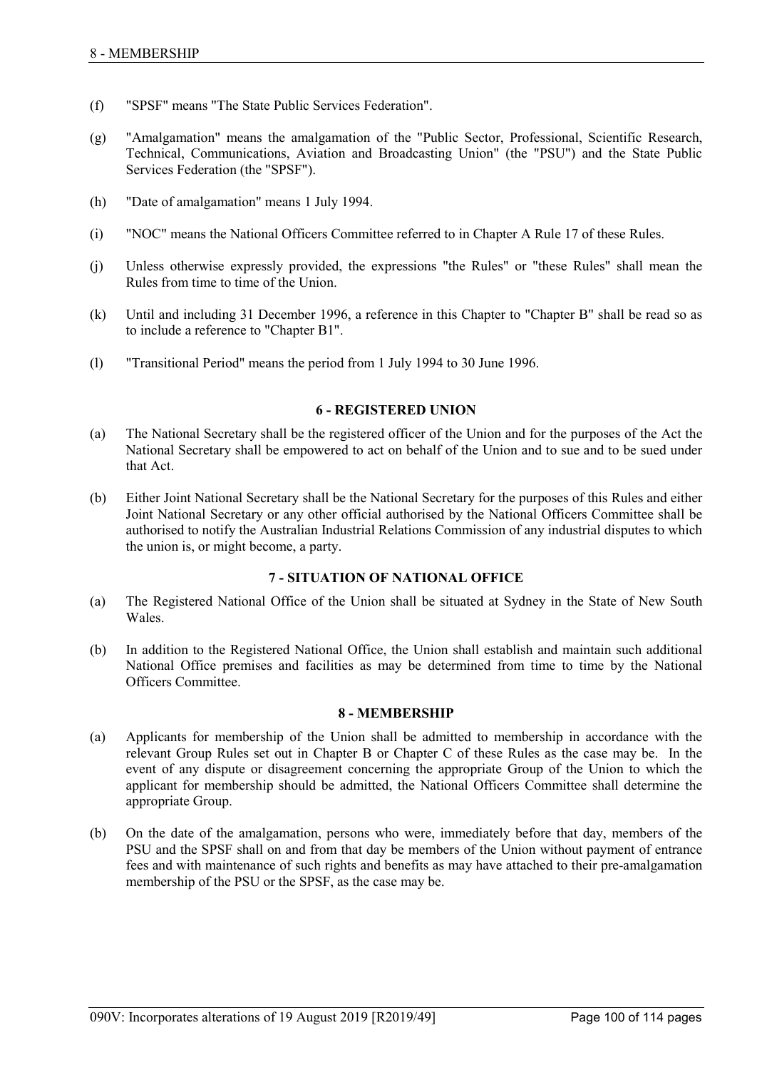(f) "SPSF" means "The State Public Services Federation".

(g) "Amalgamation" means the amalgamation of the "Public Sector, Professional, Scientific Research, Technical, Communications, Aviation and Broadcasting Union" (the "PSU") and the State Public Services Federation (the "SPSF").

(h) "Date of amalgamation" means 1 July 1994.

(i) "NOC" means the National Officers Committee referred to in Chapter A Rule 17 of these Rules.

(j) Unless otherwise expressly provided, the expressions "the Rules" or "these Rules" shall mean the Rules from time to time of the Union.

(k) Until and including 31 December 1996, a reference in this Chapter to "Chapter B" shall be read so as to include a reference to "Chapter B1".

(l) "Transitional Period" means the period from 1 July 1994 to 30 June 1996.

### 6 - REGISTERED UNION

(a) The National Secretary shall be the registered officer of the Union and for the purposes of the Act the National Secretary shall be empowered to act on behalf of the Union and to sue and to be sued under that Act.

(b) Either Joint National Secretary shall be the National Secretary for the purposes of this Rules and either Joint National Secretary or any other official authorised by the National Officers Committee shall be authorised to notify the Australian Industrial Relations Commission of any industrial disputes to which the union is, or might become, a party.

### 7 - SITUATION OF NATIONAL OFFICE

(a) The Registered National Office of the Union shall be situated at Sydney in the State of New South Wales.

(b) In addition to the Registered National Office, the Union shall establish and maintain such additional National Office premises and facilities as may be determined from time to time by the National Officers Committee.

### 8 - MEMBERSHIP

(a) Applicants for membership of the Union shall be admitted to membership in accordance with the relevant Group Rules set out in Chapter B or Chapter C of these Rules as the case may be. In the event of any dispute or disagreement concerning the appropriate Group of the Union to which the applicant for membership should be admitted, the National Officers Committee shall determine the appropriate Group.

(b) On the date of the amalgamation, persons who were, immediately before that day, members of the PSU and the SPSF shall on and from that day be members of the Union without payment of entrance fees and with maintenance of such rights and benefits as may have attached to their pre-amalgamation membership of the PSU or the SPSF, as the case may be.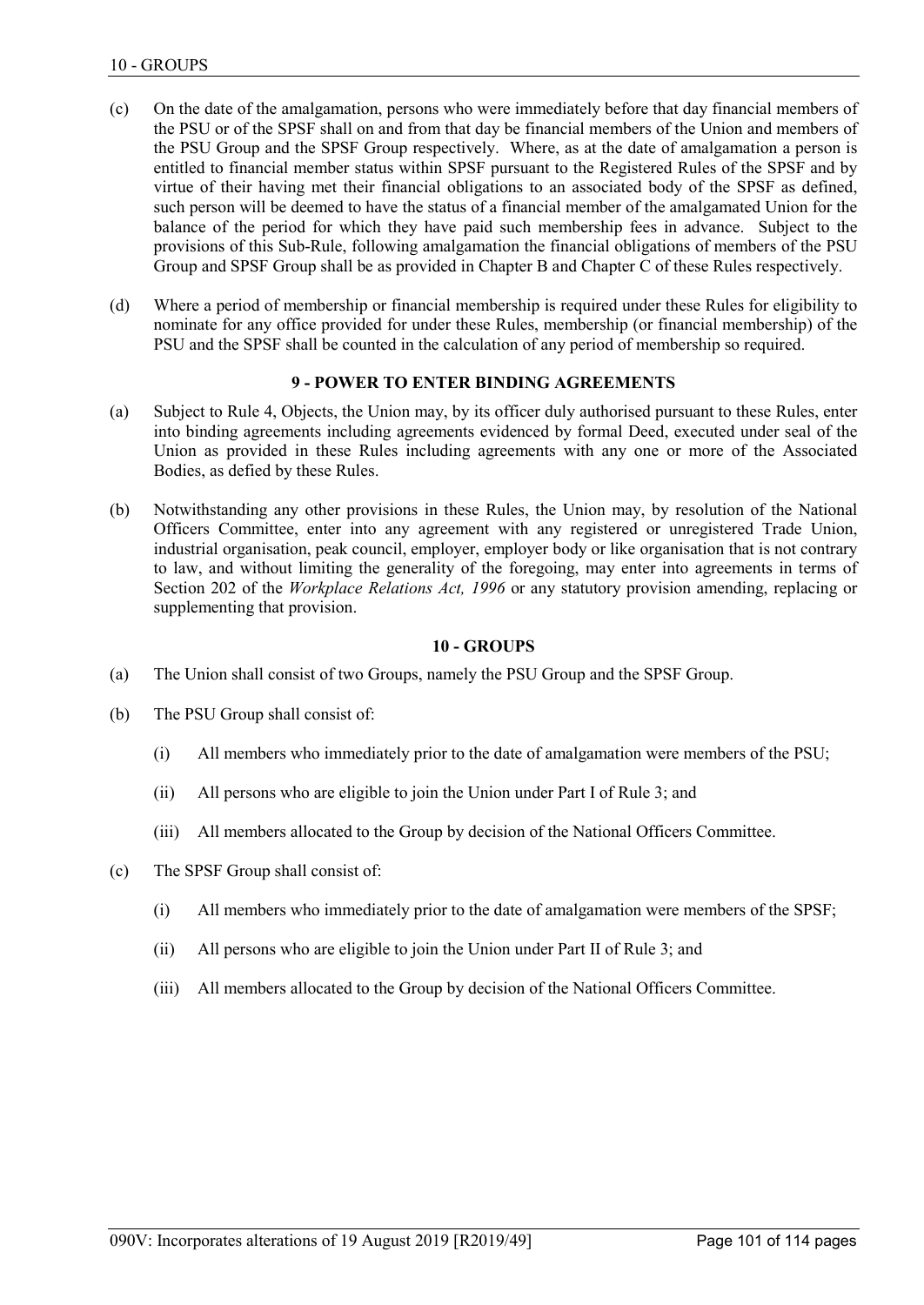(c) On the date of the amalgamation, persons who were immediately before that day financial members of the PSU or of the SPSF shall on and from that day be financial members of the Union and members of the PSU Group and the SPSF Group respectively. Where, as at the date of amalgamation a person is entitled to financial member status within SPSF pursuant to the Registered Rules of the SPSF and by virtue of their having met their financial obligations to an associated body of the SPSF as defined, such person will be deemed to have the status of a financial member of the amalgamated Union for the balance of the period for which they have paid such membership fees in advance. Subject to the provisions of this Sub-Rule, following amalgamation the financial obligations of members of the PSU Group and SPSF Group shall be as provided in Chapter B and Chapter C of these Rules respectively.

(d) Where a period of membership or financial membership is required under these Rules for eligibility to nominate for any office provided for under these Rules, membership (or financial membership) of the PSU and the SPSF shall be counted in the calculation of any period of membership so required.

### 9 - POWER TO ENTER BINDING AGREEMENTS

(a) Subject to Rule 4, Objects, the Union may, by its officer duly authorised pursuant to these Rules, enter into binding agreements including agreements evidenced by formal Deed, executed under seal of the Union as provided in these Rules including agreements with any one or more of the Associated Bodies, as defied by these Rules.

(b) Notwithstanding any other provisions in these Rules, the Union may, by resolution of the National Officers Committee, enter into any agreement with any registered or unregistered Trade Union, industrial organisation, peak council, employer, employer body or like organisation that is not contrary to law, and without limiting the generality of the foregoing, may enter into agreements in terms of Section 202 of the *Workplace Relations Act, 1996* or any statutory provision amending, replacing or supplementing that provision.

### 10 - GROUPS

(a) The Union shall consist of two Groups, namely the PSU Group and the SPSF Group.

(b) The PSU Group shall consist of:

  (i) All members who immediately prior to the date of amalgamation were members of the PSU;

  (ii) All persons who are eligible to join the Union under Part I of Rule 3; and

  (iii) All members allocated to the Group by decision of the National Officers Committee.

(c) The SPSF Group shall consist of:

  (i) All members who immediately prior to the date of amalgamation were members of the SPSF;

  (ii) All persons who are eligible to join the Union under Part II of Rule 3; and

  (iii) All members allocated to the Group by decision of the National Officers Committee.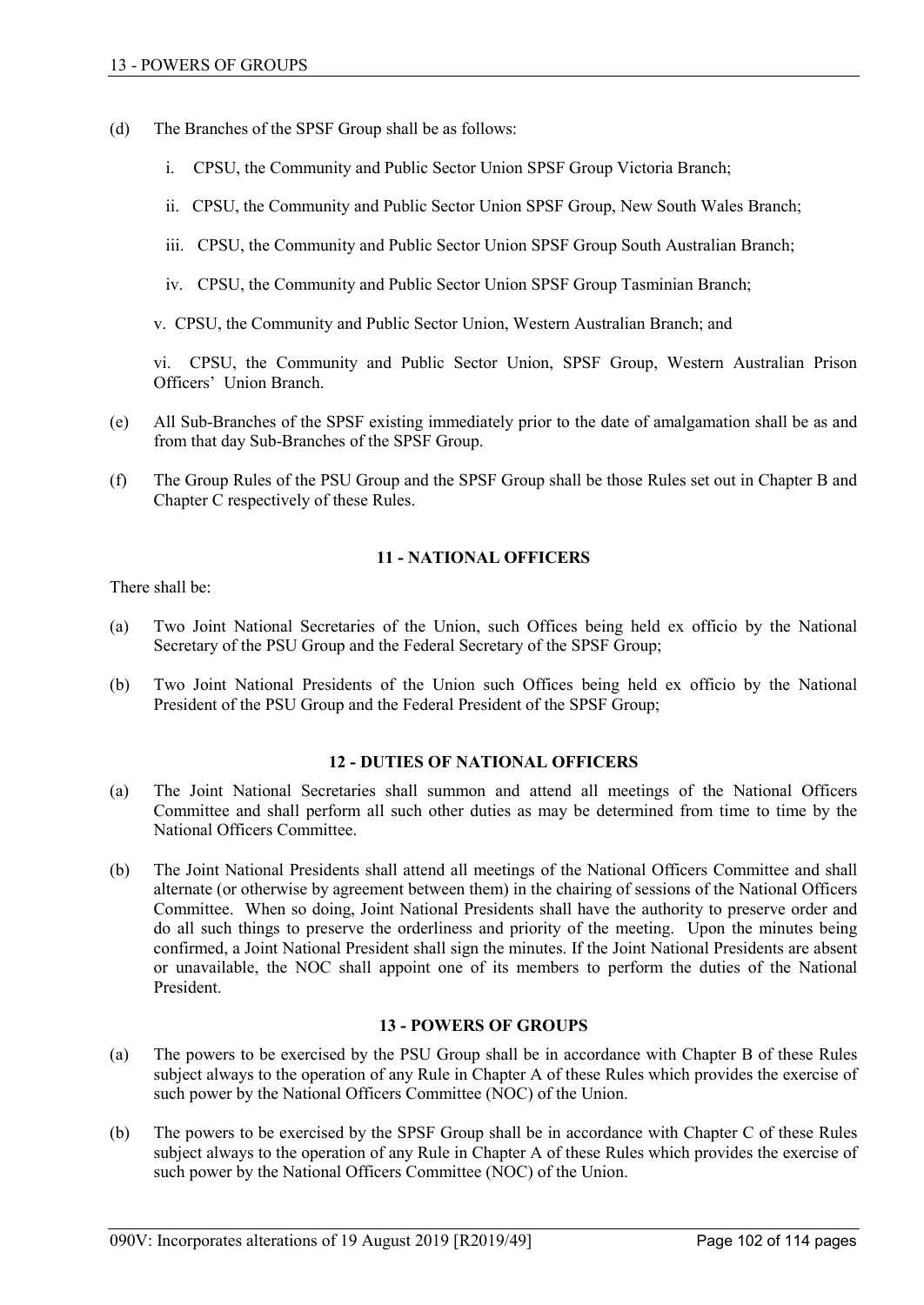(d) The Branches of the SPSF Group shall be as follows:

   i. CPSU, the Community and Public Sector Union SPSF Group Victoria Branch;

   ii. CPSU, the Community and Public Sector Union SPSF Group, New South Wales Branch;

   iii. CPSU, the Community and Public Sector Union SPSF Group South Australian Branch;

   iv. CPSU, the Community and Public Sector Union SPSF Group Tasminian Branch;

   v. CPSU, the Community and Public Sector Union, Western Australian Branch; and

   vi. CPSU, the Community and Public Sector Union, SPSF Group, Western Australian Prison Officers' Union Branch.

(e) All Sub-Branches of the SPSF existing immediately prior to the date of amalgamation shall be as and from that day Sub-Branches of the SPSF Group.

(f) The Group Rules of the PSU Group and the SPSF Group shall be those Rules set out in Chapter B and Chapter C respectively of these Rules.

## 11 - NATIONAL OFFICERS

There shall be:

(a) Two Joint National Secretaries of the Union, such Offices being held ex officio by the National Secretary of the PSU Group and the Federal Secretary of the SPSF Group;

(b) Two Joint National Presidents of the Union such Offices being held ex officio by the National President of the PSU Group and the Federal President of the SPSF Group;

## 12 - DUTIES OF NATIONAL OFFICERS

(a) The Joint National Secretaries shall summon and attend all meetings of the National Officers Committee and shall perform all such other duties as may be determined from time to time by the National Officers Committee.

(b) The Joint National Presidents shall attend all meetings of the National Officers Committee and shall alternate (or otherwise by agreement between them) in the chairing of sessions of the National Officers Committee. When so doing, Joint National Presidents shall have the authority to preserve order and do all such things to preserve the orderliness and priority of the meeting. Upon the minutes being confirmed, a Joint National President shall sign the minutes. If the Joint National Presidents are absent or unavailable, the NOC shall appoint one of its members to perform the duties of the National President.

## 13 - POWERS OF GROUPS

(a) The powers to be exercised by the PSU Group shall be in accordance with Chapter B of these Rules subject always to the operation of any Rule in Chapter A of these Rules which provides the exercise of such power by the National Officers Committee (NOC) of the Union.

(b) The powers to be exercised by the SPSF Group shall be in accordance with Chapter C of these Rules subject always to the operation of any Rule in Chapter A of these Rules which provides the exercise of such power by the National Officers Committee (NOC) of the Union.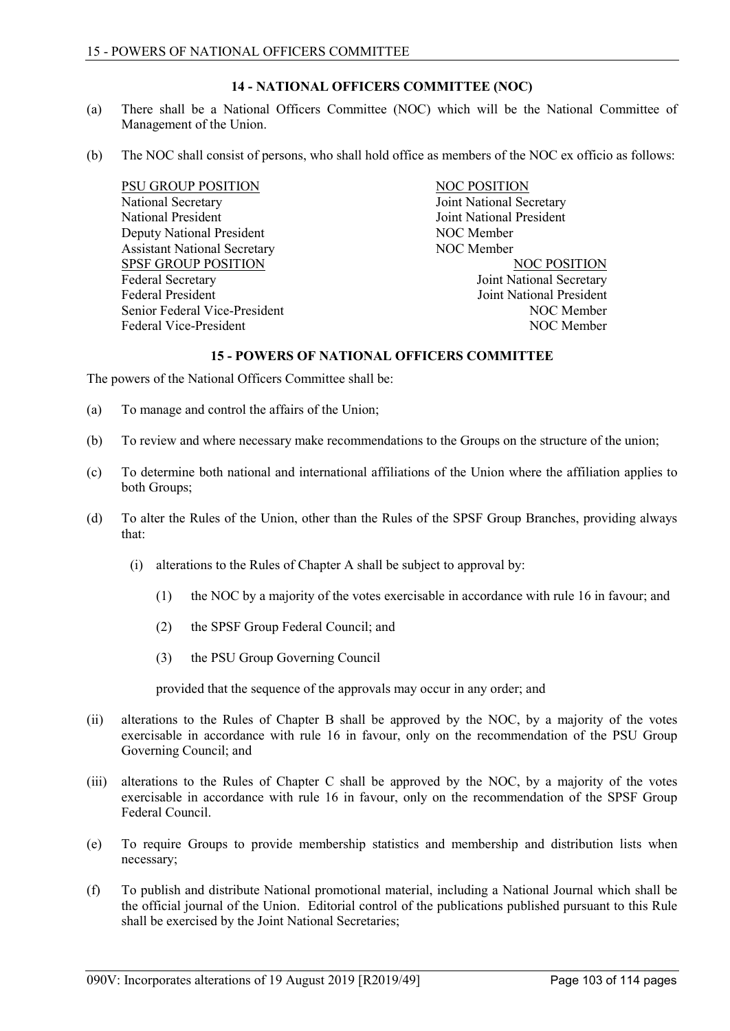## 14 - NATIONAL OFFICERS COMMITTEE (NOC)

(a) There shall be a National Officers Committee (NOC) which will be the National Committee of Management of the Union.

(b) The NOC shall consist of persons, who shall hold office as members of the NOC ex officio as follows:

| PSU GROUP POSITION | NOC POSITION |
|---|---|
| National Secretary | Joint National Secretary |
| National President | Joint National President |
| Deputy National President | NOC Member |
| Assistant National Secretary | NOC Member |

| SPSF GROUP POSITION | NOC POSITION |
|---|---|
| Federal Secretary | Joint National Secretary |
| Federal President | Joint National President |
| Senior Federal Vice-President | NOC Member |
| Federal Vice-President | NOC Member |

## 15 - POWERS OF NATIONAL OFFICERS COMMITTEE

The powers of the National Officers Committee shall be:

(a) To manage and control the affairs of the Union;

(b) To review and where necessary make recommendations to the Groups on the structure of the union;

(c) To determine both national and international affiliations of the Union where the affiliation applies to both Groups;

(d) To alter the Rules of the Union, other than the Rules of the SPSF Group Branches, providing always that:

   (i) alterations to the Rules of Chapter A shall be subject to approval by:

      (1) the NOC by a majority of the votes exercisable in accordance with rule 16 in favour; and

      (2) the SPSF Group Federal Council; and

      (3) the PSU Group Governing Council

   provided that the sequence of the approvals may occur in any order; and

(ii) alterations to the Rules of Chapter B shall be approved by the NOC, by a majority of the votes exercisable in accordance with rule 16 in favour, only on the recommendation of the PSU Group Governing Council; and

(iii) alterations to the Rules of Chapter C shall be approved by the NOC, by a majority of the votes exercisable in accordance with rule 16 in favour, only on the recommendation of the SPSF Group Federal Council.

(e) To require Groups to provide membership statistics and membership and distribution lists when necessary;

(f) To publish and distribute National promotional material, including a National Journal which shall be the official journal of the Union. Editorial control of the publications published pursuant to this Rule shall be exercised by the Joint National Secretaries;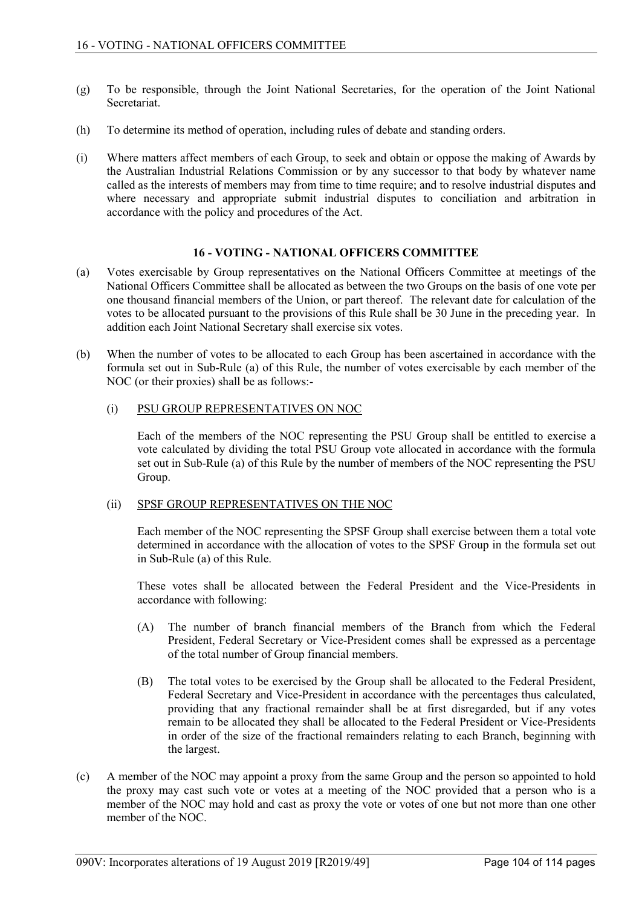(g) To be responsible, through the Joint National Secretaries, for the operation of the Joint National Secretariat.

(h) To determine its method of operation, including rules of debate and standing orders.

(i) Where matters affect members of each Group, to seek and obtain or oppose the making of Awards by the Australian Industrial Relations Commission or by any successor to that body by whatever name called as the interests of members may from time to time require; and to resolve industrial disputes and where necessary and appropriate submit industrial disputes to conciliation and arbitration in accordance with the policy and procedures of the Act.

## 16 - VOTING - NATIONAL OFFICERS COMMITTEE

(a) Votes exercisable by Group representatives on the National Officers Committee at meetings of the National Officers Committee shall be allocated as between the two Groups on the basis of one vote per one thousand financial members of the Union, or part thereof. The relevant date for calculation of the votes to be allocated pursuant to the provisions of this Rule shall be 30 June in the preceding year. In addition each Joint National Secretary shall exercise six votes.

(b) When the number of votes to be allocated to each Group has been ascertained in accordance with the formula set out in Sub-Rule (a) of this Rule, the number of votes exercisable by each member of the NOC (or their proxies) shall be as follows:-

(i) PSU GROUP REPRESENTATIVES ON NOC

Each of the members of the NOC representing the PSU Group shall be entitled to exercise a vote calculated by dividing the total PSU Group vote allocated in accordance with the formula set out in Sub-Rule (a) of this Rule by the number of members of the NOC representing the PSU Group.

(ii) SPSF GROUP REPRESENTATIVES ON THE NOC

Each member of the NOC representing the SPSF Group shall exercise between them a total vote determined in accordance with the allocation of votes to the SPSF Group in the formula set out in Sub-Rule (a) of this Rule.

These votes shall be allocated between the Federal President and the Vice-Presidents in accordance with following:

(A) The number of branch financial members of the Branch from which the Federal President, Federal Secretary or Vice-President comes shall be expressed as a percentage of the total number of Group financial members.

(B) The total votes to be exercised by the Group shall be allocated to the Federal President, Federal Secretary and Vice-President in accordance with the percentages thus calculated, providing that any fractional remainder shall be at first disregarded, but if any votes remain to be allocated they shall be allocated to the Federal President or Vice-Presidents in order of the size of the fractional remainders relating to each Branch, beginning with the largest.

(c) A member of the NOC may appoint a proxy from the same Group and the person so appointed to hold the proxy may cast such vote or votes at a meeting of the NOC provided that a person who is a member of the NOC may hold and cast as proxy the vote or votes of one but not more than one other member of the NOC.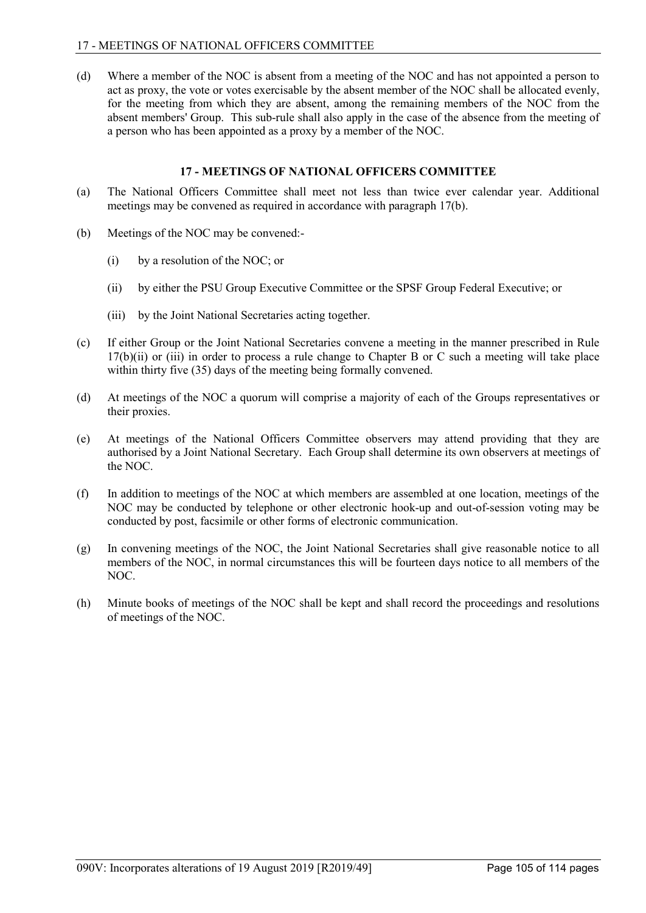(d) Where a member of the NOC is absent from a meeting of the NOC and has not appointed a person to act as proxy, the vote or votes exercisable by the absent member of the NOC shall be allocated evenly, for the meeting from which they are absent, among the remaining members of the NOC from the absent members' Group. This sub-rule shall also apply in the case of the absence from the meeting of a person who has been appointed as a proxy by a member of the NOC.

## 17 - MEETINGS OF NATIONAL OFFICERS COMMITTEE

(a) The National Officers Committee shall meet not less than twice ever calendar year. Additional meetings may be convened as required in accordance with paragraph 17(b).

(b) Meetings of the NOC may be convened:-

   (i) by a resolution of the NOC; or

   (ii) by either the PSU Group Executive Committee or the SPSF Group Federal Executive; or

   (iii) by the Joint National Secretaries acting together.

(c) If either Group or the Joint National Secretaries convene a meeting in the manner prescribed in Rule 17(b)(ii) or (iii) in order to process a rule change to Chapter B or C such a meeting will take place within thirty five (35) days of the meeting being formally convened.

(d) At meetings of the NOC a quorum will comprise a majority of each of the Groups representatives or their proxies.

(e) At meetings of the National Officers Committee observers may attend providing that they are authorised by a Joint National Secretary. Each Group shall determine its own observers at meetings of the NOC.

(f) In addition to meetings of the NOC at which members are assembled at one location, meetings of the NOC may be conducted by telephone or other electronic hook-up and out-of-session voting may be conducted by post, facsimile or other forms of electronic communication.

(g) In convening meetings of the NOC, the Joint National Secretaries shall give reasonable notice to all members of the NOC, in normal circumstances this will be fourteen days notice to all members of the NOC.

(h) Minute books of meetings of the NOC shall be kept and shall record the proceedings and resolutions of meetings of the NOC.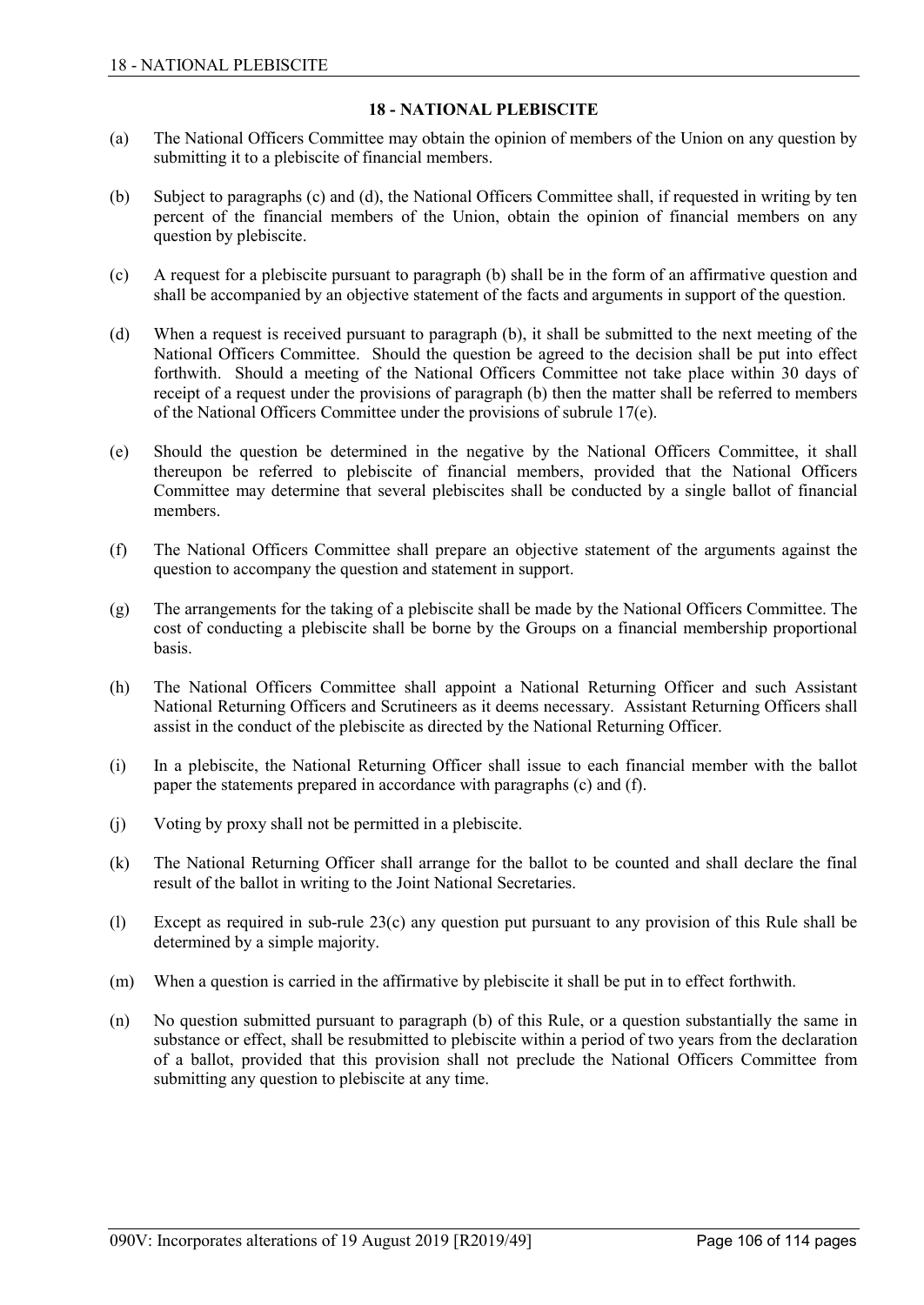## 18 - NATIONAL PLEBISCITE

(a) The National Officers Committee may obtain the opinion of members of the Union on any question by submitting it to a plebiscite of financial members.

(b) Subject to paragraphs (c) and (d), the National Officers Committee shall, if requested in writing by ten percent of the financial members of the Union, obtain the opinion of financial members on any question by plebiscite.

(c) A request for a plebiscite pursuant to paragraph (b) shall be in the form of an affirmative question and shall be accompanied by an objective statement of the facts and arguments in support of the question.

(d) When a request is received pursuant to paragraph (b), it shall be submitted to the next meeting of the National Officers Committee. Should the question be agreed to the decision shall be put into effect forthwith. Should a meeting of the National Officers Committee not take place within 30 days of receipt of a request under the provisions of paragraph (b) then the matter shall be referred to members of the National Officers Committee under the provisions of subrule 17(e).

(e) Should the question be determined in the negative by the National Officers Committee, it shall thereupon be referred to plebiscite of financial members, provided that the National Officers Committee may determine that several plebiscites shall be conducted by a single ballot of financial members.

(f) The National Officers Committee shall prepare an objective statement of the arguments against the question to accompany the question and statement in support.

(g) The arrangements for the taking of a plebiscite shall be made by the National Officers Committee. The cost of conducting a plebiscite shall be borne by the Groups on a financial membership proportional basis.

(h) The National Officers Committee shall appoint a National Returning Officer and such Assistant National Returning Officers and Scrutineers as it deems necessary. Assistant Returning Officers shall assist in the conduct of the plebiscite as directed by the National Returning Officer.

(i) In a plebiscite, the National Returning Officer shall issue to each financial member with the ballot paper the statements prepared in accordance with paragraphs (c) and (f).

(j) Voting by proxy shall not be permitted in a plebiscite.

(k) The National Returning Officer shall arrange for the ballot to be counted and shall declare the final result of the ballot in writing to the Joint National Secretaries.

(l) Except as required in sub-rule 23(c) any question put pursuant to any provision of this Rule shall be determined by a simple majority.

(m) When a question is carried in the affirmative by plebiscite it shall be put in to effect forthwith.

(n) No question submitted pursuant to paragraph (b) of this Rule, or a question substantially the same in substance or effect, shall be resubmitted to plebiscite within a period of two years from the declaration of a ballot, provided that this provision shall not preclude the National Officers Committee from submitting any question to plebiscite at any time.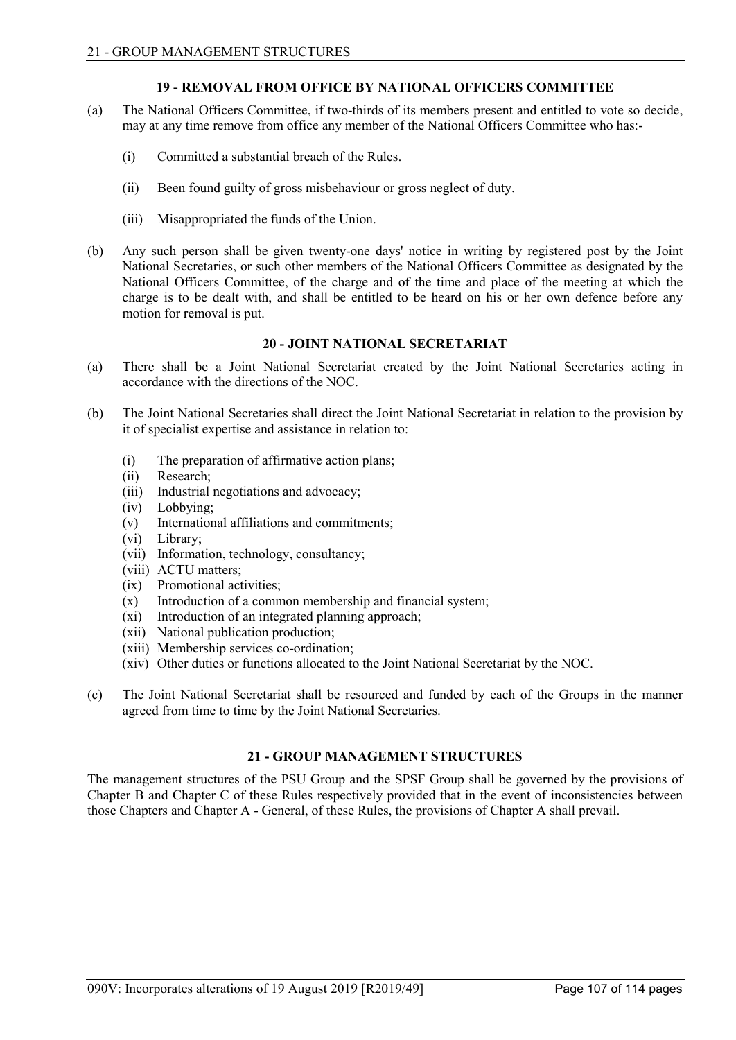### 19 - REMOVAL FROM OFFICE BY NATIONAL OFFICERS COMMITTEE

(a) The National Officers Committee, if two-thirds of its members present and entitled to vote so decide, may at any time remove from office any member of the National Officers Committee who has:-

   (i) Committed a substantial breach of the Rules.

   (ii) Been found guilty of gross misbehaviour or gross neglect of duty.

   (iii) Misappropriated the funds of the Union.

(b) Any such person shall be given twenty-one days' notice in writing by registered post by the Joint National Secretaries, or such other members of the National Officers Committee as designated by the National Officers Committee, of the charge and of the time and place of the meeting at which the charge is to be dealt with, and shall be entitled to be heard on his or her own defence before any motion for removal is put.

### 20 - JOINT NATIONAL SECRETARIAT

(a) There shall be a Joint National Secretariat created by the Joint National Secretaries acting in accordance with the directions of the NOC.

(b) The Joint National Secretaries shall direct the Joint National Secretariat in relation to the provision by it of specialist expertise and assistance in relation to:

   (i) The preparation of affirmative action plans;
   (ii) Research;
   (iii) Industrial negotiations and advocacy;
   (iv) Lobbying;
   (v) International affiliations and commitments;
   (vi) Library;
   (vii) Information, technology, consultancy;
   (viii) ACTU matters;
   (ix) Promotional activities;
   (x) Introduction of a common membership and financial system;
   (xi) Introduction of an integrated planning approach;
   (xii) National publication production;
   (xiii) Membership services co-ordination;
   (xiv) Other duties or functions allocated to the Joint National Secretariat by the NOC.

(c) The Joint National Secretariat shall be resourced and funded by each of the Groups in the manner agreed from time to time by the Joint National Secretaries.

### 21 - GROUP MANAGEMENT STRUCTURES

The management structures of the PSU Group and the SPSF Group shall be governed by the provisions of Chapter B and Chapter C of these Rules respectively provided that in the event of inconsistencies between those Chapters and Chapter A - General, of these Rules, the provisions of Chapter A shall prevail.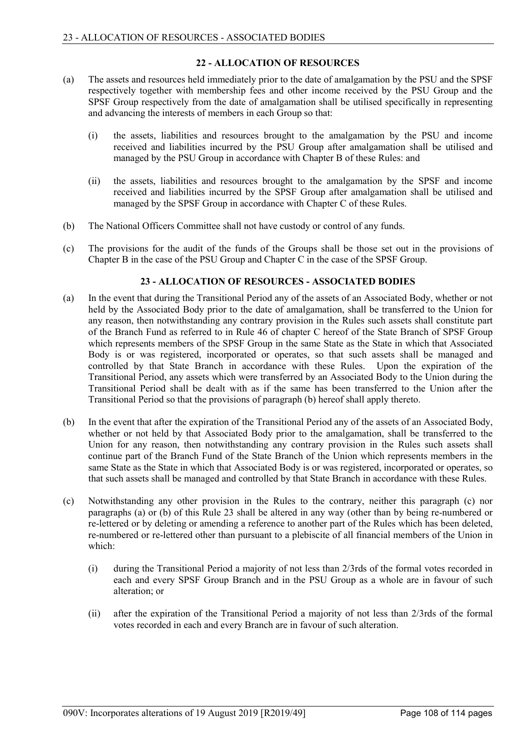## 22 - ALLOCATION OF RESOURCES

(a) The assets and resources held immediately prior to the date of amalgamation by the PSU and the SPSF respectively together with membership fees and other income received by the PSU Group and the SPSF Group respectively from the date of amalgamation shall be utilised specifically in representing and advancing the interests of members in each Group so that:

(i) the assets, liabilities and resources brought to the amalgamation by the PSU and income received and liabilities incurred by the PSU Group after amalgamation shall be utilised and managed by the PSU Group in accordance with Chapter B of these Rules: and

(ii) the assets, liabilities and resources brought to the amalgamation by the SPSF and income received and liabilities incurred by the SPSF Group after amalgamation shall be utilised and managed by the SPSF Group in accordance with Chapter C of these Rules.

(b) The National Officers Committee shall not have custody or control of any funds.

(c) The provisions for the audit of the funds of the Groups shall be those set out in the provisions of Chapter B in the case of the PSU Group and Chapter C in the case of the SPSF Group.

## 23 - ALLOCATION OF RESOURCES - ASSOCIATED BODIES

(a) In the event that during the Transitional Period any of the assets of an Associated Body, whether or not held by the Associated Body prior to the date of amalgamation, shall be transferred to the Union for any reason, then notwithstanding any contrary provision in the Rules such assets shall constitute part of the Branch Fund as referred to in Rule 46 of chapter C hereof of the State Branch of SPSF Group which represents members of the SPSF Group in the same State as the State in which that Associated Body is or was registered, incorporated or operates, so that such assets shall be managed and controlled by that State Branch in accordance with these Rules. Upon the expiration of the Transitional Period, any assets which were transferred by an Associated Body to the Union during the Transitional Period shall be dealt with as if the same has been transferred to the Union after the Transitional Period so that the provisions of paragraph (b) hereof shall apply thereto.

(b) In the event that after the expiration of the Transitional Period any of the assets of an Associated Body, whether or not held by that Associated Body prior to the amalgamation, shall be transferred to the Union for any reason, then notwithstanding any contrary provision in the Rules such assets shall continue part of the Branch Fund of the State Branch of the Union which represents members in the same State as the State in which that Associated Body is or was registered, incorporated or operates, so that such assets shall be managed and controlled by that State Branch in accordance with these Rules.

(c) Notwithstanding any other provision in the Rules to the contrary, neither this paragraph (c) nor paragraphs (a) or (b) of this Rule 23 shall be altered in any way (other than by being re-numbered or re-lettered or by deleting or amending a reference to another part of the Rules which has been deleted, re-numbered or re-lettered other than pursuant to a plebiscite of all financial members of the Union in which:

(i) during the Transitional Period a majority of not less than 2/3rds of the formal votes recorded in each and every SPSF Group Branch and in the PSU Group as a whole are in favour of such alteration; or

(ii) after the expiration of the Transitional Period a majority of not less than 2/3rds of the formal votes recorded in each and every Branch are in favour of such alteration.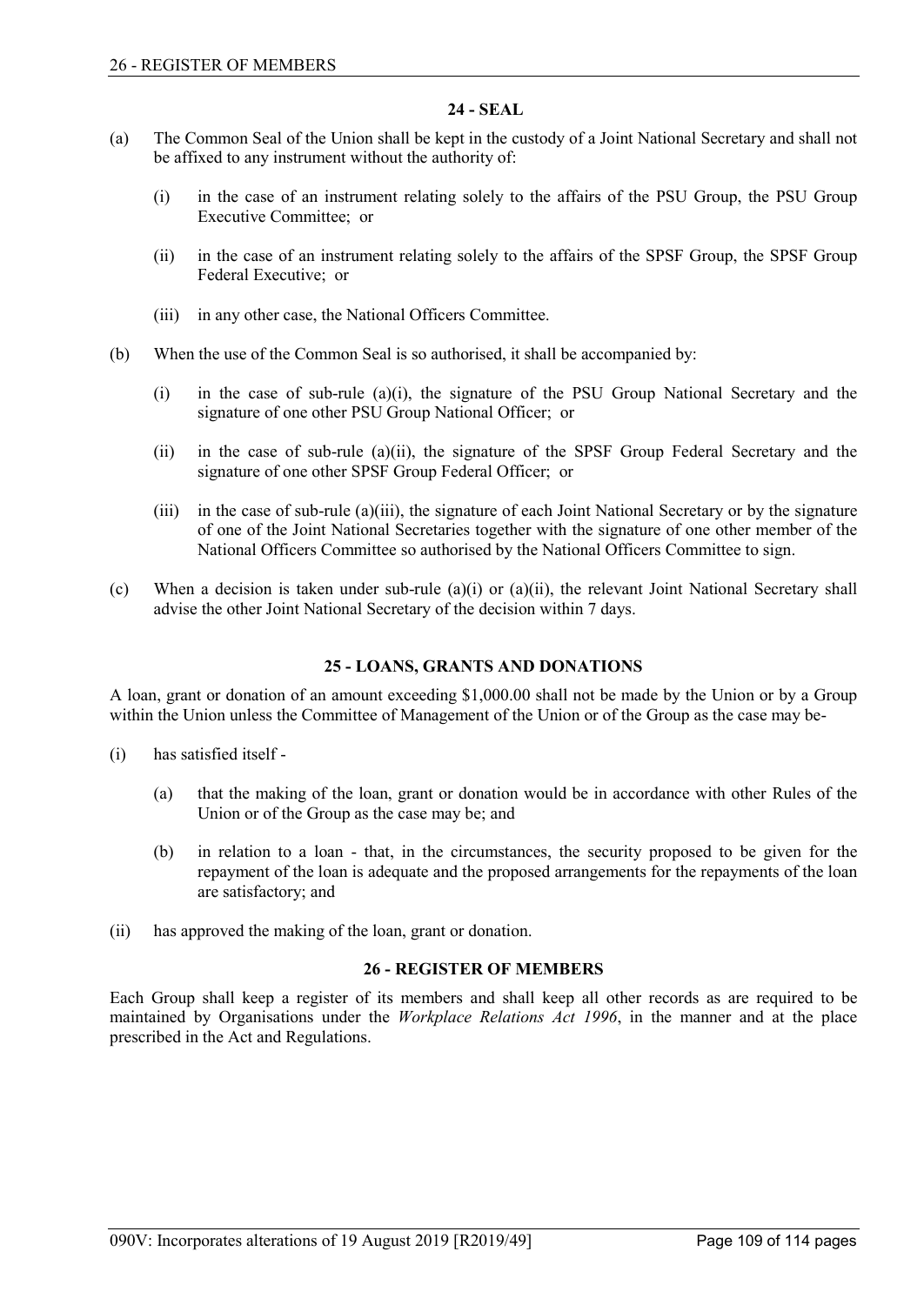## 24 - SEAL

(a) The Common Seal of the Union shall be kept in the custody of a Joint National Secretary and shall not be affixed to any instrument without the authority of:

(i) in the case of an instrument relating solely to the affairs of the PSU Group, the PSU Group Executive Committee; or

(ii) in the case of an instrument relating solely to the affairs of the SPSF Group, the SPSF Group Federal Executive; or

(iii) in any other case, the National Officers Committee.

(b) When the use of the Common Seal is so authorised, it shall be accompanied by:

(i) in the case of sub-rule (a)(i), the signature of the PSU Group National Secretary and the signature of one other PSU Group National Officer; or

(ii) in the case of sub-rule (a)(ii), the signature of the SPSF Group Federal Secretary and the signature of one other SPSF Group Federal Officer; or

(iii) in the case of sub-rule (a)(iii), the signature of each Joint National Secretary or by the signature of one of the Joint National Secretaries together with the signature of one other member of the National Officers Committee so authorised by the National Officers Committee to sign.

(c) When a decision is taken under sub-rule (a)(i) or (a)(ii), the relevant Joint National Secretary shall advise the other Joint National Secretary of the decision within 7 days.

## 25 - LOANS, GRANTS AND DONATIONS

A loan, grant or donation of an amount exceeding $1,000.00 shall not be made by the Union or by a Group within the Union unless the Committee of Management of the Union or of the Group as the case may be-

(i) has satisfied itself -

(a) that the making of the loan, grant or donation would be in accordance with other Rules of the Union or of the Group as the case may be; and

(b) in relation to a loan - that, in the circumstances, the security proposed to be given for the repayment of the loan is adequate and the proposed arrangements for the repayments of the loan are satisfactory; and

(ii) has approved the making of the loan, grant or donation.

## 26 - REGISTER OF MEMBERS

Each Group shall keep a register of its members and shall keep all other records as are required to be maintained by Organisations under the *Workplace Relations Act 1996*, in the manner and at the place prescribed in the Act and Regulations.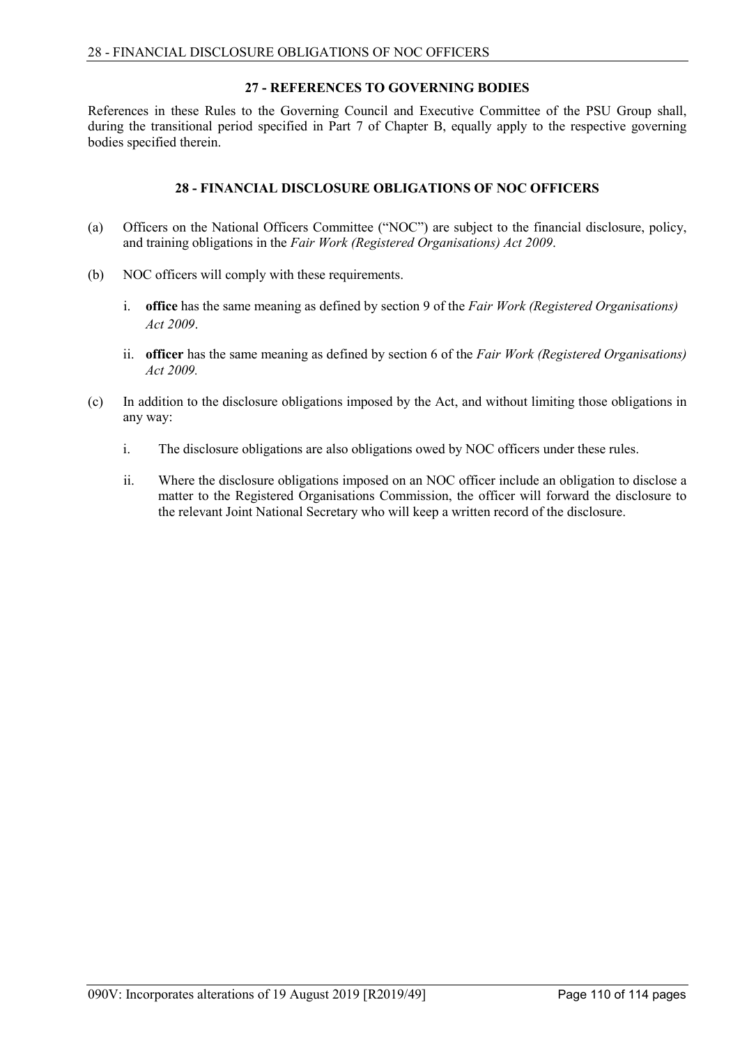## 27 - REFERENCES TO GOVERNING BODIES

References in these Rules to the Governing Council and Executive Committee of the PSU Group shall, during the transitional period specified in Part 7 of Chapter B, equally apply to the respective governing bodies specified therein.

## 28 - FINANCIAL DISCLOSURE OBLIGATIONS OF NOC OFFICERS

(a) Officers on the National Officers Committee ("NOC") are subject to the financial disclosure, policy, and training obligations in the *Fair Work (Registered Organisations) Act 2009*.

(b) NOC officers will comply with these requirements.

   i. **office** has the same meaning as defined by section 9 of the *Fair Work (Registered Organisations) Act 2009*.

   ii. **officer** has the same meaning as defined by section 6 of the *Fair Work (Registered Organisations) Act 2009.*

(c) In addition to the disclosure obligations imposed by the Act, and without limiting those obligations in any way:

   i. The disclosure obligations are also obligations owed by NOC officers under these rules.

   ii. Where the disclosure obligations imposed on an NOC officer include an obligation to disclose a matter to the Registered Organisations Commission, the officer will forward the disclosure to the relevant Joint National Secretary who will keep a written record of the disclosure.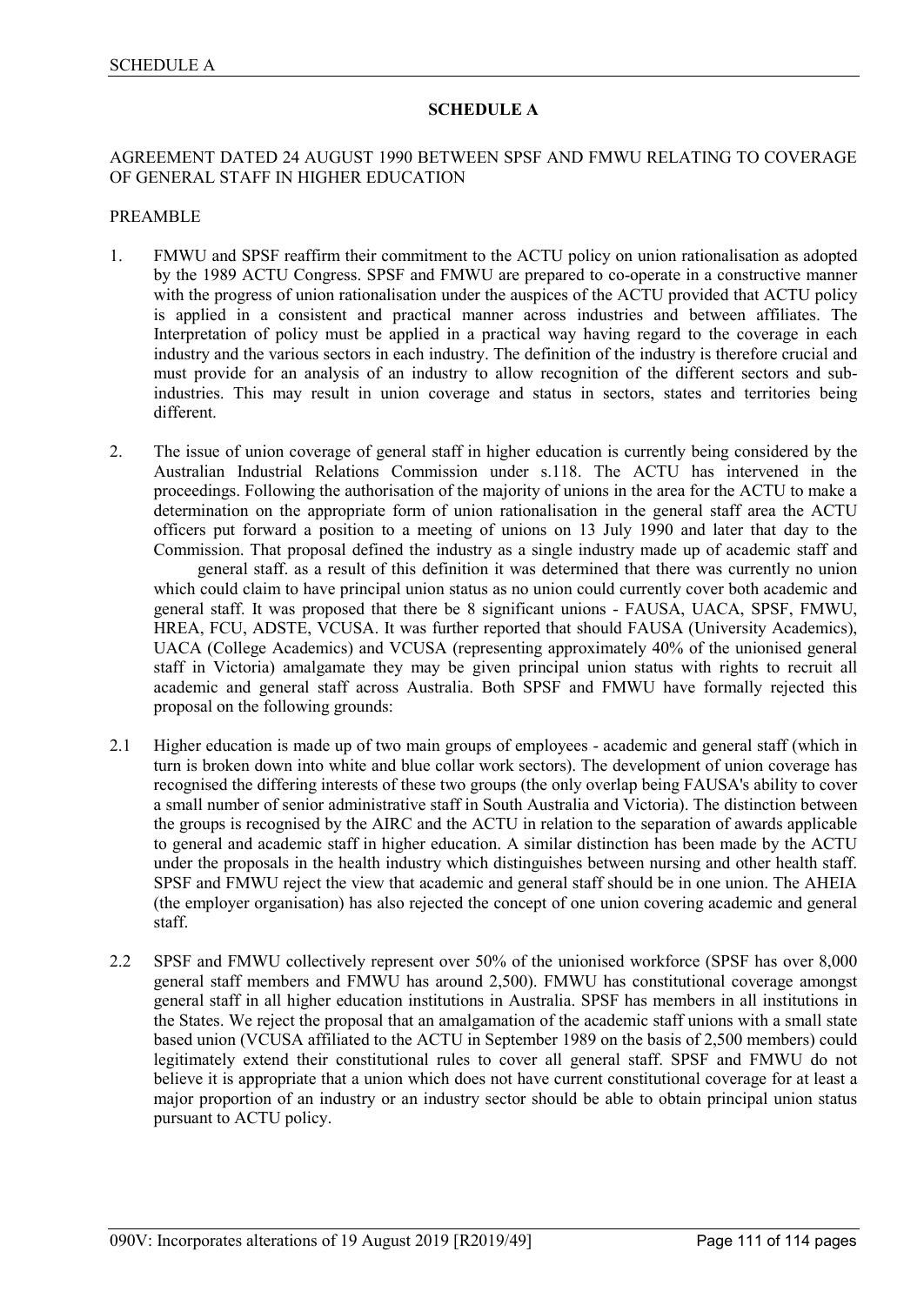# SCHEDULE A

AGREEMENT DATED 24 AUGUST 1990 BETWEEN SPSF AND FMWU RELATING TO COVERAGE OF GENERAL STAFF IN HIGHER EDUCATION

PREAMBLE

1. FMWU and SPSF reaffirm their commitment to the ACTU policy on union rationalisation as adopted by the 1989 ACTU Congress. SPSF and FMWU are prepared to co-operate in a constructive manner with the progress of union rationalisation under the auspices of the ACTU provided that ACTU policy is applied in a consistent and practical manner across industries and between affiliates. The Interpretation of policy must be applied in a practical way having regard to the coverage in each industry and the various sectors in each industry. The definition of the industry is therefore crucial and must provide for an analysis of an industry to allow recognition of the different sectors and sub-industries. This may result in union coverage and status in sectors, states and territories being different.

2. The issue of union coverage of general staff in higher education is currently being considered by the Australian Industrial Relations Commission under s.118. The ACTU has intervened in the proceedings. Following the authorisation of the majority of unions in the area for the ACTU to make a determination on the appropriate form of union rationalisation in the general staff area the ACTU officers put forward a position to a meeting of unions on 13 July 1990 and later that day to the Commission. That proposal defined the industry as a single industry made up of academic staff and general staff. as a result of this definition it was determined that there was currently no union which could claim to have principal union status as no union could currently cover both academic and general staff. It was proposed that there be 8 significant unions - FAUSA, UACA, SPSF, FMWU, HREA, FCU, ADSTE, VCUSA. It was further reported that should FAUSA (University Academics), UACA (College Academics) and VCUSA (representing approximately 40% of the unionised general staff in Victoria) amalgamate they may be given principal union status with rights to recruit all academic and general staff across Australia. Both SPSF and FMWU have formally rejected this proposal on the following grounds:

2.1 Higher education is made up of two main groups of employees - academic and general staff (which in turn is broken down into white and blue collar work sectors). The development of union coverage has recognised the differing interests of these two groups (the only overlap being FAUSA's ability to cover a small number of senior administrative staff in South Australia and Victoria). The distinction between the groups is recognised by the AIRC and the ACTU in relation to the separation of awards applicable to general and academic staff in higher education. A similar distinction has been made by the ACTU under the proposals in the health industry which distinguishes between nursing and other health staff. SPSF and FMWU reject the view that academic and general staff should be in one union. The AHEIA (the employer organisation) has also rejected the concept of one union covering academic and general staff.

2.2 SPSF and FMWU collectively represent over 50% of the unionised workforce (SPSF has over 8,000 general staff members and FMWU has around 2,500). FMWU has constitutional coverage amongst general staff in all higher education institutions in Australia. SPSF has members in all institutions in the States. We reject the proposal that an amalgamation of the academic staff unions with a small state based union (VCUSA affiliated to the ACTU in September 1989 on the basis of 2,500 members) could legitimately extend their constitutional rules to cover all general staff. SPSF and FMWU do not believe it is appropriate that a union which does not have current constitutional coverage for at least a major proportion of an industry or an industry sector should be able to obtain principal union status pursuant to ACTU policy.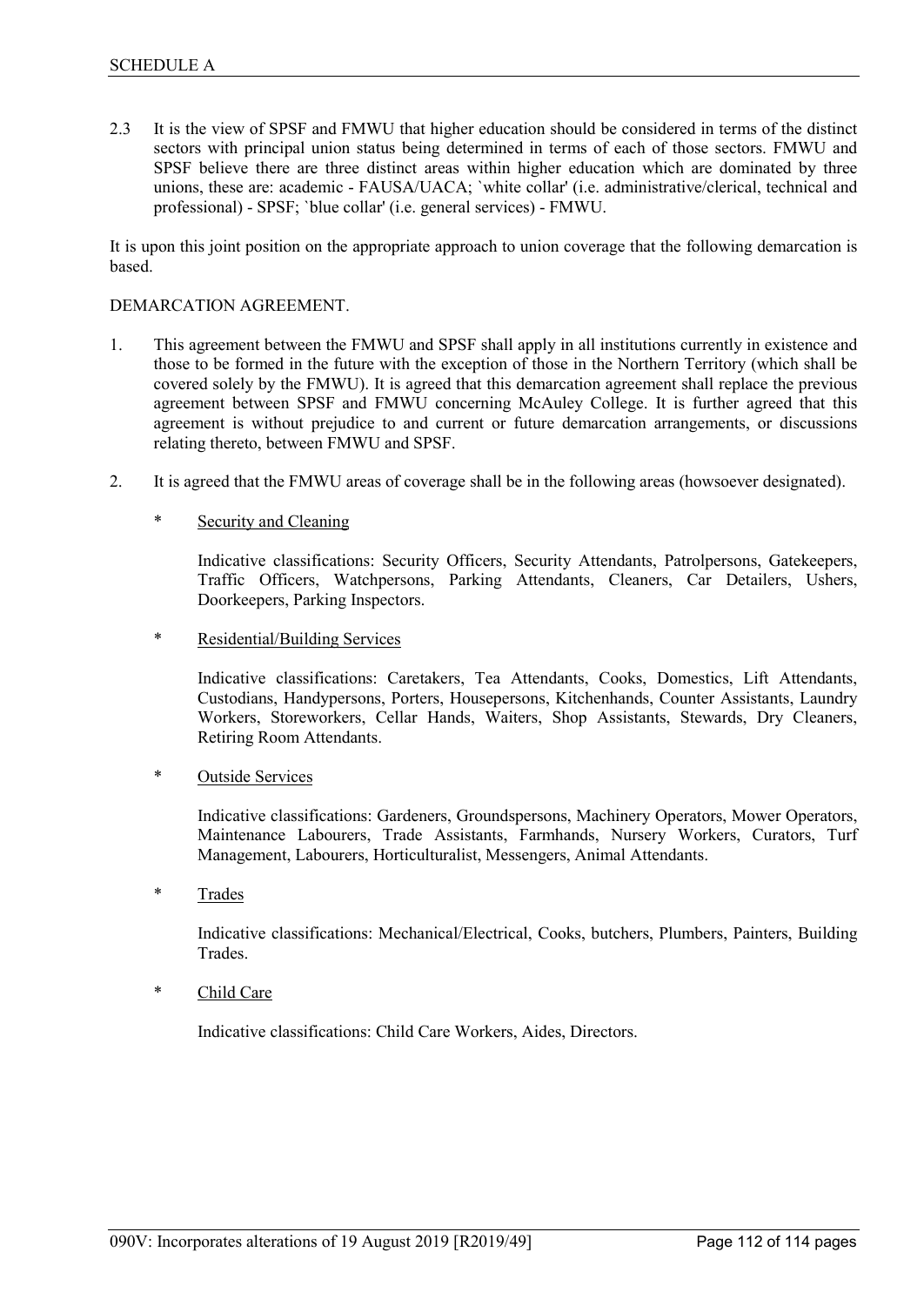2.3 It is the view of SPSF and FMWU that higher education should be considered in terms of the distinct sectors with principal union status being determined in terms of each of those sectors. FMWU and SPSF believe there are three distinct areas within higher education which are dominated by three unions, these are: academic - FAUSA/UACA; `white collar' (i.e. administrative/clerical, technical and professional) - SPSF; `blue collar' (i.e. general services) - FMWU.

It is upon this joint position on the appropriate approach to union coverage that the following demarcation is based.

DEMARCATION AGREEMENT.

1. This agreement between the FMWU and SPSF shall apply in all institutions currently in existence and those to be formed in the future with the exception of those in the Northern Territory (which shall be covered solely by the FMWU). It is agreed that this demarcation agreement shall replace the previous agreement between SPSF and FMWU concerning McAuley College. It is further agreed that this agreement is without prejudice to and current or future demarcation arrangements, or discussions relating thereto, between FMWU and SPSF.

2. It is agreed that the FMWU areas of coverage shall be in the following areas (howsoever designated).

   * <u>Security and Cleaning</u>

     Indicative classifications: Security Officers, Security Attendants, Patrolpersons, Gatekeepers, Traffic Officers, Watchpersons, Parking Attendants, Cleaners, Car Detailers, Ushers, Doorkeepers, Parking Inspectors.

   * <u>Residential/Building Services</u>

     Indicative classifications: Caretakers, Tea Attendants, Cooks, Domestics, Lift Attendants, Custodians, Handypersons, Porters, Housepersons, Kitchenhands, Counter Assistants, Laundry Workers, Storeworkers, Cellar Hands, Waiters, Shop Assistants, Stewards, Dry Cleaners, Retiring Room Attendants.

   * <u>Outside Services</u>

     Indicative classifications: Gardeners, Groundspersons, Machinery Operators, Mower Operators, Maintenance Labourers, Trade Assistants, Farmhands, Nursery Workers, Curators, Turf Management, Labourers, Horticulturalist, Messengers, Animal Attendants.

   * <u>Trades</u>

     Indicative classifications: Mechanical/Electrical, Cooks, butchers, Plumbers, Painters, Building Trades.

   * <u>Child Care</u>

     Indicative classifications: Child Care Workers, Aides, Directors.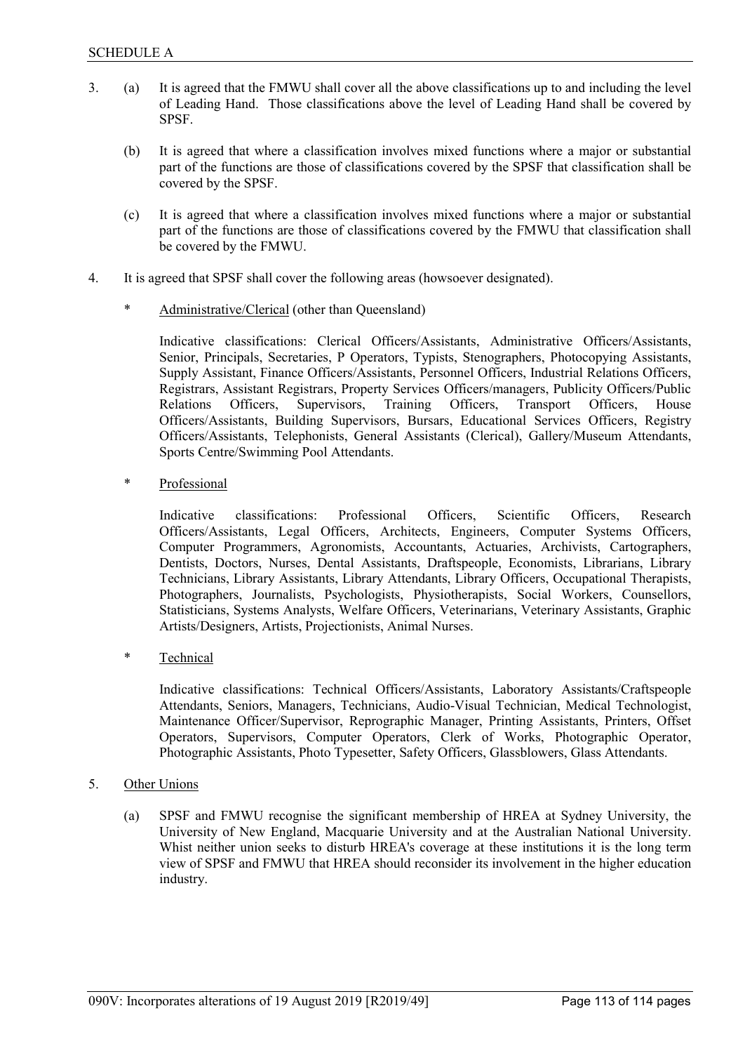3. (a) It is agreed that the FMWU shall cover all the above classifications up to and including the level of Leading Hand. Those classifications above the level of Leading Hand shall be covered by SPSF.

   (b) It is agreed that where a classification involves mixed functions where a major or substantial part of the functions are those of classifications covered by the SPSF that classification shall be covered by the SPSF.

   (c) It is agreed that where a classification involves mixed functions where a major or substantial part of the functions are those of classifications covered by the FMWU that classification shall be covered by the FMWU.

4. It is agreed that SPSF shall cover the following areas (howsoever designated).

   * Administrative/Clerical (other than Queensland)

     Indicative classifications: Clerical Officers/Assistants, Administrative Officers/Assistants, Senior, Principals, Secretaries, P Operators, Typists, Stenographers, Photocopying Assistants, Supply Assistant, Finance Officers/Assistants, Personnel Officers, Industrial Relations Officers, Registrars, Assistant Registrars, Property Services Officers/managers, Publicity Officers/Public Relations Officers, Supervisors, Training Officers, Transport Officers, House Officers/Assistants, Building Supervisors, Bursars, Educational Services Officers, Registry Officers/Assistants, Telephonists, General Assistants (Clerical), Gallery/Museum Attendants, Sports Centre/Swimming Pool Attendants.

   * Professional

     Indicative classifications: Professional Officers, Scientific Officers, Research Officers/Assistants, Legal Officers, Architects, Engineers, Computer Systems Officers, Computer Programmers, Agronomists, Accountants, Actuaries, Archivists, Cartographers, Dentists, Doctors, Nurses, Dental Assistants, Draftspeople, Economists, Librarians, Library Technicians, Library Assistants, Library Attendants, Library Officers, Occupational Therapists, Photographers, Journalists, Psychologists, Physiotherapists, Social Workers, Counsellors, Statisticians, Systems Analysts, Welfare Officers, Veterinarians, Veterinary Assistants, Graphic Artists/Designers, Artists, Projectionists, Animal Nurses.

   * Technical

     Indicative classifications: Technical Officers/Assistants, Laboratory Assistants/Craftspeople Attendants, Seniors, Managers, Technicians, Audio-Visual Technician, Medical Technologist, Maintenance Officer/Supervisor, Reprographic Manager, Printing Assistants, Printers, Offset Operators, Supervisors, Computer Operators, Clerk of Works, Photographic Operator, Photographic Assistants, Photo Typesetter, Safety Officers, Glassblowers, Glass Attendants.

5. Other Unions

   (a) SPSF and FMWU recognise the significant membership of HREA at Sydney University, the University of New England, Macquarie University and at the Australian National University. Whist neither union seeks to disturb HREA's coverage at these institutions it is the long term view of SPSF and FMWU that HREA should reconsider its involvement in the higher education industry.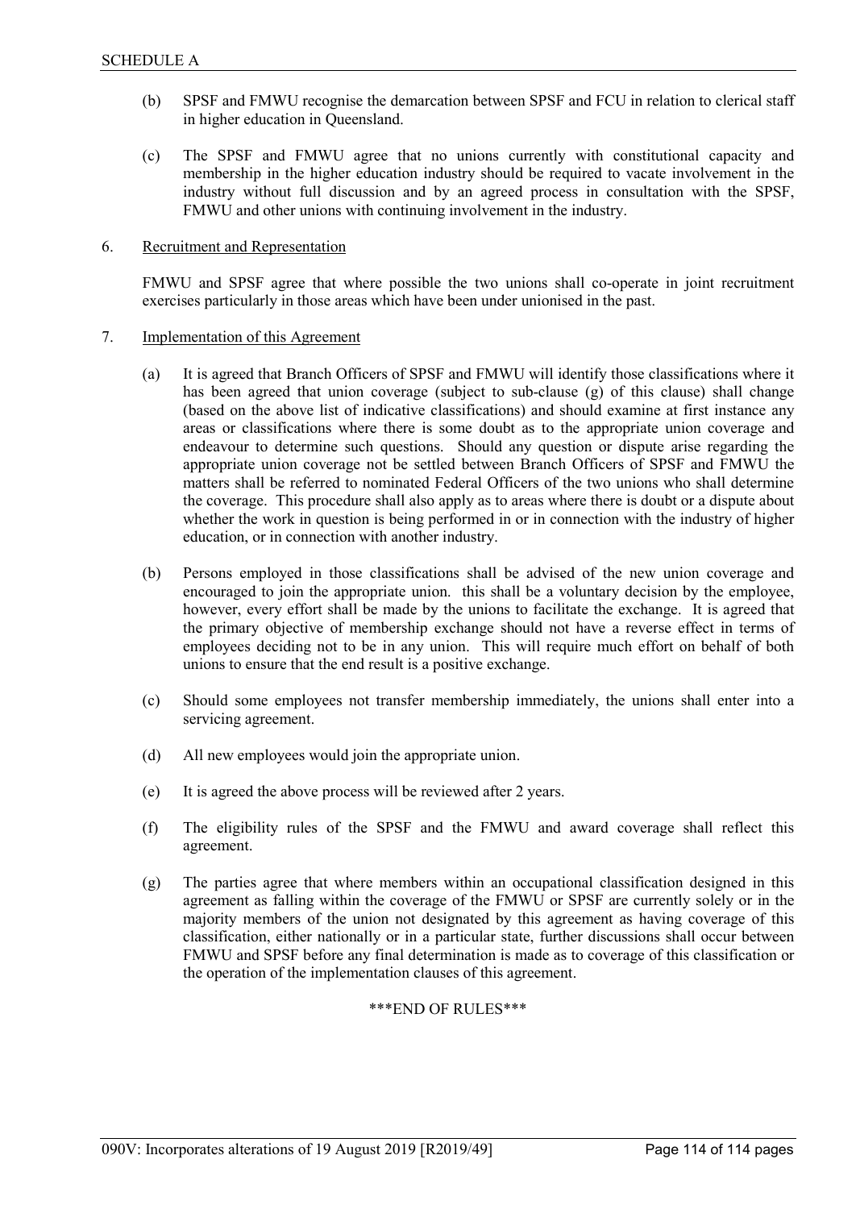(b) SPSF and FMWU recognise the demarcation between SPSF and FCU in relation to clerical staff in higher education in Queensland.

(c) The SPSF and FMWU agree that no unions currently with constitutional capacity and membership in the higher education industry should be required to vacate involvement in the industry without full discussion and by an agreed process in consultation with the SPSF, FMWU and other unions with continuing involvement in the industry.

6. Recruitment and Representation

FMWU and SPSF agree that where possible the two unions shall co-operate in joint recruitment exercises particularly in those areas which have been under unionised in the past.

7. Implementation of this Agreement

(a) It is agreed that Branch Officers of SPSF and FMWU will identify those classifications where it has been agreed that union coverage (subject to sub-clause (g) of this clause) shall change (based on the above list of indicative classifications) and should examine at first instance any areas or classifications where there is some doubt as to the appropriate union coverage and endeavour to determine such questions. Should any question or dispute arise regarding the appropriate union coverage not be settled between Branch Officers of SPSF and FMWU the matters shall be referred to nominated Federal Officers of the two unions who shall determine the coverage. This procedure shall also apply as to areas where there is doubt or a dispute about whether the work in question is being performed in or in connection with the industry of higher education, or in connection with another industry.

(b) Persons employed in those classifications shall be advised of the new union coverage and encouraged to join the appropriate union. this shall be a voluntary decision by the employee, however, every effort shall be made by the unions to facilitate the exchange. It is agreed that the primary objective of membership exchange should not have a reverse effect in terms of employees deciding not to be in any union. This will require much effort on behalf of both unions to ensure that the end result is a positive exchange.

(c) Should some employees not transfer membership immediately, the unions shall enter into a servicing agreement.

(d) All new employees would join the appropriate union.

(e) It is agreed the above process will be reviewed after 2 years.

(f) The eligibility rules of the SPSF and the FMWU and award coverage shall reflect this agreement.

(g) The parties agree that where members within an occupational classification designed in this agreement as falling within the coverage of the FMWU or SPSF are currently solely or in the majority members of the union not designated by this agreement as having coverage of this classification, either nationally or in a particular state, further discussions shall occur between FMWU and SPSF before any final determination is made as to coverage of this classification or the operation of the implementation clauses of this agreement.

***END OF RULES***